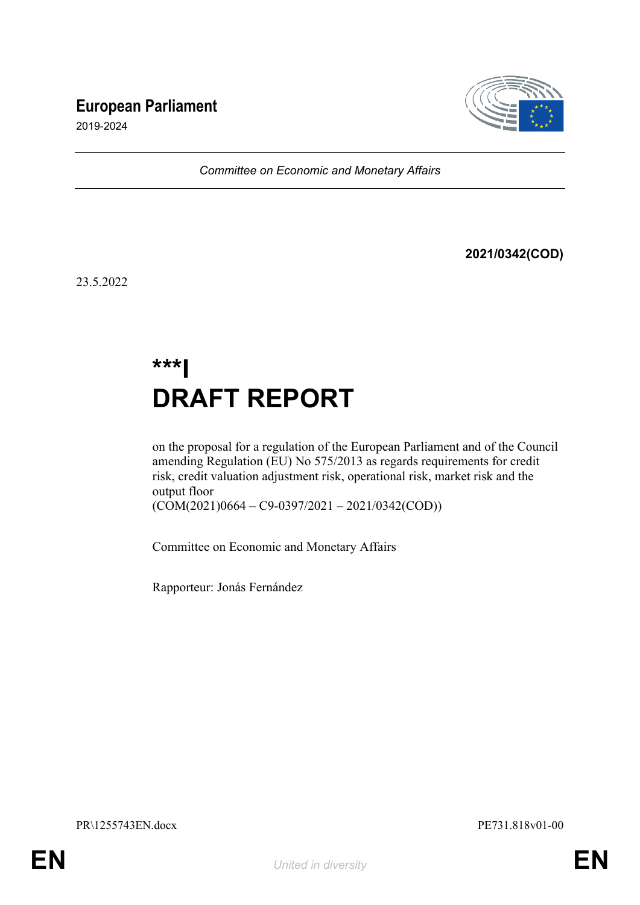**European Parliament**

2019-2024

*Committee on Economic and Monetary Affairs*

**2021/0342(COD)**

23.5.2022

# ***I
# DRAFT REPORT

on the proposal for a regulation of the European Parliament and of the Council amending Regulation (EU) No 575/2013 as regards requirements for credit risk, credit valuation adjustment risk, operational risk, market risk and the output floor
(COM(2021)0664 – C9-0397/2021 – 2021/0342(COD))

Committee on Economic and Monetary Affairs

Rapporteur: Jonás Fernández

PR\1255743EN.docx PE731.818v01-00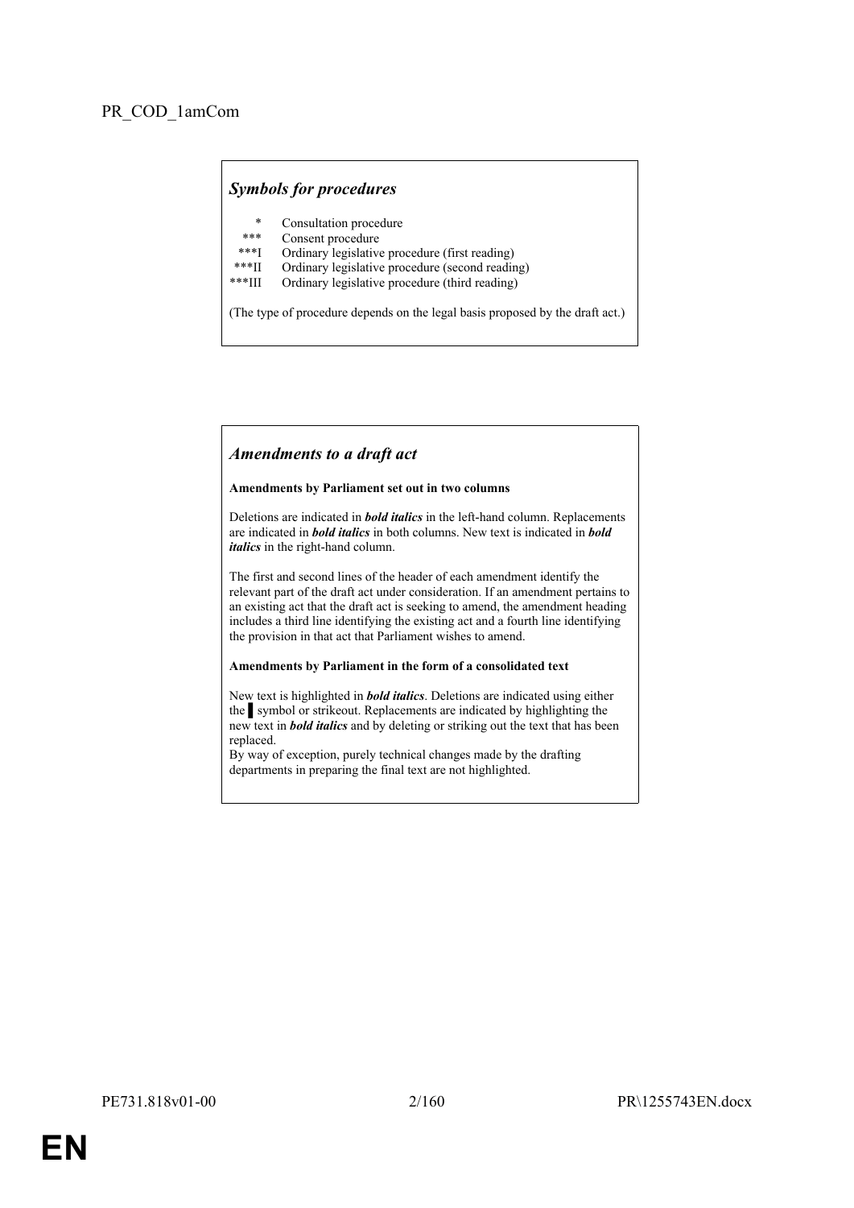PR_COD_1amCom

***Symbols for procedures***

| | |
|---|---|
| * | Consultation procedure |
| *** | Consent procedure |
| ***I | Ordinary legislative procedure (first reading) |
| ***II | Ordinary legislative procedure (second reading) |
| ***III | Ordinary legislative procedure (third reading) |

(The type of procedure depends on the legal basis proposed by the draft act.)

***Amendments to a draft act***

**Amendments by Parliament set out in two columns**

Deletions are indicated in ***bold italics*** in the left-hand column. Replacements are indicated in ***bold italics*** in both columns. New text is indicated in ***bold italics*** in the right-hand column.

The first and second lines of the header of each amendment identify the relevant part of the draft act under consideration. If an amendment pertains to an existing act that the draft act is seeking to amend, the amendment heading includes a third line identifying the existing act and a fourth line identifying the provision in that act that Parliament wishes to amend.

**Amendments by Parliament in the form of a consolidated text**

New text is highlighted in ***bold italics***. Deletions are indicated using either the ▌ symbol or strikeout. Replacements are indicated by highlighting the new text in ***bold italics*** and by deleting or striking out the text that has been replaced.

By way of exception, purely technical changes made by the drafting departments in preparing the final text are not highlighted.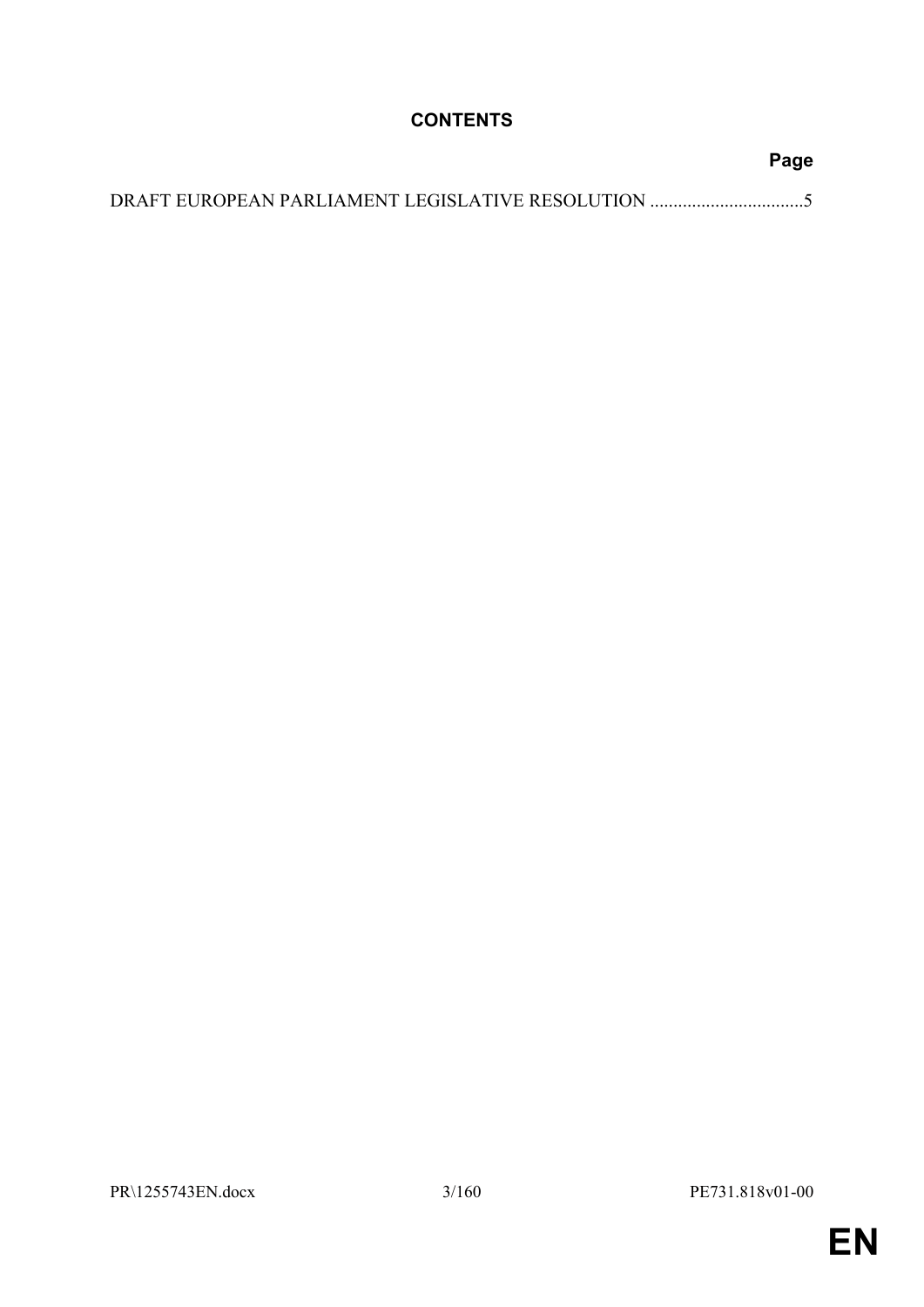# CONTENTS

**Page**

DRAFT EUROPEAN PARLIAMENT LEGISLATIVE RESOLUTION .................................5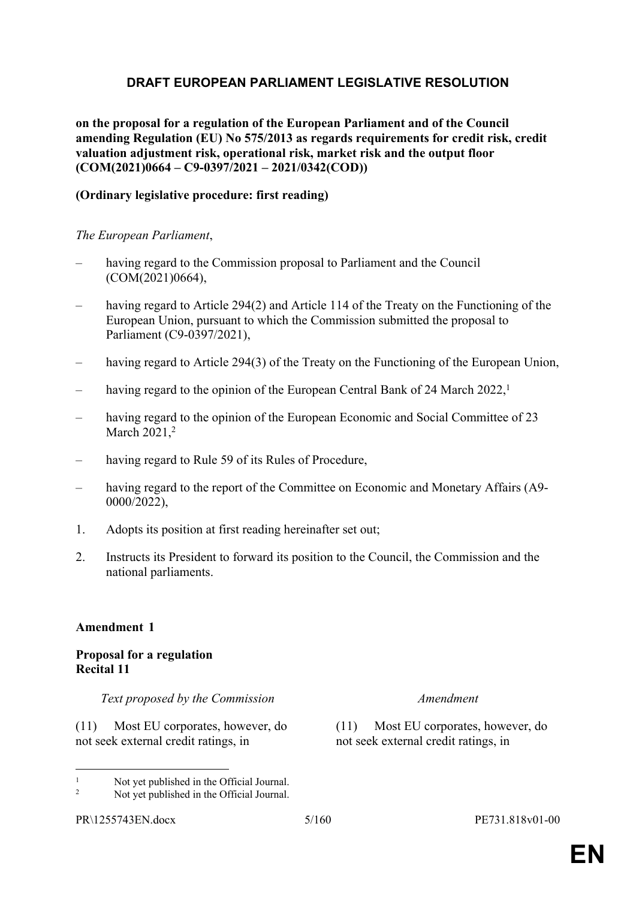## DRAFT EUROPEAN PARLIAMENT LEGISLATIVE RESOLUTION

**on the proposal for a regulation of the European Parliament and of the Council amending Regulation (EU) No 575/2013 as regards requirements for credit risk, credit valuation adjustment risk, operational risk, market risk and the output floor (COM(2021)0664 – C9-0397/2021 – 2021/0342(COD))**

**(Ordinary legislative procedure: first reading)**

*The European Parliament*,

– having regard to the Commission proposal to Parliament and the Council (COM(2021)0664),

– having regard to Article 294(2) and Article 114 of the Treaty on the Functioning of the European Union, pursuant to which the Commission submitted the proposal to Parliament (C9-0397/2021),

– having regard to Article 294(3) of the Treaty on the Functioning of the European Union,

– having regard to the opinion of the European Central Bank of 24 March 2022,[1]

– having regard to the opinion of the European Economic and Social Committee of 23 March 2021,[2]

– having regard to Rule 59 of its Rules of Procedure,

– having regard to the report of the Committee on Economic and Monetary Affairs (A9-0000/2022),

1. Adopts its position at first reading hereinafter set out;

2. Instructs its President to forward its position to the Council, the Commission and the national parliaments.

**Amendment 1**

**Proposal for a regulation**
**Recital 11**

| *Text proposed by the Commission* | *Amendment* |
| --- | --- |
| (11) Most EU corporates, however, do not seek external credit ratings, in | (11) Most EU corporates, however, do not seek external credit ratings, in |

[1] Not yet published in the Official Journal.
[2] Not yet published in the Official Journal.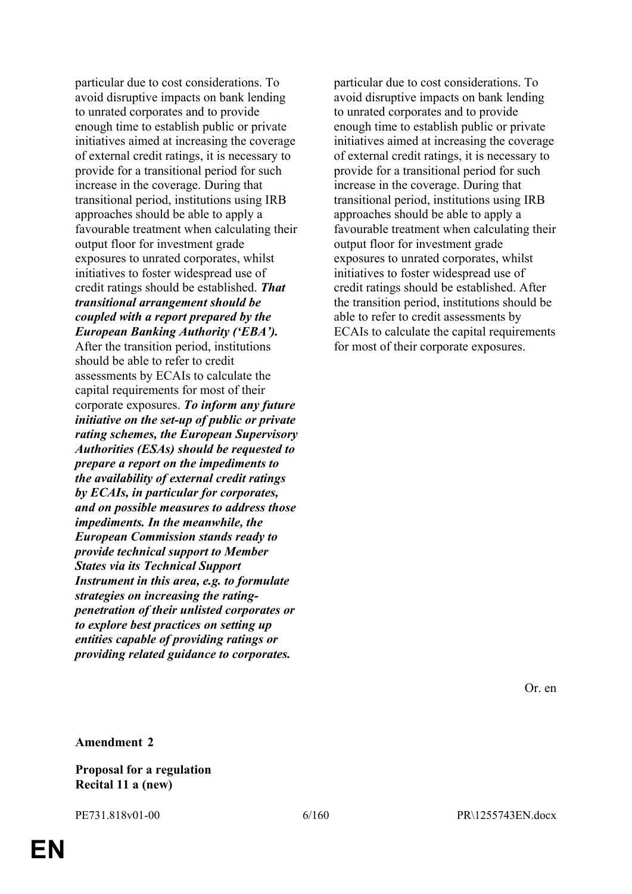| | |
|---|---|
| particular due to cost considerations. To avoid disruptive impacts on bank lending to unrated corporates and to provide enough time to establish public or private initiatives aimed at increasing the coverage of external credit ratings, it is necessary to provide for a transitional period for such increase in the coverage. During that transitional period, institutions using IRB approaches should be able to apply a favourable treatment when calculating their output floor for investment grade exposures to unrated corporates, whilst initiatives to foster widespread use of credit ratings should be established. ***That transitional arrangement should be coupled with a report prepared by the European Banking Authority ('EBA').*** After the transition period, institutions should be able to refer to credit assessments by ECAIs to calculate the capital requirements for most of their corporate exposures. ***To inform any future initiative on the set-up of public or private rating schemes, the European Supervisory Authorities (ESAs) should be requested to prepare a report on the impediments to the availability of external credit ratings by ECAIs, in particular for corporates, and on possible measures to address those impediments. In the meanwhile, the European Commission stands ready to provide technical support to Member States via its Technical Support Instrument in this area, e.g. to formulate strategies on increasing the rating-penetration of their unlisted corporates or to explore best practices on setting up entities capable of providing ratings or providing related guidance to corporates.*** | particular due to cost considerations. To avoid disruptive impacts on bank lending to unrated corporates and to provide enough time to establish public or private initiatives aimed at increasing the coverage of external credit ratings, it is necessary to provide for a transitional period for such increase in the coverage. During that transitional period, institutions using IRB approaches should be able to apply a favourable treatment when calculating their output floor for investment grade exposures to unrated corporates, whilst initiatives to foster widespread use of credit ratings should be established. After the transition period, institutions should be able to refer to credit assessments by ECAIs to calculate the capital requirements for most of their corporate exposures. |

Or. en

**Amendment 2**

**Proposal for a regulation**
**Recital 11 a (new)**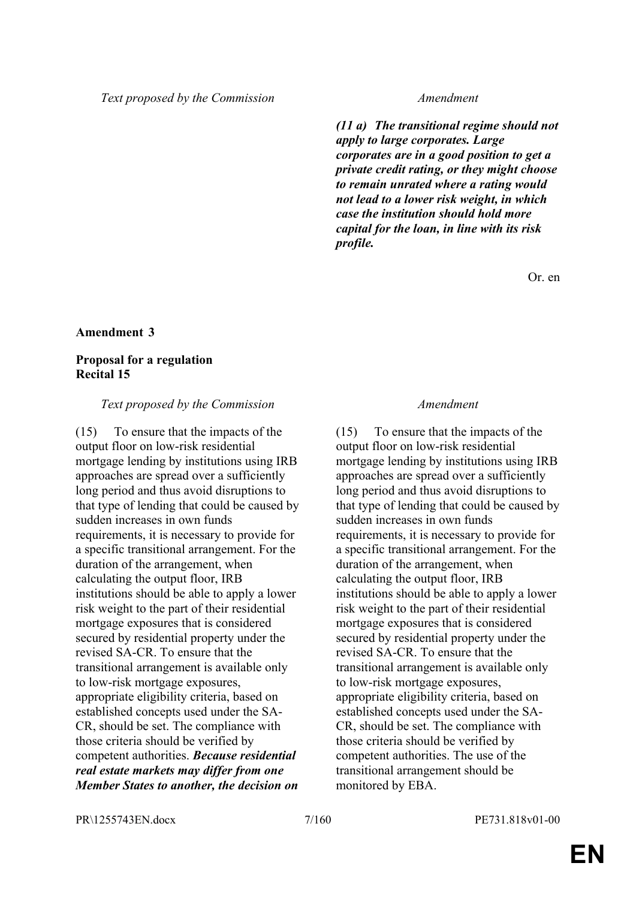| Text proposed by the Commission | Amendment |
|---|---|
| | ***(11 a) The transitional regime should not apply to large corporates. Large corporates are in a good position to get a private credit rating, or they might choose to remain unrated where a rating would not lead to a lower risk weight, in which case the institution should hold more capital for the loan, in line with its risk profile.*** |

Or. en

**Amendment 3**

**Proposal for a regulation**
**Recital 15**

| Text proposed by the Commission | Amendment |
|---|---|
| (15) To ensure that the impacts of the output floor on low-risk residential mortgage lending by institutions using IRB approaches are spread over a sufficiently long period and thus avoid disruptions to that type of lending that could be caused by sudden increases in own funds requirements, it is necessary to provide for a specific transitional arrangement. For the duration of the arrangement, when calculating the output floor, IRB institutions should be able to apply a lower risk weight to the part of their residential mortgage exposures that is considered secured by residential property under the revised SA-CR. To ensure that the transitional arrangement is available only to low-risk mortgage exposures, appropriate eligibility criteria, based on established concepts used under the SA-CR, should be set. The compliance with those criteria should be verified by competent authorities. ***Because residential real estate markets may differ from one Member States to another, the decision on*** | (15) To ensure that the impacts of the output floor on low-risk residential mortgage lending by institutions using IRB approaches are spread over a sufficiently long period and thus avoid disruptions to that type of lending that could be caused by sudden increases in own funds requirements, it is necessary to provide for a specific transitional arrangement. For the duration of the arrangement, when calculating the output floor, IRB institutions should be able to apply a lower risk weight to the part of their residential mortgage exposures that is considered secured by residential property under the revised SA-CR. To ensure that the transitional arrangement is available only to low-risk mortgage exposures, appropriate eligibility criteria, based on established concepts used under the SA-CR, should be set. The compliance with those criteria should be verified by competent authorities. The use of the transitional arrangement should be monitored by EBA. |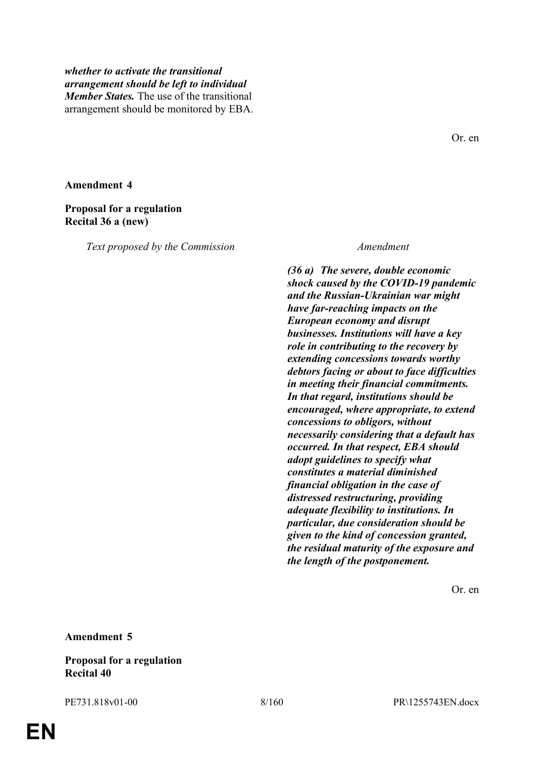***whether to activate the transitional arrangement should be left to individual Member States.*** The use of the transitional arrangement should be monitored by EBA.

Or. en

**Amendment 4**

**Proposal for a regulation**
**Recital 36 a (new)**

| *Text proposed by the Commission* | *Amendment* |
|---|---|
| | ***(36 a) The severe, double economic shock caused by the COVID-19 pandemic and the Russian-Ukrainian war might have far-reaching impacts on the European economy and disrupt businesses. Institutions will have a key role in contributing to the recovery by extending concessions towards worthy debtors facing or about to face difficulties in meeting their financial commitments. In that regard, institutions should be encouraged, where appropriate, to extend concessions to obligors, without necessarily considering that a default has occurred. In that respect, EBA should adopt guidelines to specify what constitutes a material diminished financial obligation in the case of distressed restructuring, providing adequate flexibility to institutions. In particular, due consideration should be given to the kind of concession granted, the residual maturity of the exposure and the length of the postponement.*** |

Or. en

**Amendment 5**

**Proposal for a regulation**
**Recital 40**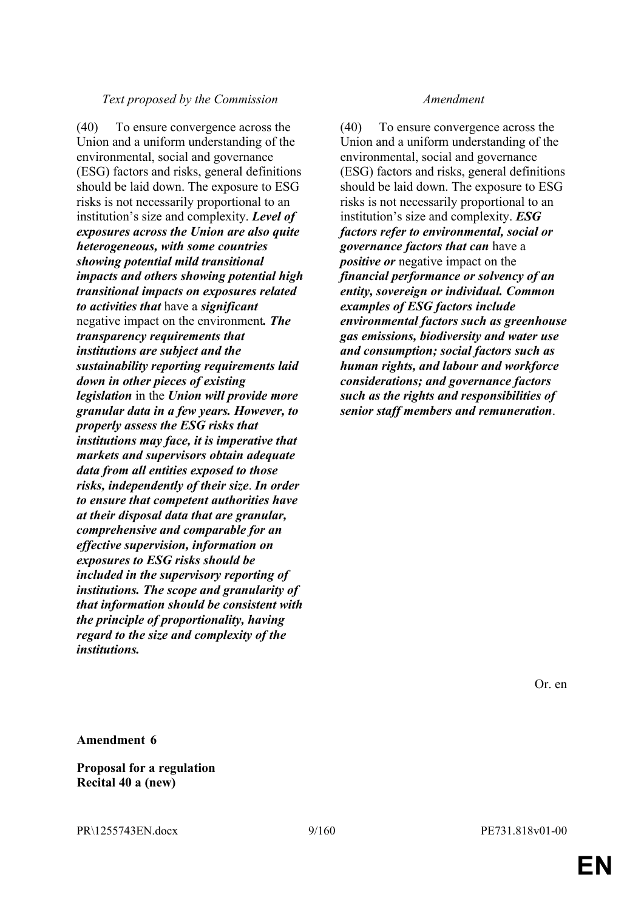| *Text proposed by the Commission* | *Amendment* |
|---|---|
| (40) To ensure convergence across the Union and a uniform understanding of the environmental, social and governance (ESG) factors and risks, general definitions should be laid down. The exposure to ESG risks is not necessarily proportional to an institution's size and complexity. ***Level of exposures across the Union are also quite heterogeneous, with some countries showing potential mild transitional impacts and others showing potential high transitional impacts on exposures related to activities that*** have a ***significant*** negative impact on the environment***. The transparency requirements that institutions are subject and the sustainability reporting requirements laid down in other pieces of existing legislation*** in the ***Union will provide more granular data in a few years. However, to properly assess the ESG risks that institutions may face, it is imperative that markets and supervisors obtain adequate data from all entities exposed to those risks, independently of their size***. ***In order to ensure that competent authorities have at their disposal data that are granular, comprehensive and comparable for an effective supervision, information on exposures to ESG risks should be included in the supervisory reporting of institutions. The scope and granularity of that information should be consistent with the principle of proportionality, having regard to the size and complexity of the institutions.*** | (40) To ensure convergence across the Union and a uniform understanding of the environmental, social and governance (ESG) factors and risks, general definitions should be laid down. The exposure to ESG risks is not necessarily proportional to an institution's size and complexity. ***ESG factors refer to environmental, social or governance factors that can*** have a ***positive or*** negative impact on the ***financial performance or solvency of an entity, sovereign or individual. Common examples of ESG factors include environmental factors such as greenhouse gas emissions, biodiversity and water use and consumption; social factors such as human rights, and labour and workforce considerations; and governance factors such as the rights and responsibilities of senior staff members and remuneration***. |

Or. en

**Amendment 6**

**Proposal for a regulation**
**Recital 40 a (new)**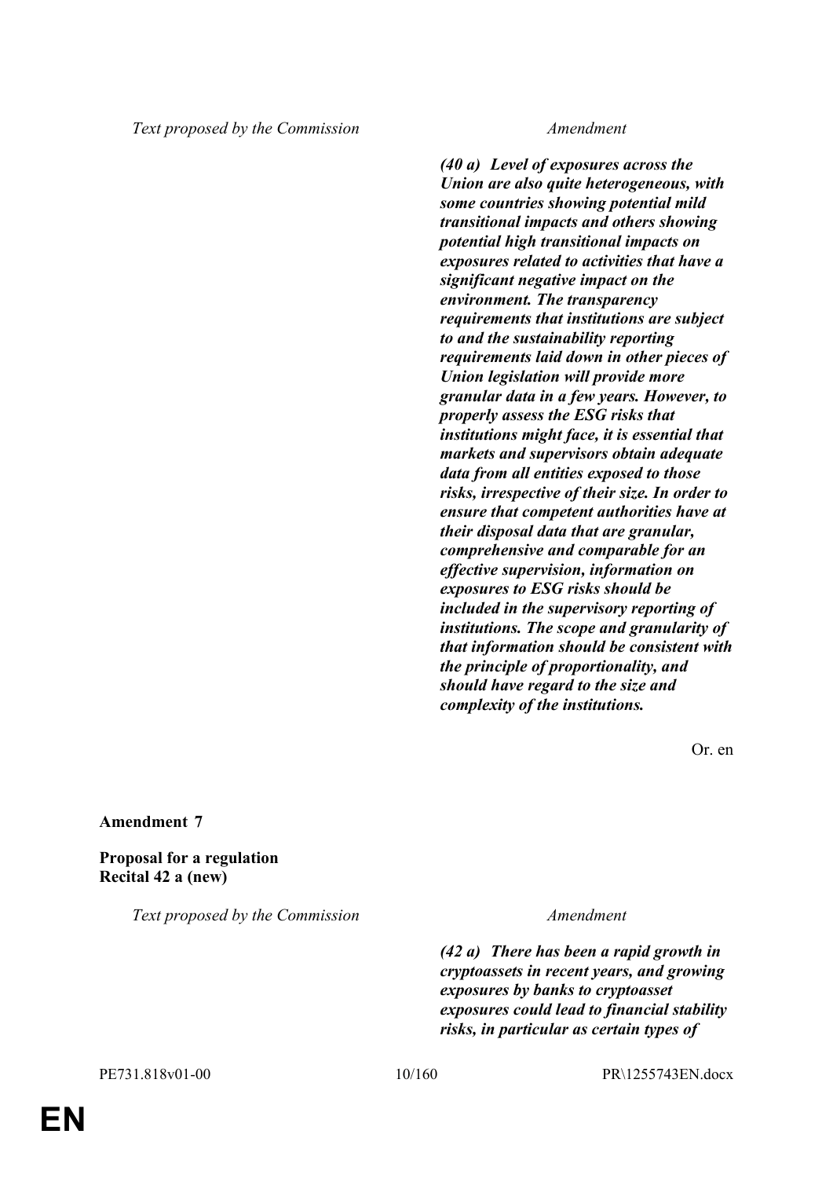| Text proposed by the Commission | Amendment |
|---|---|
| | ***(40 a) Level of exposures across the Union are also quite heterogeneous, with some countries showing potential mild transitional impacts and others showing potential high transitional impacts on exposures related to activities that have a significant negative impact on the environment. The transparency requirements that institutions are subject to and the sustainability reporting requirements laid down in other pieces of Union legislation will provide more granular data in a few years. However, to properly assess the ESG risks that institutions might face, it is essential that markets and supervisors obtain adequate data from all entities exposed to those risks, irrespective of their size. In order to ensure that competent authorities have at their disposal data that are granular, comprehensive and comparable for an effective supervision, information on exposures to ESG risks should be included in the supervisory reporting of institutions. The scope and granularity of that information should be consistent with the principle of proportionality, and should have regard to the size and complexity of the institutions.*** |

Or. en

**Amendment 7**

**Proposal for a regulation**
**Recital 42 a (new)**

| Text proposed by the Commission | Amendment |
|---|---|
| | ***(42 a) There has been a rapid growth in cryptoassets in recent years, and growing exposures by banks to cryptoasset exposures could lead to financial stability risks, in particular as certain types of*** |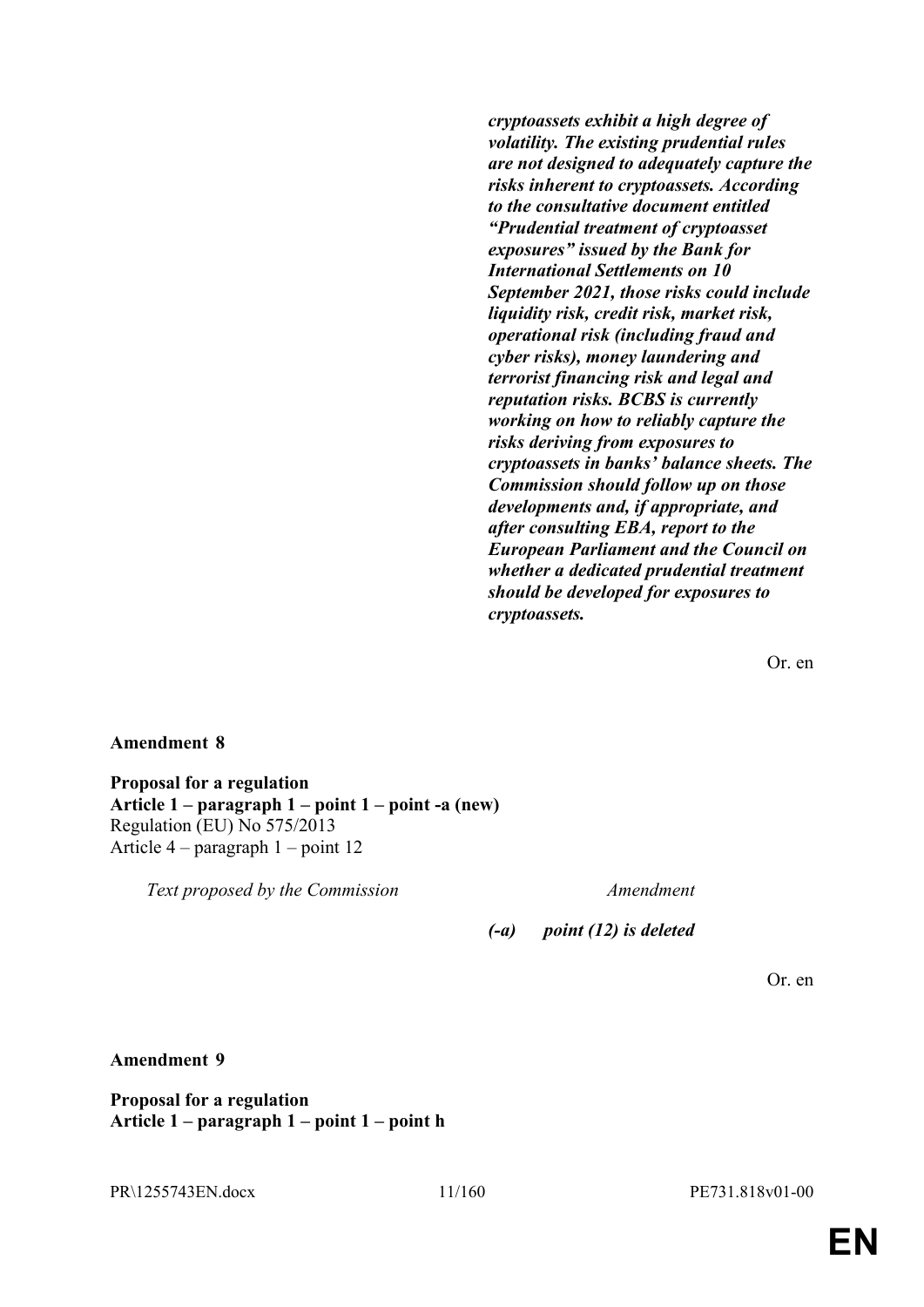| | |
|---|---|
| | ***cryptoassets exhibit a high degree of volatility. The existing prudential rules are not designed to adequately capture the risks inherent to cryptoassets. According to the consultative document entitled "Prudential treatment of cryptoasset exposures" issued by the Bank for International Settlements on 10 September 2021, those risks could include liquidity risk, credit risk, market risk, operational risk (including fraud and cyber risks), money laundering and terrorist financing risk and legal and reputation risks. BCBS is currently working on how to reliably capture the risks deriving from exposures to cryptoassets in banks' balance sheets. The Commission should follow up on those developments and, if appropriate, and after consulting EBA, report to the European Parliament and the Council on whether a dedicated prudential treatment should be developed for exposures to cryptoassets.*** |

Or. en

**Amendment 8**

**Proposal for a regulation**
**Article 1 – paragraph 1 – point 1 – point -a (new)**
Regulation (EU) No 575/2013
Article 4 – paragraph 1 – point 12

| *Text proposed by the Commission* | *Amendment* |
|---|---|
| | ***(-a) point (12) is deleted*** |

Or. en

**Amendment 9**

**Proposal for a regulation**
**Article 1 – paragraph 1 – point 1 – point h**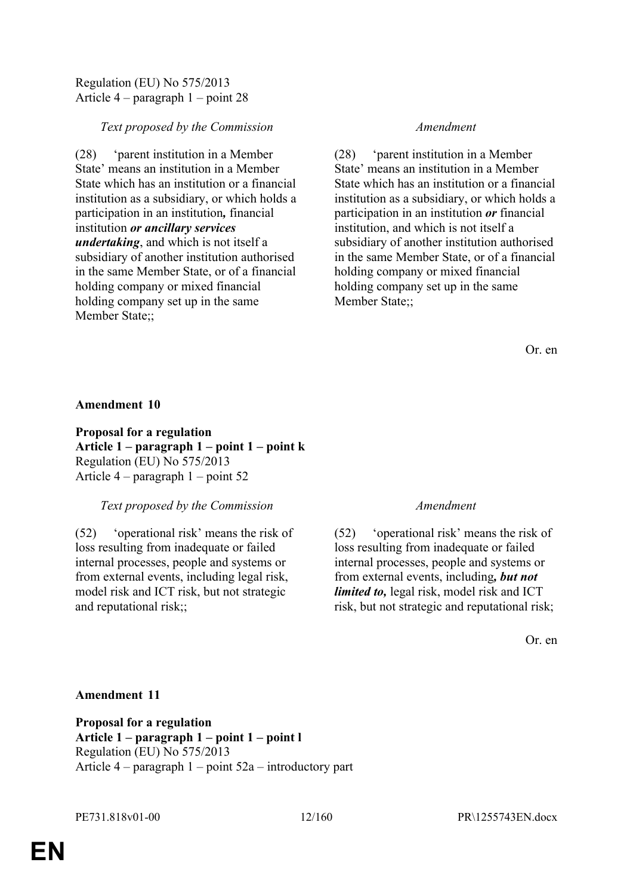Regulation (EU) No 575/2013
Article 4 – paragraph 1 – point 28

| *Text proposed by the Commission* | *Amendment* |
|---|---|
| (28) 'parent institution in a Member State' means an institution in a Member State which has an institution or a financial institution as a subsidiary, or which holds a participation in an institution***,*** financial institution ***or ancillary services undertaking***, and which is not itself a subsidiary of another institution authorised in the same Member State, or of a financial holding company or mixed financial holding company set up in the same Member State;; | (28) 'parent institution in a Member State' means an institution in a Member State which has an institution or a financial institution as a subsidiary, or which holds a participation in an institution ***or*** financial institution, and which is not itself a subsidiary of another institution authorised in the same Member State, or of a financial holding company or mixed financial holding company set up in the same Member State;; |

Or. en

**Amendment 10**

**Proposal for a regulation**
**Article 1 – paragraph 1 – point 1 – point k**
Regulation (EU) No 575/2013
Article 4 – paragraph 1 – point 52

| *Text proposed by the Commission* | *Amendment* |
|---|---|
| (52) 'operational risk' means the risk of loss resulting from inadequate or failed internal processes, people and systems or from external events, including legal risk, model risk and ICT risk, but not strategic and reputational risk;; | (52) 'operational risk' means the risk of loss resulting from inadequate or failed internal processes, people and systems or from external events, including***, but not limited to,*** legal risk, model risk and ICT risk, but not strategic and reputational risk; |

Or. en

**Amendment 11**

**Proposal for a regulation**
**Article 1 – paragraph 1 – point 1 – point l**
Regulation (EU) No 575/2013
Article 4 – paragraph 1 – point 52a – introductory part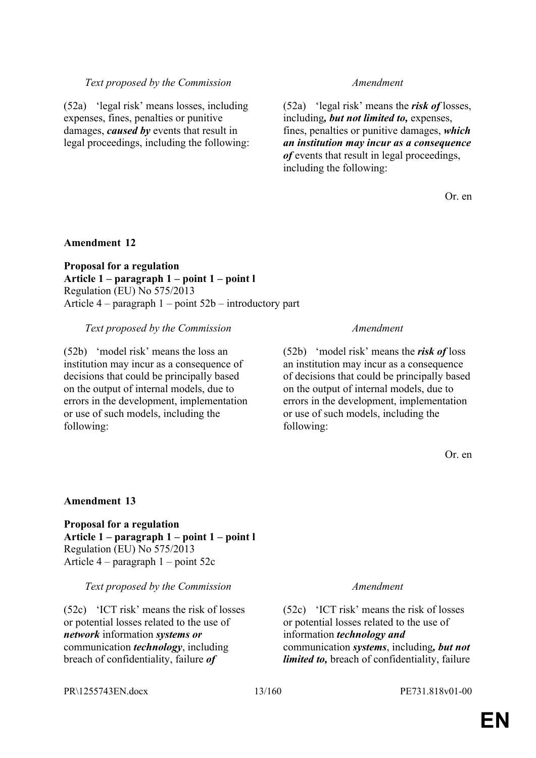| *Text proposed by the Commission* | *Amendment* |
|---|---|
| (52a) 'legal risk' means losses, including expenses, fines, penalties or punitive damages, ***caused by*** events that result in legal proceedings, including the following: | (52a) 'legal risk' means the ***risk of*** losses, including***, but not limited to,*** expenses, fines, penalties or punitive damages, ***which an institution may incur as a consequence of*** events that result in legal proceedings, including the following: |

Or. en

**Amendment 12**

**Proposal for a regulation**
**Article 1 – paragraph 1 – point 1 – point l**
Regulation (EU) No 575/2013
Article 4 – paragraph 1 – point 52b – introductory part

| *Text proposed by the Commission* | *Amendment* |
|---|---|
| (52b) 'model risk' means the loss an institution may incur as a consequence of decisions that could be principally based on the output of internal models, due to errors in the development, implementation or use of such models, including the following: | (52b) 'model risk' means the ***risk of*** loss an institution may incur as a consequence of decisions that could be principally based on the output of internal models, due to errors in the development, implementation or use of such models, including the following: |

Or. en

**Amendment 13**

**Proposal for a regulation**
**Article 1 – paragraph 1 – point 1 – point l**
Regulation (EU) No 575/2013
Article 4 – paragraph 1 – point 52c

| *Text proposed by the Commission* | *Amendment* |
|---|---|
| (52c) 'ICT risk' means the risk of losses or potential losses related to the use of ***network*** information ***systems or*** communication ***technology***, including breach of confidentiality, failure ***of*** | (52c) 'ICT risk' means the risk of losses or potential losses related to the use of information ***technology and*** communication ***systems***, including***, but not limited to,*** breach of confidentiality, failure |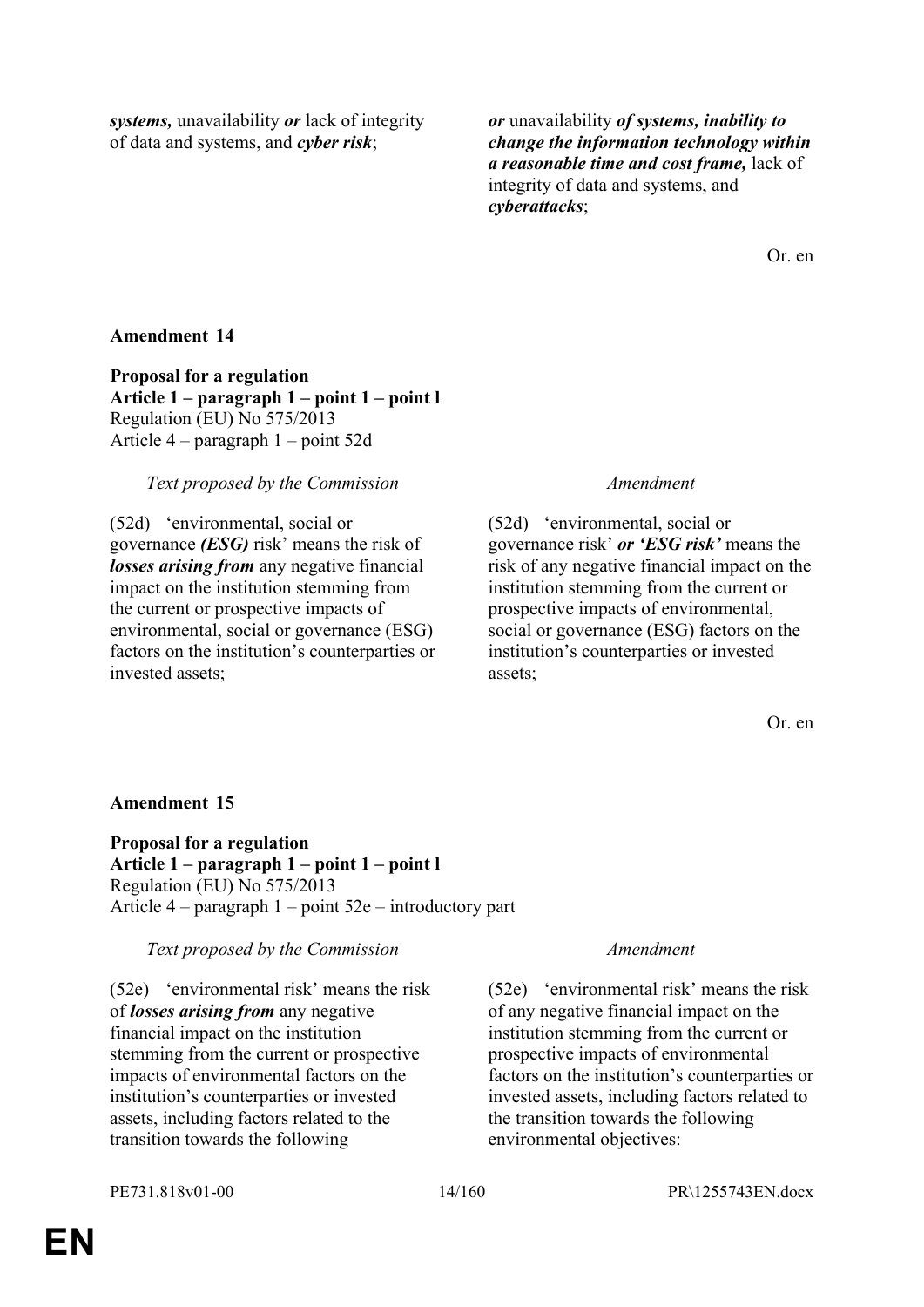| | |
|---|---|
| ***systems,*** unavailability ***or*** lack of integrity of data and systems, and ***cyber risk***; | ***or*** unavailability ***of systems, inability to change the information technology within a reasonable time and cost frame,*** lack of integrity of data and systems, and ***cyberattacks***; |

Or. en

**Amendment 14**

**Proposal for a regulation**
**Article 1 – paragraph 1 – point 1 – point l**
Regulation (EU) No 575/2013
Article 4 – paragraph 1 – point 52d

| *Text proposed by the Commission* | *Amendment* |
|---|---|
| (52d) 'environmental, social or governance ***(ESG)*** risk' means the risk of ***losses arising from*** any negative financial impact on the institution stemming from the current or prospective impacts of environmental, social or governance (ESG) factors on the institution's counterparties or invested assets; | (52d) 'environmental, social or governance risk' ***or 'ESG risk'*** means the risk of any negative financial impact on the institution stemming from the current or prospective impacts of environmental, social or governance (ESG) factors on the institution's counterparties or invested assets; |

Or. en

**Amendment 15**

**Proposal for a regulation**
**Article 1 – paragraph 1 – point 1 – point l**
Regulation (EU) No 575/2013
Article 4 – paragraph 1 – point 52e – introductory part

| *Text proposed by the Commission* | *Amendment* |
|---|---|
| (52e) 'environmental risk' means the risk of ***losses arising from*** any negative financial impact on the institution stemming from the current or prospective impacts of environmental factors on the institution's counterparties or invested assets, including factors related to the transition towards the following | (52e) 'environmental risk' means the risk of any negative financial impact on the institution stemming from the current or prospective impacts of environmental factors on the institution's counterparties or invested assets, including factors related to the transition towards the following environmental objectives: |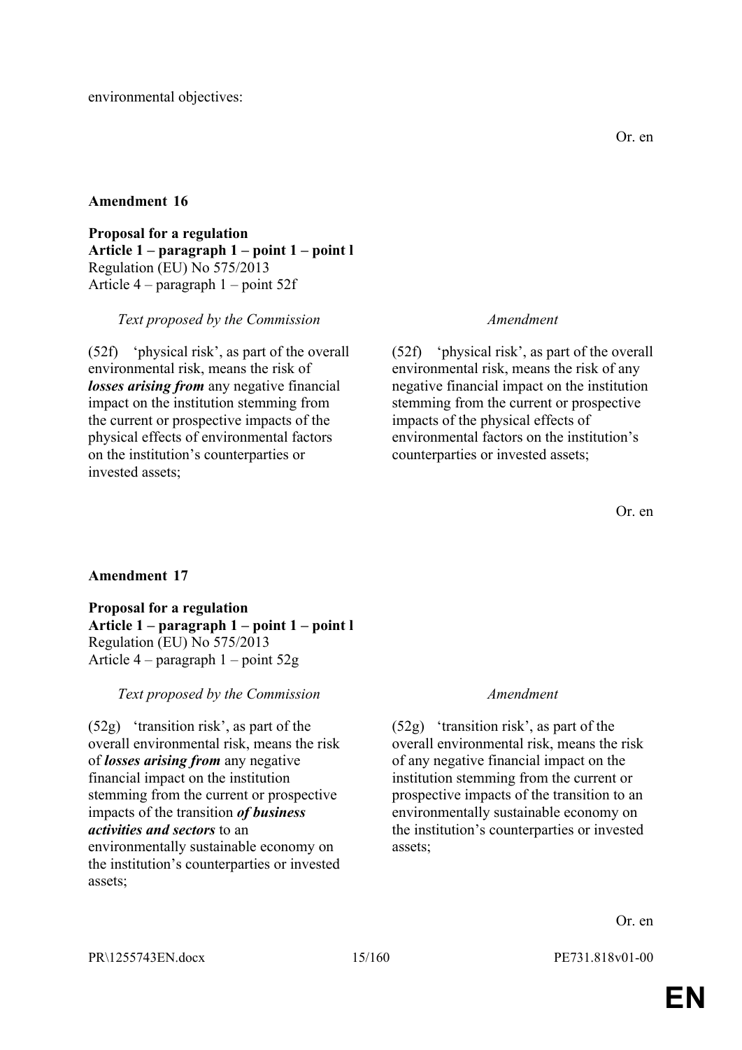environmental objectives:

Or. en

**Amendment 16**

**Proposal for a regulation**
**Article 1 – paragraph 1 – point 1 – point l**
Regulation (EU) No 575/2013
Article 4 – paragraph 1 – point 52f

| *Text proposed by the Commission* | *Amendment* |
|---|---|
| (52f) 'physical risk', as part of the overall environmental risk, means the risk of ***losses arising from*** any negative financial impact on the institution stemming from the current or prospective impacts of the physical effects of environmental factors on the institution's counterparties or invested assets; | (52f) 'physical risk', as part of the overall environmental risk, means the risk of any negative financial impact on the institution stemming from the current or prospective impacts of the physical effects of environmental factors on the institution's counterparties or invested assets; |

Or. en

**Amendment 17**

**Proposal for a regulation**
**Article 1 – paragraph 1 – point 1 – point l**
Regulation (EU) No 575/2013
Article 4 – paragraph 1 – point 52g

| *Text proposed by the Commission* | *Amendment* |
|---|---|
| (52g) 'transition risk', as part of the overall environmental risk, means the risk of ***losses arising from*** any negative financial impact on the institution stemming from the current or prospective impacts of the transition ***of business activities and sectors*** to an environmentally sustainable economy on the institution's counterparties or invested assets; | (52g) 'transition risk', as part of the overall environmental risk, means the risk of any negative financial impact on the institution stemming from the current or prospective impacts of the transition to an environmentally sustainable economy on the institution's counterparties or invested assets; |

Or. en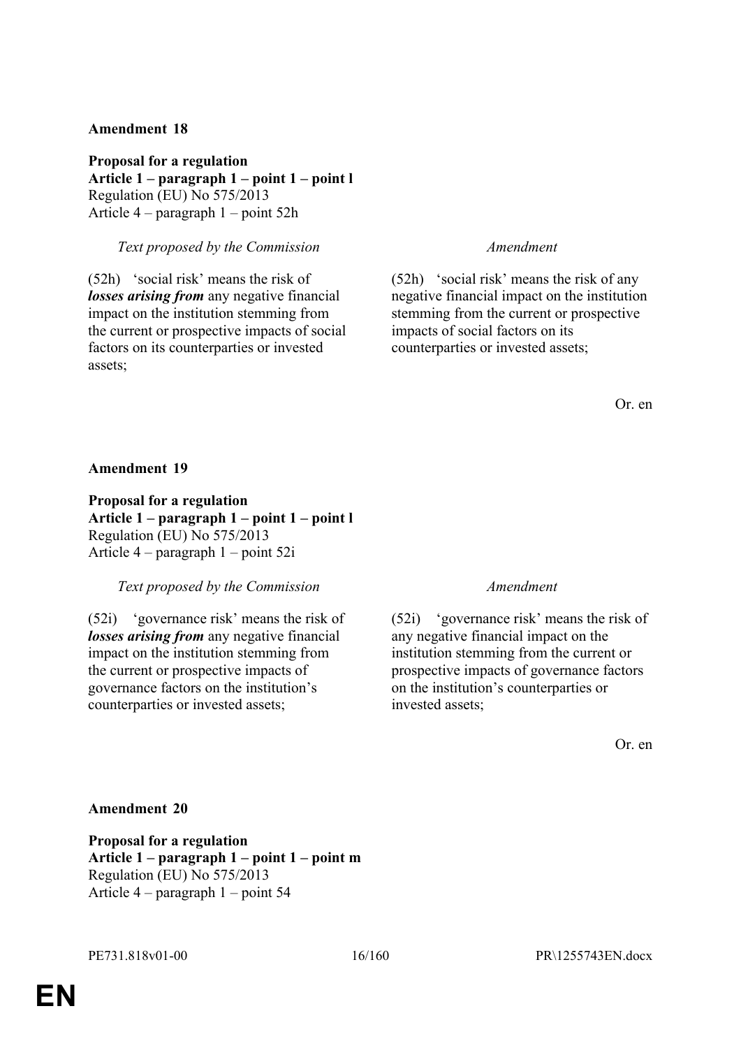**Amendment 18**

**Proposal for a regulation**
**Article 1 – paragraph 1 – point 1 – point l**
Regulation (EU) No 575/2013
Article 4 – paragraph 1 – point 52h

| *Text proposed by the Commission* | *Amendment* |
|---|---|
| (52h) 'social risk' means the risk of ***losses arising from*** any negative financial impact on the institution stemming from the current or prospective impacts of social factors on its counterparties or invested assets; | (52h) 'social risk' means the risk of any negative financial impact on the institution stemming from the current or prospective impacts of social factors on its counterparties or invested assets; |

Or. en

**Amendment 19**

**Proposal for a regulation**
**Article 1 – paragraph 1 – point 1 – point l**
Regulation (EU) No 575/2013
Article 4 – paragraph 1 – point 52i

| *Text proposed by the Commission* | *Amendment* |
|---|---|
| (52i) 'governance risk' means the risk of ***losses arising from*** any negative financial impact on the institution stemming from the current or prospective impacts of governance factors on the institution's counterparties or invested assets; | (52i) 'governance risk' means the risk of any negative financial impact on the institution stemming from the current or prospective impacts of governance factors on the institution's counterparties or invested assets; |

Or. en

**Amendment 20**

**Proposal for a regulation**
**Article 1 – paragraph 1 – point 1 – point m**
Regulation (EU) No 575/2013
Article 4 – paragraph 1 – point 54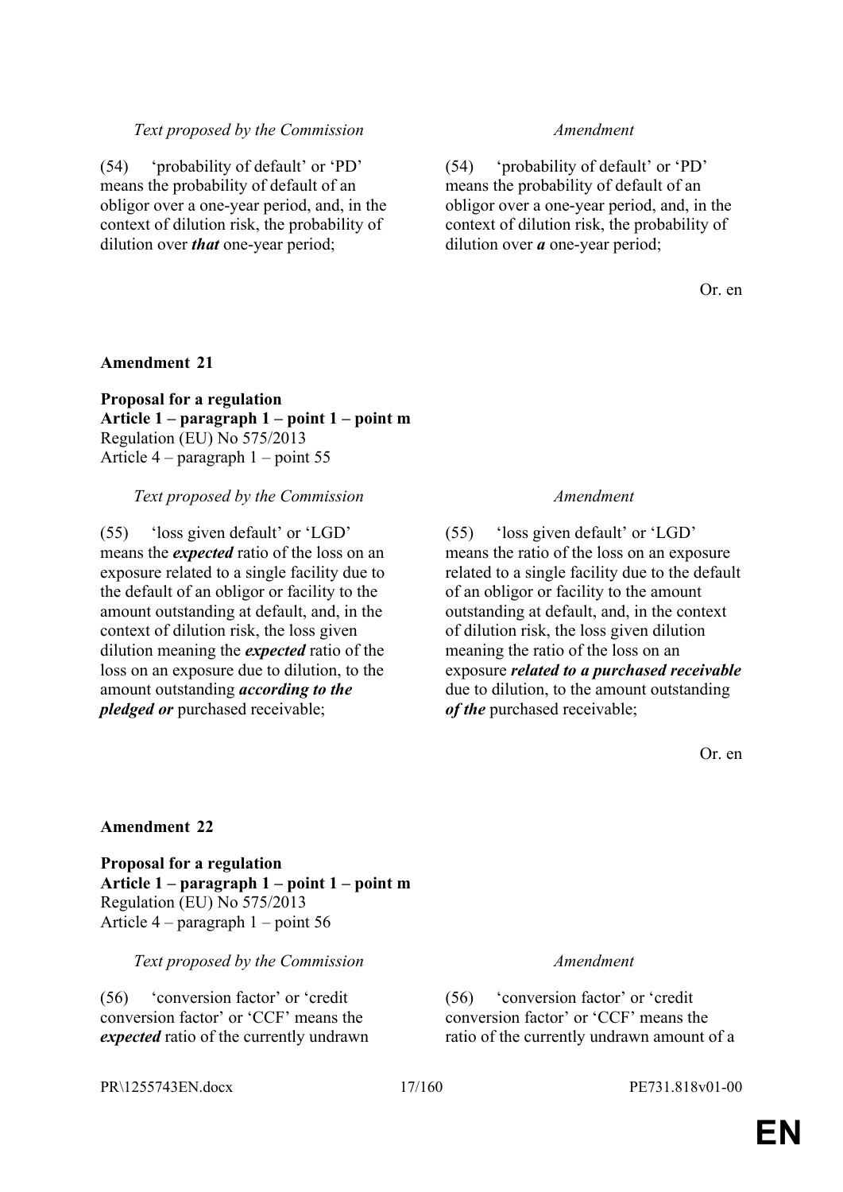| Text proposed by the Commission | Amendment |
|---|---|
| (54) 'probability of default' or 'PD' means the probability of default of an obligor over a one-year period, and, in the context of dilution risk, the probability of dilution over ***that*** one-year period; | (54) 'probability of default' or 'PD' means the probability of default of an obligor over a one-year period, and, in the context of dilution risk, the probability of dilution over ***a*** one-year period; |

Or. en

**Amendment 21**

**Proposal for a regulation**
**Article 1 – paragraph 1 – point 1 – point m**
Regulation (EU) No 575/2013
Article 4 – paragraph 1 – point 55

| Text proposed by the Commission | Amendment |
|---|---|
| (55) 'loss given default' or 'LGD' means the ***expected*** ratio of the loss on an exposure related to a single facility due to the default of an obligor or facility to the amount outstanding at default, and, in the context of dilution risk, the loss given dilution meaning the ***expected*** ratio of the loss on an exposure due to dilution, to the amount outstanding ***according to the pledged or*** purchased receivable; | (55) 'loss given default' or 'LGD' means the ratio of the loss on an exposure related to a single facility due to the default of an obligor or facility to the amount outstanding at default, and, in the context of dilution risk, the loss given dilution meaning the ratio of the loss on an exposure ***related to a purchased receivable*** due to dilution, to the amount outstanding ***of the*** purchased receivable; |

Or. en

**Amendment 22**

**Proposal for a regulation**
**Article 1 – paragraph 1 – point 1 – point m**
Regulation (EU) No 575/2013
Article 4 – paragraph 1 – point 56

| Text proposed by the Commission | Amendment |
|---|---|
| (56) 'conversion factor' or 'credit conversion factor' or 'CCF' means the ***expected*** ratio of the currently undrawn | (56) 'conversion factor' or 'credit conversion factor' or 'CCF' means the ratio of the currently undrawn amount of a |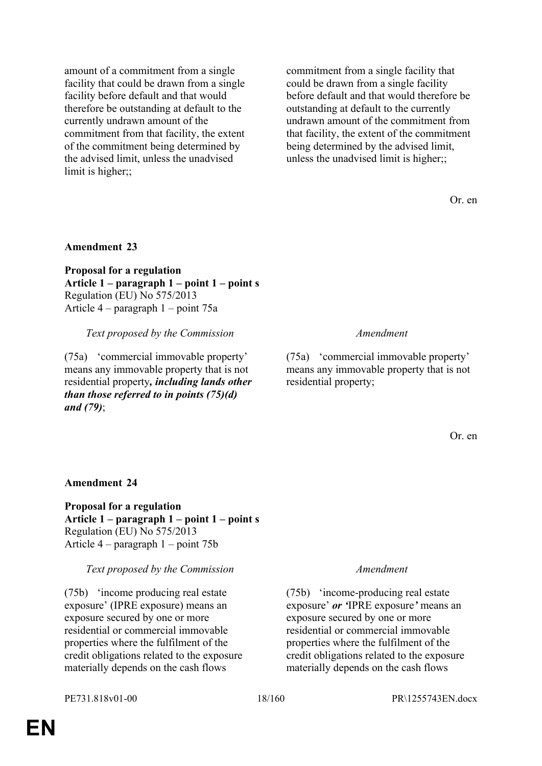| | |
|---|---|
| amount of a commitment from a single facility that could be drawn from a single facility before default and that would therefore be outstanding at default to the currently undrawn amount of the commitment from that facility, the extent of the commitment being determined by the advised limit, unless the unadvised limit is higher;; | commitment from a single facility that could be drawn from a single facility before default and that would therefore be outstanding at default to the currently undrawn amount of the commitment from that facility, the extent of the commitment being determined by the advised limit, unless the unadvised limit is higher;; |

Or. en

**Amendment 23**

**Proposal for a regulation**
**Article 1 – paragraph 1 – point 1 – point s**
Regulation (EU) No 575/2013
Article 4 – paragraph 1 – point 75a

| *Text proposed by the Commission* | *Amendment* |
|---|---|
| (75a) 'commercial immovable property' means any immovable property that is not residential property***, including lands other than those referred to in points (75)(d) and (79)***; | (75a) 'commercial immovable property' means any immovable property that is not residential property; |

Or. en

**Amendment 24**

**Proposal for a regulation**
**Article 1 – paragraph 1 – point 1 – point s**
Regulation (EU) No 575/2013
Article 4 – paragraph 1 – point 75b

| *Text proposed by the Commission* | *Amendment* |
|---|---|
| (75b) 'income producing real estate exposure' (IPRE exposure) means an exposure secured by one or more residential or commercial immovable properties where the fulfilment of the credit obligations related to the exposure materially depends on the cash flows | (75b) 'income-producing real estate exposure' ***or '***IPRE exposure***'*** means an exposure secured by one or more residential or commercial immovable properties where the fulfilment of the credit obligations related to the exposure materially depends on the cash flows |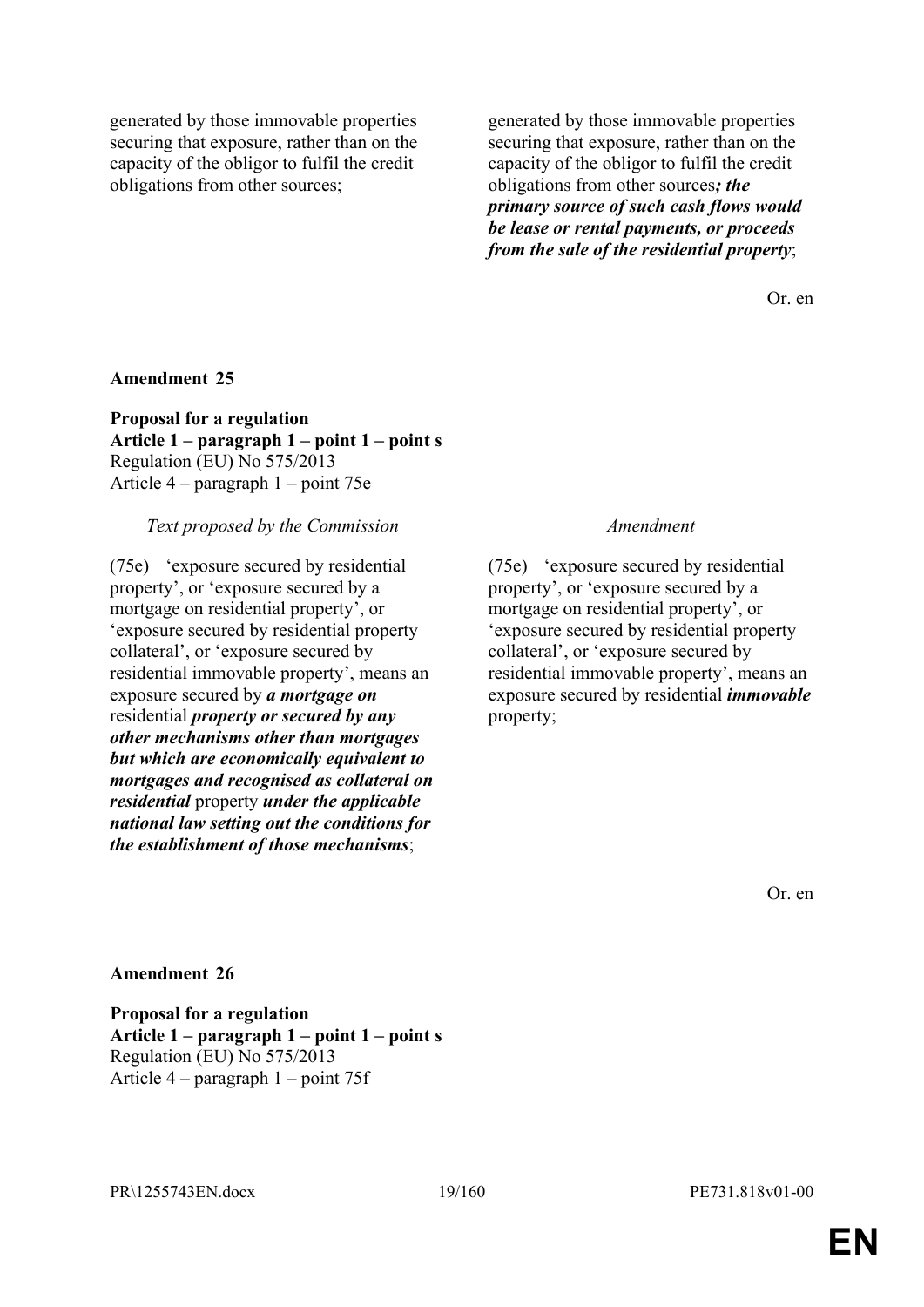| | |
|---|---|
| generated by those immovable properties securing that exposure, rather than on the capacity of the obligor to fulfil the credit obligations from other sources; | generated by those immovable properties securing that exposure, rather than on the capacity of the obligor to fulfil the credit obligations from other sources***; the primary source of such cash flows would be lease or rental payments, or proceeds from the sale of the residential property***; |

Or. en

**Amendment 25**

**Proposal for a regulation**
**Article 1 – paragraph 1 – point 1 – point s**
Regulation (EU) No 575/2013
Article 4 – paragraph 1 – point 75e

| *Text proposed by the Commission* | *Amendment* |
|---|---|
| (75e) 'exposure secured by residential property', or 'exposure secured by a mortgage on residential property', or 'exposure secured by residential property collateral', or 'exposure secured by residential immovable property', means an exposure secured by ***a mortgage on*** residential ***property or secured by any other mechanisms other than mortgages but which are economically equivalent to mortgages and recognised as collateral on residential*** property ***under the applicable national law setting out the conditions for the establishment of those mechanisms***; | (75e) 'exposure secured by residential property', or 'exposure secured by a mortgage on residential property', or 'exposure secured by residential property collateral', or 'exposure secured by residential immovable property', means an exposure secured by residential ***immovable*** property; |

Or. en

**Amendment 26**

**Proposal for a regulation**
**Article 1 – paragraph 1 – point 1 – point s**
Regulation (EU) No 575/2013
Article 4 – paragraph 1 – point 75f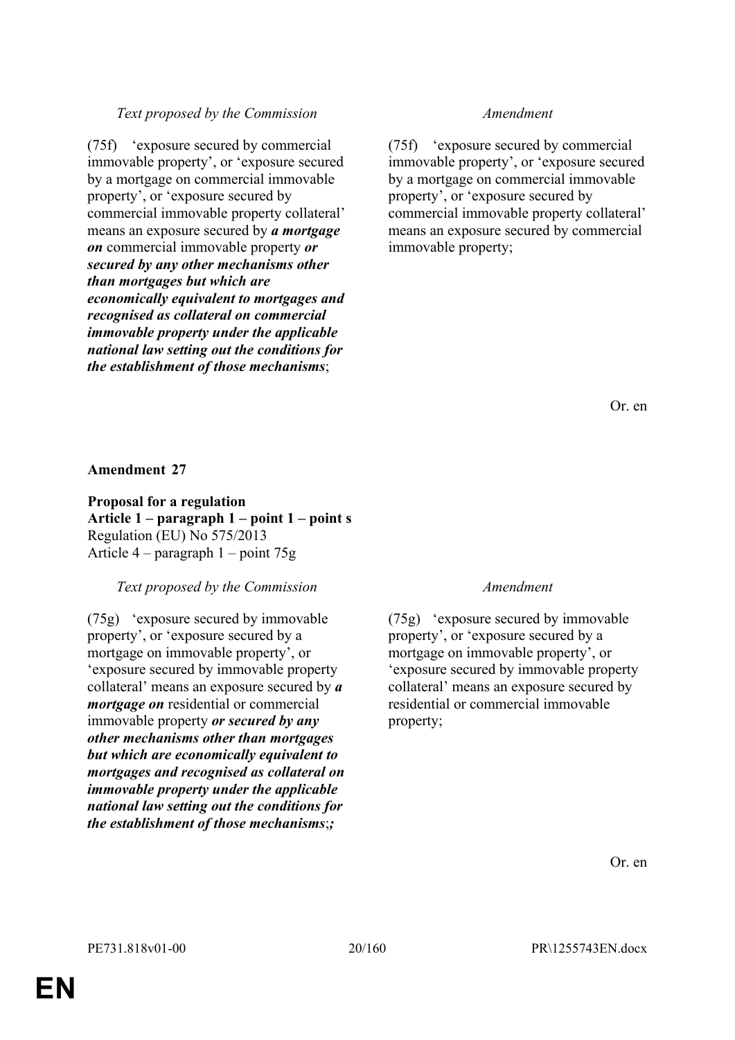| Text proposed by the Commission | Amendment |
|---|---|
| (75f) 'exposure secured by commercial immovable property', or 'exposure secured by a mortgage on commercial immovable property', or 'exposure secured by commercial immovable property collateral' means an exposure secured by ***a mortgage on*** commercial immovable property ***or secured by any other mechanisms other than mortgages but which are economically equivalent to mortgages and recognised as collateral on commercial immovable property under the applicable national law setting out the conditions for the establishment of those mechanisms***; | (75f) 'exposure secured by commercial immovable property', or 'exposure secured by a mortgage on commercial immovable property', or 'exposure secured by commercial immovable property collateral' means an exposure secured by commercial immovable property; |

Or. en

**Amendment 27**

**Proposal for a regulation**
**Article 1 – paragraph 1 – point 1 – point s**
Regulation (EU) No 575/2013
Article 4 – paragraph 1 – point 75g

| Text proposed by the Commission | Amendment |
|---|---|
| (75g) 'exposure secured by immovable property', or 'exposure secured by a mortgage on immovable property', or 'exposure secured by immovable property collateral' means an exposure secured by ***a mortgage on*** residential or commercial immovable property ***or secured by any other mechanisms other than mortgages but which are economically equivalent to mortgages and recognised as collateral on immovable property under the applicable national law setting out the conditions for the establishment of those mechanisms***;***;*** | (75g) 'exposure secured by immovable property', or 'exposure secured by a mortgage on immovable property', or 'exposure secured by immovable property collateral' means an exposure secured by residential or commercial immovable property; |

Or. en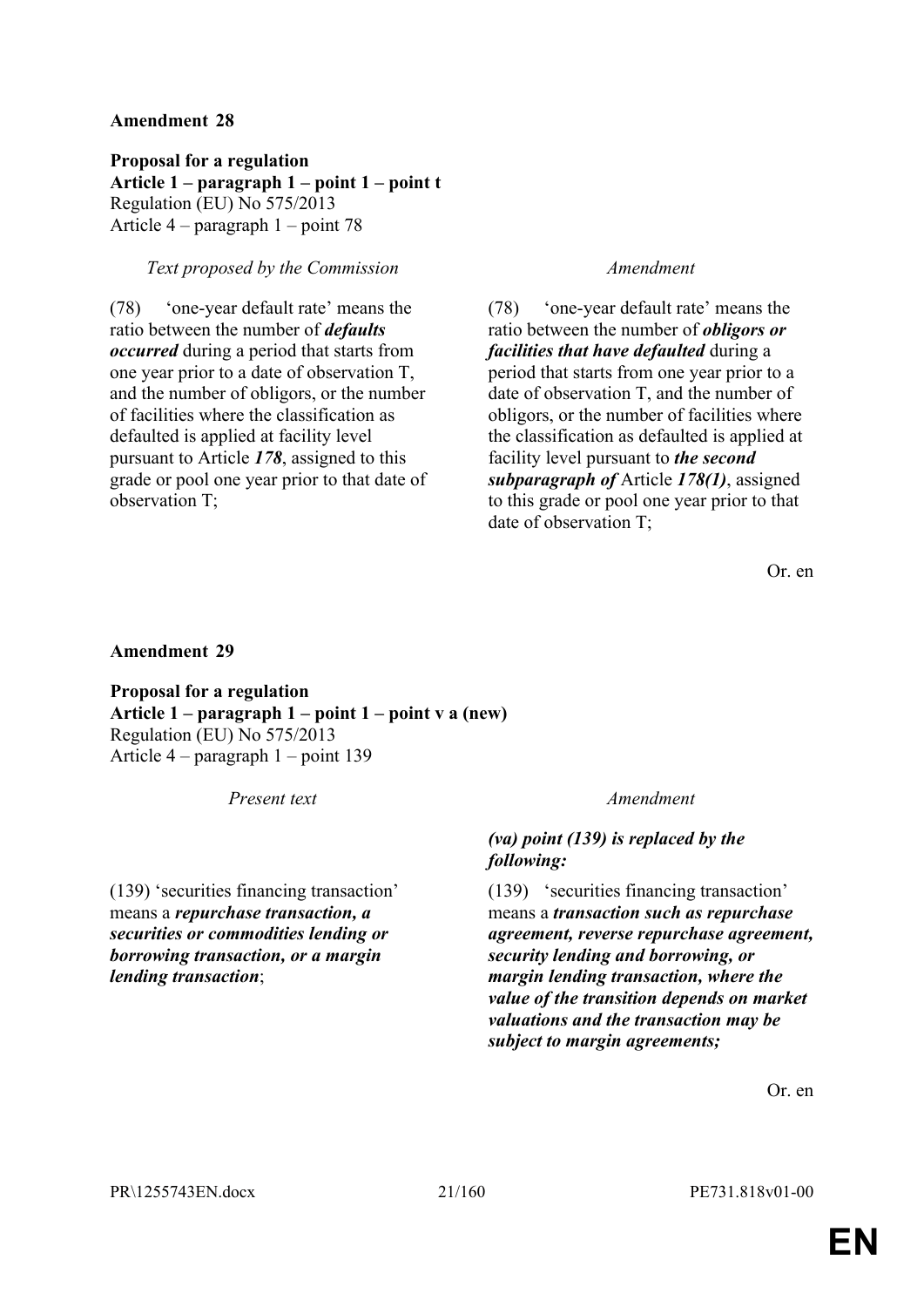**Amendment 28**

**Proposal for a regulation**
**Article 1 – paragraph 1 – point 1 – point t**
Regulation (EU) No 575/2013
Article 4 – paragraph 1 – point 78

| *Text proposed by the Commission* | *Amendment* |
|---|---|
| (78) 'one-year default rate' means the ratio between the number of ***defaults occurred*** during a period that starts from one year prior to a date of observation T, and the number of obligors, or the number of facilities where the classification as defaulted is applied at facility level pursuant to Article ***178***, assigned to this grade or pool one year prior to that date of observation T; | (78) 'one-year default rate' means the ratio between the number of ***obligors or facilities that have defaulted*** during a period that starts from one year prior to a date of observation T, and the number of obligors, or the number of facilities where the classification as defaulted is applied at facility level pursuant to ***the second subparagraph of*** Article ***178(1)***, assigned to this grade or pool one year prior to that date of observation T; |

Or. en

**Amendment 29**

**Proposal for a regulation**
**Article 1 – paragraph 1 – point 1 – point v a (new)**
Regulation (EU) No 575/2013
Article 4 – paragraph 1 – point 139

| *Present text* | *Amendment* |
|---|---|
| | ***(va) point (139) is replaced by the following:*** |
| (139) 'securities financing transaction' means a ***repurchase transaction, a securities or commodities lending or borrowing transaction, or a margin lending transaction***; | (139) 'securities financing transaction' means a ***transaction such as repurchase agreement, reverse repurchase agreement, security lending and borrowing, or margin lending transaction, where the value of the transition depends on market valuations and the transaction may be subject to margin agreements;*** |

Or. en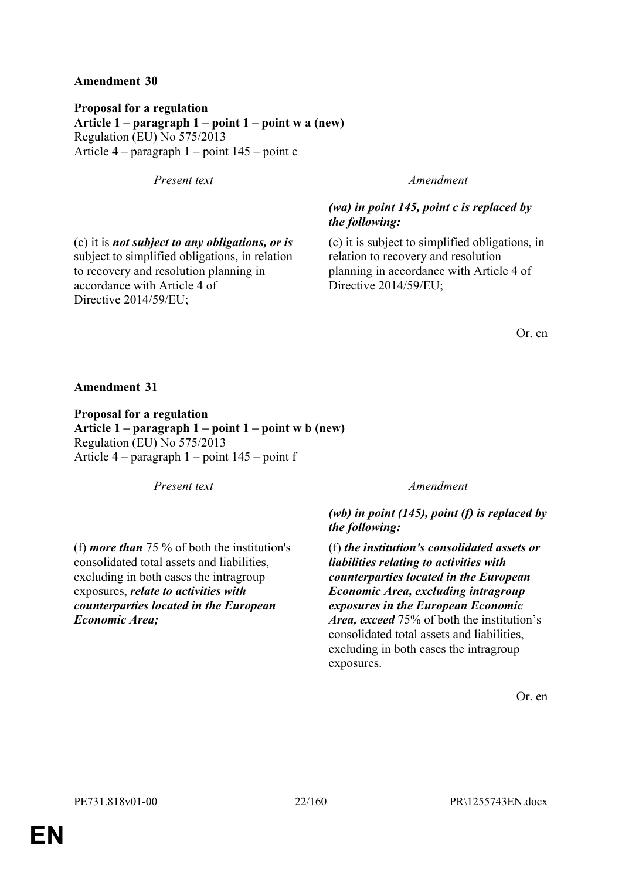**Amendment 30**

**Proposal for a regulation**
**Article 1 – paragraph 1 – point 1 – point w a (new)**
Regulation (EU) No 575/2013
Article 4 – paragraph 1 – point 145 – point c

| *Present text* | *Amendment* |
|---|---|
| | ***(wa) in point 145, point c is replaced by the following:*** |
| (c) it is ***not subject to any obligations, or is*** subject to simplified obligations, in relation to recovery and resolution planning in accordance with Article 4 of Directive 2014/59/EU; | (c) it is subject to simplified obligations, in relation to recovery and resolution planning in accordance with Article 4 of Directive 2014/59/EU; |

Or. en

**Amendment 31**

**Proposal for a regulation**
**Article 1 – paragraph 1 – point 1 – point w b (new)**
Regulation (EU) No 575/2013
Article 4 – paragraph 1 – point 145 – point f

| *Present text* | *Amendment* |
|---|---|
| | ***(wb) in point (145), point (f) is replaced by the following:*** |
| (f) ***more than*** 75 % of both the institution's consolidated total assets and liabilities, excluding in both cases the intragroup exposures, ***relate to activities with counterparties located in the European Economic Area;*** | (f) ***the institution's consolidated assets or liabilities relating to activities with counterparties located in the European Economic Area, excluding intragroup exposures in the European Economic Area, exceed*** 75% of both the institution's consolidated total assets and liabilities, excluding in both cases the intragroup exposures. |

Or. en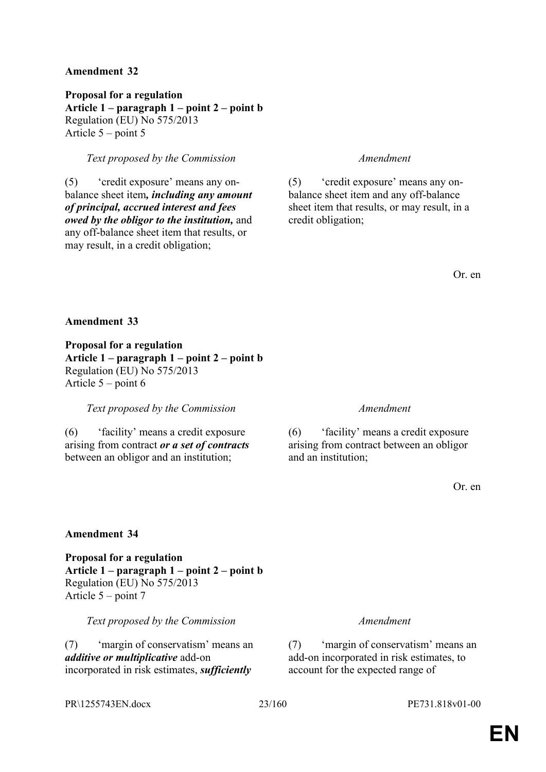**Amendment 32**

**Proposal for a regulation**
**Article 1 – paragraph 1 – point 2 – point b**
Regulation (EU) No 575/2013
Article 5 – point 5

| *Text proposed by the Commission* | *Amendment* |
|---|---|
| (5) 'credit exposure' means any on-balance sheet item***, including any amount of principal, accrued interest and fees owed by the obligor to the institution,*** and any off-balance sheet item that results, or may result, in a credit obligation; | (5) 'credit exposure' means any on-balance sheet item and any off-balance sheet item that results, or may result, in a credit obligation; |

Or. en

**Amendment 33**

**Proposal for a regulation**
**Article 1 – paragraph 1 – point 2 – point b**
Regulation (EU) No 575/2013
Article 5 – point 6

| *Text proposed by the Commission* | *Amendment* |
|---|---|
| (6) 'facility' means a credit exposure arising from contract ***or a set of contracts*** between an obligor and an institution; | (6) 'facility' means a credit exposure arising from contract between an obligor and an institution; |

Or. en

**Amendment 34**

**Proposal for a regulation**
**Article 1 – paragraph 1 – point 2 – point b**
Regulation (EU) No 575/2013
Article 5 – point 7

| *Text proposed by the Commission* | *Amendment* |
|---|---|
| (7) 'margin of conservatism' means an ***additive or multiplicative*** add-on incorporated in risk estimates, ***sufficiently*** | (7) 'margin of conservatism' means an add-on incorporated in risk estimates, to account for the expected range of |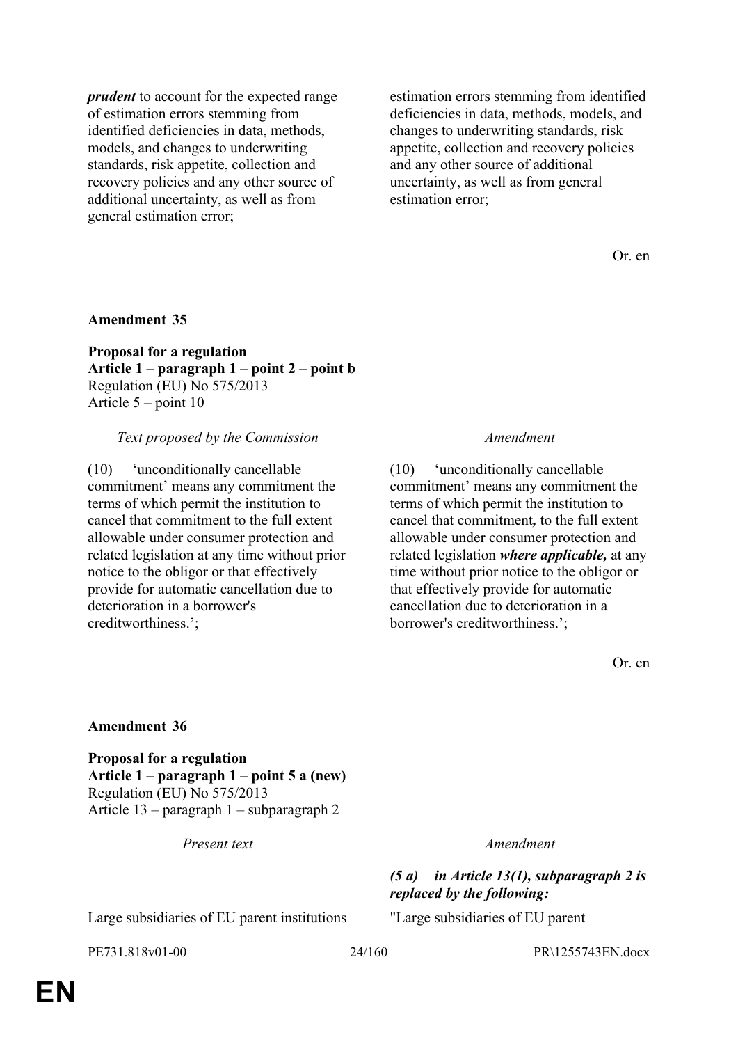| | |
|---|---|
| ***prudent*** to account for the expected range of estimation errors stemming from identified deficiencies in data, methods, models, and changes to underwriting standards, risk appetite, collection and recovery policies and any other source of additional uncertainty, as well as from general estimation error; | estimation errors stemming from identified deficiencies in data, methods, models, and changes to underwriting standards, risk appetite, collection and recovery policies and any other source of additional uncertainty, as well as from general estimation error; |

Or. en

**Amendment 35**

**Proposal for a regulation**
**Article 1 – paragraph 1 – point 2 – point b**
Regulation (EU) No 575/2013
Article 5 – point 10

| *Text proposed by the Commission* | *Amendment* |
|---|---|
| (10) 'unconditionally cancellable commitment' means any commitment the terms of which permit the institution to cancel that commitment to the full extent allowable under consumer protection and related legislation at any time without prior notice to the obligor or that effectively provide for automatic cancellation due to deterioration in a borrower's creditworthiness.'; | (10) 'unconditionally cancellable commitment' means any commitment the terms of which permit the institution to cancel that commitment***,*** to the full extent allowable under consumer protection and related legislation ***where applicable,*** at any time without prior notice to the obligor or that effectively provide for automatic cancellation due to deterioration in a borrower's creditworthiness.'; |

Or. en

**Amendment 36**

**Proposal for a regulation**
**Article 1 – paragraph 1 – point 5 a (new)**
Regulation (EU) No 575/2013
Article 13 – paragraph 1 – subparagraph 2

| *Present text* | *Amendment* |
|---|---|
| | ***(5 a) in Article 13(1), subparagraph 2 is replaced by the following:*** |
| Large subsidiaries of EU parent institutions | "Large subsidiaries of EU parent |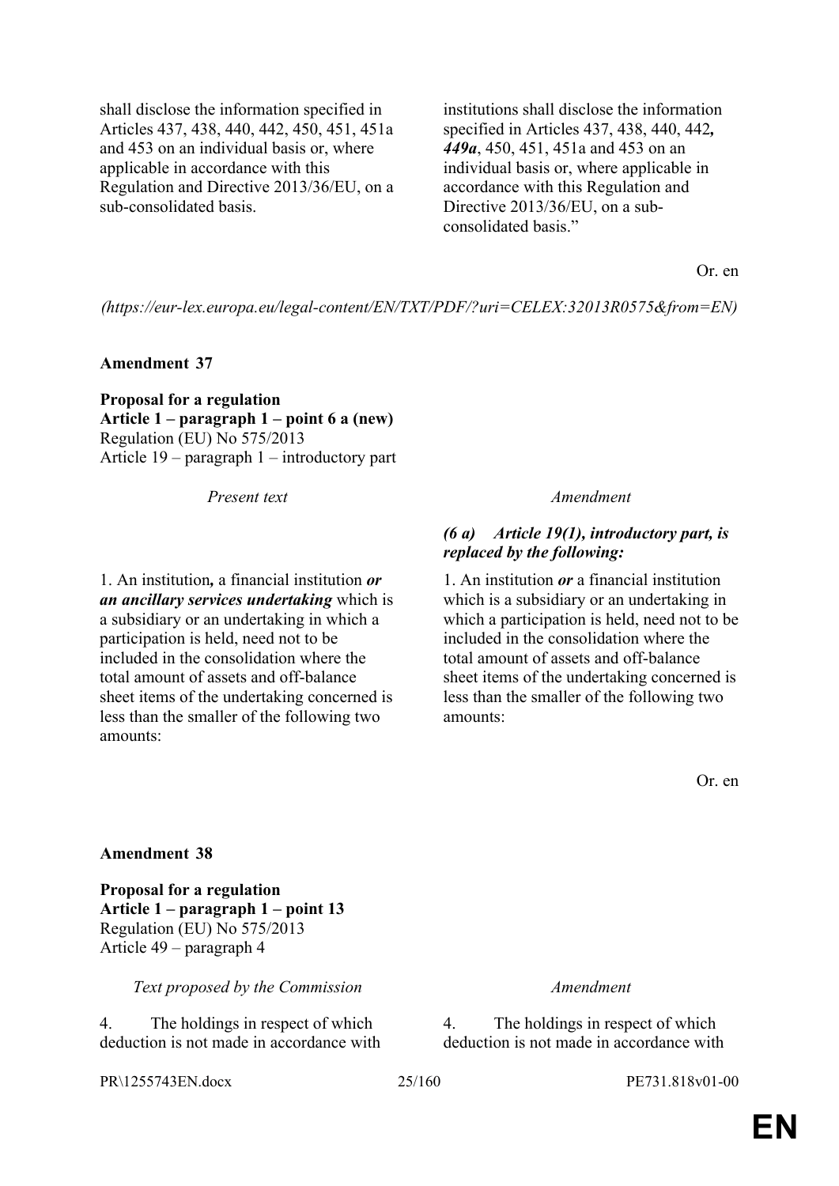| | |
|---|---|
| shall disclose the information specified in Articles 437, 438, 440, 442, 450, 451, 451a and 453 on an individual basis or, where applicable in accordance with this Regulation and Directive 2013/36/EU, on a sub-consolidated basis. | institutions shall disclose the information specified in Articles 437, 438, 440, 442***, 449a***, 450, 451, 451a and 453 on an individual basis or, where applicable in accordance with this Regulation and Directive 2013/36/EU, on a sub-consolidated basis.” |

Or. en

*(https://eur-lex.europa.eu/legal-content/EN/TXT/PDF/?uri=CELEX:32013R0575&from=EN)*

**Amendment 37**

**Proposal for a regulation**
**Article 1 – paragraph 1 – point 6 a (new)**
Regulation (EU) No 575/2013
Article 19 – paragraph 1 – introductory part

| *Present text* | *Amendment* |
|---|---|
| | ***(6 a) Article 19(1), introductory part, is replaced by the following:*** |
| 1. An institution***,*** a financial institution ***or an ancillary services undertaking*** which is a subsidiary or an undertaking in which a participation is held, need not to be included in the consolidation where the total amount of assets and off-balance sheet items of the undertaking concerned is less than the smaller of the following two amounts: | 1. An institution ***or*** a financial institution which is a subsidiary or an undertaking in which a participation is held, need not to be included in the consolidation where the total amount of assets and off-balance sheet items of the undertaking concerned is less than the smaller of the following two amounts: |

Or. en

**Amendment 38**

**Proposal for a regulation**
**Article 1 – paragraph 1 – point 13**
Regulation (EU) No 575/2013
Article 49 – paragraph 4

| *Text proposed by the Commission* | *Amendment* |
|---|---|
| 4. The holdings in respect of which deduction is not made in accordance with | 4. The holdings in respect of which deduction is not made in accordance with |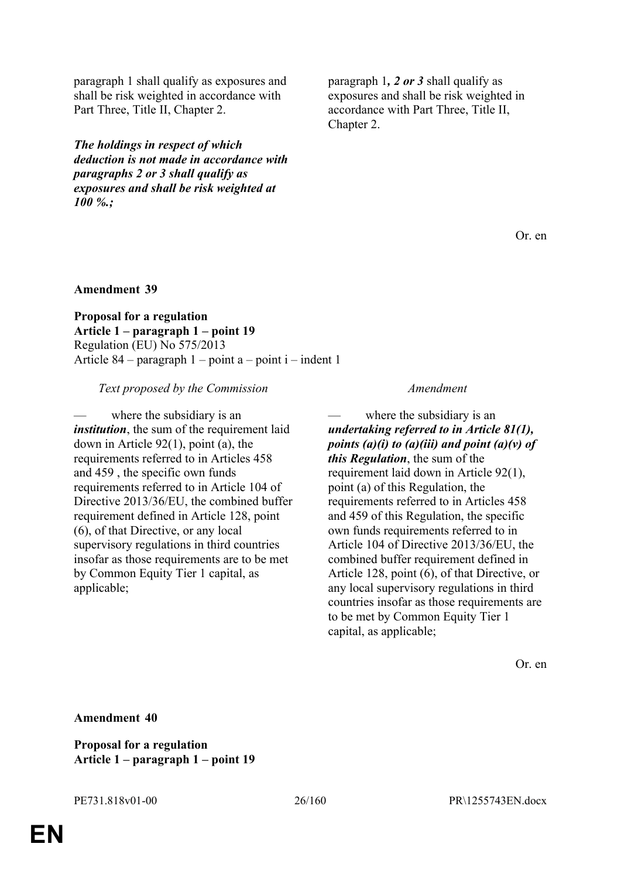| | |
|---|---|
| paragraph 1 shall qualify as exposures and shall be risk weighted in accordance with Part Three, Title II, Chapter 2. | paragraph 1***, 2 or 3*** shall qualify as exposures and shall be risk weighted in accordance with Part Three, Title II, Chapter 2. |
| ***The holdings in respect of which deduction is not made in accordance with paragraphs 2 or 3 shall qualify as exposures and shall be risk weighted at 100 %.;*** | |

Or. en

**Amendment 39**

**Proposal for a regulation**
**Article 1 – paragraph 1 – point 19**
Regulation (EU) No 575/2013
Article 84 – paragraph 1 – point a – point i – indent 1

| *Text proposed by the Commission* | *Amendment* |
|---|---|
| — where the subsidiary is an ***institution***, the sum of the requirement laid down in Article 92(1), point (a), the requirements referred to in Articles 458 and 459 , the specific own funds requirements referred to in Article 104 of Directive 2013/36/EU, the combined buffer requirement defined in Article 128, point (6), of that Directive, or any local supervisory regulations in third countries insofar as those requirements are to be met by Common Equity Tier 1 capital, as applicable; | — where the subsidiary is an ***undertaking referred to in Article 81(1), points (a)(i) to (a)(iii) and point (a)(v) of this Regulation***, the sum of the requirement laid down in Article 92(1), point (a) of this Regulation, the requirements referred to in Articles 458 and 459 of this Regulation, the specific own funds requirements referred to in Article 104 of Directive 2013/36/EU, the combined buffer requirement defined in Article 128, point (6), of that Directive, or any local supervisory regulations in third countries insofar as those requirements are to be met by Common Equity Tier 1 capital, as applicable; |

Or. en

**Amendment 40**

**Proposal for a regulation**
**Article 1 – paragraph 1 – point 19**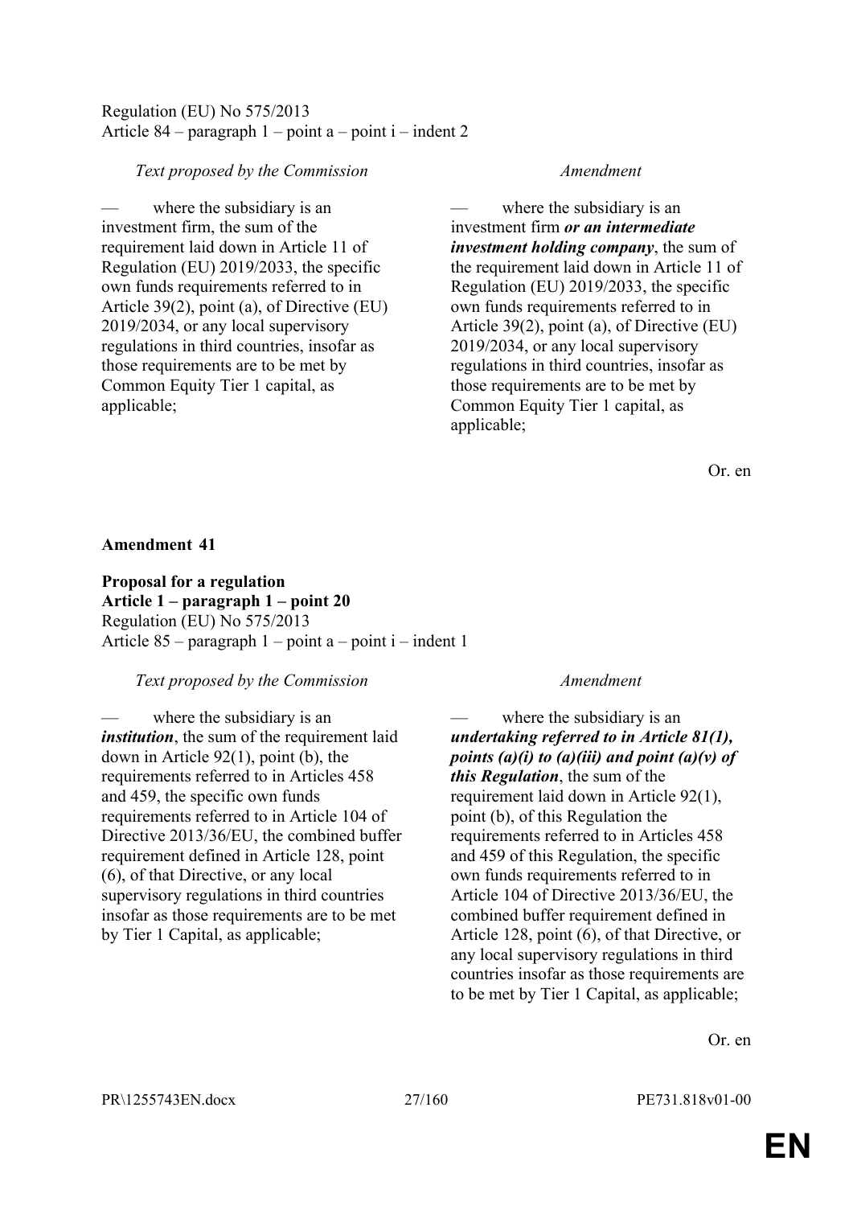Regulation (EU) No 575/2013
Article 84 – paragraph 1 – point a – point i – indent 2

| *Text proposed by the Commission* | *Amendment* |
|---|---|
| — where the subsidiary is an investment firm, the sum of the requirement laid down in Article 11 of Regulation (EU) 2019/2033, the specific own funds requirements referred to in Article 39(2), point (a), of Directive (EU) 2019/2034, or any local supervisory regulations in third countries, insofar as those requirements are to be met by Common Equity Tier 1 capital, as applicable; | — where the subsidiary is an investment firm ***or an intermediate investment holding company***, the sum of the requirement laid down in Article 11 of Regulation (EU) 2019/2033, the specific own funds requirements referred to in Article 39(2), point (a), of Directive (EU) 2019/2034, or any local supervisory regulations in third countries, insofar as those requirements are to be met by Common Equity Tier 1 capital, as applicable; |

Or. en

**Amendment 41**

**Proposal for a regulation**
**Article 1 – paragraph 1 – point 20**
Regulation (EU) No 575/2013
Article 85 – paragraph 1 – point a – point i – indent 1

| *Text proposed by the Commission* | *Amendment* |
|---|---|
| — where the subsidiary is an ***institution***, the sum of the requirement laid down in Article 92(1), point (b), the requirements referred to in Articles 458 and 459, the specific own funds requirements referred to in Article 104 of Directive 2013/36/EU, the combined buffer requirement defined in Article 128, point (6), of that Directive, or any local supervisory regulations in third countries insofar as those requirements are to be met by Tier 1 Capital, as applicable; | — where the subsidiary is an ***undertaking referred to in Article 81(1), points (a)(i) to (a)(iii) and point (a)(v) of this Regulation***, the sum of the requirement laid down in Article 92(1), point (b), of this Regulation the requirements referred to in Articles 458 and 459 of this Regulation, the specific own funds requirements referred to in Article 104 of Directive 2013/36/EU, the combined buffer requirement defined in Article 128, point (6), of that Directive, or any local supervisory regulations in third countries insofar as those requirements are to be met by Tier 1 Capital, as applicable; |

Or. en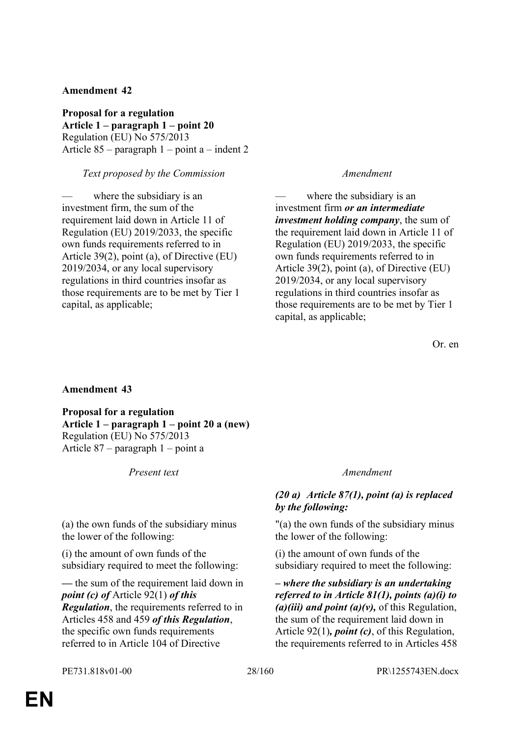**Amendment 42**

**Proposal for a regulation**
**Article 1 – paragraph 1 – point 20**
Regulation (EU) No 575/2013
Article 85 – paragraph 1 – point a – indent 2

| *Text proposed by the Commission* | *Amendment* |
|---|---|
| — where the subsidiary is an investment firm, the sum of the requirement laid down in Article 11 of Regulation (EU) 2019/2033, the specific own funds requirements referred to in Article 39(2), point (a), of Directive (EU) 2019/2034, or any local supervisory regulations in third countries insofar as those requirements are to be met by Tier 1 capital, as applicable; | — where the subsidiary is an investment firm ***or an intermediate investment holding company***, the sum of the requirement laid down in Article 11 of Regulation (EU) 2019/2033, the specific own funds requirements referred to in Article 39(2), point (a), of Directive (EU) 2019/2034, or any local supervisory regulations in third countries insofar as those requirements are to be met by Tier 1 capital, as applicable; |

Or. en

**Amendment 43**

**Proposal for a regulation**
**Article 1 – paragraph 1 – point 20 a (new)**
Regulation (EU) No 575/2013
Article 87 – paragraph 1 – point a

| *Present text* | *Amendment* |
|---|---|
| | ***(20 a) Article 87(1), point (a) is replaced by the following:*** |
| (a) the own funds of the subsidiary minus the lower of the following: | "(a) the own funds of the subsidiary minus the lower of the following: |
| (i) the amount of own funds of the subsidiary required to meet the following: | (i) the amount of own funds of the subsidiary required to meet the following: |
| — the sum of the requirement laid down in ***point (c) of*** Article 92(1) ***of this Regulation***, the requirements referred to in Articles 458 and 459 ***of this Regulation***, the specific own funds requirements referred to in Article 104 of Directive | ***– where the subsidiary is an undertaking referred to in Article 81(1), points (a)(i) to (a)(iii) and point (a)(v),*** of this Regulation, the sum of the requirement laid down in Article 92(1)***, point (c)***, of this Regulation, the requirements referred to in Articles 458 |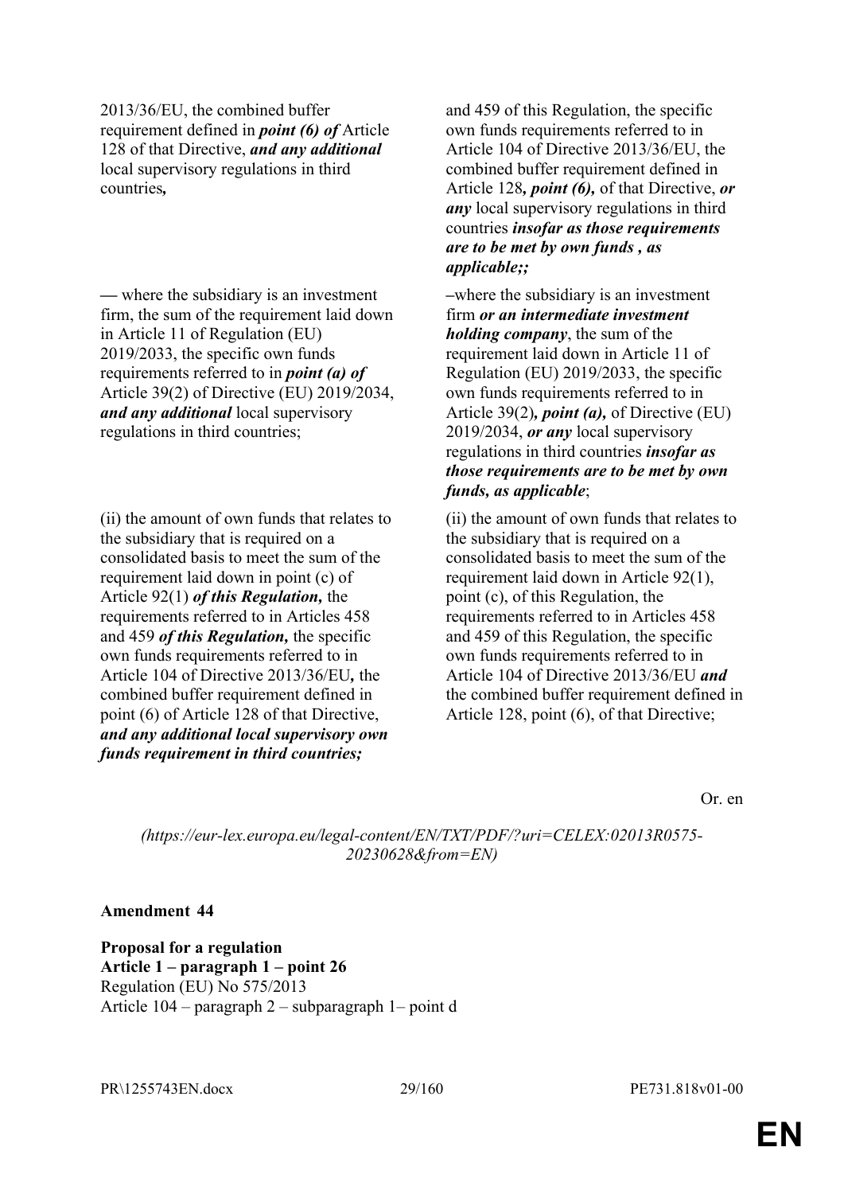| | |
|---|---|
| 2013/36/EU, the combined buffer requirement defined in ***point (6) of*** Article 128 of that Directive, ***and any additional*** local supervisory regulations in third countries***,*** | and 459 of this Regulation, the specific own funds requirements referred to in Article 104 of Directive 2013/36/EU, the combined buffer requirement defined in Article 128***, point (6),*** of that Directive, ***or any*** local supervisory regulations in third countries ***insofar as those requirements are to be met by own funds , as applicable;;*** |
| — where the subsidiary is an investment firm, the sum of the requirement laid down in Article 11 of Regulation (EU) 2019/2033, the specific own funds requirements referred to in ***point (a) of*** Article 39(2) of Directive (EU) 2019/2034, ***and any additional*** local supervisory regulations in third countries; | –where the subsidiary is an investment firm ***or an intermediate investment holding company***, the sum of the requirement laid down in Article 11 of Regulation (EU) 2019/2033, the specific own funds requirements referred to in Article 39(2)***, point (a),*** of Directive (EU) 2019/2034, ***or any*** local supervisory regulations in third countries ***insofar as those requirements are to be met by own funds, as applicable***; |
| (ii) the amount of own funds that relates to the subsidiary that is required on a consolidated basis to meet the sum of the requirement laid down in point (c) of Article 92(1) ***of this Regulation,*** the requirements referred to in Articles 458 and 459 ***of this Regulation,*** the specific own funds requirements referred to in Article 104 of Directive 2013/36/EU***,*** the combined buffer requirement defined in point (6) of Article 128 of that Directive, ***and any additional local supervisory own funds requirement in third countries;*** | (ii) the amount of own funds that relates to the subsidiary that is required on a consolidated basis to meet the sum of the requirement laid down in Article 92(1), point (c), of this Regulation, the requirements referred to in Articles 458 and 459 of this Regulation, the specific own funds requirements referred to in Article 104 of Directive 2013/36/EU ***and*** the combined buffer requirement defined in Article 128, point (6), of that Directive; |

Or. en

*(https://eur-lex.europa.eu/legal-content/EN/TXT/PDF/?uri=CELEX:02013R0575-20230628&from=EN)*

**Amendment 44**

**Proposal for a regulation**
**Article 1 – paragraph 1 – point 26**
Regulation (EU) No 575/2013
Article 104 – paragraph 2 – subparagraph 1– point d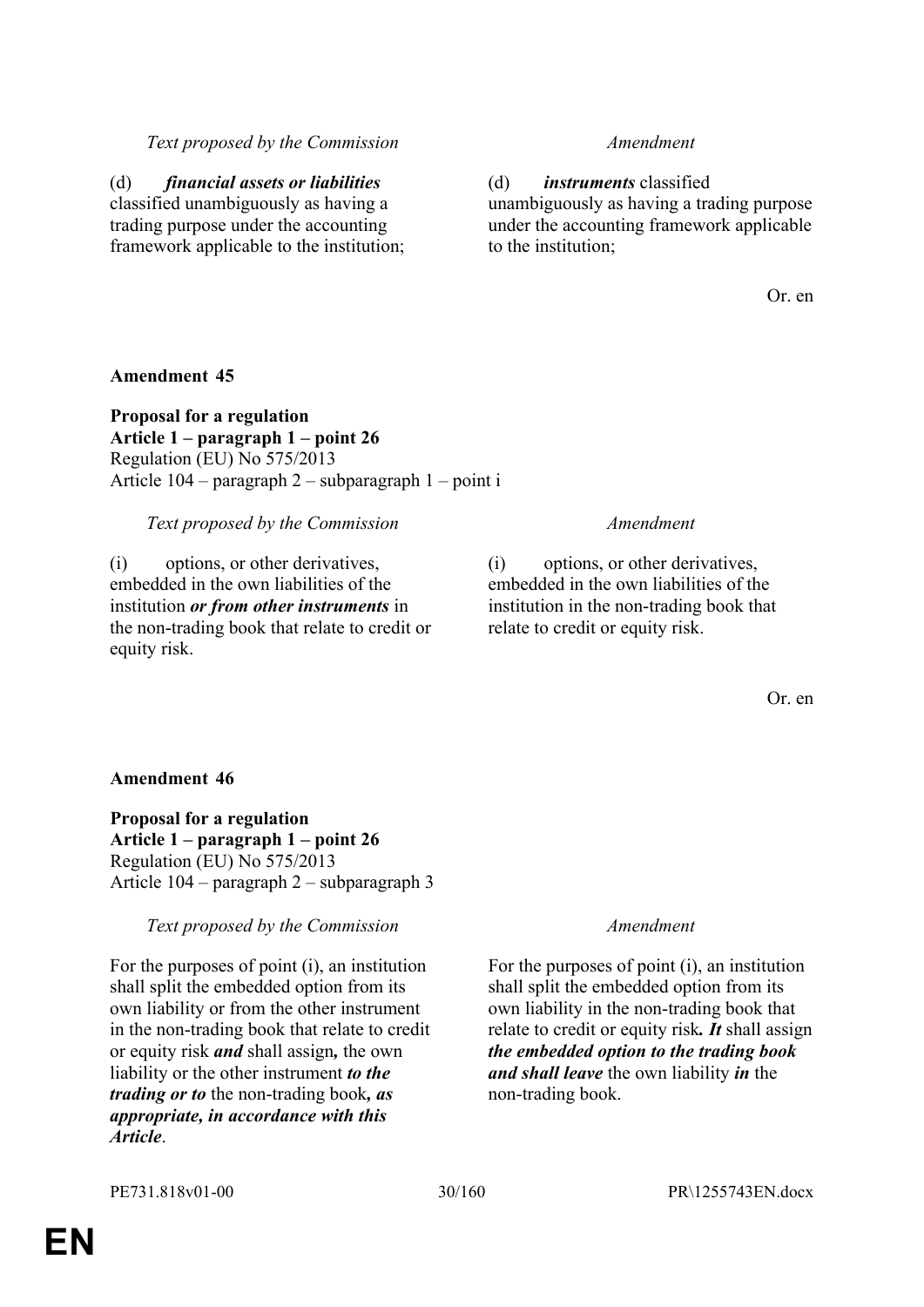| Text proposed by the Commission | Amendment |
|---|---|
| (d) ***financial assets or liabilities*** classified unambiguously as having a trading purpose under the accounting framework applicable to the institution; | (d) ***instruments*** classified unambiguously as having a trading purpose under the accounting framework applicable to the institution; |

Or. en

**Amendment 45**

**Proposal for a regulation**
**Article 1 – paragraph 1 – point 26**
Regulation (EU) No 575/2013
Article 104 – paragraph 2 – subparagraph 1 – point i

| Text proposed by the Commission | Amendment |
|---|---|
| (i) options, or other derivatives, embedded in the own liabilities of the institution ***or from other instruments*** in the non-trading book that relate to credit or equity risk. | (i) options, or other derivatives, embedded in the own liabilities of the institution in the non-trading book that relate to credit or equity risk. |

Or. en

**Amendment 46**

**Proposal for a regulation**
**Article 1 – paragraph 1 – point 26**
Regulation (EU) No 575/2013
Article 104 – paragraph 2 – subparagraph 3

| Text proposed by the Commission | Amendment |
|---|---|
| For the purposes of point (i), an institution shall split the embedded option from its own liability or from the other instrument in the non-trading book that relate to credit or equity risk ***and*** shall assign***,*** the own liability or the other instrument ***to the trading or to*** the non-trading book***, as appropriate, in accordance with this Article***. | For the purposes of point (i), an institution shall split the embedded option from its own liability in the non-trading book that relate to credit or equity risk***. It*** shall assign ***the embedded option to the trading book and shall leave*** the own liability ***in*** the non-trading book. |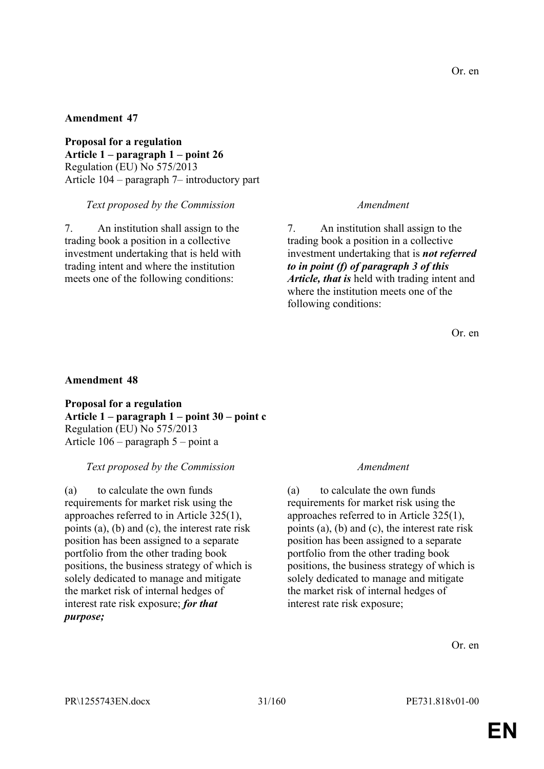Or. en

**Amendment 47**

**Proposal for a regulation**
**Article 1 – paragraph 1 – point 26**
Regulation (EU) No 575/2013
Article 104 – paragraph 7– introductory part

| *Text proposed by the Commission* | *Amendment* |
|---|---|
| 7. An institution shall assign to the trading book a position in a collective investment undertaking that is held with trading intent and where the institution meets one of the following conditions: | 7. An institution shall assign to the trading book a position in a collective investment undertaking that is ***not referred to in point (f) of paragraph 3 of this Article, that is*** held with trading intent and where the institution meets one of the following conditions: |

Or. en

**Amendment 48**

**Proposal for a regulation**
**Article 1 – paragraph 1 – point 30 – point c**
Regulation (EU) No 575/2013
Article 106 – paragraph 5 – point a

| *Text proposed by the Commission* | *Amendment* |
|---|---|
| (a) to calculate the own funds requirements for market risk using the approaches referred to in Article 325(1), points (a), (b) and (c), the interest rate risk position has been assigned to a separate portfolio from the other trading book positions, the business strategy of which is solely dedicated to manage and mitigate the market risk of internal hedges of interest rate risk exposure; ***for that purpose;*** | (a) to calculate the own funds requirements for market risk using the approaches referred to in Article 325(1), points (a), (b) and (c), the interest rate risk position has been assigned to a separate portfolio from the other trading book positions, the business strategy of which is solely dedicated to manage and mitigate the market risk of internal hedges of interest rate risk exposure; |

Or. en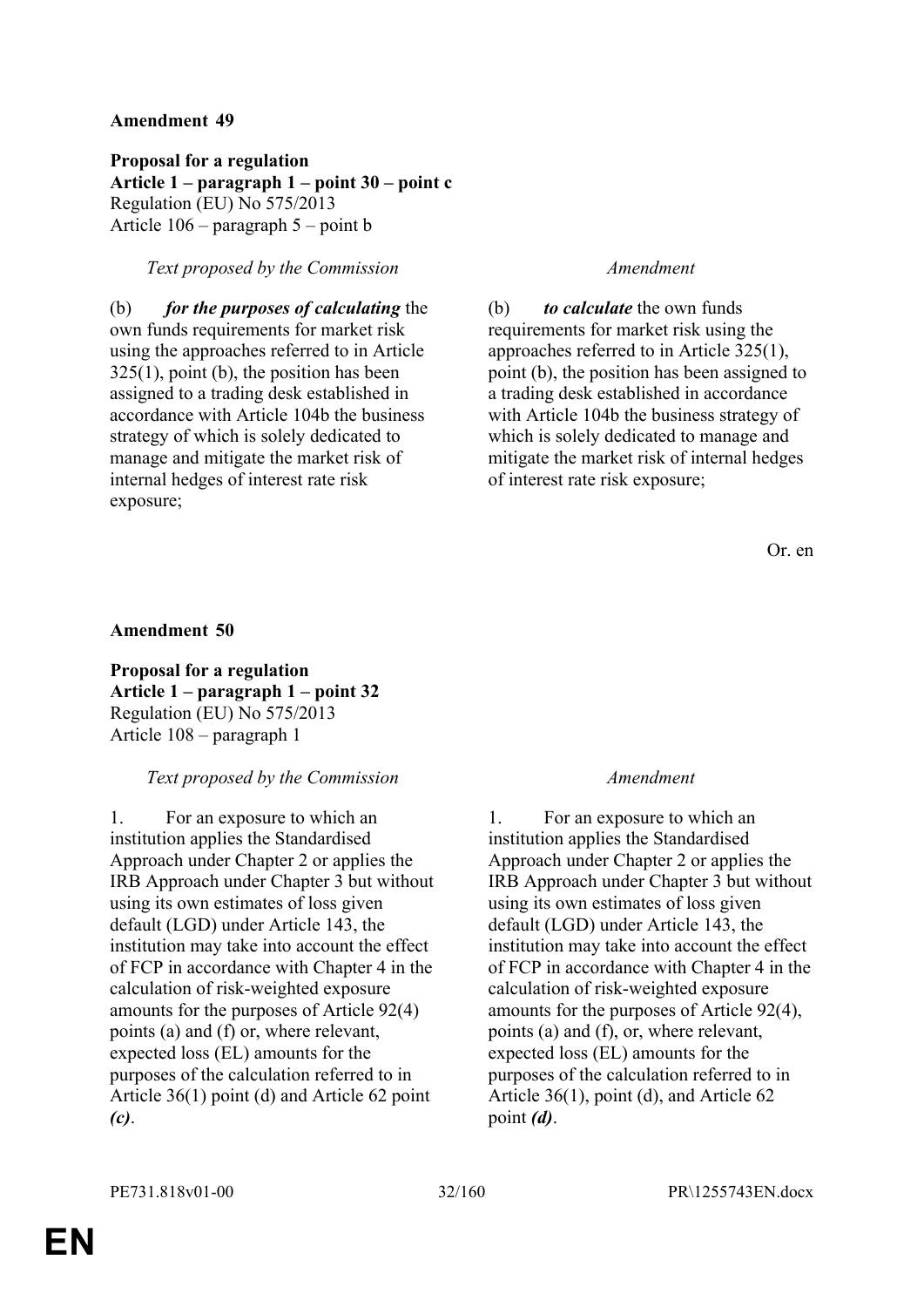**Amendment 49**

**Proposal for a regulation**
**Article 1 – paragraph 1 – point 30 – point c**
Regulation (EU) No 575/2013
Article 106 – paragraph 5 – point b

| *Text proposed by the Commission* | *Amendment* |
|---|---|
| (b) ***for the purposes of calculating*** the own funds requirements for market risk using the approaches referred to in Article 325(1), point (b), the position has been assigned to a trading desk established in accordance with Article 104b the business strategy of which is solely dedicated to manage and mitigate the market risk of internal hedges of interest rate risk exposure; | (b) ***to calculate*** the own funds requirements for market risk using the approaches referred to in Article 325(1), point (b), the position has been assigned to a trading desk established in accordance with Article 104b the business strategy of which is solely dedicated to manage and mitigate the market risk of internal hedges of interest rate risk exposure; |

Or. en

**Amendment 50**

**Proposal for a regulation**
**Article 1 – paragraph 1 – point 32**
Regulation (EU) No 575/2013
Article 108 – paragraph 1

| *Text proposed by the Commission* | *Amendment* |
|---|---|
| 1. For an exposure to which an institution applies the Standardised Approach under Chapter 2 or applies the IRB Approach under Chapter 3 but without using its own estimates of loss given default (LGD) under Article 143, the institution may take into account the effect of FCP in accordance with Chapter 4 in the calculation of risk-weighted exposure amounts for the purposes of Article 92(4) points (a) and (f) or, where relevant, expected loss (EL) amounts for the purposes of the calculation referred to in Article 36(1) point (d) and Article 62 point ***(c)***. | 1. For an exposure to which an institution applies the Standardised Approach under Chapter 2 or applies the IRB Approach under Chapter 3 but without using its own estimates of loss given default (LGD) under Article 143, the institution may take into account the effect of FCP in accordance with Chapter 4 in the calculation of risk-weighted exposure amounts for the purposes of Article 92(4), points (a) and (f), or, where relevant, expected loss (EL) amounts for the purposes of the calculation referred to in Article 36(1), point (d), and Article 62 point ***(d)***. |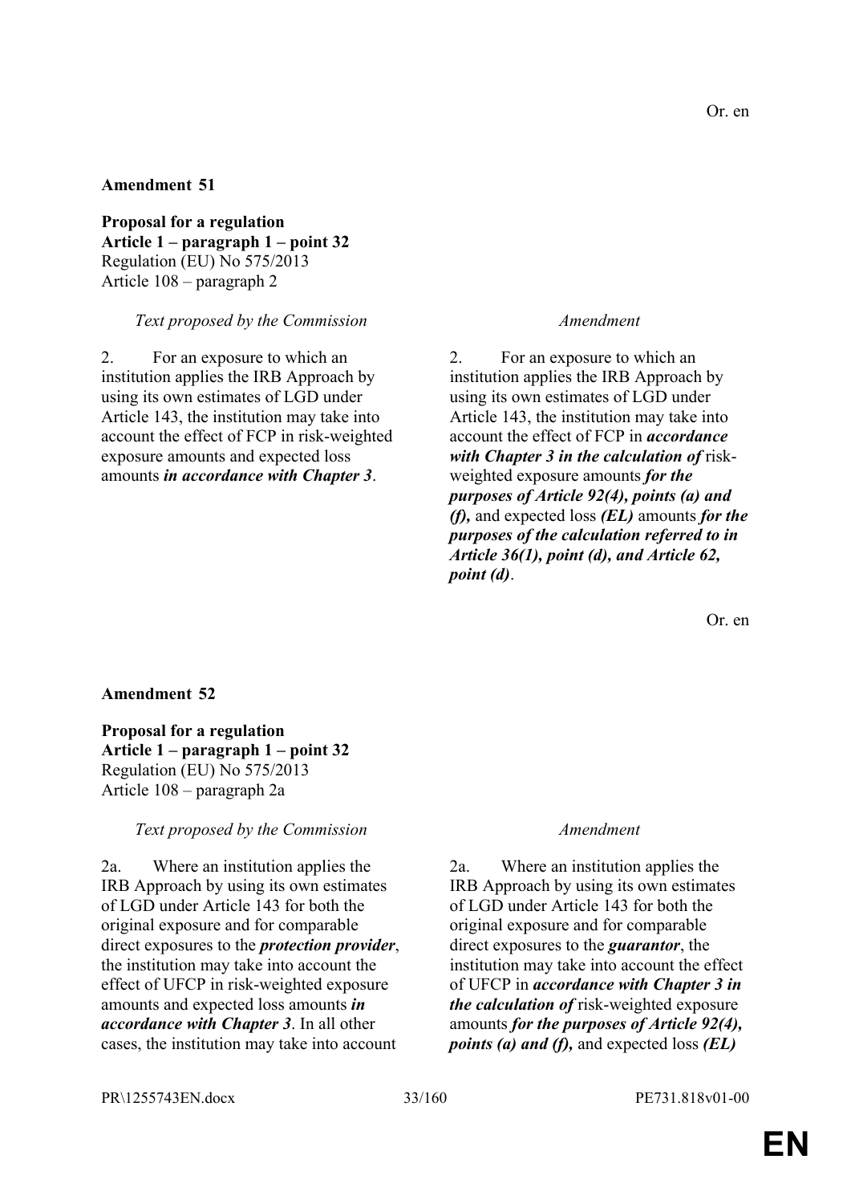Or. en

**Amendment 51**

**Proposal for a regulation**
**Article 1 – paragraph 1 – point 32**
Regulation (EU) No 575/2013
Article 108 – paragraph 2

| *Text proposed by the Commission* | *Amendment* |
|---|---|
| 2. For an exposure to which an institution applies the IRB Approach by using its own estimates of LGD under Article 143, the institution may take into account the effect of FCP in risk-weighted exposure amounts and expected loss amounts ***in accordance with Chapter 3***. | 2. For an exposure to which an institution applies the IRB Approach by using its own estimates of LGD under Article 143, the institution may take into account the effect of FCP in ***accordance with Chapter 3 in the calculation of*** risk-weighted exposure amounts ***for the purposes of Article 92(4), points (a) and (f),*** and expected loss ***(EL)*** amounts ***for the purposes of the calculation referred to in Article 36(1), point (d), and Article 62, point (d)***. |

Or. en

**Amendment 52**

**Proposal for a regulation**
**Article 1 – paragraph 1 – point 32**
Regulation (EU) No 575/2013
Article 108 – paragraph 2a

| *Text proposed by the Commission* | *Amendment* |
|---|---|
| 2a. Where an institution applies the IRB Approach by using its own estimates of LGD under Article 143 for both the original exposure and for comparable direct exposures to the ***protection provider***, the institution may take into account the effect of UFCP in risk-weighted exposure amounts and expected loss amounts ***in accordance with Chapter 3***. In all other cases, the institution may take into account | 2a. Where an institution applies the IRB Approach by using its own estimates of LGD under Article 143 for both the original exposure and for comparable direct exposures to the ***guarantor***, the institution may take into account the effect of UFCP in ***accordance with Chapter 3 in the calculation of*** risk-weighted exposure amounts ***for the purposes of Article 92(4), points (a) and (f),*** and expected loss ***(EL)*** |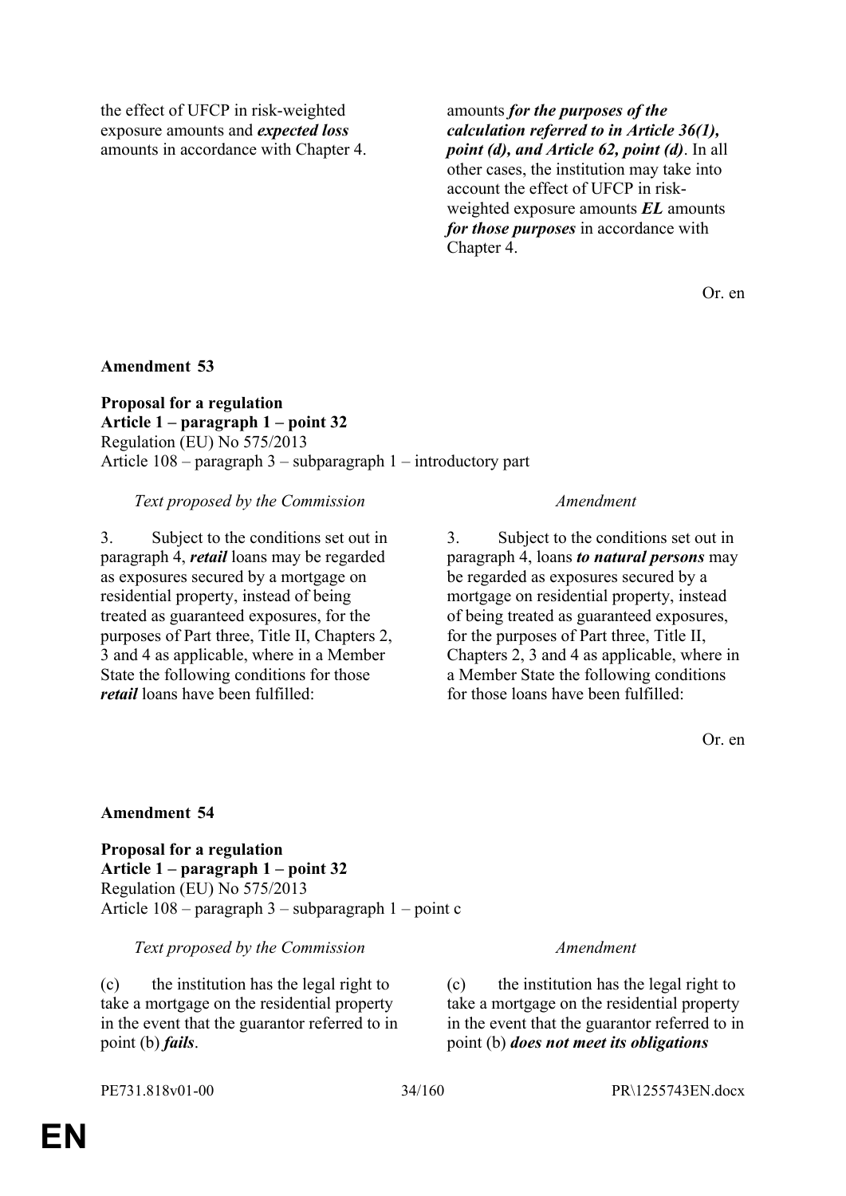| | |
|---|---|
| the effect of UFCP in risk-weighted exposure amounts and ***expected loss*** amounts in accordance with Chapter 4. | amounts ***for the purposes of the calculation referred to in Article 36(1), point (d), and Article 62, point (d)***. In all other cases, the institution may take into account the effect of UFCP in risk-weighted exposure amounts ***EL*** amounts ***for those purposes*** in accordance with Chapter 4. |

Or. en

**Amendment 53**

**Proposal for a regulation**
**Article 1 – paragraph 1 – point 32**
Regulation (EU) No 575/2013
Article 108 – paragraph 3 – subparagraph 1 – introductory part

| *Text proposed by the Commission* | *Amendment* |
|---|---|
| 3. Subject to the conditions set out in paragraph 4, ***retail*** loans may be regarded as exposures secured by a mortgage on residential property, instead of being treated as guaranteed exposures, for the purposes of Part three, Title II, Chapters 2, 3 and 4 as applicable, where in a Member State the following conditions for those ***retail*** loans have been fulfilled: | 3. Subject to the conditions set out in paragraph 4, loans ***to natural persons*** may be regarded as exposures secured by a mortgage on residential property, instead of being treated as guaranteed exposures, for the purposes of Part three, Title II, Chapters 2, 3 and 4 as applicable, where in a Member State the following conditions for those loans have been fulfilled: |

Or. en

**Amendment 54**

**Proposal for a regulation**
**Article 1 – paragraph 1 – point 32**
Regulation (EU) No 575/2013
Article 108 – paragraph 3 – subparagraph 1 – point c

| *Text proposed by the Commission* | *Amendment* |
|---|---|
| (c) the institution has the legal right to take a mortgage on the residential property in the event that the guarantor referred to in point (b) ***fails***. | (c) the institution has the legal right to take a mortgage on the residential property in the event that the guarantor referred to in point (b) ***does not meet its obligations*** |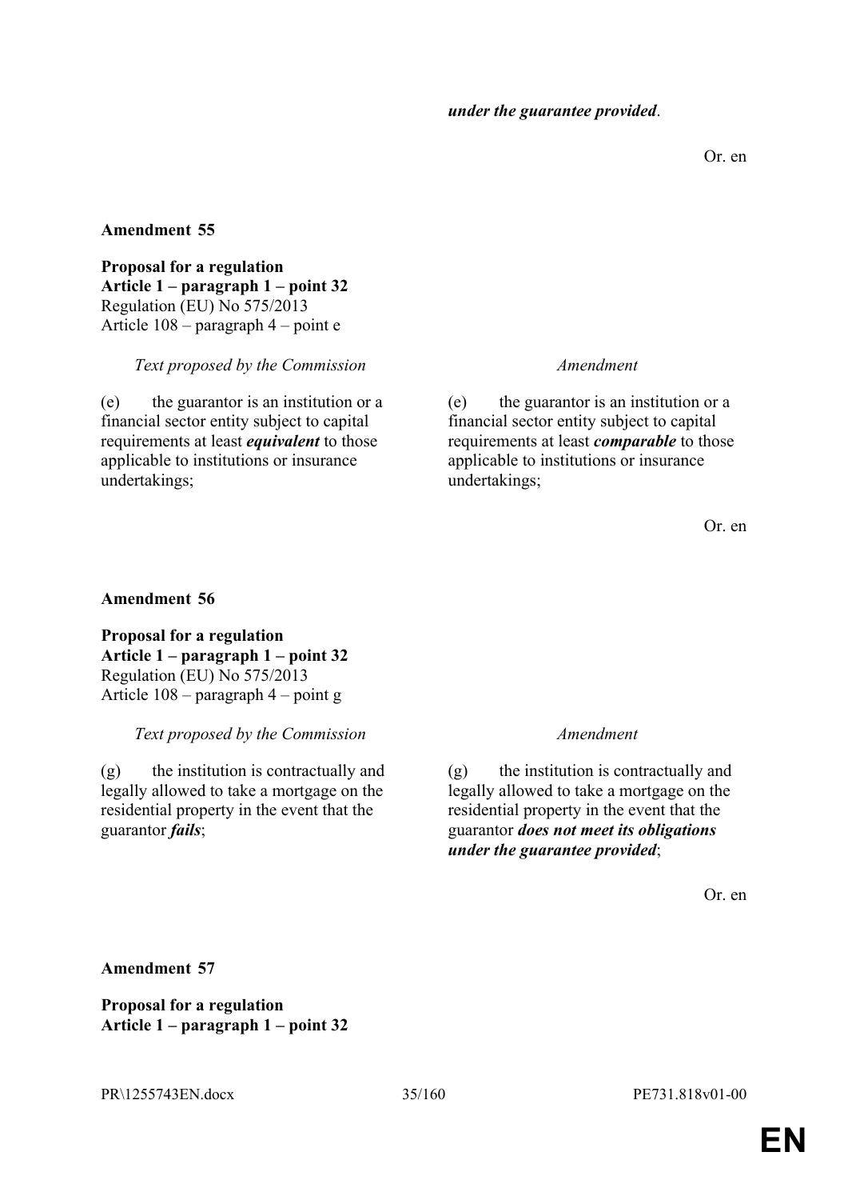*under the guarantee provided*.

Or. en

**Amendment 55**

**Proposal for a regulation**
**Article 1 – paragraph 1 – point 32**
Regulation (EU) No 575/2013
Article 108 – paragraph 4 – point e

| *Text proposed by the Commission* | *Amendment* |
|---|---|
| (e) the guarantor is an institution or a financial sector entity subject to capital requirements at least ***equivalent*** to those applicable to institutions or insurance undertakings; | (e) the guarantor is an institution or a financial sector entity subject to capital requirements at least ***comparable*** to those applicable to institutions or insurance undertakings; |

Or. en

**Amendment 56**

**Proposal for a regulation**
**Article 1 – paragraph 1 – point 32**
Regulation (EU) No 575/2013
Article 108 – paragraph 4 – point g

| *Text proposed by the Commission* | *Amendment* |
|---|---|
| (g) the institution is contractually and legally allowed to take a mortgage on the residential property in the event that the guarantor ***fails***; | (g) the institution is contractually and legally allowed to take a mortgage on the residential property in the event that the guarantor ***does not meet its obligations under the guarantee provided***; |

Or. en

**Amendment 57**

**Proposal for a regulation**
**Article 1 – paragraph 1 – point 32**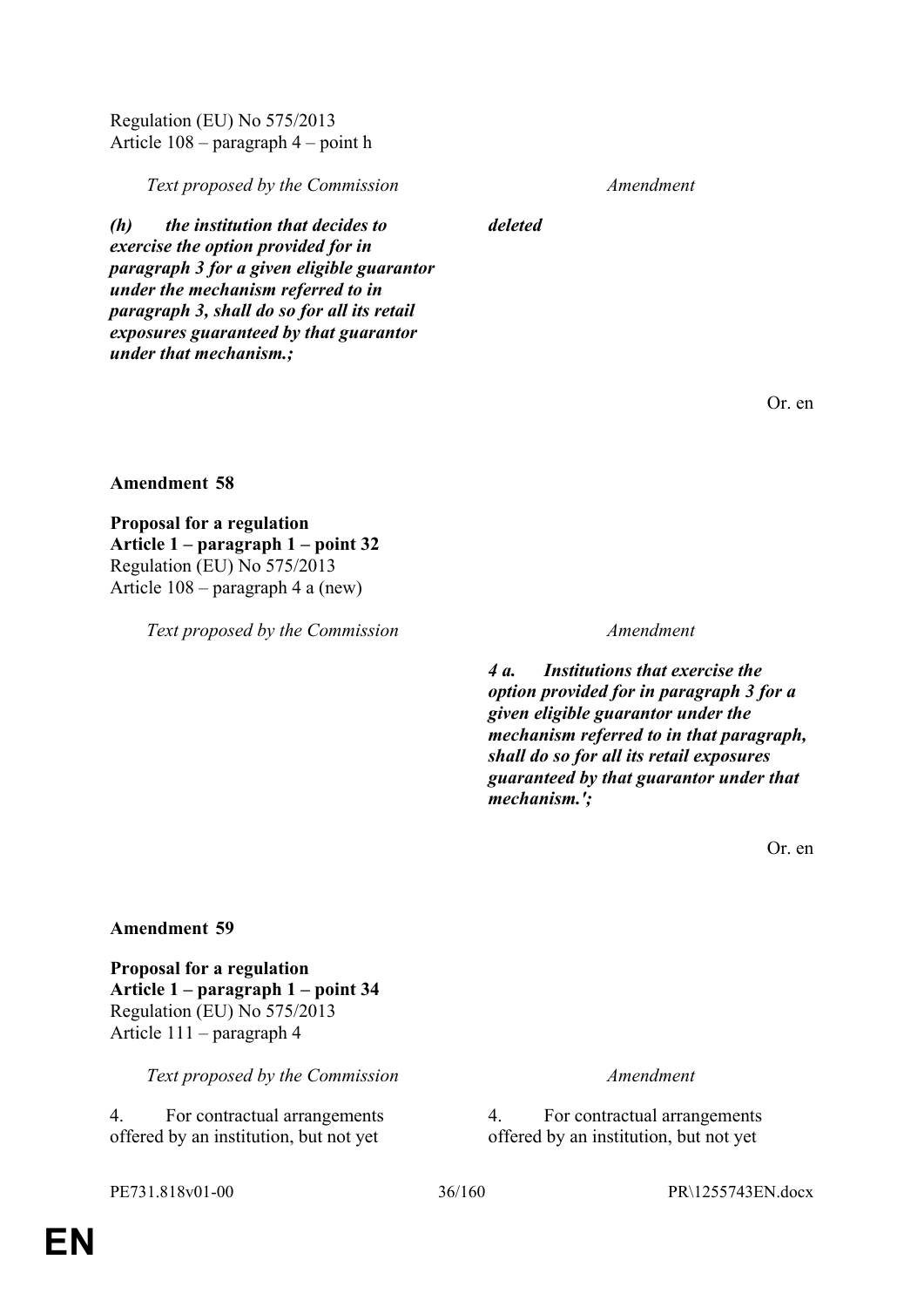Regulation (EU) No 575/2013
Article 108 – paragraph 4 – point h

| *Text proposed by the Commission* | *Amendment* |
|---|---|
| ***(h) the institution that decides to exercise the option provided for in paragraph 3 for a given eligible guarantor under the mechanism referred to in paragraph 3, shall do so for all its retail exposures guaranteed by that guarantor under that mechanism.;*** | ***deleted*** |

Or. en

**Amendment 58**

**Proposal for a regulation**
**Article 1 – paragraph 1 – point 32**
Regulation (EU) No 575/2013
Article 108 – paragraph 4 a (new)

| *Text proposed by the Commission* | *Amendment* |
|---|---|
| | ***4 a. Institutions that exercise the option provided for in paragraph 3 for a given eligible guarantor under the mechanism referred to in that paragraph, shall do so for all its retail exposures guaranteed by that guarantor under that mechanism.';*** |

Or. en

**Amendment 59**

**Proposal for a regulation**
**Article 1 – paragraph 1 – point 34**
Regulation (EU) No 575/2013
Article 111 – paragraph 4

| *Text proposed by the Commission* | *Amendment* |
|---|---|
| 4. For contractual arrangements offered by an institution, but not yet | 4. For contractual arrangements offered by an institution, but not yet |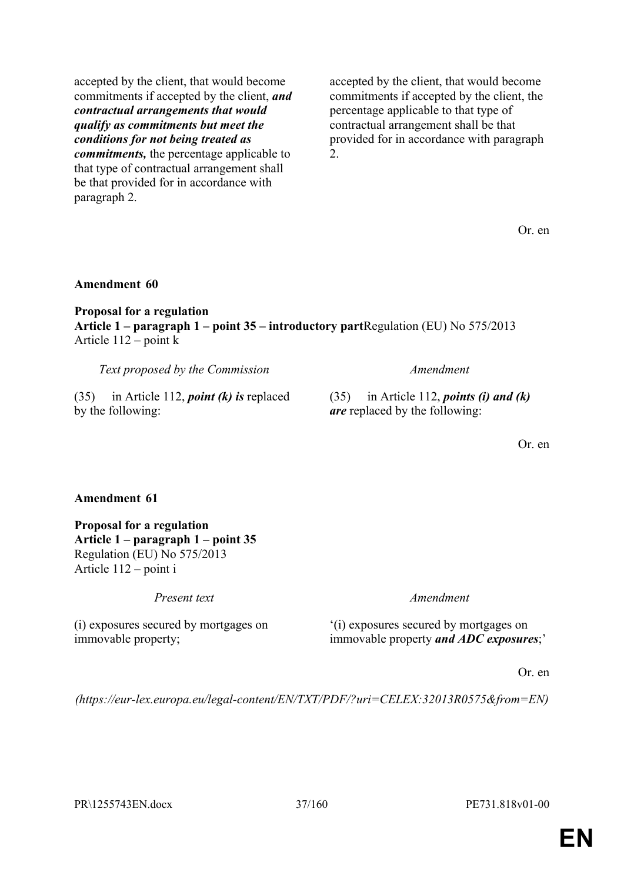| | |
|---|---|
| accepted by the client, that would become commitments if accepted by the client, ***and contractual arrangements that would qualify as commitments but meet the conditions for not being treated as commitments,*** the percentage applicable to that type of contractual arrangement shall be that provided for in accordance with paragraph 2. | accepted by the client, that would become commitments if accepted by the client, the percentage applicable to that type of contractual arrangement shall be that provided for in accordance with paragraph 2. |

Or. en

**Amendment 60**

**Proposal for a regulation**
**Article 1 – paragraph 1 – point 35 – introductory part**Regulation (EU) No 575/2013
Article 112 – point k

| *Text proposed by the Commission* | *Amendment* |
|---|---|
| (35) in Article 112, ***point (k) is*** replaced by the following: | (35) in Article 112, ***points (i) and (k) are*** replaced by the following: |

Or. en

**Amendment 61**

**Proposal for a regulation**
**Article 1 – paragraph 1 – point 35**
Regulation (EU) No 575/2013
Article 112 – point i

| *Present text* | *Amendment* |
|---|---|
| (i) exposures secured by mortgages on immovable property; | '(i) exposures secured by mortgages on immovable property ***and ADC exposures***;' |

Or. en

*(https://eur-lex.europa.eu/legal-content/EN/TXT/PDF/?uri=CELEX:32013R0575&from=EN)*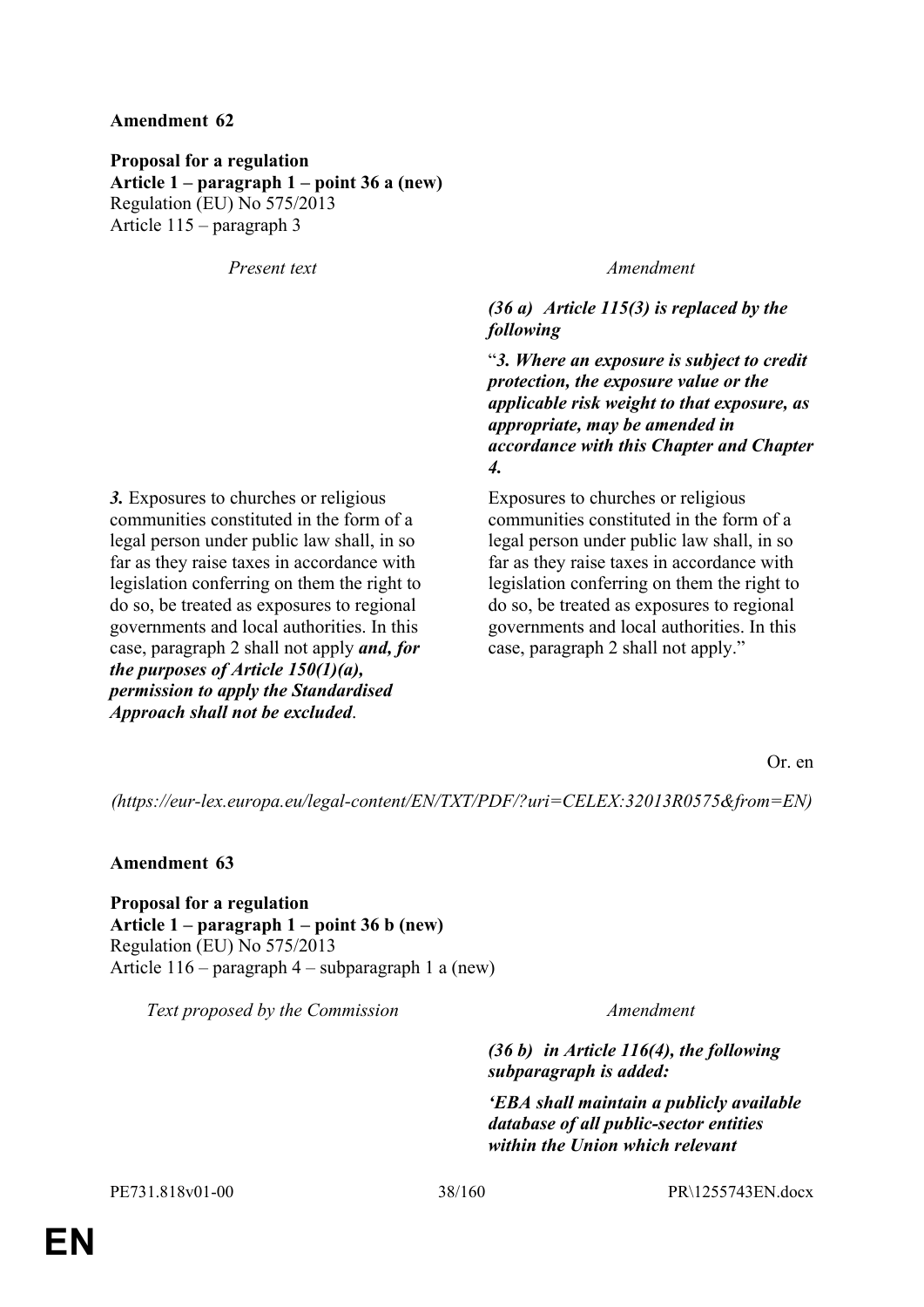**Amendment 62**

**Proposal for a regulation**
**Article 1 – paragraph 1 – point 36 a (new)**
Regulation (EU) No 575/2013
Article 115 – paragraph 3

| *Present text* | *Amendment* |
|---|---|
| | ***(36 a) Article 115(3) is replaced by the following*** |
| | "***3. Where an exposure is subject to credit protection, the exposure value or the applicable risk weight to that exposure, as appropriate, may be amended in accordance with this Chapter and Chapter 4.*** |
| ***3.*** Exposures to churches or religious communities constituted in the form of a legal person under public law shall, in so far as they raise taxes in accordance with legislation conferring on them the right to do so, be treated as exposures to regional governments and local authorities. In this case, paragraph 2 shall not apply ***and, for the purposes of Article 150(1)(a), permission to apply the Standardised Approach shall not be excluded***. | Exposures to churches or religious communities constituted in the form of a legal person under public law shall, in so far as they raise taxes in accordance with legislation conferring on them the right to do so, be treated as exposures to regional governments and local authorities. In this case, paragraph 2 shall not apply." |

Or. en

*(https://eur-lex.europa.eu/legal-content/EN/TXT/PDF/?uri=CELEX:32013R0575&from=EN)*

**Amendment 63**

**Proposal for a regulation**
**Article 1 – paragraph 1 – point 36 b (new)**
Regulation (EU) No 575/2013
Article 116 – paragraph 4 – subparagraph 1 a (new)

| *Text proposed by the Commission* | *Amendment* |
|---|---|
| | ***(36 b) in Article 116(4), the following subparagraph is added:*** |
| | ***'EBA shall maintain a publicly available database of all public-sector entities within the Union which relevant*** |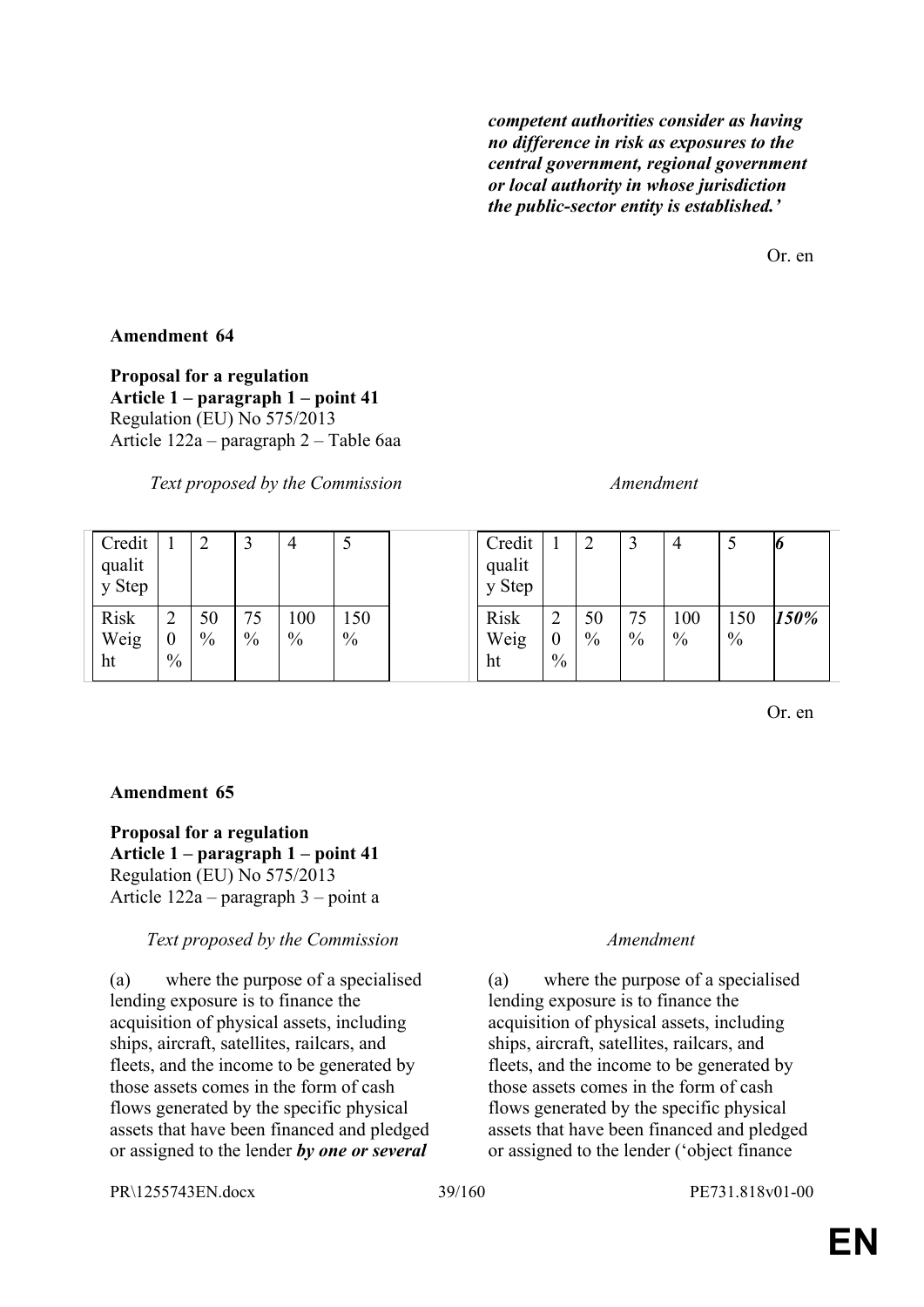***competent authorities consider as having no difference in risk as exposures to the central government, regional government or local authority in whose jurisdiction the public-sector entity is established.'***

Or. en

**Amendment 64**

**Proposal for a regulation**
**Article 1 – paragraph 1 – point 41**
Regulation (EU) No 575/2013
Article 122a – paragraph 2 – Table 6aa

| *Text proposed by the Commission* | *Amendment* |
|---|---|
| <table><tr><td>Credit quality Step</td><td>1</td><td>2</td><td>3</td><td>4</td><td>5</td></tr><tr><td>Risk Weight</td><td>20 %</td><td>50 %</td><td>75 %</td><td>100 %</td><td>150 %</td></tr></table> | <table><tr><td>Credit quality Step</td><td>1</td><td>2</td><td>3</td><td>4</td><td>5</td><td><b><i>6</i></b></td></tr><tr><td>Risk Weight</td><td>20 %</td><td>50 %</td><td>75 %</td><td>100 %</td><td>150 %</td><td><b><i>150%</i></b></td></tr></table> |

Or. en

**Amendment 65**

**Proposal for a regulation**
**Article 1 – paragraph 1 – point 41**
Regulation (EU) No 575/2013
Article 122a – paragraph 3 – point a

| *Text proposed by the Commission* | *Amendment* |
|---|---|
| (a) where the purpose of a specialised lending exposure is to finance the acquisition of physical assets, including ships, aircraft, satellites, railcars, and fleets, and the income to be generated by those assets comes in the form of cash flows generated by the specific physical assets that have been financed and pledged or assigned to the lender ***by one or several*** | (a) where the purpose of a specialised lending exposure is to finance the acquisition of physical assets, including ships, aircraft, satellites, railcars, and fleets, and the income to be generated by those assets comes in the form of cash flows generated by the specific physical assets that have been financed and pledged or assigned to the lender ('object finance |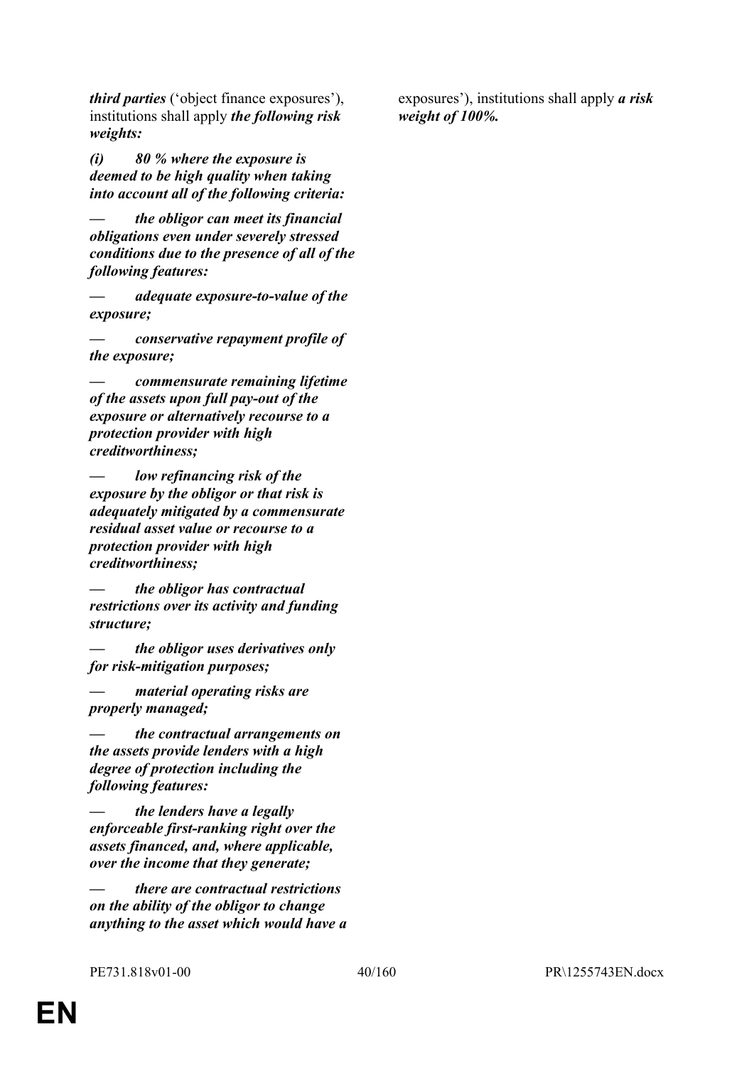***third parties*** (‘object finance exposures’), institutions shall apply ***the following risk weights:***

***(i) 80 % where the exposure is deemed to be high quality when taking into account all of the following criteria:***

***— the obligor can meet its financial obligations even under severely stressed conditions due to the presence of all of the following features:***

***— adequate exposure-to-value of the exposure;***

***— conservative repayment profile of the exposure;***

***— commensurate remaining lifetime of the assets upon full pay-out of the exposure or alternatively recourse to a protection provider with high creditworthiness;***

***— low refinancing risk of the exposure by the obligor or that risk is adequately mitigated by a commensurate residual asset value or recourse to a protection provider with high creditworthiness;***

***— the obligor has contractual restrictions over its activity and funding structure;***

***— the obligor uses derivatives only for risk-mitigation purposes;***

***— material operating risks are properly managed;***

***— the contractual arrangements on the assets provide lenders with a high degree of protection including the following features:***

***— the lenders have a legally enforceable first-ranking right over the assets financed, and, where applicable, over the income that they generate;***

***— there are contractual restrictions on the ability of the obligor to change anything to the asset which would have a***

exposures’), institutions shall apply ***a risk weight of 100%.***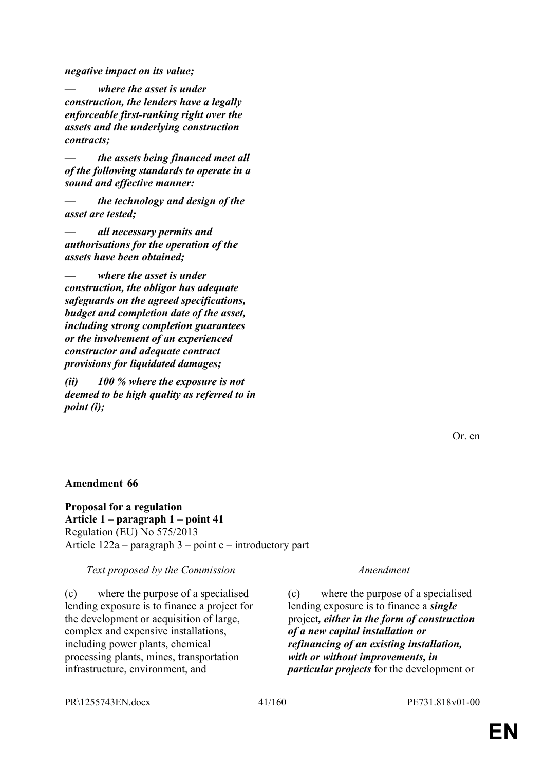***negative impact on its value;***

***— where the asset is under construction, the lenders have a legally enforceable first-ranking right over the assets and the underlying construction contracts;***

***— the assets being financed meet all of the following standards to operate in a sound and effective manner:***

***— the technology and design of the asset are tested;***

***— all necessary permits and authorisations for the operation of the assets have been obtained;***

***— where the asset is under construction, the obligor has adequate safeguards on the agreed specifications, budget and completion date of the asset, including strong completion guarantees or the involvement of an experienced constructor and adequate contract provisions for liquidated damages;***

***(ii) 100 % where the exposure is not deemed to be high quality as referred to in point (i);***

Or. en

**Amendment 66**

**Proposal for a regulation**
**Article 1 – paragraph 1 – point 41**
Regulation (EU) No 575/2013
Article 122a – paragraph 3 – point c – introductory part

| *Text proposed by the Commission* | *Amendment* |
| --- | --- |
| (c) where the purpose of a specialised lending exposure is to finance a project for the development or acquisition of large, complex and expensive installations, including power plants, chemical processing plants, mines, transportation infrastructure, environment, and | (c) where the purpose of a specialised lending exposure is to finance a ***single*** project***, either in the form of construction of a new capital installation or refinancing of an existing installation, with or without improvements, in particular projects*** for the development or |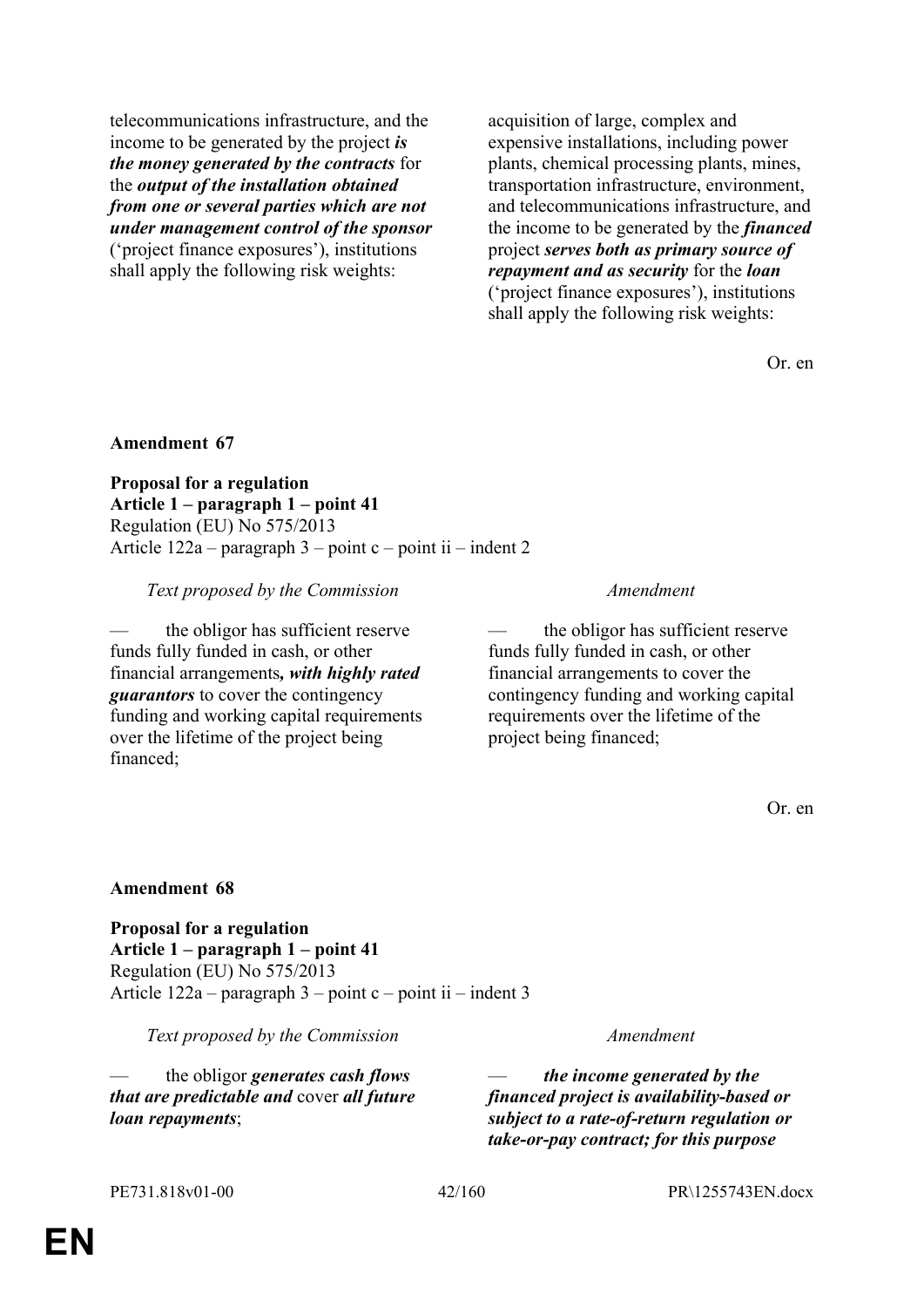| | |
|---|---|
| telecommunications infrastructure, and the income to be generated by the project ***is the money generated by the contracts*** for the ***output of the installation obtained from one or several parties which are not under management control of the sponsor*** ('project finance exposures'), institutions shall apply the following risk weights: | acquisition of large, complex and expensive installations, including power plants, chemical processing plants, mines, transportation infrastructure, environment, and telecommunications infrastructure, and the income to be generated by the ***financed*** project ***serves both as primary source of repayment and as security*** for the ***loan*** ('project finance exposures'), institutions shall apply the following risk weights: |

Or. en

**Amendment 67**

**Proposal for a regulation**
**Article 1 – paragraph 1 – point 41**
Regulation (EU) No 575/2013
Article 122a – paragraph 3 – point c – point ii – indent 2

| *Text proposed by the Commission* | *Amendment* |
|---|---|
| — the obligor has sufficient reserve funds fully funded in cash, or other financial arrangements***, with highly rated guarantors*** to cover the contingency funding and working capital requirements over the lifetime of the project being financed; | — the obligor has sufficient reserve funds fully funded in cash, or other financial arrangements to cover the contingency funding and working capital requirements over the lifetime of the project being financed; |

Or. en

**Amendment 68**

**Proposal for a regulation**
**Article 1 – paragraph 1 – point 41**
Regulation (EU) No 575/2013
Article 122a – paragraph 3 – point c – point ii – indent 3

| *Text proposed by the Commission* | *Amendment* |
|---|---|
| — the obligor ***generates cash flows that are predictable and*** cover ***all future loan repayments***; | — ***the income generated by the financed project is availability-based or subject to a rate-of-return regulation or take-or-pay contract; for this purpose*** |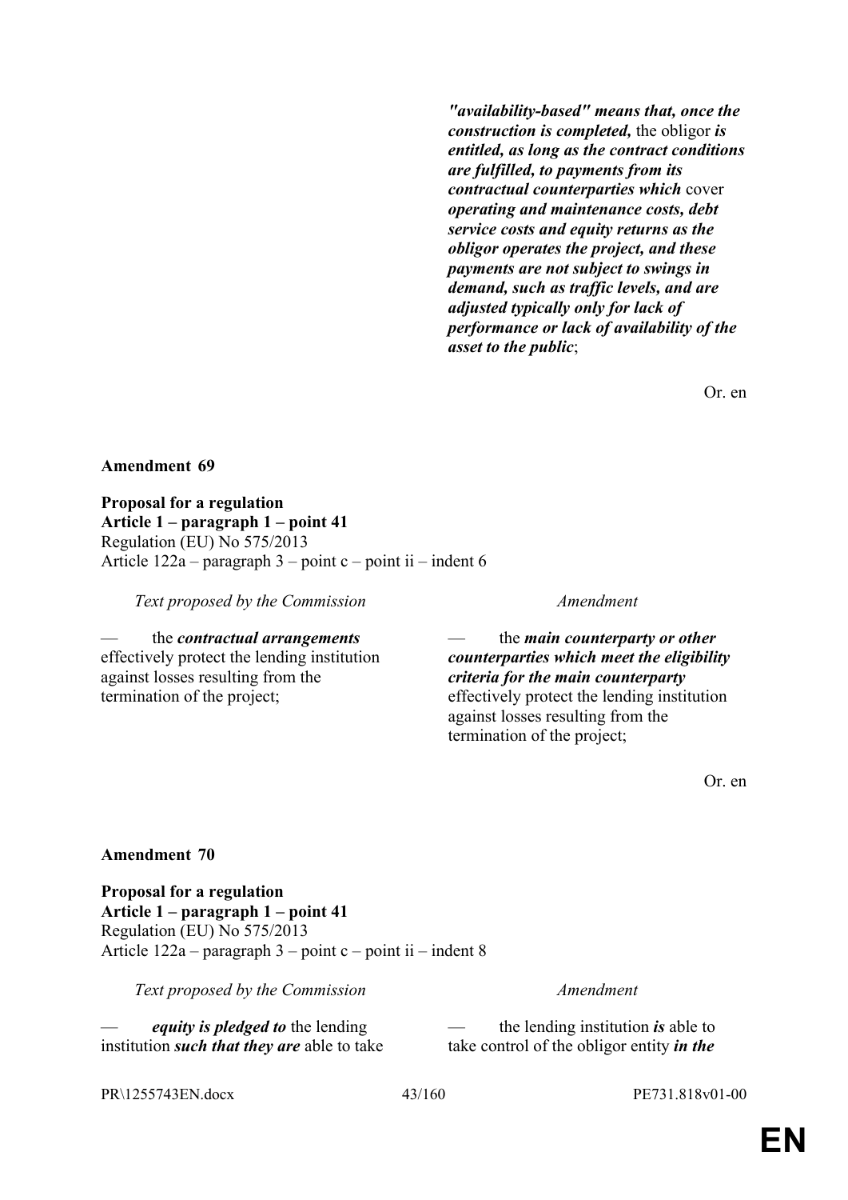| | |
|---|---|
| | ***"availability-based" means that, once the construction is completed,*** the obligor ***is entitled, as long as the contract conditions are fulfilled, to payments from its contractual counterparties which*** cover ***operating and maintenance costs, debt service costs and equity returns as the obligor operates the project, and these payments are not subject to swings in demand, such as traffic levels, and are adjusted typically only for lack of performance or lack of availability of the asset to the public***; |

Or. en

**Amendment 69**

**Proposal for a regulation**
**Article 1 – paragraph 1 – point 41**
Regulation (EU) No 575/2013
Article 122a – paragraph 3 – point c – point ii – indent 6

| *Text proposed by the Commission* | *Amendment* |
|---|---|
| — the ***contractual arrangements*** effectively protect the lending institution against losses resulting from the termination of the project; | — the ***main counterparty or other counterparties which meet the eligibility criteria for the main counterparty*** effectively protect the lending institution against losses resulting from the termination of the project; |

Or. en

**Amendment 70**

**Proposal for a regulation**
**Article 1 – paragraph 1 – point 41**
Regulation (EU) No 575/2013
Article 122a – paragraph 3 – point c – point ii – indent 8

| *Text proposed by the Commission* | *Amendment* |
|---|---|
| — ***equity is pledged to*** the lending institution ***such that they are*** able to take | — the lending institution ***is*** able to take control of the obligor entity ***in the*** |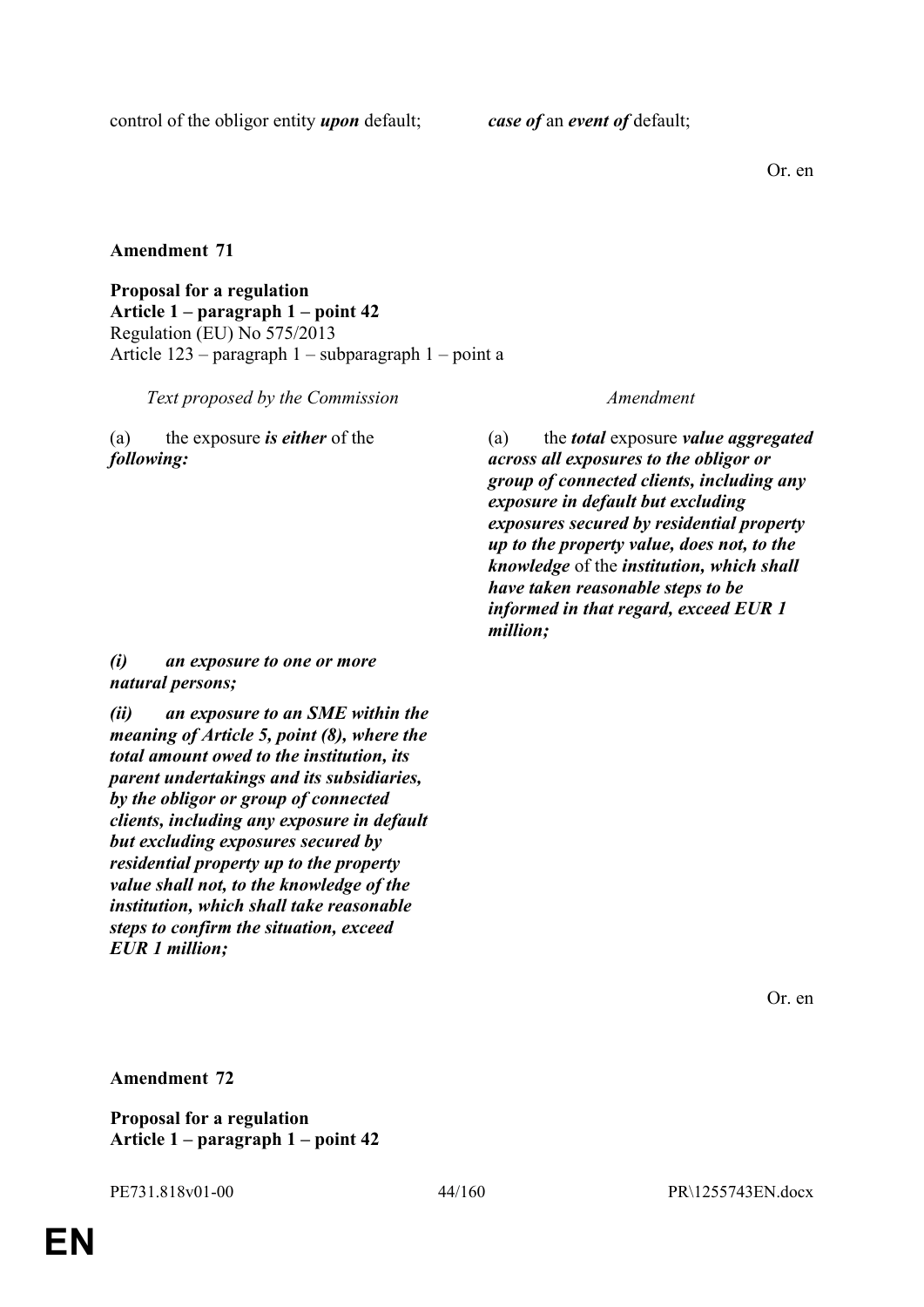| | |
|---|---|
| control of the obligor entity ***upon*** default; | ***case of*** an ***event of*** default; |

Or. en

**Amendment 71**

**Proposal for a regulation**
**Article 1 – paragraph 1 – point 42**
Regulation (EU) No 575/2013
Article 123 – paragraph 1 – subparagraph 1 – point a

| *Text proposed by the Commission* | *Amendment* |
|---|---|
| (a) the exposure ***is either*** of the ***following:*** | (a) the ***total*** exposure ***value aggregated across all exposures to the obligor or group of connected clients, including any exposure in default but excluding exposures secured by residential property up to the property value, does not, to the knowledge*** of the ***institution, which shall have taken reasonable steps to be informed in that regard, exceed EUR 1 million;*** |
| ***(i) an exposure to one or more natural persons;*** | |
| ***(ii) an exposure to an SME within the meaning of Article 5, point (8), where the total amount owed to the institution, its parent undertakings and its subsidiaries, by the obligor or group of connected clients, including any exposure in default but excluding exposures secured by residential property up to the property value shall not, to the knowledge of the institution, which shall take reasonable steps to confirm the situation, exceed EUR 1 million;*** | |

Or. en

**Amendment 72**

**Proposal for a regulation**
**Article 1 – paragraph 1 – point 42**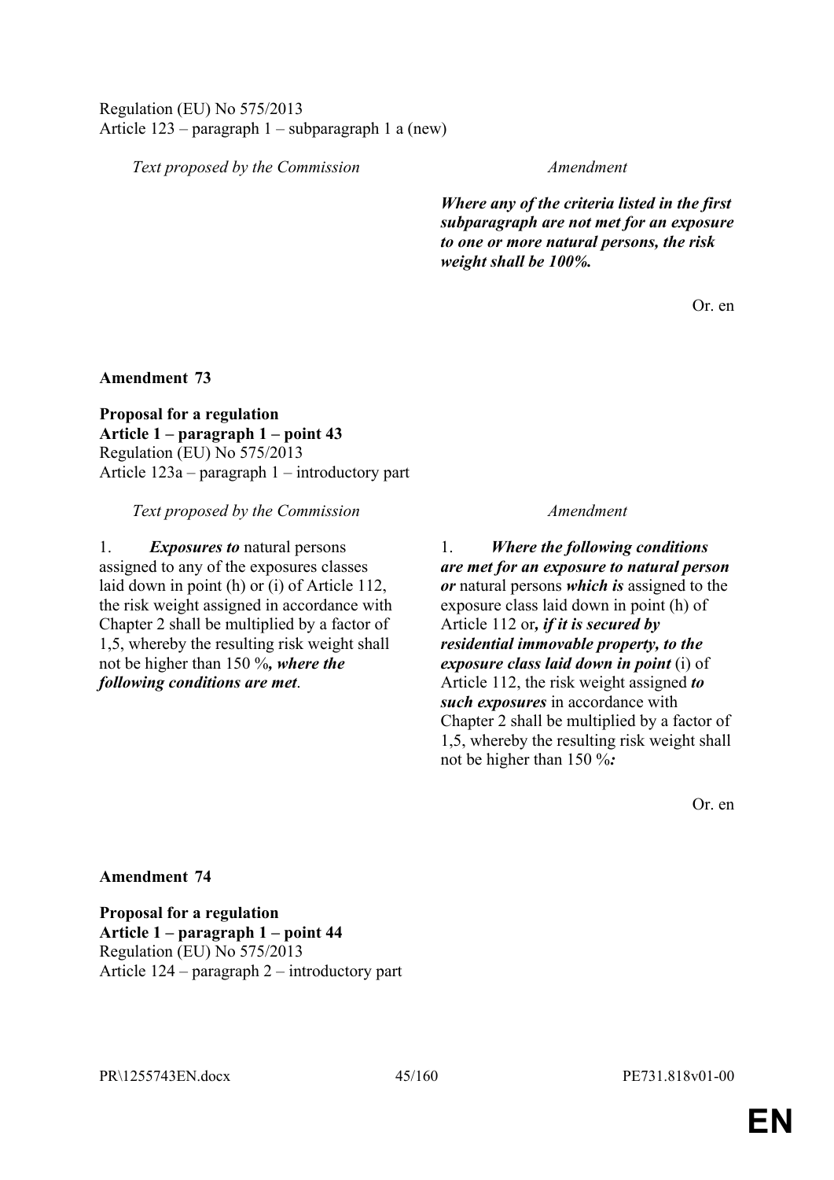Regulation (EU) No 575/2013
Article 123 – paragraph 1 – subparagraph 1 a (new)

| *Text proposed by the Commission* | *Amendment* |
|---|---|
| | ***Where any of the criteria listed in the first subparagraph are not met for an exposure to one or more natural persons, the risk weight shall be 100%.*** |

Or. en

**Amendment 73**

**Proposal for a regulation**
**Article 1 – paragraph 1 – point 43**
Regulation (EU) No 575/2013
Article 123a – paragraph 1 – introductory part

| *Text proposed by the Commission* | *Amendment* |
|---|---|
| 1. ***Exposures to*** natural persons assigned to any of the exposures classes laid down in point (h) or (i) of Article 112, the risk weight assigned in accordance with Chapter 2 shall be multiplied by a factor of 1,5, whereby the resulting risk weight shall not be higher than 150 %***, where the following conditions are met***. | 1. ***Where the following conditions are met for an exposure to natural person or*** natural persons ***which is*** assigned to the exposure class laid down in point (h) of Article 112 or***, if it is secured by residential immovable property, to the exposure class laid down in point*** (i) of Article 112, the risk weight assigned ***to such exposures*** in accordance with Chapter 2 shall be multiplied by a factor of 1,5, whereby the resulting risk weight shall not be higher than 150 %***:*** |

Or. en

**Amendment 74**

**Proposal for a regulation**
**Article 1 – paragraph 1 – point 44**
Regulation (EU) No 575/2013
Article 124 – paragraph 2 – introductory part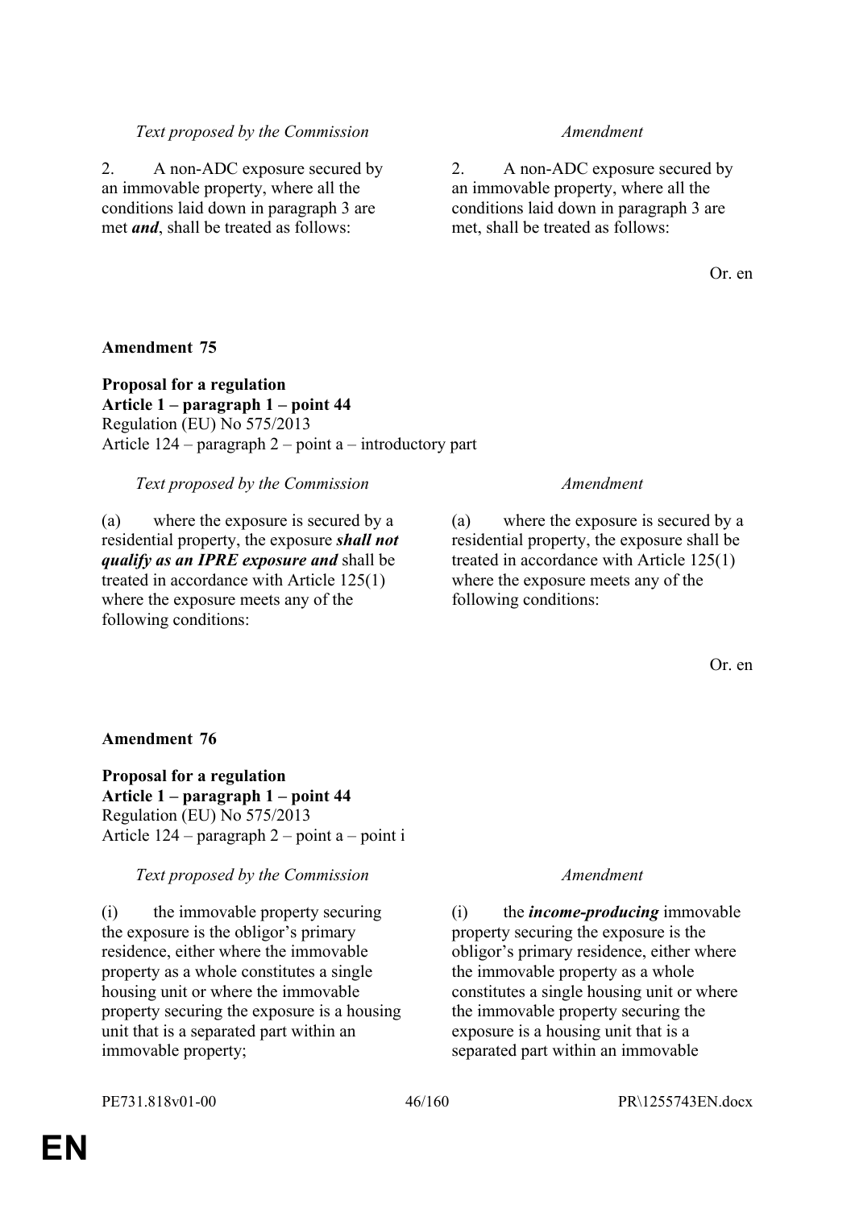| *Text proposed by the Commission* | *Amendment* |
|---|---|
| 2. A non-ADC exposure secured by an immovable property, where all the conditions laid down in paragraph 3 are met ***and***, shall be treated as follows: | 2. A non-ADC exposure secured by an immovable property, where all the conditions laid down in paragraph 3 are met, shall be treated as follows: |

Or. en

**Amendment 75**

**Proposal for a regulation**
**Article 1 – paragraph 1 – point 44**
Regulation (EU) No 575/2013
Article 124 – paragraph 2 – point a – introductory part

| *Text proposed by the Commission* | *Amendment* |
|---|---|
| (a) where the exposure is secured by a residential property, the exposure ***shall not qualify as an IPRE exposure and*** shall be treated in accordance with Article 125(1) where the exposure meets any of the following conditions: | (a) where the exposure is secured by a residential property, the exposure shall be treated in accordance with Article 125(1) where the exposure meets any of the following conditions: |

Or. en

**Amendment 76**

**Proposal for a regulation**
**Article 1 – paragraph 1 – point 44**
Regulation (EU) No 575/2013
Article 124 – paragraph 2 – point a – point i

| *Text proposed by the Commission* | *Amendment* |
|---|---|
| (i) the immovable property securing the exposure is the obligor's primary residence, either where the immovable property as a whole constitutes a single housing unit or where the immovable property securing the exposure is a housing unit that is a separated part within an immovable property; | (i) the ***income-producing*** immovable property securing the exposure is the obligor's primary residence, either where the immovable property as a whole constitutes a single housing unit or where the immovable property securing the exposure is a housing unit that is a separated part within an immovable |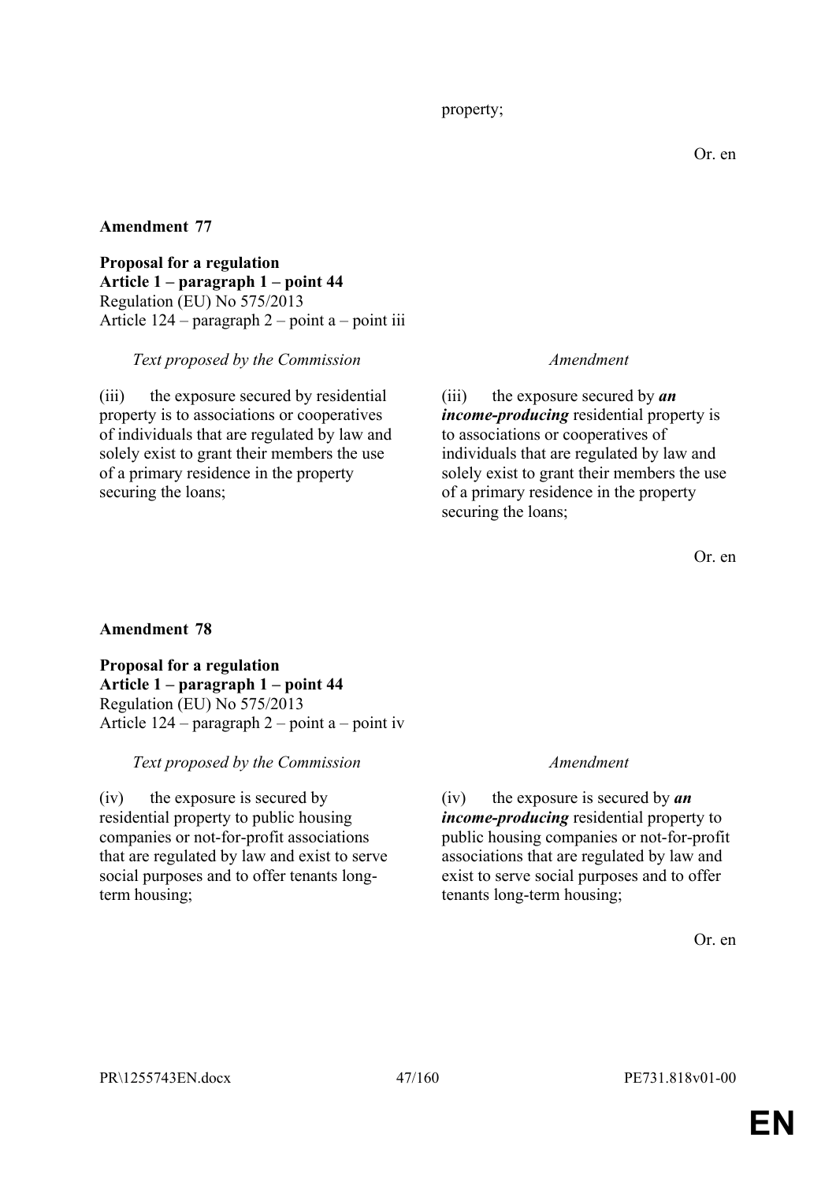property;

Or. en

**Amendment 77**

**Proposal for a regulation**
**Article 1 – paragraph 1 – point 44**
Regulation (EU) No 575/2013
Article 124 – paragraph 2 – point a – point iii

| *Text proposed by the Commission* | *Amendment* |
|---|---|
| (iii) the exposure secured by residential property is to associations or cooperatives of individuals that are regulated by law and solely exist to grant their members the use of a primary residence in the property securing the loans; | (iii) the exposure secured by ***an income-producing*** residential property is to associations or cooperatives of individuals that are regulated by law and solely exist to grant their members the use of a primary residence in the property securing the loans; |

Or. en

**Amendment 78**

**Proposal for a regulation**
**Article 1 – paragraph 1 – point 44**
Regulation (EU) No 575/2013
Article 124 – paragraph 2 – point a – point iv

| *Text proposed by the Commission* | *Amendment* |
|---|---|
| (iv) the exposure is secured by residential property to public housing companies or not-for-profit associations that are regulated by law and exist to serve social purposes and to offer tenants long-term housing; | (iv) the exposure is secured by ***an income-producing*** residential property to public housing companies or not-for-profit associations that are regulated by law and exist to serve social purposes and to offer tenants long-term housing; |

Or. en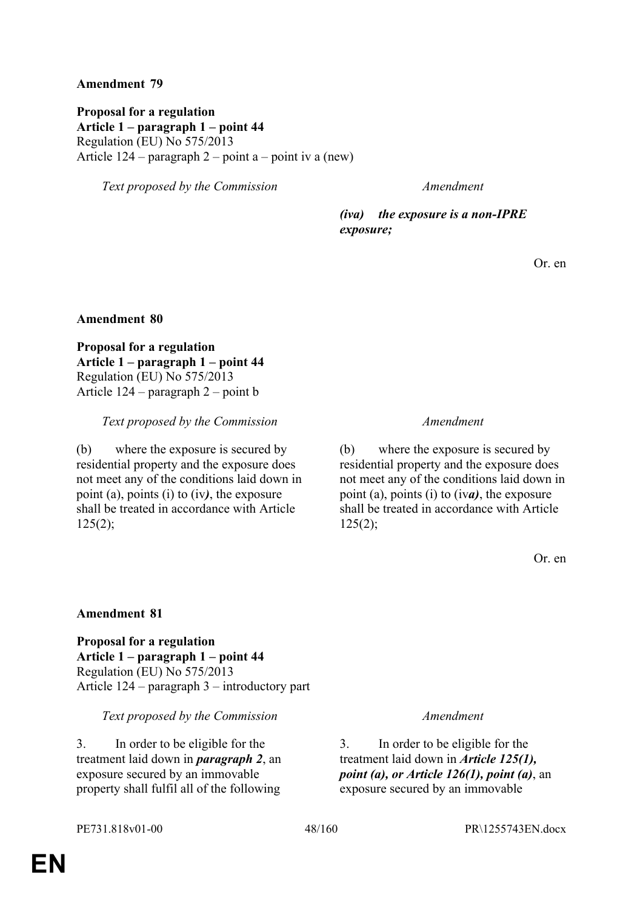**Amendment 79**

**Proposal for a regulation**
**Article 1 – paragraph 1 – point 44**
Regulation (EU) No 575/2013
Article 124 – paragraph 2 – point a – point iv a (new)

| *Text proposed by the Commission* | *Amendment* |
|---|---|
| | ***(iva) the exposure is a non-IPRE exposure;*** |

Or. en

**Amendment 80**

**Proposal for a regulation**
**Article 1 – paragraph 1 – point 44**
Regulation (EU) No 575/2013
Article 124 – paragraph 2 – point b

| *Text proposed by the Commission* | *Amendment* |
|---|---|
| (b) where the exposure is secured by residential property and the exposure does not meet any of the conditions laid down in point (a), points (i) to (iv***)***, the exposure shall be treated in accordance with Article 125(2); | (b) where the exposure is secured by residential property and the exposure does not meet any of the conditions laid down in point (a), points (i) to (iv***a)***, the exposure shall be treated in accordance with Article 125(2); |

Or. en

**Amendment 81**

**Proposal for a regulation**
**Article 1 – paragraph 1 – point 44**
Regulation (EU) No 575/2013
Article 124 – paragraph 3 – introductory part

| *Text proposed by the Commission* | *Amendment* |
|---|---|
| 3. In order to be eligible for the treatment laid down in ***paragraph 2***, an exposure secured by an immovable property shall fulfil all of the following | 3. In order to be eligible for the treatment laid down in ***Article 125(1), point (a), or Article 126(1), point (a)***, an exposure secured by an immovable |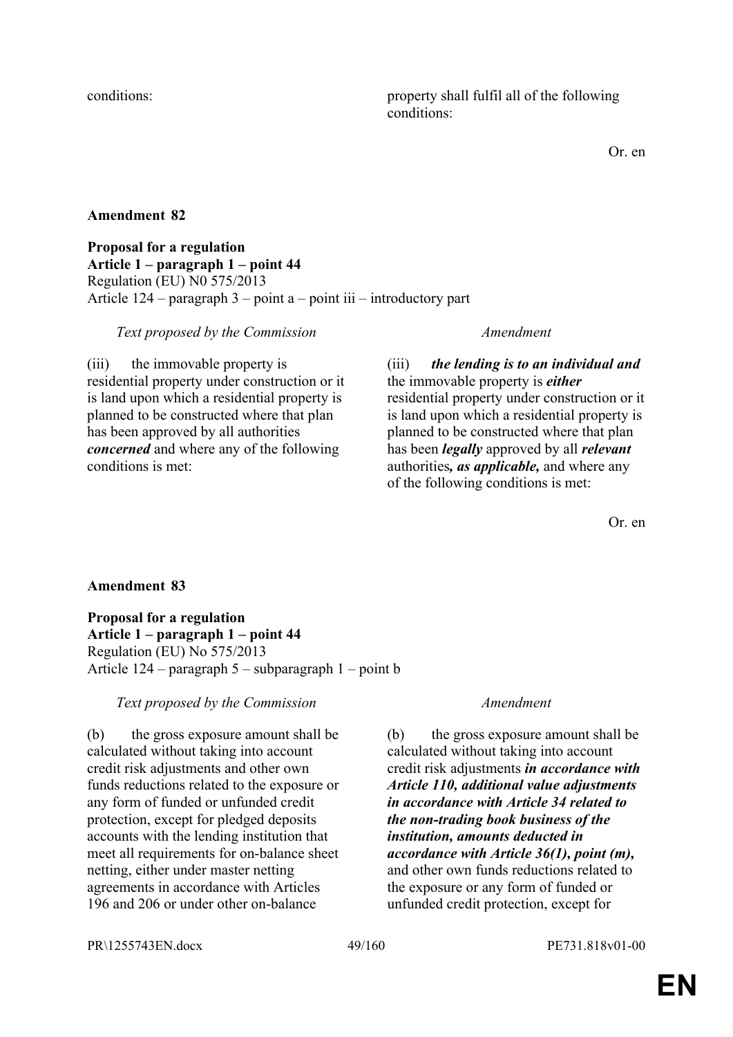| | |
|---|---|
| conditions: | property shall fulfil all of the following conditions: |

Or. en

**Amendment 82**

**Proposal for a regulation**
**Article 1 – paragraph 1 – point 44**
Regulation (EU) N0 575/2013
Article 124 – paragraph 3 – point a – point iii – introductory part

| *Text proposed by the Commission* | *Amendment* |
|---|---|
| (iii) the immovable property is residential property under construction or it is land upon which a residential property is planned to be constructed where that plan has been approved by all authorities ***concerned*** and where any of the following conditions is met: | (iii) ***the lending is to an individual and*** the immovable property is ***either*** residential property under construction or it is land upon which a residential property is planned to be constructed where that plan has been ***legally*** approved by all ***relevant*** authorities***, as applicable,*** and where any of the following conditions is met: |

Or. en

**Amendment 83**

**Proposal for a regulation**
**Article 1 – paragraph 1 – point 44**
Regulation (EU) No 575/2013
Article 124 – paragraph 5 – subparagraph 1 – point b

| *Text proposed by the Commission* | *Amendment* |
|---|---|
| (b) the gross exposure amount shall be calculated without taking into account credit risk adjustments and other own funds reductions related to the exposure or any form of funded or unfunded credit protection, except for pledged deposits accounts with the lending institution that meet all requirements for on-balance sheet netting, either under master netting agreements in accordance with Articles 196 and 206 or under other on-balance | (b) the gross exposure amount shall be calculated without taking into account credit risk adjustments ***in accordance with Article 110, additional value adjustments in accordance with Article 34 related to the non-trading book business of the institution, amounts deducted in accordance with Article 36(1), point (m),*** and other own funds reductions related to the exposure or any form of funded or unfunded credit protection, except for |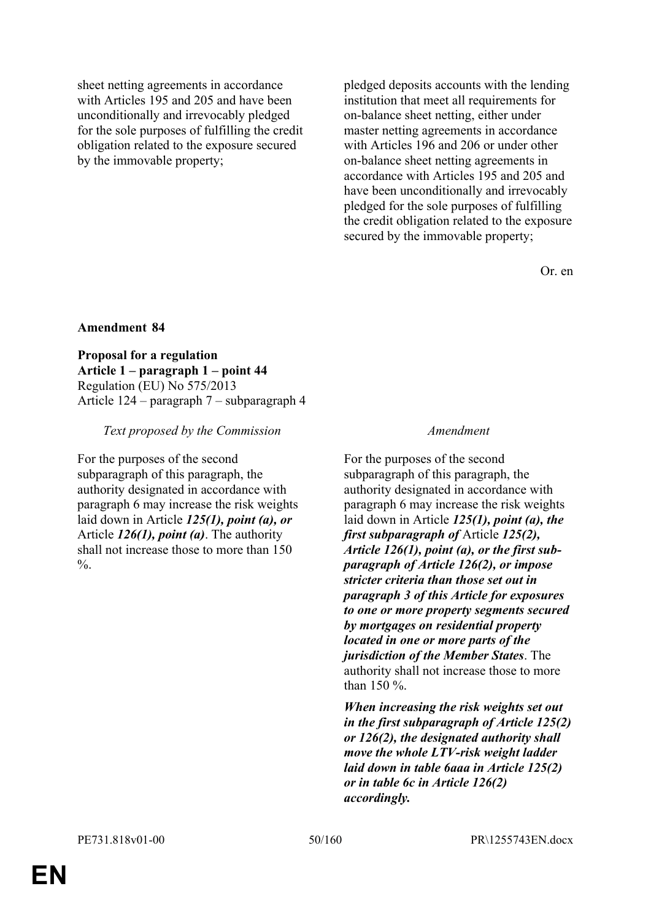| | |
|---|---|
| sheet netting agreements in accordance with Articles 195 and 205 and have been unconditionally and irrevocably pledged for the sole purposes of fulfilling the credit obligation related to the exposure secured by the immovable property; | pledged deposits accounts with the lending institution that meet all requirements for on-balance sheet netting, either under master netting agreements in accordance with Articles 196 and 206 or under other on-balance sheet netting agreements in accordance with Articles 195 and 205 and have been unconditionally and irrevocably pledged for the sole purposes of fulfilling the credit obligation related to the exposure secured by the immovable property; |

Or. en

**Amendment 84**

**Proposal for a regulation**
**Article 1 – paragraph 1 – point 44**
Regulation (EU) No 575/2013
Article 124 – paragraph 7 – subparagraph 4

| *Text proposed by the Commission* | *Amendment* |
|---|---|
| For the purposes of the second subparagraph of this paragraph, the authority designated in accordance with paragraph 6 may increase the risk weights laid down in Article ***125(1), point (a), or*** Article ***126(1), point (a)***. The authority shall not increase those to more than 150 %. | For the purposes of the second subparagraph of this paragraph, the authority designated in accordance with paragraph 6 may increase the risk weights laid down in Article ***125(1), point (a), the first subparagraph of*** Article ***125(2), Article 126(1), point (a), or the first sub-paragraph of Article 126(2), or impose stricter criteria than those set out in paragraph 3 of this Article for exposures to one or more property segments secured by mortgages on residential property located in one or more parts of the jurisdiction of the Member States***. The authority shall not increase those to more than 150 %. |
| | ***When increasing the risk weights set out in the first subparagraph of Article 125(2) or 126(2), the designated authority shall move the whole LTV-risk weight ladder laid down in table 6aaa in Article 125(2) or in table 6c in Article 126(2) accordingly.*** |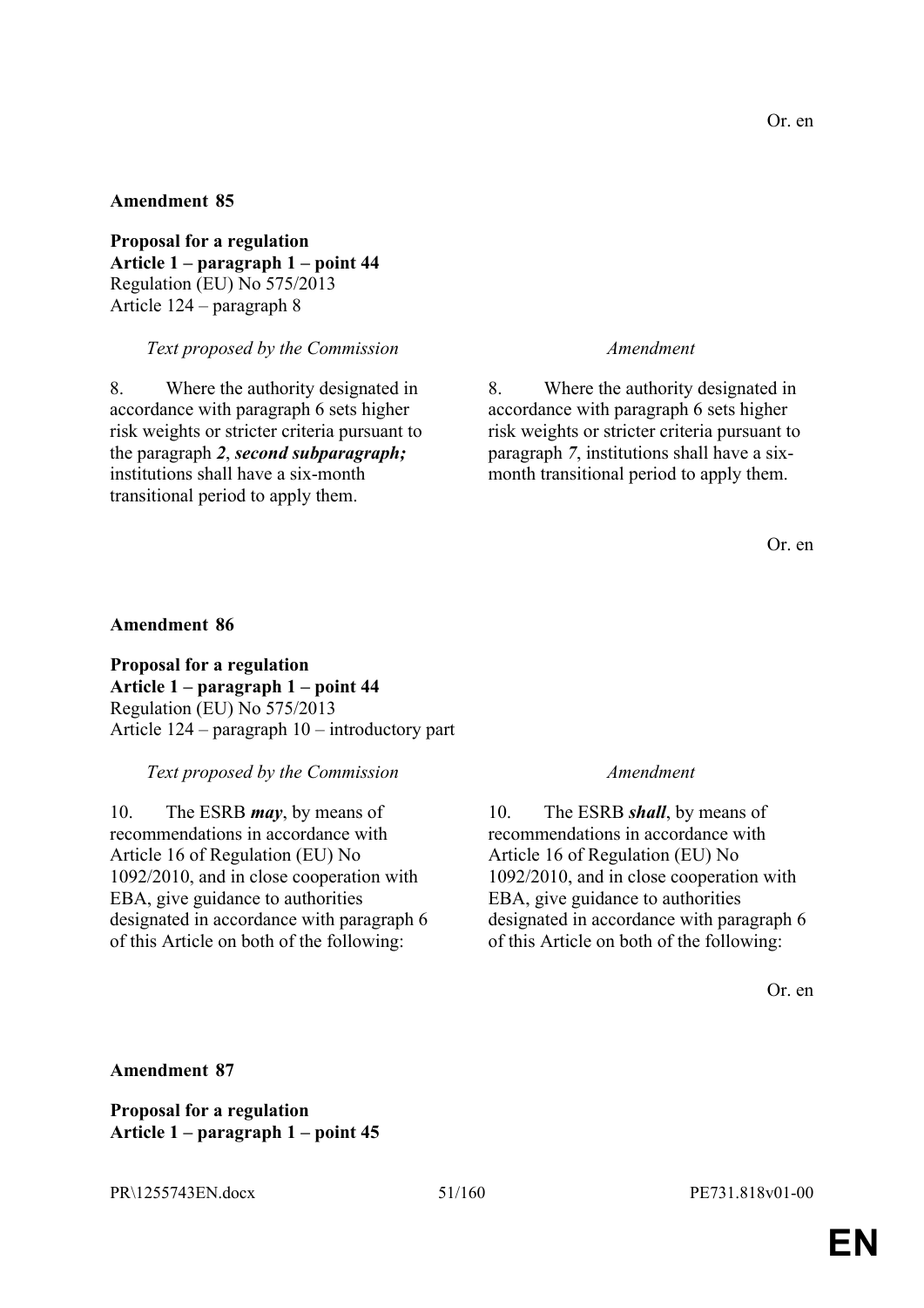Or. en

**Amendment 85**

**Proposal for a regulation**
**Article 1 – paragraph 1 – point 44**
Regulation (EU) No 575/2013
Article 124 – paragraph 8

| *Text proposed by the Commission* | *Amendment* |
|---|---|
| 8. Where the authority designated in accordance with paragraph 6 sets higher risk weights or stricter criteria pursuant to the paragraph ***2***, ***second subparagraph;*** institutions shall have a six-month transitional period to apply them. | 8. Where the authority designated in accordance with paragraph 6 sets higher risk weights or stricter criteria pursuant to paragraph ***7***, institutions shall have a six-month transitional period to apply them. |

Or. en

**Amendment 86**

**Proposal for a regulation**
**Article 1 – paragraph 1 – point 44**
Regulation (EU) No 575/2013
Article 124 – paragraph 10 – introductory part

| *Text proposed by the Commission* | *Amendment* |
|---|---|
| 10. The ESRB ***may***, by means of recommendations in accordance with Article 16 of Regulation (EU) No 1092/2010, and in close cooperation with EBA, give guidance to authorities designated in accordance with paragraph 6 of this Article on both of the following: | 10. The ESRB ***shall***, by means of recommendations in accordance with Article 16 of Regulation (EU) No 1092/2010, and in close cooperation with EBA, give guidance to authorities designated in accordance with paragraph 6 of this Article on both of the following: |

Or. en

**Amendment 87**

**Proposal for a regulation**
**Article 1 – paragraph 1 – point 45**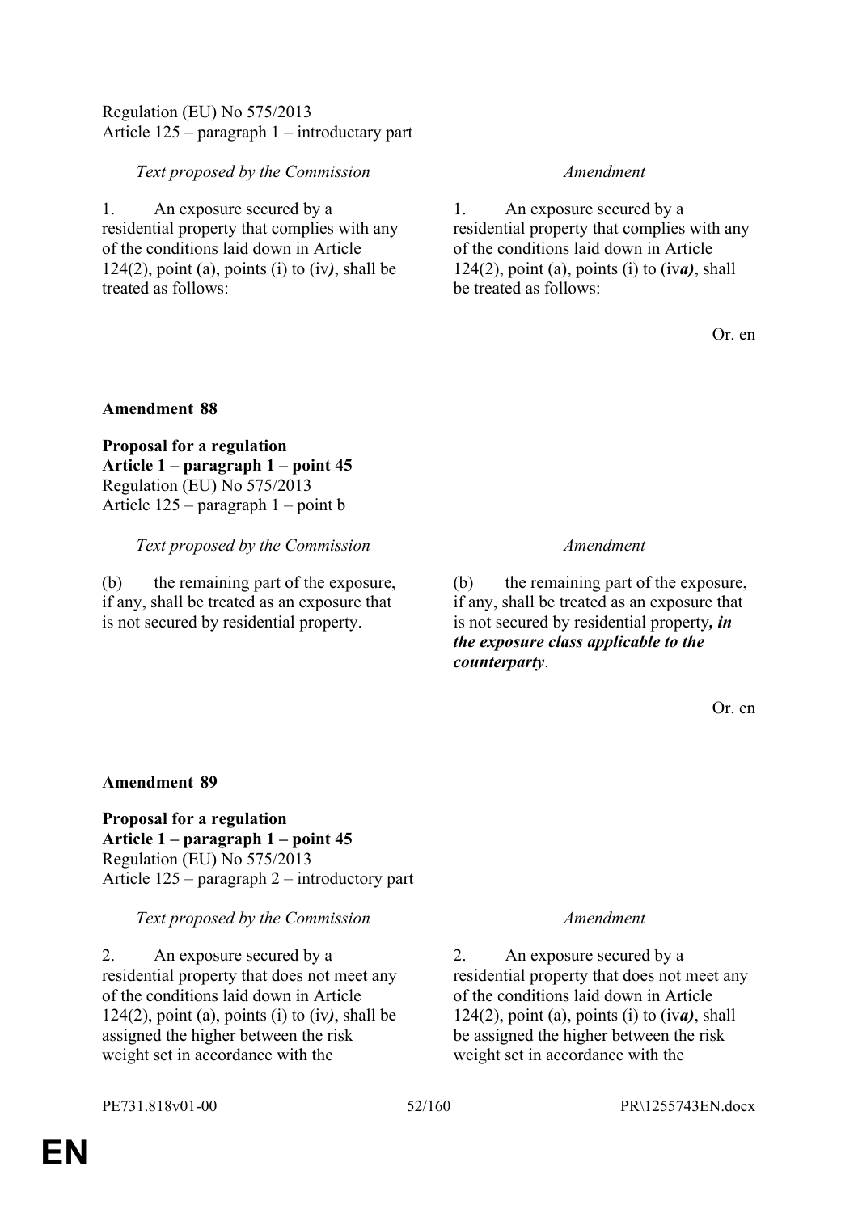Regulation (EU) No 575/2013
Article 125 – paragraph 1 – introductary part

| *Text proposed by the Commission* | *Amendment* |
|---|---|
| 1. An exposure secured by a residential property that complies with any of the conditions laid down in Article 124(2), point (a), points (i) to (iv***)***, shall be treated as follows: | 1. An exposure secured by a residential property that complies with any of the conditions laid down in Article 124(2), point (a), points (i) to (iv***a)***, shall be treated as follows: |

Or. en

**Amendment 88**

**Proposal for a regulation**
**Article 1 – paragraph 1 – point 45**
Regulation (EU) No 575/2013
Article 125 – paragraph 1 – point b

| *Text proposed by the Commission* | *Amendment* |
|---|---|
| (b) the remaining part of the exposure, if any, shall be treated as an exposure that is not secured by residential property. | (b) the remaining part of the exposure, if any, shall be treated as an exposure that is not secured by residential property***, in the exposure class applicable to the counterparty***. |

Or. en

**Amendment 89**

**Proposal for a regulation**
**Article 1 – paragraph 1 – point 45**
Regulation (EU) No 575/2013
Article 125 – paragraph 2 – introductory part

| *Text proposed by the Commission* | *Amendment* |
|---|---|
| 2. An exposure secured by a residential property that does not meet any of the conditions laid down in Article 124(2), point (a), points (i) to (iv***)***, shall be assigned the higher between the risk weight set in accordance with the | 2. An exposure secured by a residential property that does not meet any of the conditions laid down in Article 124(2), point (a), points (i) to (iv***a)***, shall be assigned the higher between the risk weight set in accordance with the |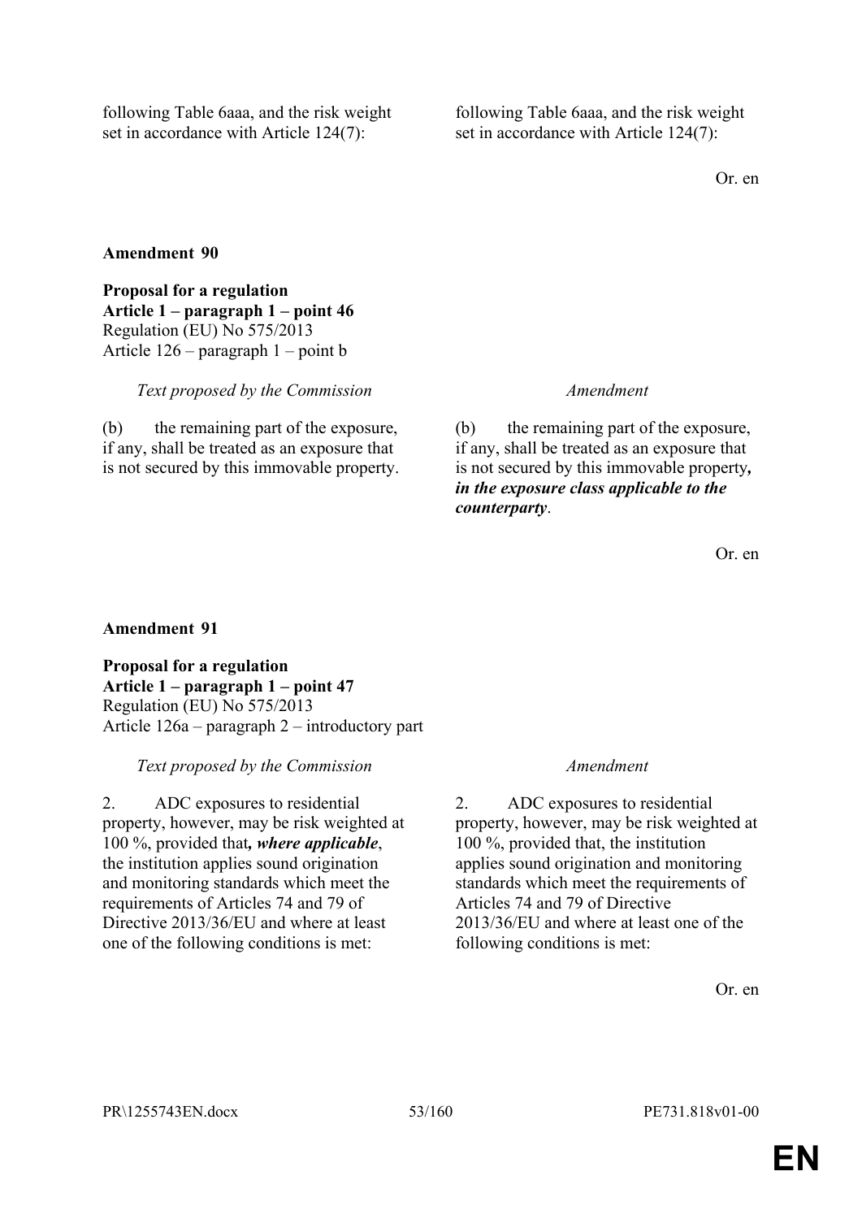| | |
|---|---|
| following Table 6aaa, and the risk weight set in accordance with Article 124(7): | following Table 6aaa, and the risk weight set in accordance with Article 124(7): |

Or. en

**Amendment 90**

**Proposal for a regulation**
**Article 1 – paragraph 1 – point 46**
Regulation (EU) No 575/2013
Article 126 – paragraph 1 – point b

| *Text proposed by the Commission* | *Amendment* |
|---|---|
| (b) the remaining part of the exposure, if any, shall be treated as an exposure that is not secured by this immovable property. | (b) the remaining part of the exposure, if any, shall be treated as an exposure that is not secured by this immovable property***, in the exposure class applicable to the counterparty***. |

Or. en

**Amendment 91**

**Proposal for a regulation**
**Article 1 – paragraph 1 – point 47**
Regulation (EU) No 575/2013
Article 126a – paragraph 2 – introductory part

| *Text proposed by the Commission* | *Amendment* |
|---|---|
| 2. ADC exposures to residential property, however, may be risk weighted at 100 %, provided that***, where applicable***, the institution applies sound origination and monitoring standards which meet the requirements of Articles 74 and 79 of Directive 2013/36/EU and where at least one of the following conditions is met: | 2. ADC exposures to residential property, however, may be risk weighted at 100 %, provided that, the institution applies sound origination and monitoring standards which meet the requirements of Articles 74 and 79 of Directive 2013/36/EU and where at least one of the following conditions is met: |

Or. en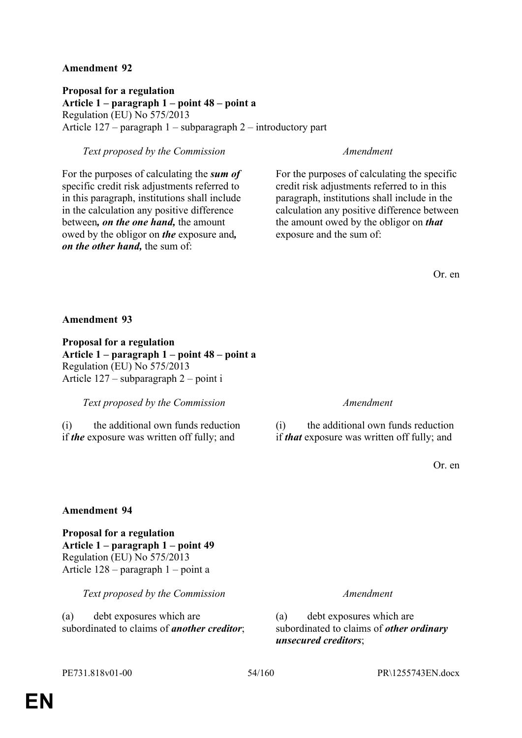**Amendment 92**

**Proposal for a regulation**
**Article 1 – paragraph 1 – point 48 – point a**
Regulation (EU) No 575/2013
Article 127 – paragraph 1 – subparagraph 2 – introductory part

| *Text proposed by the Commission* | *Amendment* |
| --- | --- |
| For the purposes of calculating the ***sum of*** specific credit risk adjustments referred to in this paragraph, institutions shall include in the calculation any positive difference between***, on the one hand,*** the amount owed by the obligor on ***the*** exposure and***, on the other hand,*** the sum of: | For the purposes of calculating the specific credit risk adjustments referred to in this paragraph, institutions shall include in the calculation any positive difference between the amount owed by the obligor on ***that*** exposure and the sum of: |

Or. en

**Amendment 93**

**Proposal for a regulation**
**Article 1 – paragraph 1 – point 48 – point a**
Regulation (EU) No 575/2013
Article 127 – subparagraph 2 – point i

| *Text proposed by the Commission* | *Amendment* |
| --- | --- |
| (i) the additional own funds reduction if ***the*** exposure was written off fully; and | (i) the additional own funds reduction if ***that*** exposure was written off fully; and |

Or. en

**Amendment 94**

**Proposal for a regulation**
**Article 1 – paragraph 1 – point 49**
Regulation (EU) No 575/2013
Article 128 – paragraph 1 – point a

| *Text proposed by the Commission* | *Amendment* |
| --- | --- |
| (a) debt exposures which are subordinated to claims of ***another creditor***; | (a) debt exposures which are subordinated to claims of ***other ordinary unsecured creditors***; |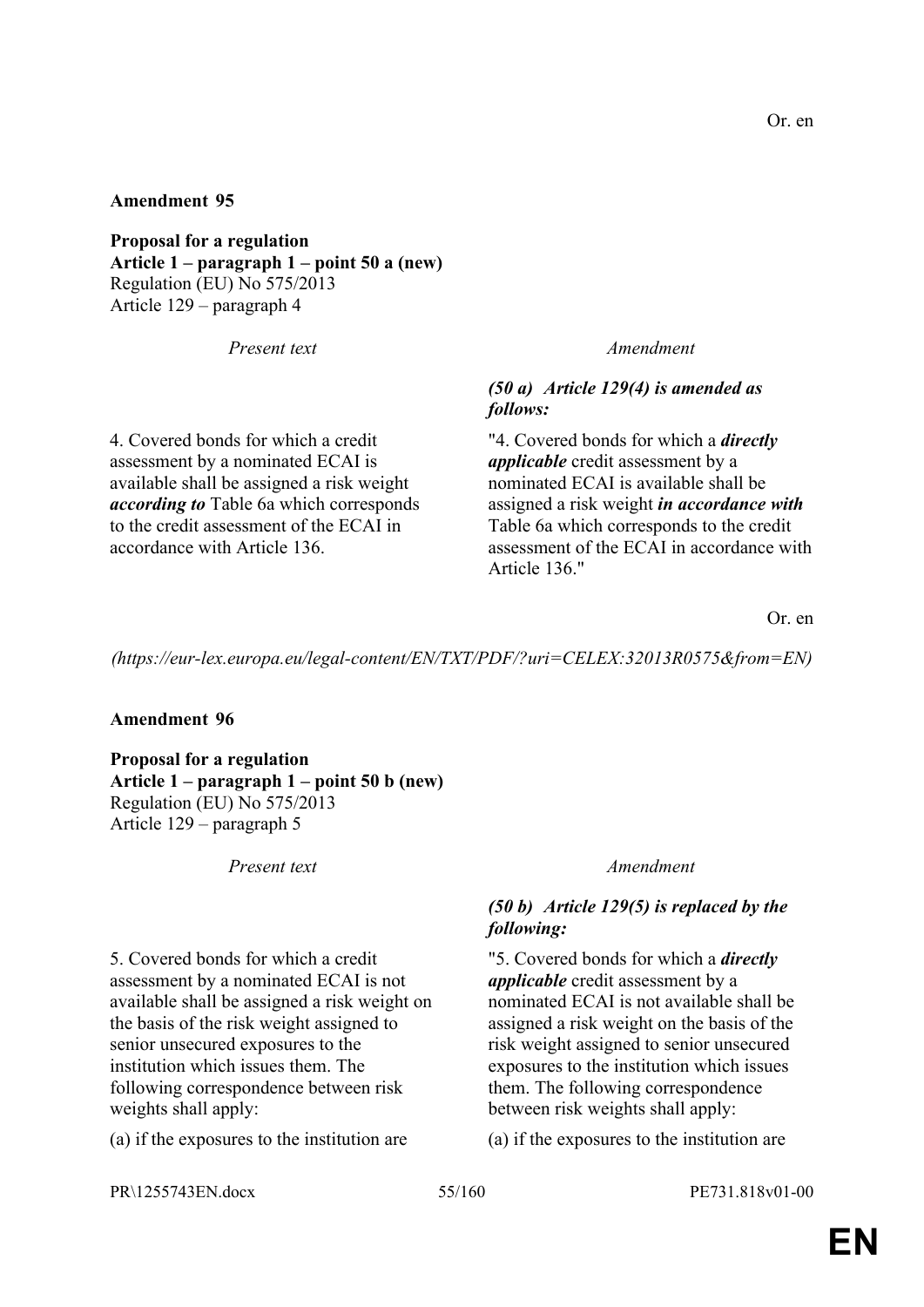Or. en

**Amendment 95**

**Proposal for a regulation**
**Article 1 – paragraph 1 – point 50 a (new)**
Regulation (EU) No 575/2013
Article 129 – paragraph 4

| *Present text* | *Amendment* |
|---|---|
| | ***(50 a) Article 129(4) is amended as follows:*** |
| 4. Covered bonds for which a credit assessment by a nominated ECAI is available shall be assigned a risk weight ***according to*** Table 6a which corresponds to the credit assessment of the ECAI in accordance with Article 136. | "4. Covered bonds for which a ***directly applicable*** credit assessment by a nominated ECAI is available shall be assigned a risk weight ***in accordance with*** Table 6a which corresponds to the credit assessment of the ECAI in accordance with Article 136." |

Or. en

*(https://eur-lex.europa.eu/legal-content/EN/TXT/PDF/?uri=CELEX:32013R0575&from=EN)*

**Amendment 96**

**Proposal for a regulation**
**Article 1 – paragraph 1 – point 50 b (new)**
Regulation (EU) No 575/2013
Article 129 – paragraph 5

| *Present text* | *Amendment* |
|---|---|
| | ***(50 b) Article 129(5) is replaced by the following:*** |
| 5. Covered bonds for which a credit assessment by a nominated ECAI is not available shall be assigned a risk weight on the basis of the risk weight assigned to senior unsecured exposures to the institution which issues them. The following correspondence between risk weights shall apply: | "5. Covered bonds for which a ***directly applicable*** credit assessment by a nominated ECAI is not available shall be assigned a risk weight on the basis of the risk weight assigned to senior unsecured exposures to the institution which issues them. The following correspondence between risk weights shall apply: |
| (a) if the exposures to the institution are | (a) if the exposures to the institution are |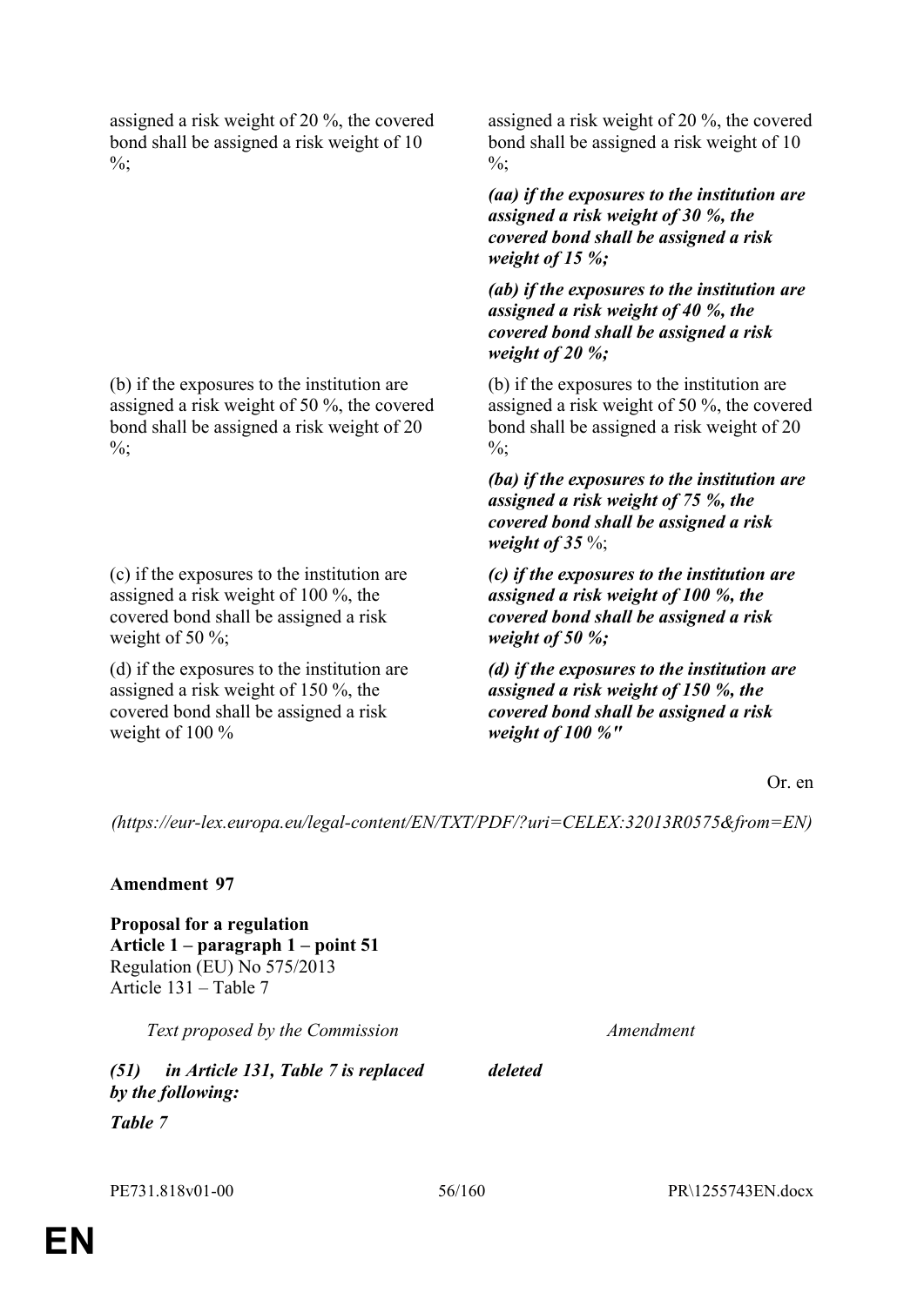| | |
|---|---|
| assigned a risk weight of 20 %, the covered bond shall be assigned a risk weight of 10 %; | assigned a risk weight of 20 %, the covered bond shall be assigned a risk weight of 10 %; |
| | ***(aa) if the exposures to the institution are assigned a risk weight of 30 %, the covered bond shall be assigned a risk weight of 15 %;*** |
| | ***(ab) if the exposures to the institution are assigned a risk weight of 40 %, the covered bond shall be assigned a risk weight of 20 %;*** |
| (b) if the exposures to the institution are assigned a risk weight of 50 %, the covered bond shall be assigned a risk weight of 20 %; | (b) if the exposures to the institution are assigned a risk weight of 50 %, the covered bond shall be assigned a risk weight of 20 %; |
| | ***(ba) if the exposures to the institution are assigned a risk weight of 75 %, the covered bond shall be assigned a risk weight of 35*** %; |
| (c) if the exposures to the institution are assigned a risk weight of 100 %, the covered bond shall be assigned a risk weight of 50 %; | ***(c) if the exposures to the institution are assigned a risk weight of 100 %, the covered bond shall be assigned a risk weight of 50 %;*** |
| (d) if the exposures to the institution are assigned a risk weight of 150 %, the covered bond shall be assigned a risk weight of 100 % | ***(d) if the exposures to the institution are assigned a risk weight of 150 %, the covered bond shall be assigned a risk weight of 100 %"*** |

Or. en

*(https://eur-lex.europa.eu/legal-content/EN/TXT/PDF/?uri=CELEX:32013R0575&from=EN)*

**Amendment 97**

**Proposal for a regulation**
**Article 1 – paragraph 1 – point 51**
Regulation (EU) No 575/2013
Article 131 – Table 7

| *Text proposed by the Commission* | *Amendment* |
|---|---|
| ***(51) in Article 131, Table 7 is replaced by the following:*** | ***deleted*** |
| ***Table 7*** | |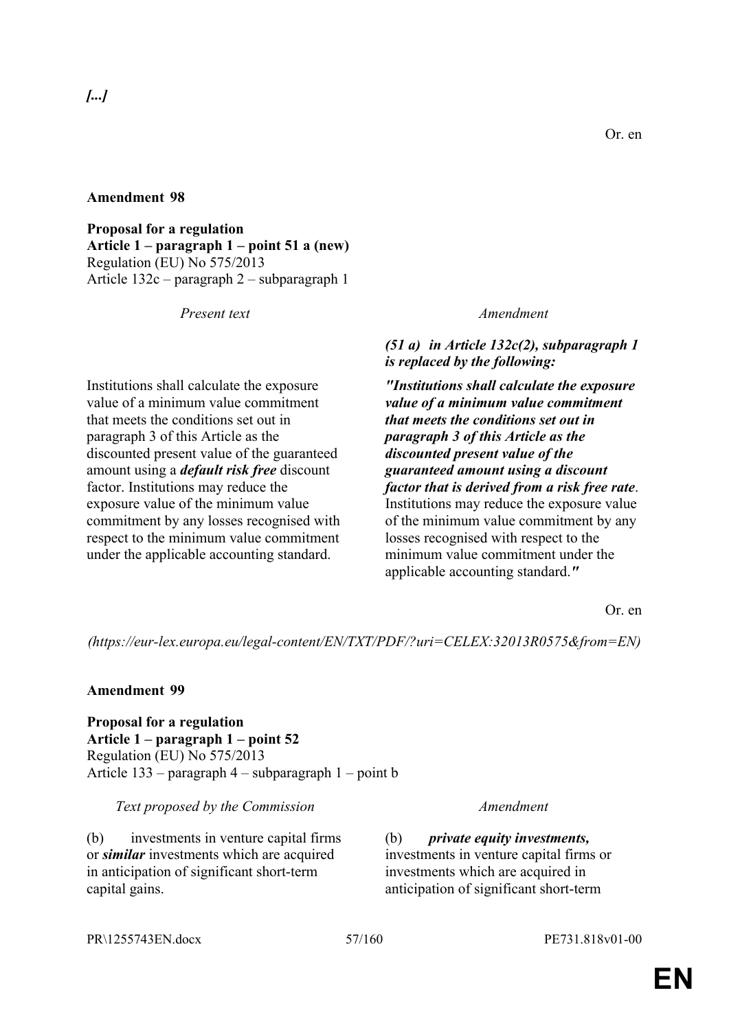*[...]*

Or. en

**Amendment 98**

**Proposal for a regulation**
**Article 1 – paragraph 1 – point 51 a (new)**
Regulation (EU) No 575/2013
Article 132c – paragraph 2 – subparagraph 1

| *Present text* | *Amendment* |
|---|---|
| | ***(51 a) in Article 132c(2), subparagraph 1 is replaced by the following:*** |
| Institutions shall calculate the exposure value of a minimum value commitment that meets the conditions set out in paragraph 3 of this Article as the discounted present value of the guaranteed amount using a ***default risk free*** discount factor. Institutions may reduce the exposure value of the minimum value commitment by any losses recognised with respect to the minimum value commitment under the applicable accounting standard. | ***"Institutions shall calculate the exposure value of a minimum value commitment that meets the conditions set out in paragraph 3 of this Article as the discounted present value of the guaranteed amount using a discount factor that is derived from a risk free rate***. Institutions may reduce the exposure value of the minimum value commitment by any losses recognised with respect to the minimum value commitment under the applicable accounting standard.***"*** |

Or. en

*(https://eur-lex.europa.eu/legal-content/EN/TXT/PDF/?uri=CELEX:32013R0575&from=EN)*

**Amendment 99**

**Proposal for a regulation**
**Article 1 – paragraph 1 – point 52**
Regulation (EU) No 575/2013
Article 133 – paragraph 4 – subparagraph 1 – point b

| *Text proposed by the Commission* | *Amendment* |
|---|---|
| (b) investments in venture capital firms or ***similar*** investments which are acquired in anticipation of significant short-term capital gains. | (b) ***private equity investments,*** investments in venture capital firms or investments which are acquired in anticipation of significant short-term |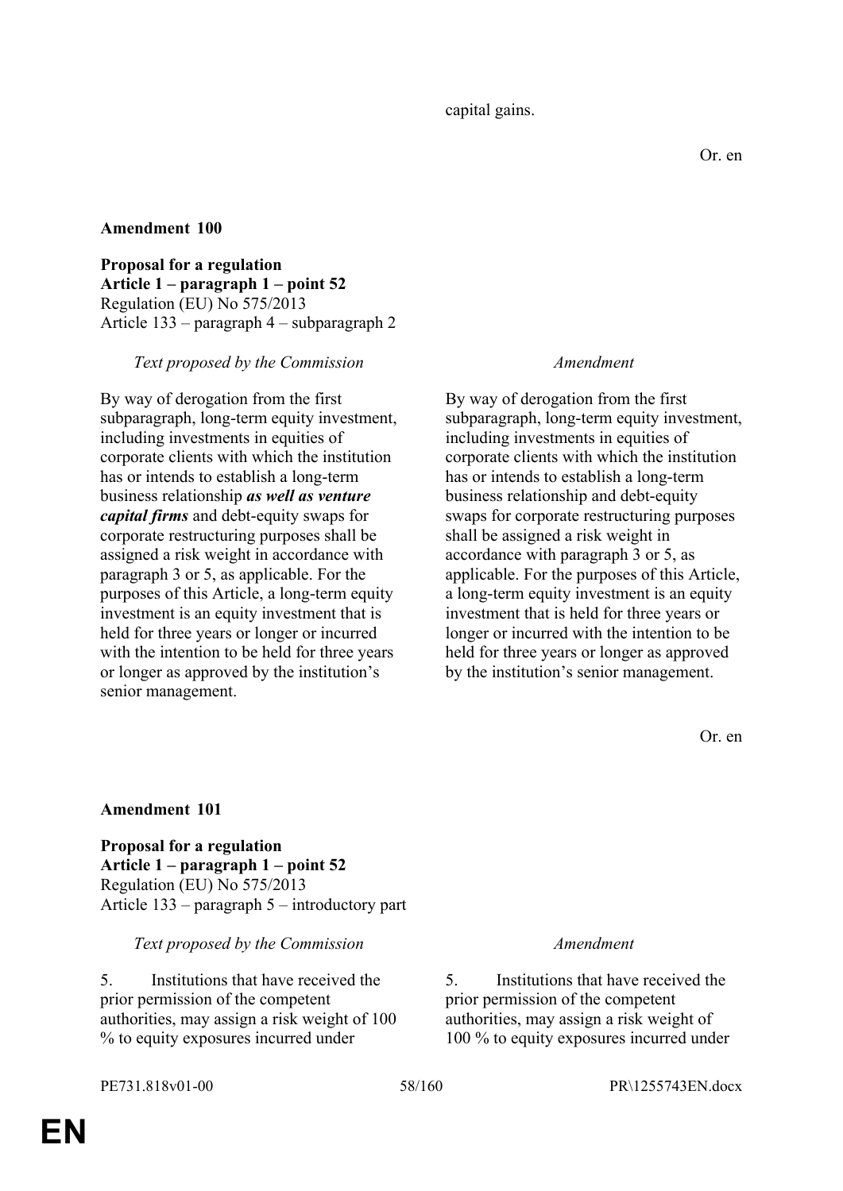capital gains.

Or. en

**Amendment 100**

**Proposal for a regulation**
**Article 1 – paragraph 1 – point 52**
Regulation (EU) No 575/2013
Article 133 – paragraph 4 – subparagraph 2

| *Text proposed by the Commission* | *Amendment* |
|---|---|
| By way of derogation from the first subparagraph, long-term equity investment, including investments in equities of corporate clients with which the institution has or intends to establish a long-term business relationship ***as well as venture capital firms*** and debt-equity swaps for corporate restructuring purposes shall be assigned a risk weight in accordance with paragraph 3 or 5, as applicable. For the purposes of this Article, a long-term equity investment is an equity investment that is held for three years or longer or incurred with the intention to be held for three years or longer as approved by the institution's senior management. | By way of derogation from the first subparagraph, long-term equity investment, including investments in equities of corporate clients with which the institution has or intends to establish a long-term business relationship and debt-equity swaps for corporate restructuring purposes shall be assigned a risk weight in accordance with paragraph 3 or 5, as applicable. For the purposes of this Article, a long-term equity investment is an equity investment that is held for three years or longer or incurred with the intention to be held for three years or longer as approved by the institution's senior management. |

Or. en

**Amendment 101**

**Proposal for a regulation**
**Article 1 – paragraph 1 – point 52**
Regulation (EU) No 575/2013
Article 133 – paragraph 5 – introductory part

| *Text proposed by the Commission* | *Amendment* |
|---|---|
| 5. Institutions that have received the prior permission of the competent authorities, may assign a risk weight of 100 % to equity exposures incurred under | 5. Institutions that have received the prior permission of the competent authorities, may assign a risk weight of 100 % to equity exposures incurred under |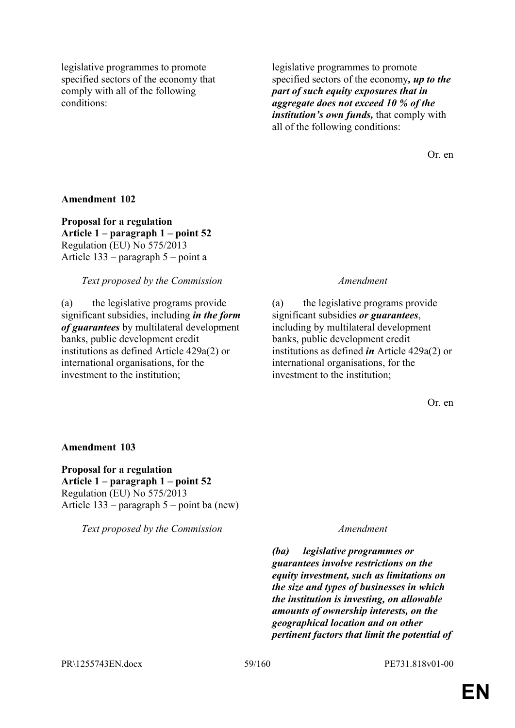| | |
|---|---|
| legislative programmes to promote specified sectors of the economy that comply with all of the following conditions: | legislative programmes to promote specified sectors of the economy***, up to the part of such equity exposures that in aggregate does not exceed 10 % of the institution's own funds,*** that comply with all of the following conditions: |

Or. en

**Amendment 102**

**Proposal for a regulation**
**Article 1 – paragraph 1 – point 52**
Regulation (EU) No 575/2013
Article 133 – paragraph 5 – point a

| *Text proposed by the Commission* | *Amendment* |
|---|---|
| (a) the legislative programs provide significant subsidies, including ***in the form of guarantees*** by multilateral development banks, public development credit institutions as defined Article 429a(2) or international organisations, for the investment to the institution; | (a) the legislative programs provide significant subsidies ***or guarantees***, including by multilateral development banks, public development credit institutions as defined ***in*** Article 429a(2) or international organisations, for the investment to the institution; |

Or. en

**Amendment 103**

**Proposal for a regulation**
**Article 1 – paragraph 1 – point 52**
Regulation (EU) No 575/2013
Article 133 – paragraph 5 – point ba (new)

| *Text proposed by the Commission* | *Amendment* |
|---|---|
| | ***(ba) legislative programmes or guarantees involve restrictions on the equity investment, such as limitations on the size and types of businesses in which the institution is investing, on allowable amounts of ownership interests, on the geographical location and on other pertinent factors that limit the potential of*** |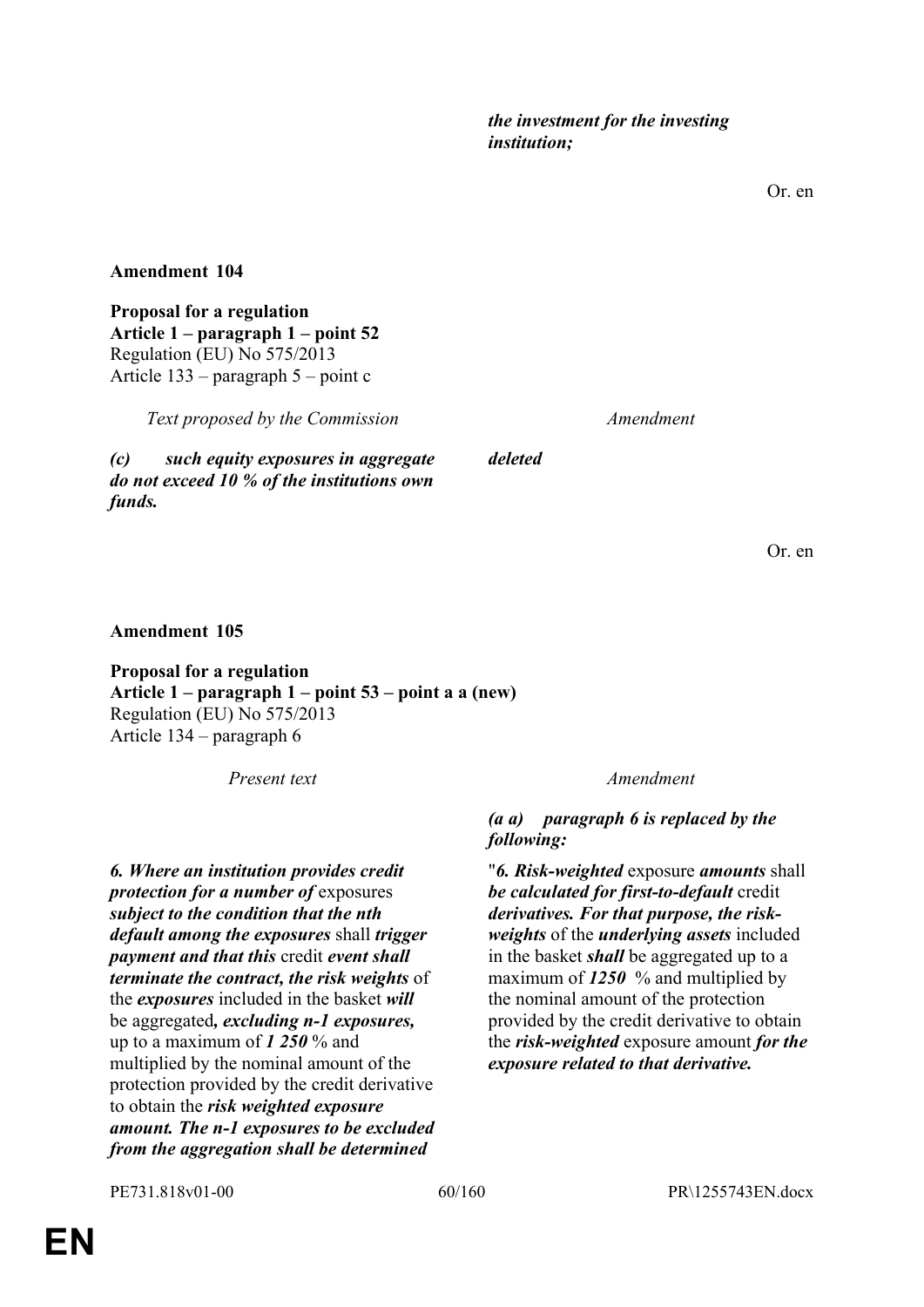| | |
|---|---|
| | ***the investment for the investing institution;*** |

Or. en

**Amendment 104**

**Proposal for a regulation**
**Article 1 – paragraph 1 – point 52**
Regulation (EU) No 575/2013
Article 133 – paragraph 5 – point c

| *Text proposed by the Commission* | *Amendment* |
|---|---|
| ***(c) such equity exposures in aggregate do not exceed 10 % of the institutions own funds.*** | ***deleted*** |

Or. en

**Amendment 105**

**Proposal for a regulation**
**Article 1 – paragraph 1 – point 53 – point a a (new)**
Regulation (EU) No 575/2013
Article 134 – paragraph 6

| *Present text* | *Amendment* |
|---|---|
| | ***(a a) paragraph 6 is replaced by the following:*** |
| ***6. Where an institution provides credit protection for a number of*** exposures ***subject to the condition that the nth default among the exposures*** shall ***trigger payment and that this*** credit ***event shall terminate the contract, the risk weights*** of the ***exposures*** included in the basket ***will*** be aggregated***, excluding n-1 exposures,*** up to a maximum of ***1 250*** % and multiplied by the nominal amount of the protection provided by the credit derivative to obtain the ***risk weighted exposure amount. The n-1 exposures to be excluded from the aggregation shall be determined*** | "***6. Risk-weighted*** exposure ***amounts*** shall ***be calculated for first-to-default*** credit ***derivatives. For that purpose, the risk-weights*** of the ***underlying assets*** included in the basket ***shall*** be aggregated up to a maximum of ***1250*** % and multiplied by the nominal amount of the protection provided by the credit derivative to obtain the ***risk-weighted*** exposure amount ***for the exposure related to that derivative.*** |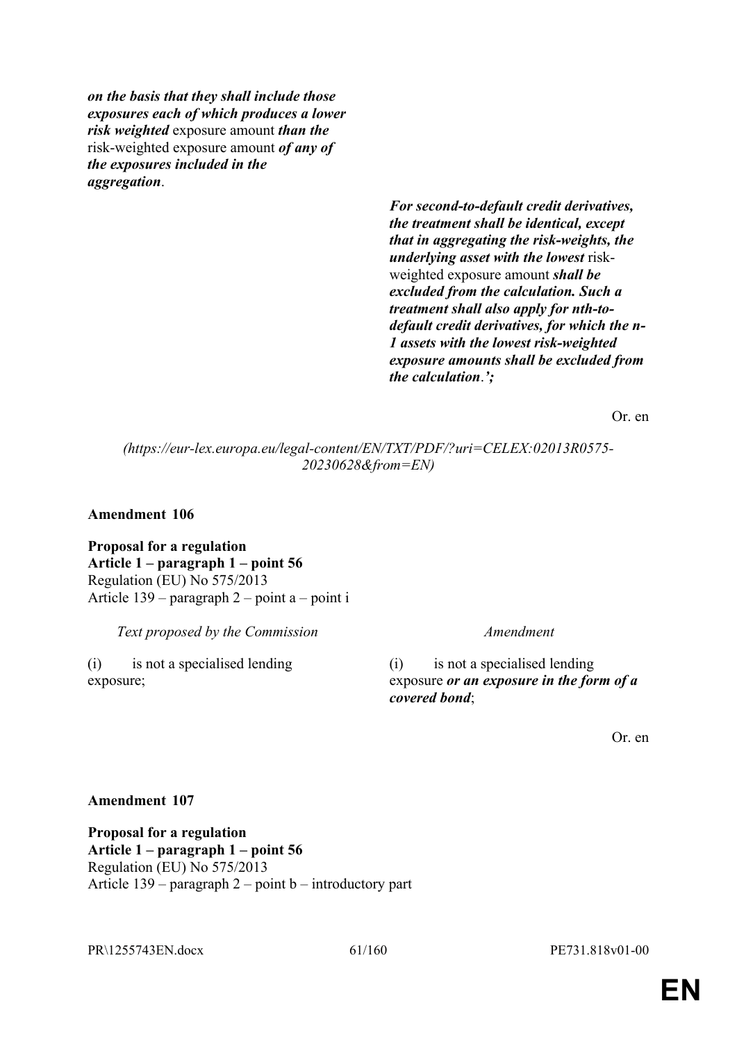| | |
|---|---|
| ***on the basis that they shall include those exposures each of which produces a lower risk weighted*** exposure amount ***than the*** risk-weighted exposure amount ***of any of the exposures included in the aggregation***. | |
| | ***For second-to-default credit derivatives, the treatment shall be identical, except that in aggregating the risk-weights, the underlying asset with the lowest*** risk-weighted exposure amount ***shall be excluded from the calculation. Such a treatment shall also apply for nth-to-default credit derivatives, for which the n-1 assets with the lowest risk-weighted exposure amounts shall be excluded from the calculation.';*** |

Or. en

*(https://eur-lex.europa.eu/legal-content/EN/TXT/PDF/?uri=CELEX:02013R0575-20230628&from=EN)*

**Amendment 106**

**Proposal for a regulation**
**Article 1 – paragraph 1 – point 56**
Regulation (EU) No 575/2013
Article 139 – paragraph 2 – point a – point i

| *Text proposed by the Commission* | *Amendment* |
|---|---|
| (i) is not a specialised lending exposure; | (i) is not a specialised lending exposure ***or an exposure in the form of a covered bond***; |

Or. en

**Amendment 107**

**Proposal for a regulation**
**Article 1 – paragraph 1 – point 56**
Regulation (EU) No 575/2013
Article 139 – paragraph 2 – point b – introductory part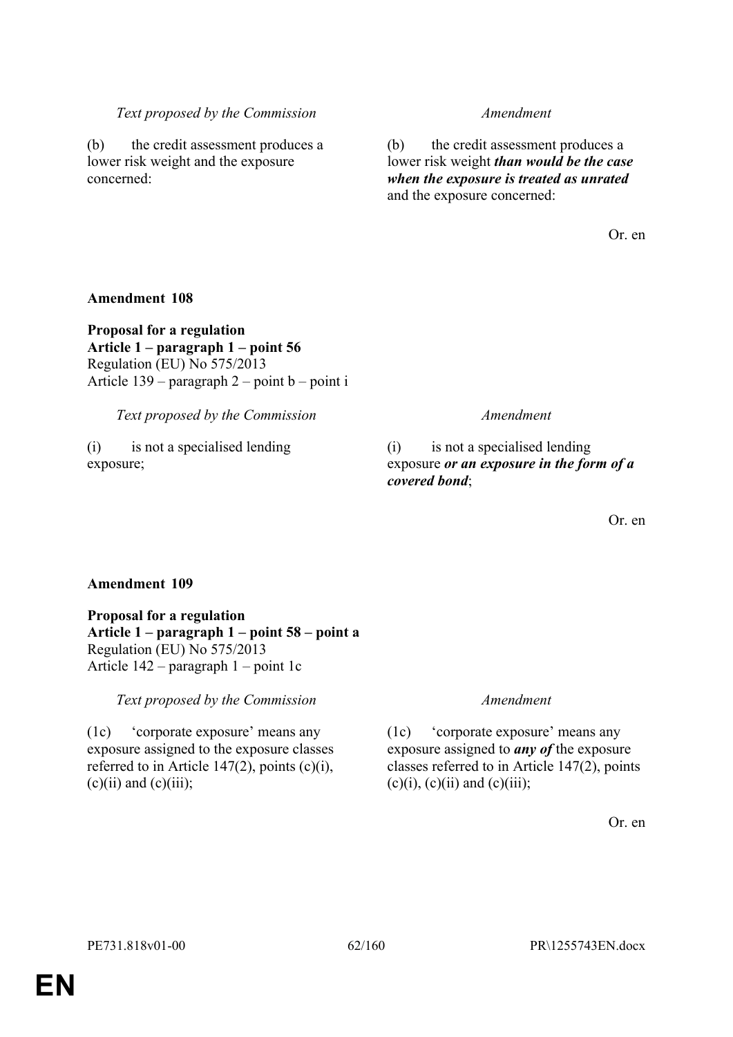| *Text proposed by the Commission* | *Amendment* |
|---|---|
| (b) the credit assessment produces a lower risk weight and the exposure concerned: | (b) the credit assessment produces a lower risk weight ***than would be the case when the exposure is treated as unrated*** and the exposure concerned: |

Or. en

**Amendment 108**

**Proposal for a regulation**
**Article 1 – paragraph 1 – point 56**
Regulation (EU) No 575/2013
Article 139 – paragraph 2 – point b – point i

| *Text proposed by the Commission* | *Amendment* |
|---|---|
| (i) is not a specialised lending exposure; | (i) is not a specialised lending exposure ***or an exposure in the form of a covered bond***; |

Or. en

**Amendment 109**

**Proposal for a regulation**
**Article 1 – paragraph 1 – point 58 – point a**
Regulation (EU) No 575/2013
Article 142 – paragraph 1 – point 1c

| *Text proposed by the Commission* | *Amendment* |
|---|---|
| (1c) 'corporate exposure' means any exposure assigned to the exposure classes referred to in Article 147(2), points (c)(i), (c)(ii) and (c)(iii); | (1c) 'corporate exposure' means any exposure assigned to ***any of*** the exposure classes referred to in Article 147(2), points (c)(i), (c)(ii) and (c)(iii); |

Or. en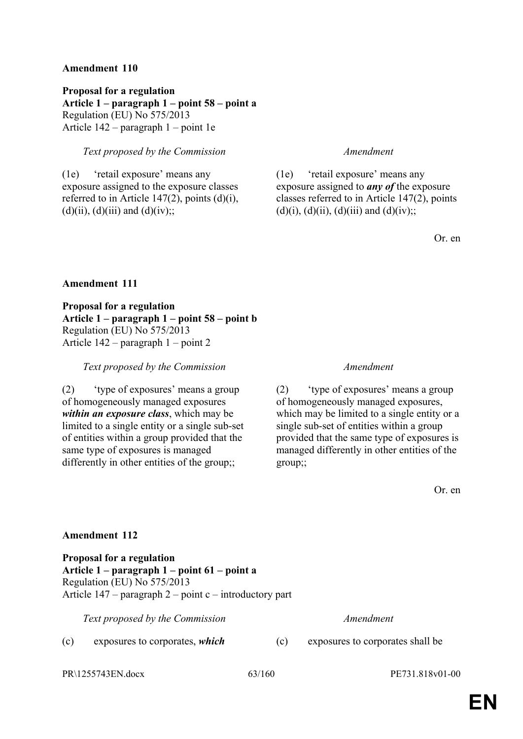**Amendment 110**

**Proposal for a regulation**
**Article 1 – paragraph 1 – point 58 – point a**
Regulation (EU) No 575/2013
Article 142 – paragraph 1 – point 1e

| *Text proposed by the Commission* | *Amendment* |
|---|---|
| (1e) 'retail exposure' means any exposure assigned to the exposure classes referred to in Article 147(2), points (d)(i), (d)(ii), (d)(iii) and (d)(iv);; | (1e) 'retail exposure' means any exposure assigned to ***any of*** the exposure classes referred to in Article 147(2), points (d)(i), (d)(ii), (d)(iii) and (d)(iv);; |

Or. en

**Amendment 111**

**Proposal for a regulation**
**Article 1 – paragraph 1 – point 58 – point b**
Regulation (EU) No 575/2013
Article 142 – paragraph 1 – point 2

| *Text proposed by the Commission* | *Amendment* |
|---|---|
| (2) 'type of exposures' means a group of homogeneously managed exposures ***within an exposure class***, which may be limited to a single entity or a single sub-set of entities within a group provided that the same type of exposures is managed differently in other entities of the group;; | (2) 'type of exposures' means a group of homogeneously managed exposures, which may be limited to a single entity or a single sub-set of entities within a group provided that the same type of exposures is managed differently in other entities of the group;; |

Or. en

**Amendment 112**

**Proposal for a regulation**
**Article 1 – paragraph 1 – point 61 – point a**
Regulation (EU) No 575/2013
Article 147 – paragraph 2 – point c – introductory part

| *Text proposed by the Commission* | *Amendment* |
|---|---|
| (c) exposures to corporates, ***which*** | (c) exposures to corporates shall be |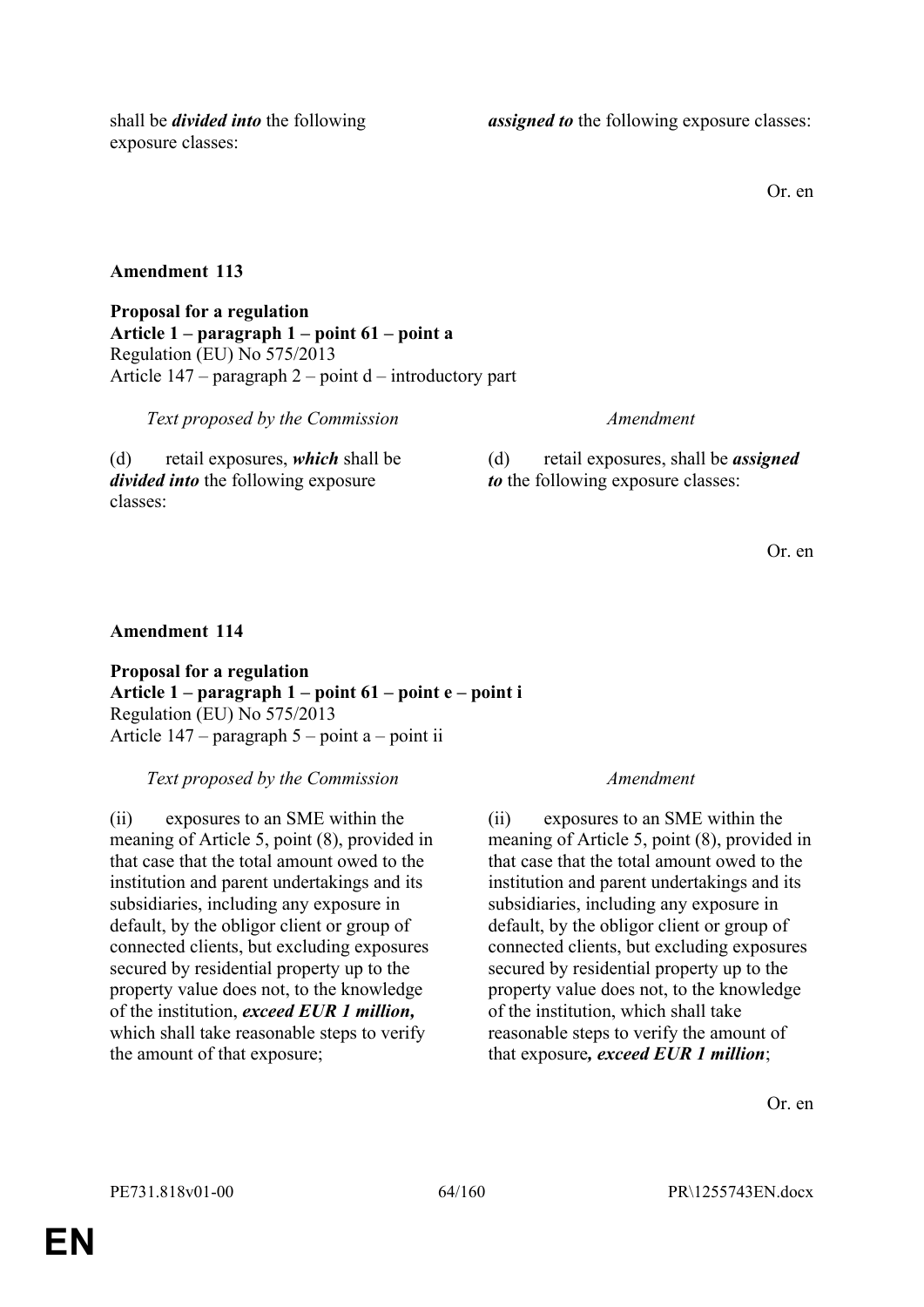| | |
|---|---|
| shall be ***divided into*** the following exposure classes: | ***assigned to*** the following exposure classes: |

Or. en

**Amendment 113**

**Proposal for a regulation**
**Article 1 – paragraph 1 – point 61 – point a**
Regulation (EU) No 575/2013
Article 147 – paragraph 2 – point d – introductory part

| *Text proposed by the Commission* | *Amendment* |
|---|---|
| (d) retail exposures, ***which*** shall be ***divided into*** the following exposure classes: | (d) retail exposures, shall be ***assigned to*** the following exposure classes: |

Or. en

**Amendment 114**

**Proposal for a regulation**
**Article 1 – paragraph 1 – point 61 – point e – point i**
Regulation (EU) No 575/2013
Article 147 – paragraph 5 – point a – point ii

| *Text proposed by the Commission* | *Amendment* |
|---|---|
| (ii) exposures to an SME within the meaning of Article 5, point (8), provided in that case that the total amount owed to the institution and parent undertakings and its subsidiaries, including any exposure in default, by the obligor client or group of connected clients, but excluding exposures secured by residential property up to the property value does not, to the knowledge of the institution, ***exceed EUR 1 million,*** which shall take reasonable steps to verify the amount of that exposure; | (ii) exposures to an SME within the meaning of Article 5, point (8), provided in that case that the total amount owed to the institution and parent undertakings and its subsidiaries, including any exposure in default, by the obligor client or group of connected clients, but excluding exposures secured by residential property up to the property value does not, to the knowledge of the institution, which shall take reasonable steps to verify the amount of that exposure***, exceed EUR 1 million***; |

Or. en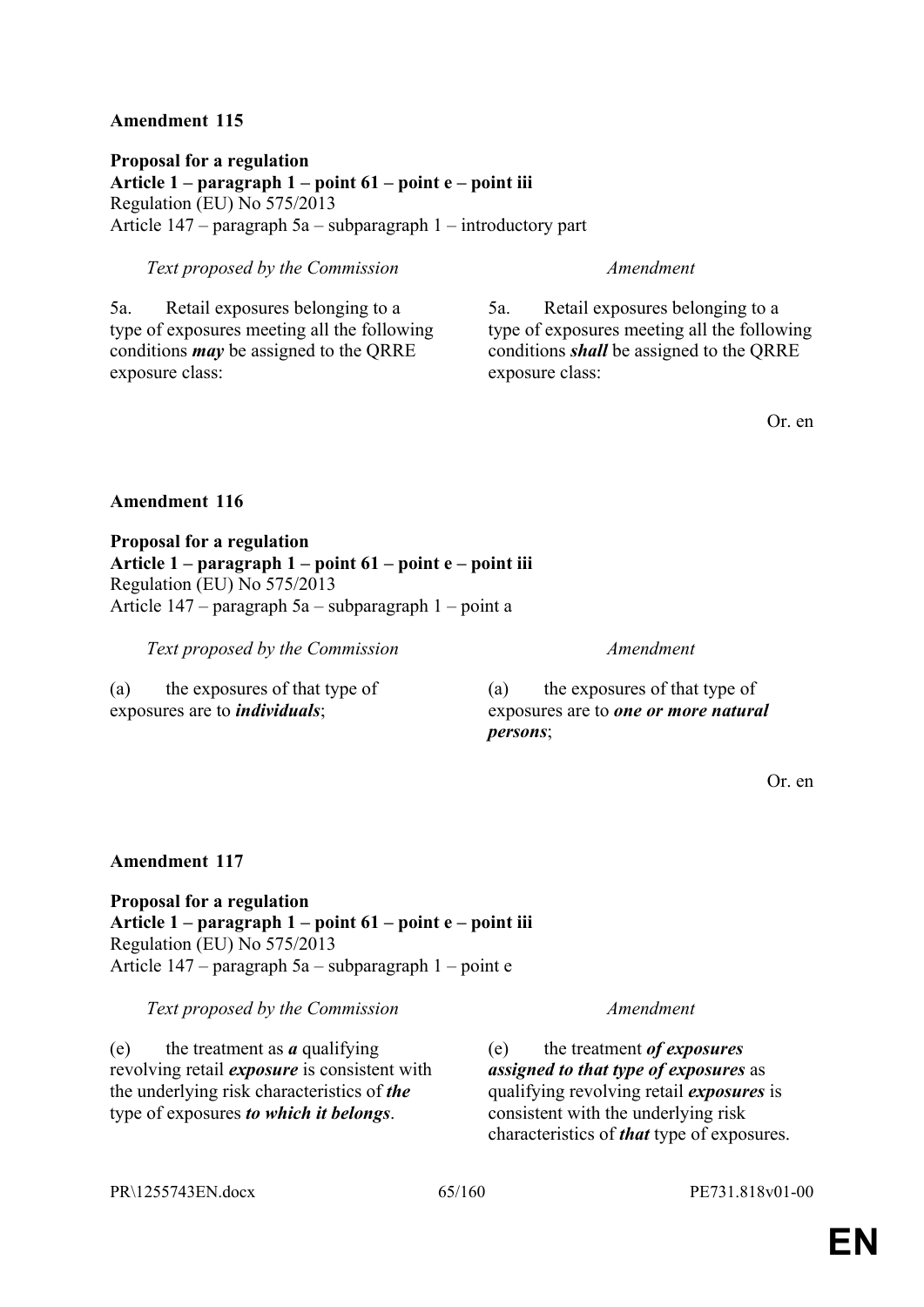**Amendment 115**

**Proposal for a regulation**
**Article 1 – paragraph 1 – point 61 – point e – point iii**
Regulation (EU) No 575/2013
Article 147 – paragraph 5a – subparagraph 1 – introductory part

| *Text proposed by the Commission* | *Amendment* |
| --- | --- |
| 5a. Retail exposures belonging to a type of exposures meeting all the following conditions ***may*** be assigned to the QRRE exposure class: | 5a. Retail exposures belonging to a type of exposures meeting all the following conditions ***shall*** be assigned to the QRRE exposure class: |

Or. en

**Amendment 116**

**Proposal for a regulation**
**Article 1 – paragraph 1 – point 61 – point e – point iii**
Regulation (EU) No 575/2013
Article 147 – paragraph 5a – subparagraph 1 – point a

| *Text proposed by the Commission* | *Amendment* |
| --- | --- |
| (a) the exposures of that type of exposures are to ***individuals***; | (a) the exposures of that type of exposures are to ***one or more natural persons***; |

Or. en

**Amendment 117**

**Proposal for a regulation**
**Article 1 – paragraph 1 – point 61 – point e – point iii**
Regulation (EU) No 575/2013
Article 147 – paragraph 5a – subparagraph 1 – point e

| *Text proposed by the Commission* | *Amendment* |
| --- | --- |
| (e) the treatment as ***a*** qualifying revolving retail ***exposure*** is consistent with the underlying risk characteristics of ***the*** type of exposures ***to which it belongs***. | (e) the treatment ***of exposures assigned to that type of exposures*** as qualifying revolving retail ***exposures*** is consistent with the underlying risk characteristics of ***that*** type of exposures. |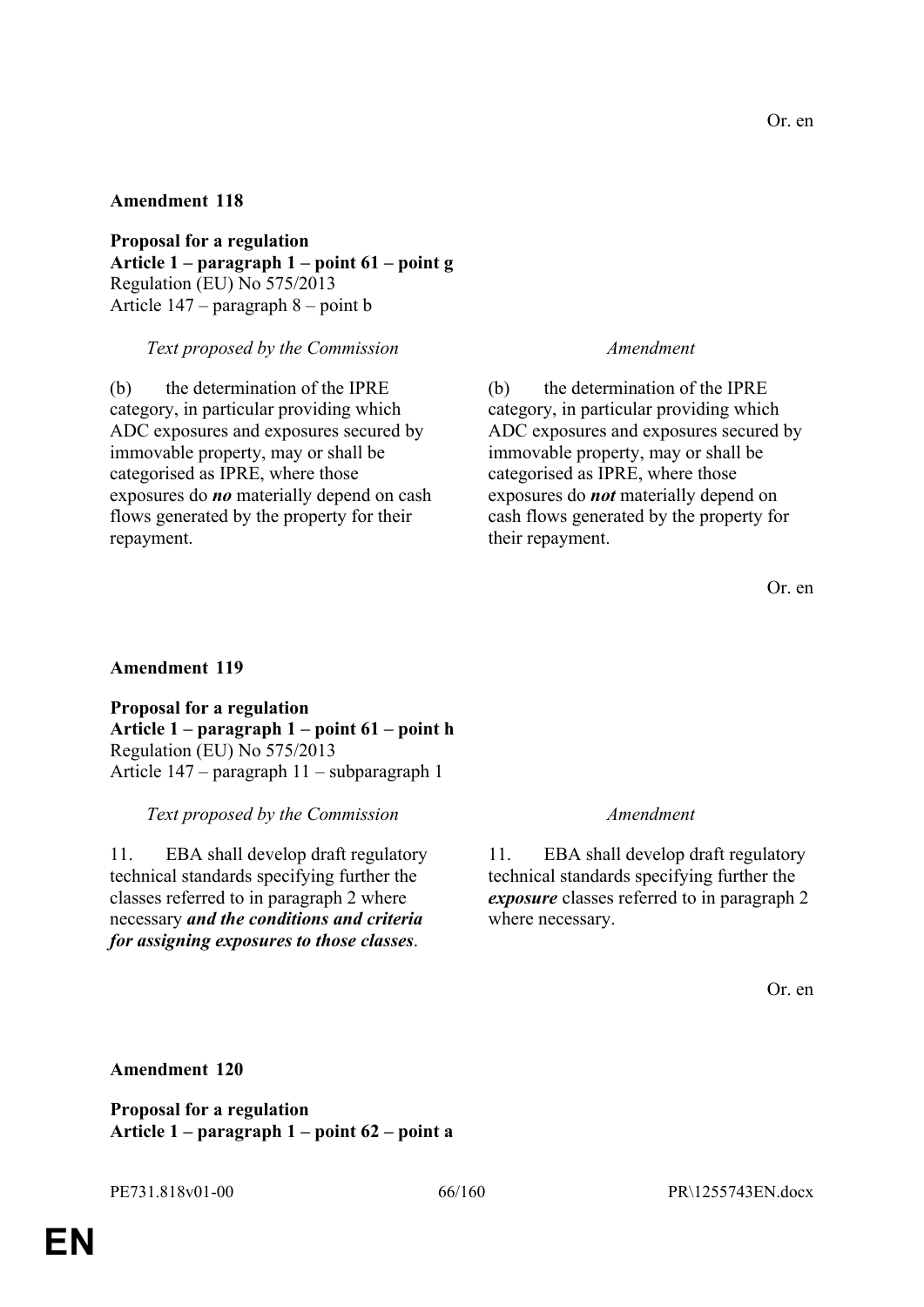Or. en

**Amendment 118**

**Proposal for a regulation**
**Article 1 – paragraph 1 – point 61 – point g**
Regulation (EU) No 575/2013
Article 147 – paragraph 8 – point b

| *Text proposed by the Commission* | *Amendment* |
|---|---|
| (b) the determination of the IPRE category, in particular providing which ADC exposures and exposures secured by immovable property, may or shall be categorised as IPRE, where those exposures do ***no*** materially depend on cash flows generated by the property for their repayment. | (b) the determination of the IPRE category, in particular providing which ADC exposures and exposures secured by immovable property, may or shall be categorised as IPRE, where those exposures do ***not*** materially depend on cash flows generated by the property for their repayment. |

Or. en

**Amendment 119**

**Proposal for a regulation**
**Article 1 – paragraph 1 – point 61 – point h**
Regulation (EU) No 575/2013
Article 147 – paragraph 11 – subparagraph 1

| *Text proposed by the Commission* | *Amendment* |
|---|---|
| 11. EBA shall develop draft regulatory technical standards specifying further the classes referred to in paragraph 2 where necessary ***and the conditions and criteria for assigning exposures to those classes***. | 11. EBA shall develop draft regulatory technical standards specifying further the ***exposure*** classes referred to in paragraph 2 where necessary. |

Or. en

**Amendment 120**

**Proposal for a regulation**
**Article 1 – paragraph 1 – point 62 – point a**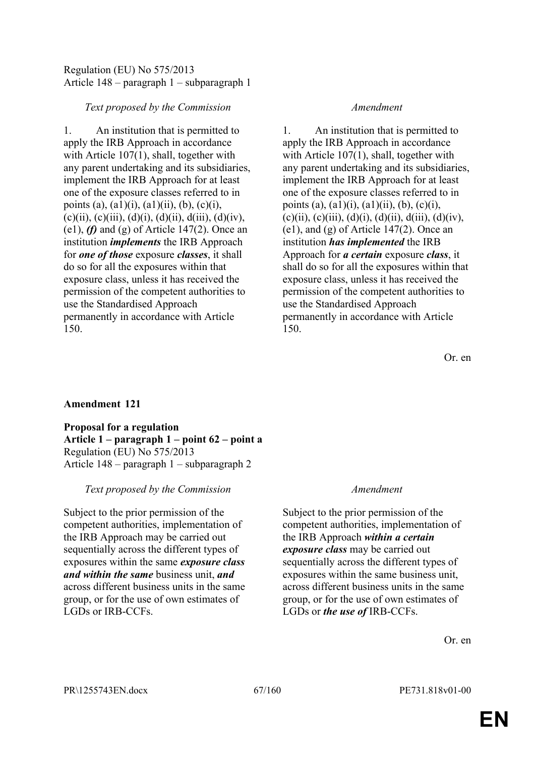Regulation (EU) No 575/2013
Article 148 – paragraph 1 – subparagraph 1

| *Text proposed by the Commission* | *Amendment* |
|---|---|
| 1. An institution that is permitted to apply the IRB Approach in accordance with Article 107(1), shall, together with any parent undertaking and its subsidiaries, implement the IRB Approach for at least one of the exposure classes referred to in points (a), (a1)(i), (a1)(ii), (b), (c)(i), (c)(ii), (c)(iii), (d)(i), (d)(ii), d(iii), (d)(iv), (e1), ***(f)*** and (g) of Article 147(2). Once an institution ***implements*** the IRB Approach for ***one of those*** exposure ***classes***, it shall do so for all the exposures within that exposure class, unless it has received the permission of the competent authorities to use the Standardised Approach permanently in accordance with Article 150. | 1. An institution that is permitted to apply the IRB Approach in accordance with Article 107(1), shall, together with any parent undertaking and its subsidiaries, implement the IRB Approach for at least one of the exposure classes referred to in points (a), (a1)(i), (a1)(ii), (b), (c)(i), (c)(ii), (c)(iii), (d)(i), (d)(ii), d(iii), (d)(iv), (e1), and (g) of Article 147(2). Once an institution ***has implemented*** the IRB Approach for ***a certain*** exposure ***class***, it shall do so for all the exposures within that exposure class, unless it has received the permission of the competent authorities to use the Standardised Approach permanently in accordance with Article 150. |

Or. en

**Amendment 121**

**Proposal for a regulation**
**Article 1 – paragraph 1 – point 62 – point a**
Regulation (EU) No 575/2013
Article 148 – paragraph 1 – subparagraph 2

| *Text proposed by the Commission* | *Amendment* |
|---|---|
| Subject to the prior permission of the competent authorities, implementation of the IRB Approach may be carried out sequentially across the different types of exposures within the same ***exposure class and within the same*** business unit, ***and*** across different business units in the same group, or for the use of own estimates of LGDs or IRB-CCFs. | Subject to the prior permission of the competent authorities, implementation of the IRB Approach ***within a certain exposure class*** may be carried out sequentially across the different types of exposures within the same business unit, across different business units in the same group, or for the use of own estimates of LGDs or ***the use of*** IRB-CCFs. |

Or. en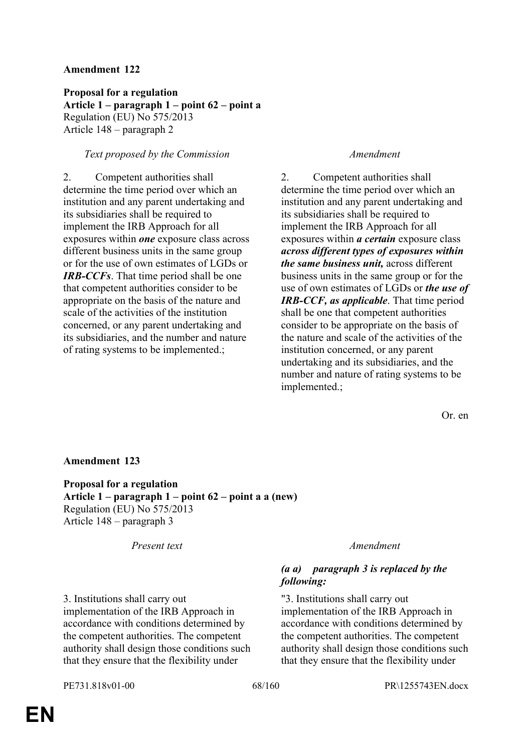**Amendment 122**

**Proposal for a regulation**
**Article 1 – paragraph 1 – point 62 – point a**
Regulation (EU) No 575/2013
Article 148 – paragraph 2

| *Text proposed by the Commission* | *Amendment* |
|---|---|
| 2. Competent authorities shall determine the time period over which an institution and any parent undertaking and its subsidiaries shall be required to implement the IRB Approach for all exposures within ***one*** exposure class across different business units in the same group or for the use of own estimates of LGDs or ***IRB-CCFs***. That time period shall be one that competent authorities consider to be appropriate on the basis of the nature and scale of the activities of the institution concerned, or any parent undertaking and its subsidiaries, and the number and nature of rating systems to be implemented.; | 2. Competent authorities shall determine the time period over which an institution and any parent undertaking and its subsidiaries shall be required to implement the IRB Approach for all exposures within ***a certain*** exposure class ***across different types of exposures within the same business unit,*** across different business units in the same group or for the use of own estimates of LGDs or ***the use of IRB-CCF, as applicable***. That time period shall be one that competent authorities consider to be appropriate on the basis of the nature and scale of the activities of the institution concerned, or any parent undertaking and its subsidiaries, and the number and nature of rating systems to be implemented.; |

Or. en

**Amendment 123**

**Proposal for a regulation**
**Article 1 – paragraph 1 – point 62 – point a a (new)**
Regulation (EU) No 575/2013
Article 148 – paragraph 3

| *Present text* | *Amendment* |
|---|---|
| | ***(a a) paragraph 3 is replaced by the following:*** |
| 3. Institutions shall carry out implementation of the IRB Approach in accordance with conditions determined by the competent authorities. The competent authority shall design those conditions such that they ensure that the flexibility under | "3. Institutions shall carry out implementation of the IRB Approach in accordance with conditions determined by the competent authorities. The competent authority shall design those conditions such that they ensure that the flexibility under |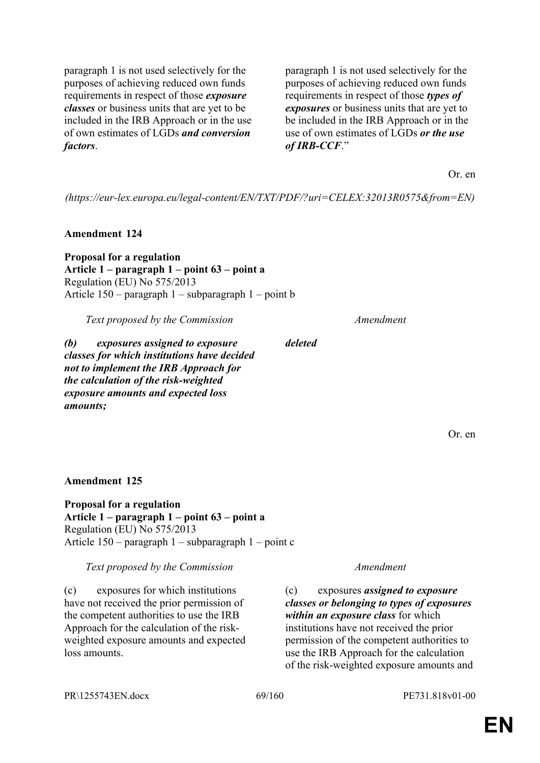| | |
|---|---|
| paragraph 1 is not used selectively for the purposes of achieving reduced own funds requirements in respect of those ***exposure classes*** or business units that are yet to be included in the IRB Approach or in the use of own estimates of LGDs ***and conversion factors***. | paragraph 1 is not used selectively for the purposes of achieving reduced own funds requirements in respect of those ***types of exposures*** or business units that are yet to be included in the IRB Approach or in the use of own estimates of LGDs ***or the use of IRB-CCF***." |

Or. en

*(https://eur-lex.europa.eu/legal-content/EN/TXT/PDF/?uri=CELEX:32013R0575&from=EN)*

**Amendment 124**

**Proposal for a regulation**
**Article 1 – paragraph 1 – point 63 – point a**
Regulation (EU) No 575/2013
Article 150 – paragraph 1 – subparagraph 1 – point b

| *Text proposed by the Commission* | *Amendment* |
|---|---|
| ***(b) exposures assigned to exposure classes for which institutions have decided not to implement the IRB Approach for the calculation of the risk-weighted exposure amounts and expected loss amounts;*** | ***deleted*** |

Or. en

**Amendment 125**

**Proposal for a regulation**
**Article 1 – paragraph 1 – point 63 – point a**
Regulation (EU) No 575/2013
Article 150 – paragraph 1 – subparagraph 1 – point c

| *Text proposed by the Commission* | *Amendment* |
|---|---|
| (c) exposures for which institutions have not received the prior permission of the competent authorities to use the IRB Approach for the calculation of the risk-weighted exposure amounts and expected loss amounts. | (c) exposures ***assigned to exposure classes or belonging to types of exposures within an exposure class*** for which institutions have not received the prior permission of the competent authorities to use the IRB Approach for the calculation of the risk-weighted exposure amounts and |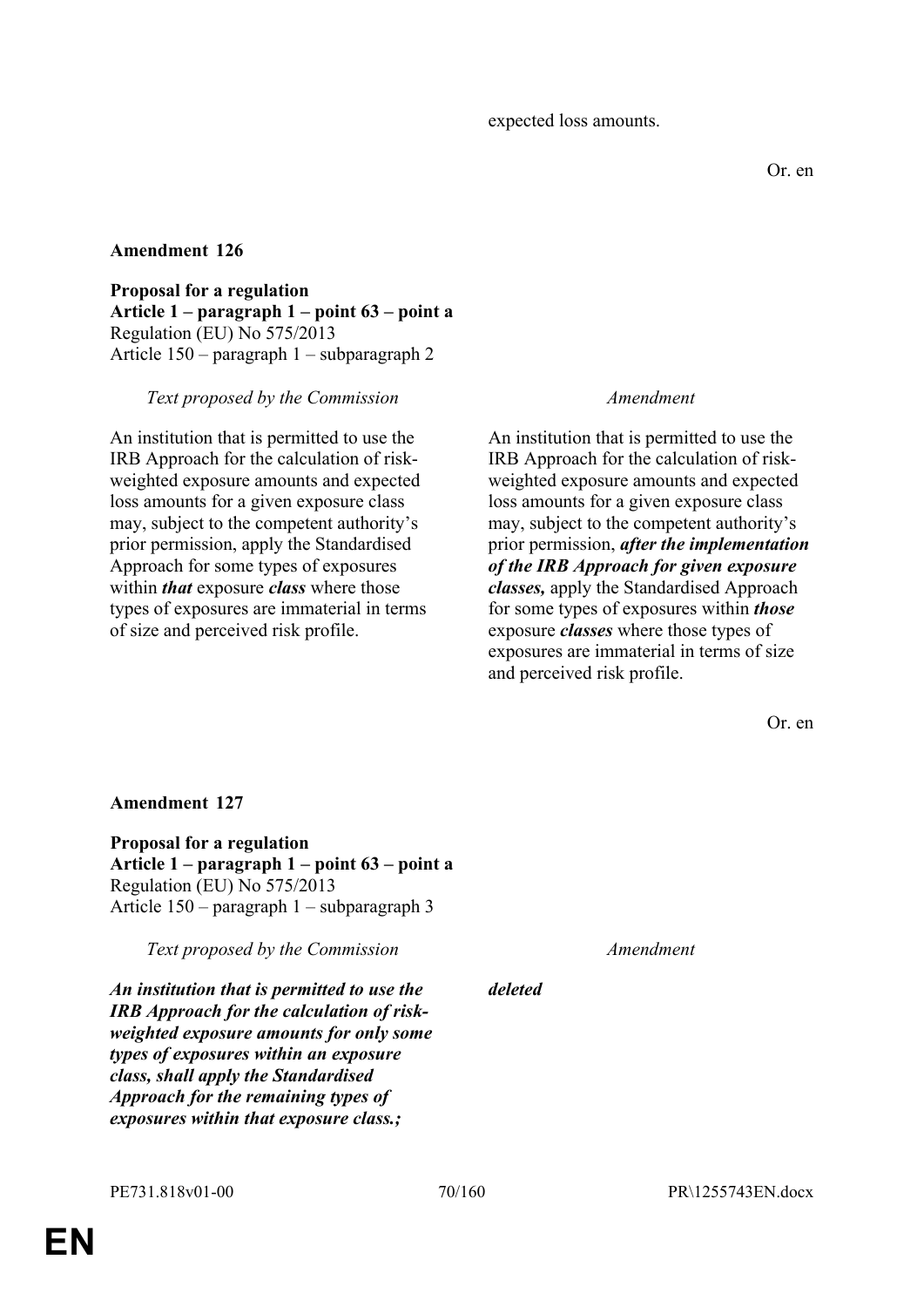expected loss amounts.

Or. en

**Amendment 126**

**Proposal for a regulation**
**Article 1 – paragraph 1 – point 63 – point a**
Regulation (EU) No 575/2013
Article 150 – paragraph 1 – subparagraph 2

| *Text proposed by the Commission* | *Amendment* |
|---|---|
| An institution that is permitted to use the IRB Approach for the calculation of risk-weighted exposure amounts and expected loss amounts for a given exposure class may, subject to the competent authority's prior permission, apply the Standardised Approach for some types of exposures within ***that*** exposure ***class*** where those types of exposures are immaterial in terms of size and perceived risk profile. | An institution that is permitted to use the IRB Approach for the calculation of risk-weighted exposure amounts and expected loss amounts for a given exposure class may, subject to the competent authority's prior permission, ***after the implementation of the IRB Approach for given exposure classes,*** apply the Standardised Approach for some types of exposures within ***those*** exposure ***classes*** where those types of exposures are immaterial in terms of size and perceived risk profile. |

Or. en

**Amendment 127**

**Proposal for a regulation**
**Article 1 – paragraph 1 – point 63 – point a**
Regulation (EU) No 575/2013
Article 150 – paragraph 1 – subparagraph 3

| *Text proposed by the Commission* | *Amendment* |
|---|---|
| ***An institution that is permitted to use the IRB Approach for the calculation of risk-weighted exposure amounts for only some types of exposures within an exposure class, shall apply the Standardised Approach for the remaining types of exposures within that exposure class.;*** | ***deleted*** |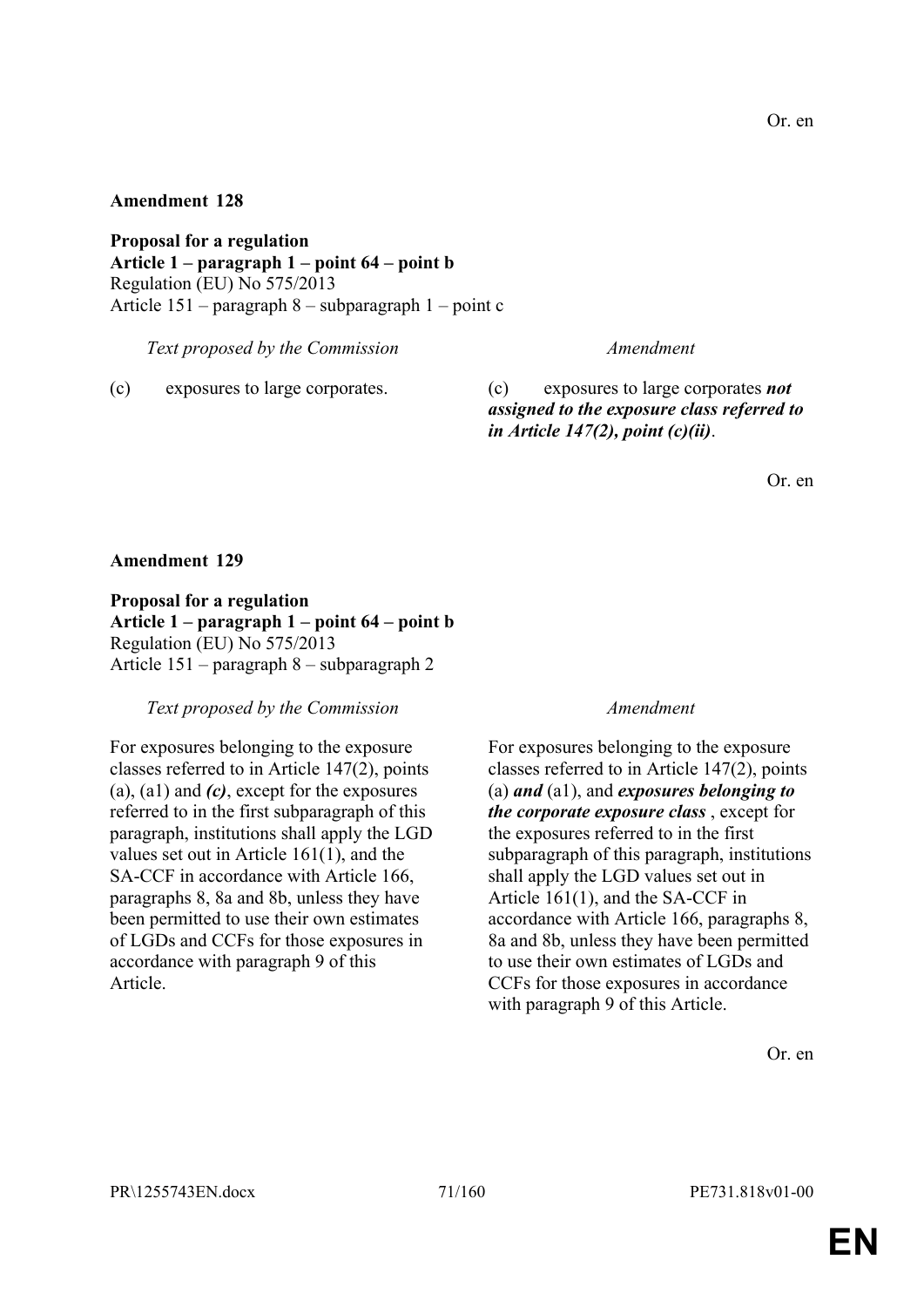Or. en

**Amendment 128**

**Proposal for a regulation**
**Article 1 – paragraph 1 – point 64 – point b**
Regulation (EU) No 575/2013
Article 151 – paragraph 8 – subparagraph 1 – point c

| *Text proposed by the Commission* | *Amendment* |
| --- | --- |
| (c) exposures to large corporates. | (c) exposures to large corporates ***not assigned to the exposure class referred to in Article 147(2), point (c)(ii)***. |

Or. en

**Amendment 129**

**Proposal for a regulation**
**Article 1 – paragraph 1 – point 64 – point b**
Regulation (EU) No 575/2013
Article 151 – paragraph 8 – subparagraph 2

| *Text proposed by the Commission* | *Amendment* |
| --- | --- |
| For exposures belonging to the exposure classes referred to in Article 147(2), points (a), (a1) and ***(c)***, except for the exposures referred to in the first subparagraph of this paragraph, institutions shall apply the LGD values set out in Article 161(1), and the SA-CCF in accordance with Article 166, paragraphs 8, 8a and 8b, unless they have been permitted to use their own estimates of LGDs and CCFs for those exposures in accordance with paragraph 9 of this Article. | For exposures belonging to the exposure classes referred to in Article 147(2), points (a) ***and*** (a1), and ***exposures belonging to the corporate exposure class*** , except for the exposures referred to in the first subparagraph of this paragraph, institutions shall apply the LGD values set out in Article 161(1), and the SA-CCF in accordance with Article 166, paragraphs 8, 8a and 8b, unless they have been permitted to use their own estimates of LGDs and CCFs for those exposures in accordance with paragraph 9 of this Article. |

Or. en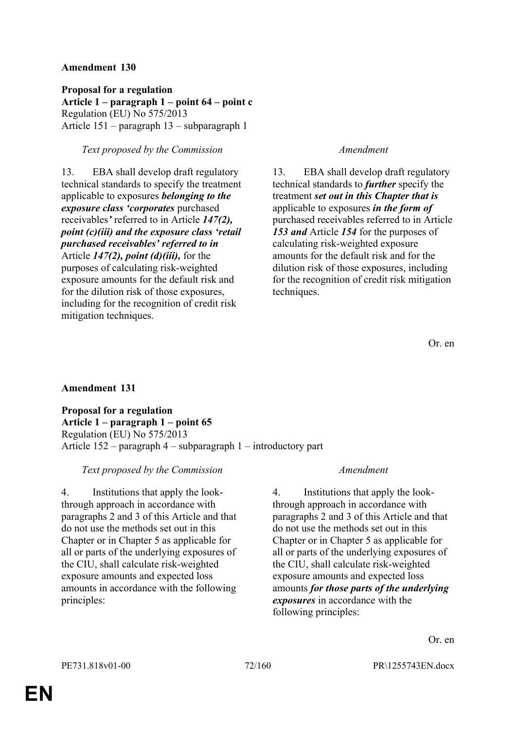**Amendment 130**

**Proposal for a regulation**
**Article 1 – paragraph 1 – point 64 – point c**
Regulation (EU) No 575/2013
Article 151 – paragraph 13 – subparagraph 1

| *Text proposed by the Commission* | *Amendment* |
|---|---|
| 13. EBA shall develop draft regulatory technical standards to specify the treatment applicable to exposures ***belonging to the exposure class 'corporates*** purchased receivables***'*** referred to in Article ***147(2), point (c)(iii) and the exposure class 'retail purchased receivables' referred to in*** Article ***147(2), point (d)(iii),*** for the purposes of calculating risk-weighted exposure amounts for the default risk and for the dilution risk of those exposures, including for the recognition of credit risk mitigation techniques. | 13. EBA shall develop draft regulatory technical standards to ***further*** specify the treatment ***set out in this Chapter that is*** applicable to exposures ***in the form of*** purchased receivables referred to in Article ***153 and*** Article ***154*** for the purposes of calculating risk-weighted exposure amounts for the default risk and for the dilution risk of those exposures, including for the recognition of credit risk mitigation techniques. |

Or. en

**Amendment 131**

**Proposal for a regulation**
**Article 1 – paragraph 1 – point 65**
Regulation (EU) No 575/2013
Article 152 – paragraph 4 – subparagraph 1 – introductory part

| *Text proposed by the Commission* | *Amendment* |
|---|---|
| 4. Institutions that apply the look-through approach in accordance with paragraphs 2 and 3 of this Article and that do not use the methods set out in this Chapter or in Chapter 5 as applicable for all or parts of the underlying exposures of the CIU, shall calculate risk-weighted exposure amounts and expected loss amounts in accordance with the following principles: | 4. Institutions that apply the look-through approach in accordance with paragraphs 2 and 3 of this Article and that do not use the methods set out in this Chapter or in Chapter 5 as applicable for all or parts of the underlying exposures of the CIU, shall calculate risk-weighted exposure amounts and expected loss amounts ***for those parts of the underlying exposures*** in accordance with the following principles: |

Or. en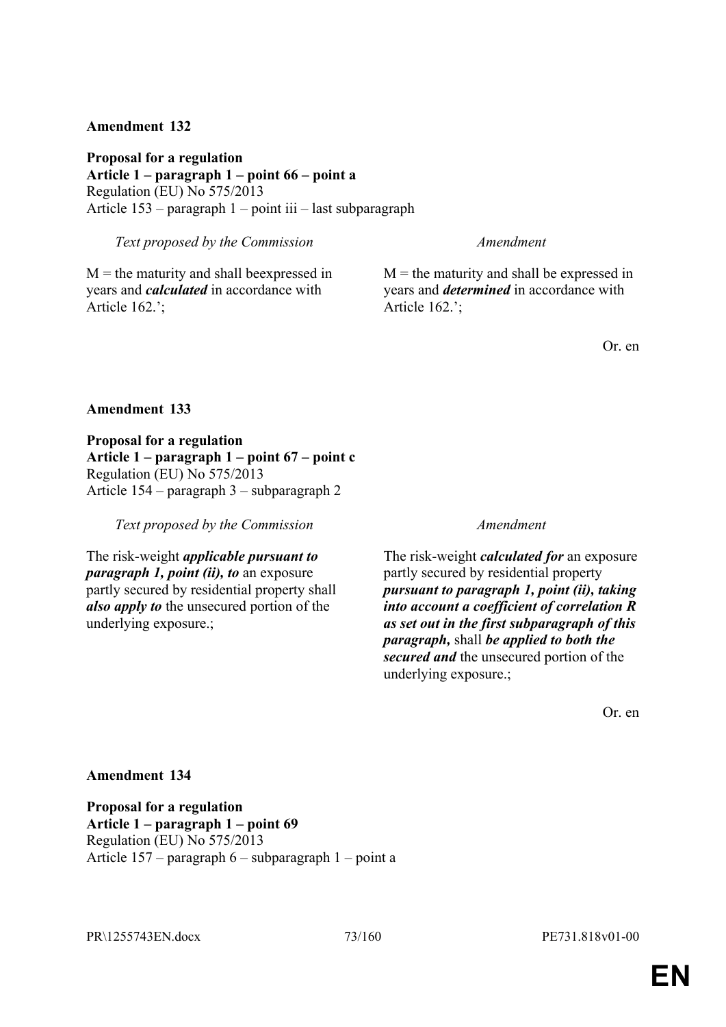**Amendment 132**

**Proposal for a regulation**
**Article 1 – paragraph 1 – point 66 – point a**
Regulation (EU) No 575/2013
Article 153 – paragraph 1 – point iii – last subparagraph

| *Text proposed by the Commission* | *Amendment* |
|---|---|
| M = the maturity and shall beexpressed in years and ***calculated*** in accordance with Article 162.'; | M = the maturity and shall be expressed in years and ***determined*** in accordance with Article 162.'; |

Or. en

**Amendment 133**

**Proposal for a regulation**
**Article 1 – paragraph 1 – point 67 – point c**
Regulation (EU) No 575/2013
Article 154 – paragraph 3 – subparagraph 2

| *Text proposed by the Commission* | *Amendment* |
|---|---|
| The risk-weight ***applicable pursuant to paragraph 1, point (ii), to*** an exposure partly secured by residential property shall ***also apply to*** the unsecured portion of the underlying exposure.; | The risk-weight ***calculated for*** an exposure partly secured by residential property ***pursuant to paragraph 1, point (ii), taking into account a coefficient of correlation R as set out in the first subparagraph of this paragraph,*** shall ***be applied to both the secured and*** the unsecured portion of the underlying exposure.; |

Or. en

**Amendment 134**

**Proposal for a regulation**
**Article 1 – paragraph 1 – point 69**
Regulation (EU) No 575/2013
Article 157 – paragraph 6 – subparagraph 1 – point a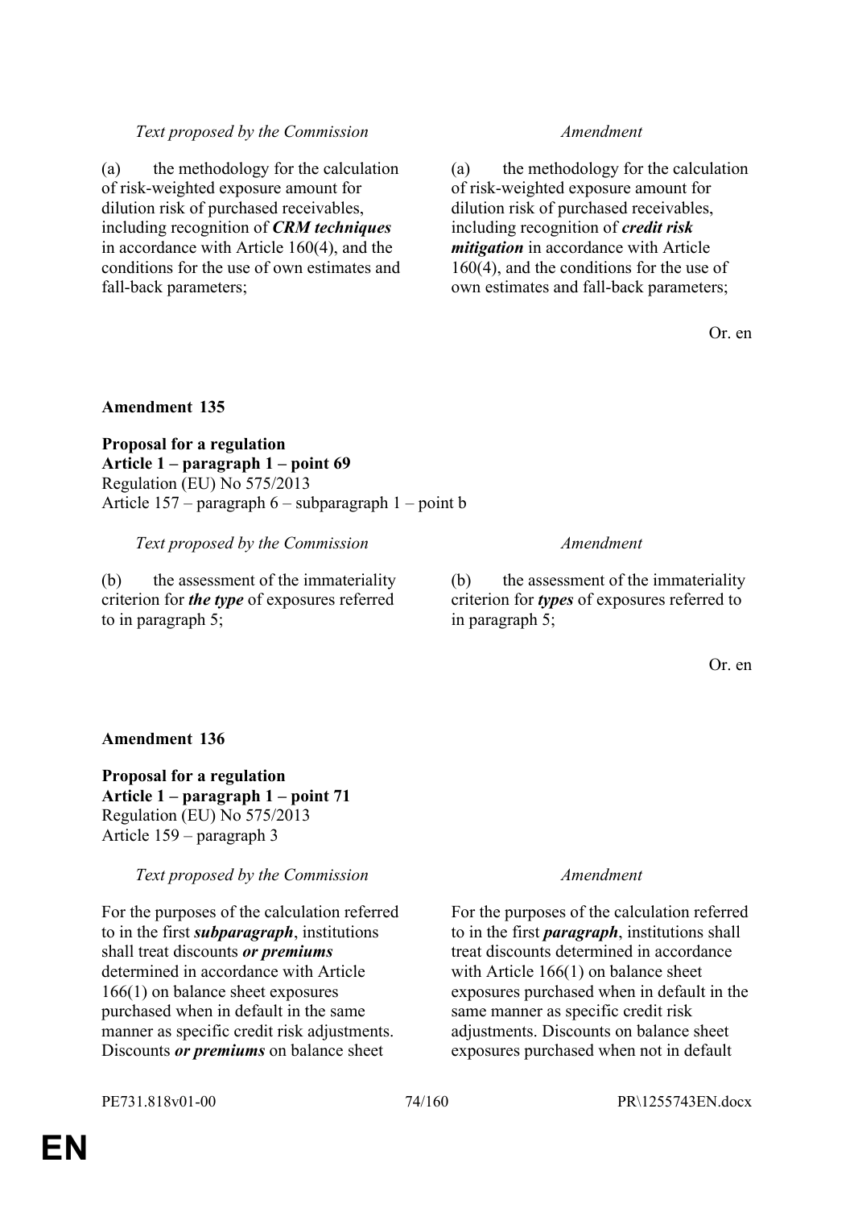| Text proposed by the Commission | Amendment |
| --- | --- |
| (a) the methodology for the calculation of risk-weighted exposure amount for dilution risk of purchased receivables, including recognition of ***CRM techniques*** in accordance with Article 160(4), and the conditions for the use of own estimates and fall-back parameters; | (a) the methodology for the calculation of risk-weighted exposure amount for dilution risk of purchased receivables, including recognition of ***credit risk mitigation*** in accordance with Article 160(4), and the conditions for the use of own estimates and fall-back parameters; |

Or. en

**Amendment 135**

**Proposal for a regulation**
**Article 1 – paragraph 1 – point 69**
Regulation (EU) No 575/2013
Article 157 – paragraph 6 – subparagraph 1 – point b

| Text proposed by the Commission | Amendment |
| --- | --- |
| (b) the assessment of the immateriality criterion for ***the type*** of exposures referred to in paragraph 5; | (b) the assessment of the immateriality criterion for ***types*** of exposures referred to in paragraph 5; |

Or. en

**Amendment 136**

**Proposal for a regulation**
**Article 1 – paragraph 1 – point 71**
Regulation (EU) No 575/2013
Article 159 – paragraph 3

| Text proposed by the Commission | Amendment |
| --- | --- |
| For the purposes of the calculation referred to in the first ***subparagraph***, institutions shall treat discounts ***or premiums*** determined in accordance with Article 166(1) on balance sheet exposures purchased when in default in the same manner as specific credit risk adjustments. Discounts ***or premiums*** on balance sheet | For the purposes of the calculation referred to in the first ***paragraph***, institutions shall treat discounts determined in accordance with Article 166(1) on balance sheet exposures purchased when in default in the same manner as specific credit risk adjustments. Discounts on balance sheet exposures purchased when not in default |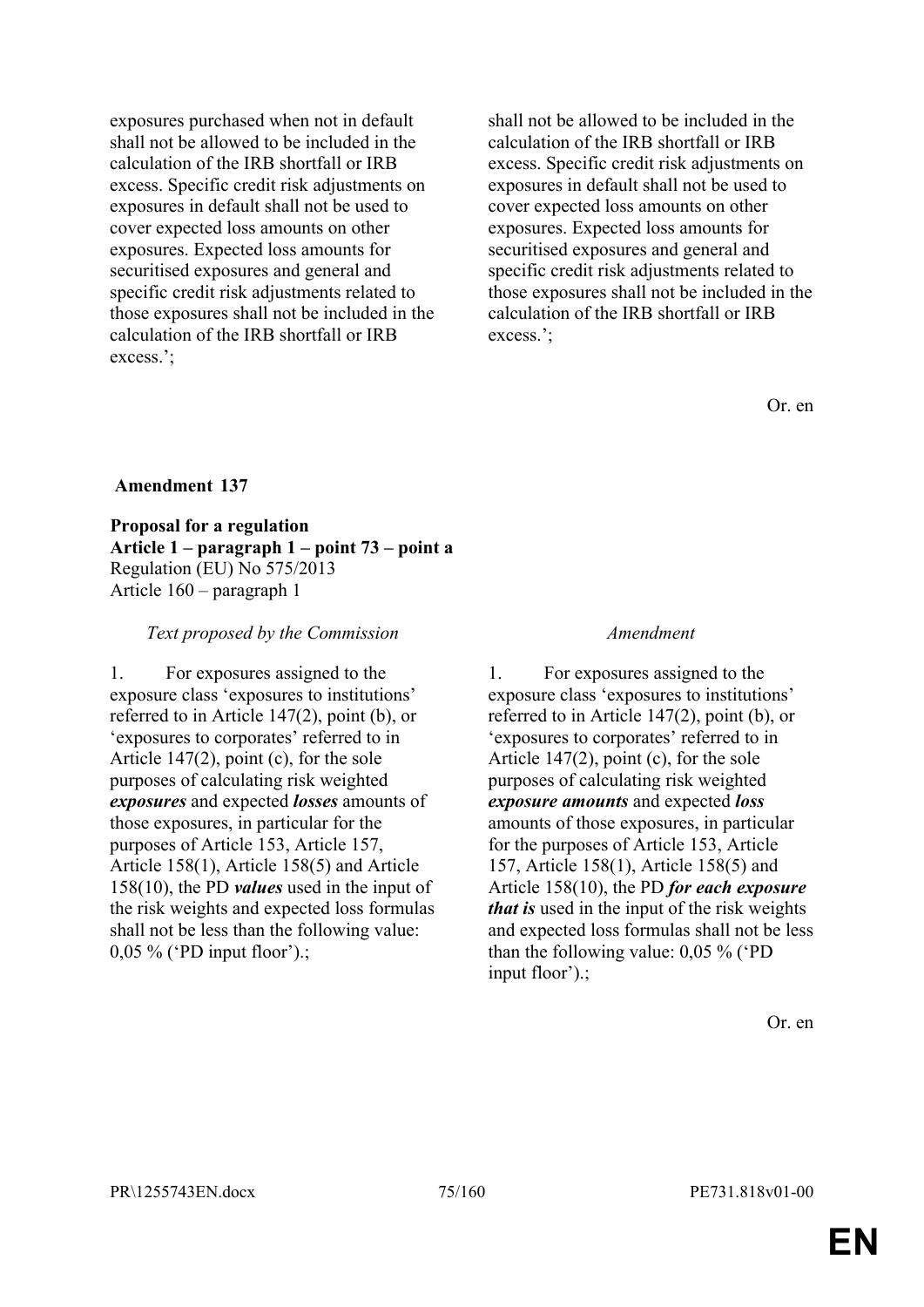| | |
|---|---|
| exposures purchased when not in default shall not be allowed to be included in the calculation of the IRB shortfall or IRB excess. Specific credit risk adjustments on exposures in default shall not be used to cover expected loss amounts on other exposures. Expected loss amounts for securitised exposures and general and specific credit risk adjustments related to those exposures shall not be included in the calculation of the IRB shortfall or IRB excess.'; | shall not be allowed to be included in the calculation of the IRB shortfall or IRB excess. Specific credit risk adjustments on exposures in default shall not be used to cover expected loss amounts on other exposures. Expected loss amounts for securitised exposures and general and specific credit risk adjustments related to those exposures shall not be included in the calculation of the IRB shortfall or IRB excess.'; |

Or. en

**Amendment 137**

**Proposal for a regulation**
**Article 1 – paragraph 1 – point 73 – point a**
Regulation (EU) No 575/2013
Article 160 – paragraph 1

| *Text proposed by the Commission* | *Amendment* |
|---|---|
| 1. For exposures assigned to the exposure class 'exposures to institutions' referred to in Article 147(2), point (b), or 'exposures to corporates' referred to in Article 147(2), point (c), for the sole purposes of calculating risk weighted ***exposures*** and expected ***losses*** amounts of those exposures, in particular for the purposes of Article 153, Article 157, Article 158(1), Article 158(5) and Article 158(10), the PD ***values*** used in the input of the risk weights and expected loss formulas shall not be less than the following value: 0,05 % ('PD input floor').; | 1. For exposures assigned to the exposure class 'exposures to institutions' referred to in Article 147(2), point (b), or 'exposures to corporates' referred to in Article 147(2), point (c), for the sole purposes of calculating risk weighted ***exposure amounts*** and expected ***loss*** amounts of those exposures, in particular for the purposes of Article 153, Article 157, Article 158(1), Article 158(5) and Article 158(10), the PD ***for each exposure that is*** used in the input of the risk weights and expected loss formulas shall not be less than the following value: 0,05 % ('PD input floor').; |

Or. en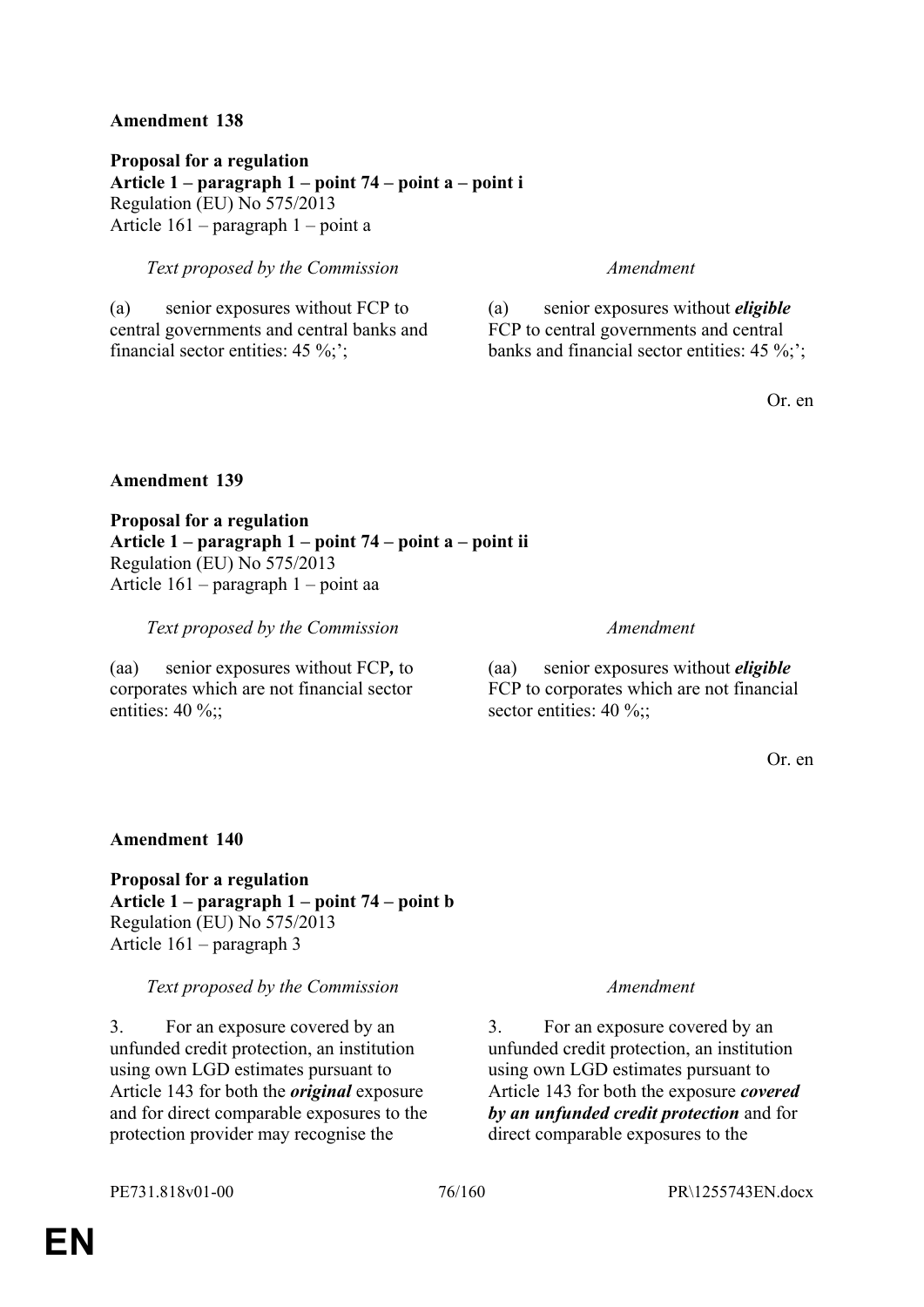**Amendment 138**

**Proposal for a regulation**
**Article 1 – paragraph 1 – point 74 – point a – point i**
Regulation (EU) No 575/2013
Article 161 – paragraph 1 – point a

| *Text proposed by the Commission* | *Amendment* |
| --- | --- |
| (a) senior exposures without FCP to central governments and central banks and financial sector entities: 45 %;'; | (a) senior exposures without ***eligible*** FCP to central governments and central banks and financial sector entities: 45 %;'; |

Or. en

**Amendment 139**

**Proposal for a regulation**
**Article 1 – paragraph 1 – point 74 – point a – point ii**
Regulation (EU) No 575/2013
Article 161 – paragraph 1 – point aa

| *Text proposed by the Commission* | *Amendment* |
| --- | --- |
| (aa) senior exposures without FCP***,*** to corporates which are not financial sector entities: 40 %;; | (aa) senior exposures without ***eligible*** FCP to corporates which are not financial sector entities: 40 %;; |

Or. en

**Amendment 140**

**Proposal for a regulation**
**Article 1 – paragraph 1 – point 74 – point b**
Regulation (EU) No 575/2013
Article 161 – paragraph 3

| *Text proposed by the Commission* | *Amendment* |
| --- | --- |
| 3. For an exposure covered by an unfunded credit protection, an institution using own LGD estimates pursuant to Article 143 for both the ***original*** exposure and for direct comparable exposures to the protection provider may recognise the | 3. For an exposure covered by an unfunded credit protection, an institution using own LGD estimates pursuant to Article 143 for both the exposure ***covered by an unfunded credit protection*** and for direct comparable exposures to the |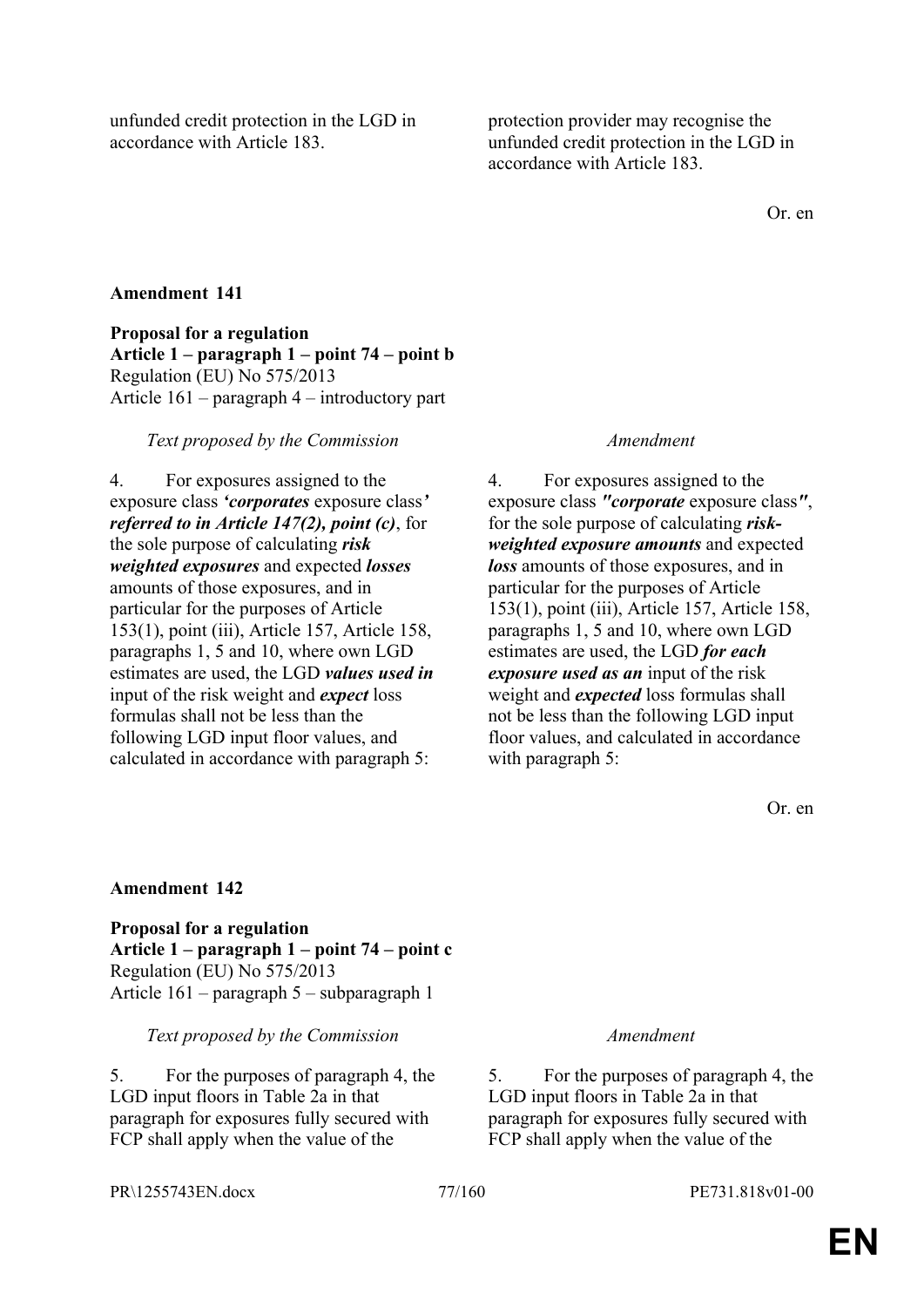| | |
|---|---|
| unfunded credit protection in the LGD in accordance with Article 183. | protection provider may recognise the unfunded credit protection in the LGD in accordance with Article 183. |

Or. en

**Amendment 141**

**Proposal for a regulation**
**Article 1 – paragraph 1 – point 74 – point b**
Regulation (EU) No 575/2013
Article 161 – paragraph 4 – introductory part

| *Text proposed by the Commission* | *Amendment* |
|---|---|
| 4. For exposures assigned to the exposure class ***'corporates*** exposure class***' referred to in Article 147(2), point (c)***, for the sole purpose of calculating ***risk weighted exposures*** and expected ***losses*** amounts of those exposures, and in particular for the purposes of Article 153(1), point (iii), Article 157, Article 158, paragraphs 1, 5 and 10, where own LGD estimates are used, the LGD ***values used in*** input of the risk weight and ***expect*** loss formulas shall not be less than the following LGD input floor values, and calculated in accordance with paragraph 5: | 4. For exposures assigned to the exposure class ***"corporate*** exposure class***"***, for the sole purpose of calculating ***risk-weighted exposure amounts*** and expected ***loss*** amounts of those exposures, and in particular for the purposes of Article 153(1), point (iii), Article 157, Article 158, paragraphs 1, 5 and 10, where own LGD estimates are used, the LGD ***for each exposure used as an*** input of the risk weight and ***expected*** loss formulas shall not be less than the following LGD input floor values, and calculated in accordance with paragraph 5: |

Or. en

**Amendment 142**

**Proposal for a regulation**
**Article 1 – paragraph 1 – point 74 – point c**
Regulation (EU) No 575/2013
Article 161 – paragraph 5 – subparagraph 1

| *Text proposed by the Commission* | *Amendment* |
|---|---|
| 5. For the purposes of paragraph 4, the LGD input floors in Table 2a in that paragraph for exposures fully secured with FCP shall apply when the value of the | 5. For the purposes of paragraph 4, the LGD input floors in Table 2a in that paragraph for exposures fully secured with FCP shall apply when the value of the |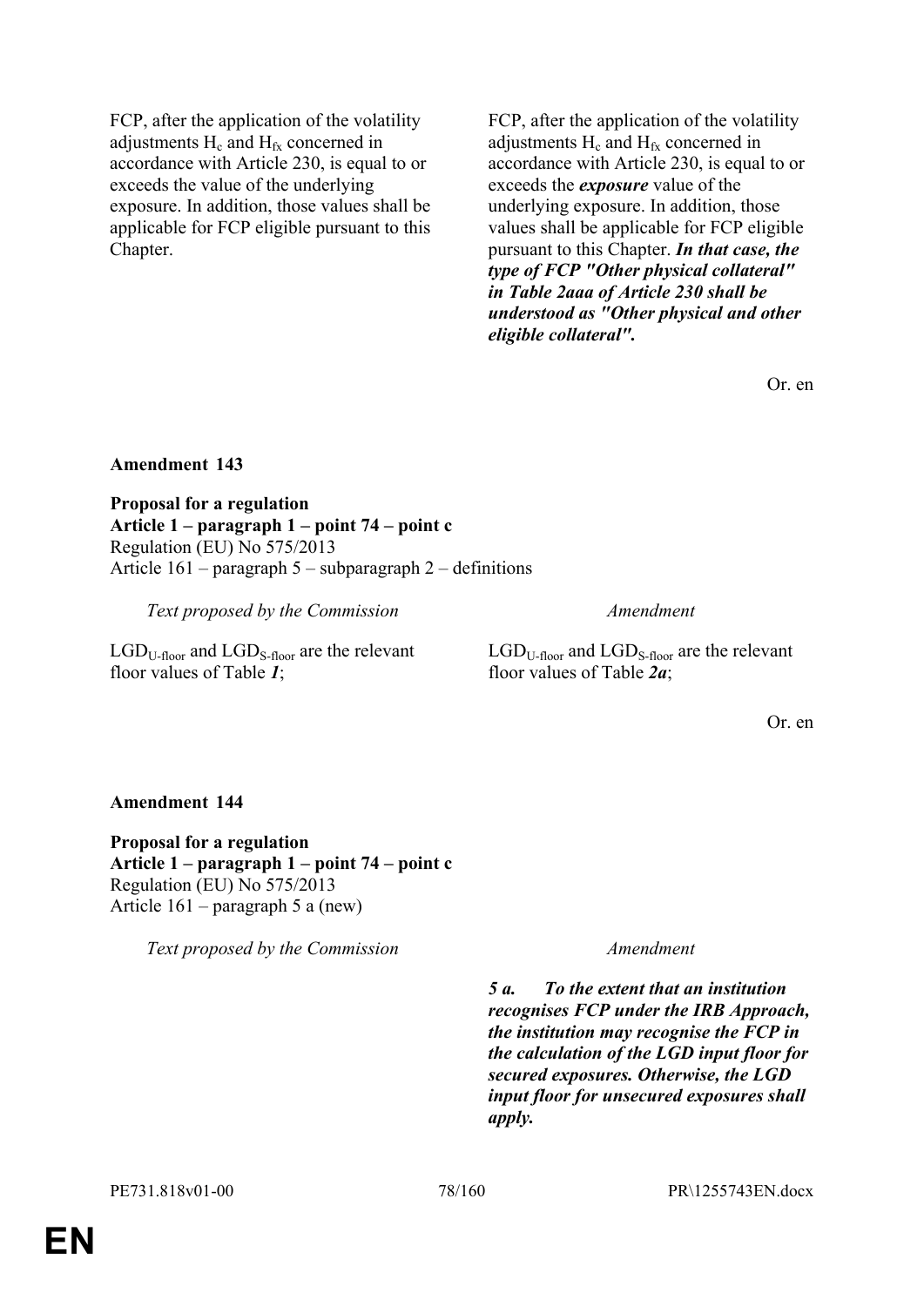| | |
|---|---|
| FCP, after the application of the volatility adjustments $H_c$ and $H_{fx}$ concerned in accordance with Article 230, is equal to or exceeds the value of the underlying exposure. In addition, those values shall be applicable for FCP eligible pursuant to this Chapter. | FCP, after the application of the volatility adjustments $H_c$ and $H_{fx}$ concerned in accordance with Article 230, is equal to or exceeds the ***exposure*** value of the underlying exposure. In addition, those values shall be applicable for FCP eligible pursuant to this Chapter. ***In that case, the type of FCP "Other physical collateral" in Table 2aaa of Article 230 shall be understood as "Other physical and other eligible collateral".*** |

Or. en

**Amendment 143**

**Proposal for a regulation**
**Article 1 – paragraph 1 – point 74 – point c**
Regulation (EU) No 575/2013
Article 161 – paragraph 5 – subparagraph 2 – definitions

| *Text proposed by the Commission* | *Amendment* |
|---|---|
| $LGD_{U\text{-}floor}$ and $LGD_{S\text{-}floor}$ are the relevant floor values of Table ***1***; | $LGD_{U\text{-}floor}$ and $LGD_{S\text{-}floor}$ are the relevant floor values of Table ***2a***; |

Or. en

**Amendment 144**

**Proposal for a regulation**
**Article 1 – paragraph 1 – point 74 – point c**
Regulation (EU) No 575/2013
Article 161 – paragraph 5 a (new)

| *Text proposed by the Commission* | *Amendment* |
|---|---|
| | ***5 a. To the extent that an institution recognises FCP under the IRB Approach, the institution may recognise the FCP in the calculation of the LGD input floor for secured exposures. Otherwise, the LGD input floor for unsecured exposures shall apply.*** |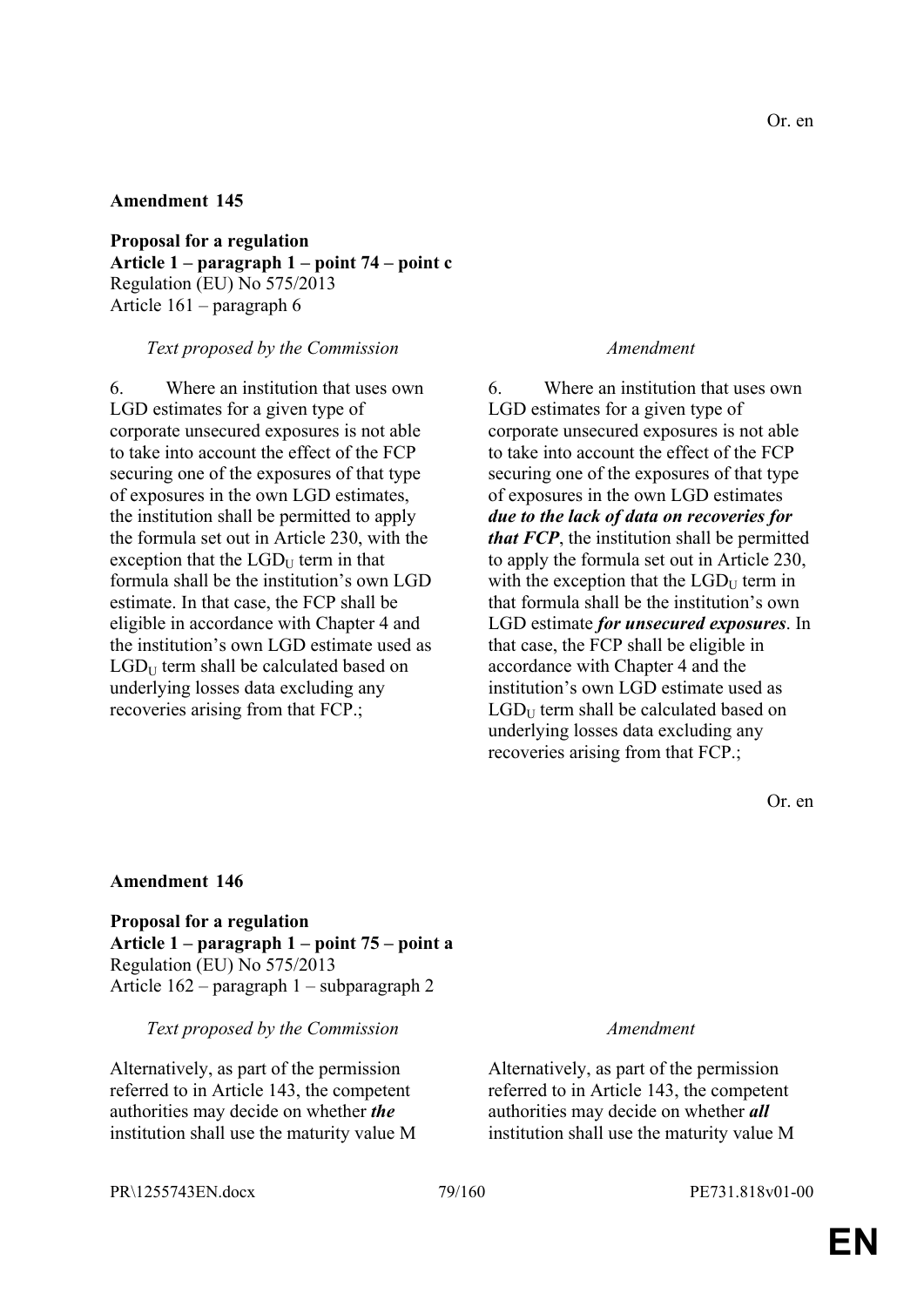Or. en

**Amendment 145**

**Proposal for a regulation**
**Article 1 – paragraph 1 – point 74 – point c**
Regulation (EU) No 575/2013
Article 161 – paragraph 6

| *Text proposed by the Commission* | *Amendment* |
|---|---|
| 6. Where an institution that uses own LGD estimates for a given type of corporate unsecured exposures is not able to take into account the effect of the FCP securing one of the exposures of that type of exposures in the own LGD estimates, the institution shall be permitted to apply the formula set out in Article 230, with the exception that the $LGD_U$ term in that formula shall be the institution's own LGD estimate. In that case, the FCP shall be eligible in accordance with Chapter 4 and the institution's own LGD estimate used as $LGD_U$ term shall be calculated based on underlying losses data excluding any recoveries arising from that FCP.; | 6. Where an institution that uses own LGD estimates for a given type of corporate unsecured exposures is not able to take into account the effect of the FCP securing one of the exposures of that type of exposures in the own LGD estimates ***due to the lack of data on recoveries for that FCP***, the institution shall be permitted to apply the formula set out in Article 230, with the exception that the $LGD_U$ term in that formula shall be the institution's own LGD estimate ***for unsecured exposures***. In that case, the FCP shall be eligible in accordance with Chapter 4 and the institution's own LGD estimate used as $LGD_U$ term shall be calculated based on underlying losses data excluding any recoveries arising from that FCP.; |

Or. en

**Amendment 146**

**Proposal for a regulation**
**Article 1 – paragraph 1 – point 75 – point a**
Regulation (EU) No 575/2013
Article 162 – paragraph 1 – subparagraph 2

| *Text proposed by the Commission* | *Amendment* |
|---|---|
| Alternatively, as part of the permission referred to in Article 143, the competent authorities may decide on whether ***the*** institution shall use the maturity value M | Alternatively, as part of the permission referred to in Article 143, the competent authorities may decide on whether ***all*** institution shall use the maturity value M |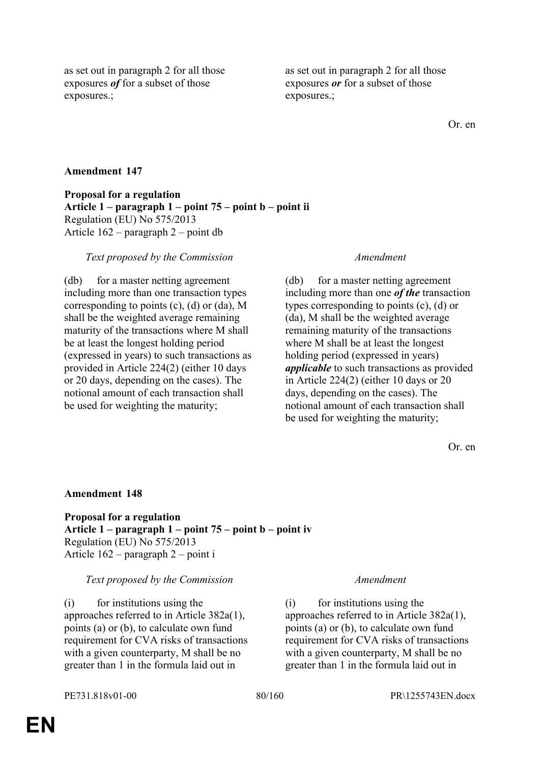| | |
|---|---|
| as set out in paragraph 2 for all those exposures ***of*** for a subset of those exposures.; | as set out in paragraph 2 for all those exposures ***or*** for a subset of those exposures.; |

Or. en

**Amendment 147**

**Proposal for a regulation**
**Article 1 – paragraph 1 – point 75 – point b – point ii**
Regulation (EU) No 575/2013
Article 162 – paragraph 2 – point db

| *Text proposed by the Commission* | *Amendment* |
|---|---|
| (db) for a master netting agreement including more than one transaction types corresponding to points (c), (d) or (da), M shall be the weighted average remaining maturity of the transactions where M shall be at least the longest holding period (expressed in years) to such transactions as provided in Article 224(2) (either 10 days or 20 days, depending on the cases). The notional amount of each transaction shall be used for weighting the maturity; | (db) for a master netting agreement including more than one ***of the*** transaction types corresponding to points (c), (d) or (da), M shall be the weighted average remaining maturity of the transactions where M shall be at least the longest holding period (expressed in years) ***applicable*** to such transactions as provided in Article 224(2) (either 10 days or 20 days, depending on the cases). The notional amount of each transaction shall be used for weighting the maturity; |

Or. en

**Amendment 148**

**Proposal for a regulation**
**Article 1 – paragraph 1 – point 75 – point b – point iv**
Regulation (EU) No 575/2013
Article 162 – paragraph 2 – point i

| *Text proposed by the Commission* | *Amendment* |
|---|---|
| (i) for institutions using the approaches referred to in Article 382a(1), points (a) or (b), to calculate own fund requirement for CVA risks of transactions with a given counterparty, M shall be no greater than 1 in the formula laid out in | (i) for institutions using the approaches referred to in Article 382a(1), points (a) or (b), to calculate own fund requirement for CVA risks of transactions with a given counterparty, M shall be no greater than 1 in the formula laid out in |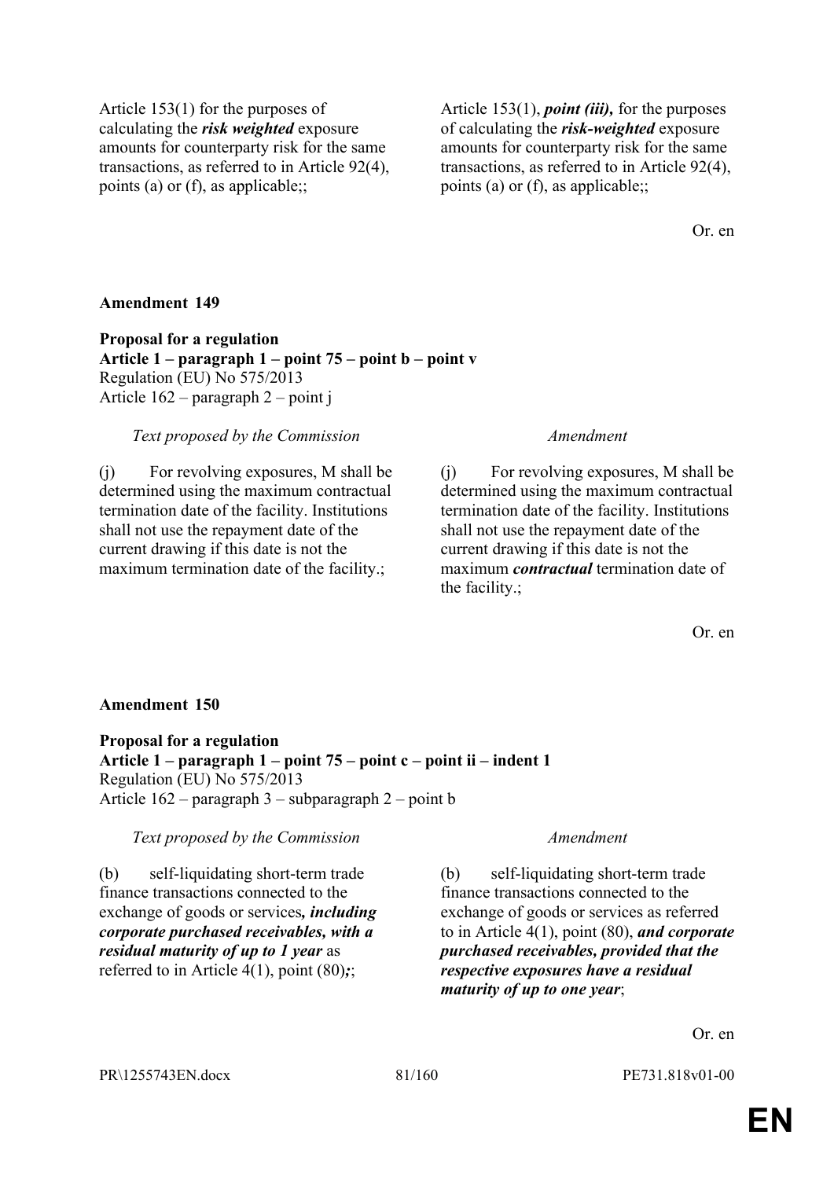| | |
|---|---|
| Article 153(1) for the purposes of calculating the ***risk weighted*** exposure amounts for counterparty risk for the same transactions, as referred to in Article 92(4), points (a) or (f), as applicable;; | Article 153(1), ***point (iii),*** for the purposes of calculating the ***risk-weighted*** exposure amounts for counterparty risk for the same transactions, as referred to in Article 92(4), points (a) or (f), as applicable;; |

Or. en

**Amendment 149**

**Proposal for a regulation**
**Article 1 – paragraph 1 – point 75 – point b – point v**
Regulation (EU) No 575/2013
Article 162 – paragraph 2 – point j

| *Text proposed by the Commission* | *Amendment* |
|---|---|
| (j) For revolving exposures, M shall be determined using the maximum contractual termination date of the facility. Institutions shall not use the repayment date of the current drawing if this date is not the maximum termination date of the facility.; | (j) For revolving exposures, M shall be determined using the maximum contractual termination date of the facility. Institutions shall not use the repayment date of the current drawing if this date is not the maximum ***contractual*** termination date of the facility.; |

Or. en

**Amendment 150**

**Proposal for a regulation**
**Article 1 – paragraph 1 – point 75 – point c – point ii – indent 1**
Regulation (EU) No 575/2013
Article 162 – paragraph 3 – subparagraph 2 – point b

| *Text proposed by the Commission* | *Amendment* |
|---|---|
| (b) self-liquidating short-term trade finance transactions connected to the exchange of goods or services***, including corporate purchased receivables, with a residual maturity of up to 1 year*** as referred to in Article 4(1), point (80)***;***; | (b) self-liquidating short-term trade finance transactions connected to the exchange of goods or services as referred to in Article 4(1), point (80), ***and corporate purchased receivables, provided that the respective exposures have a residual maturity of up to one year***; |

Or. en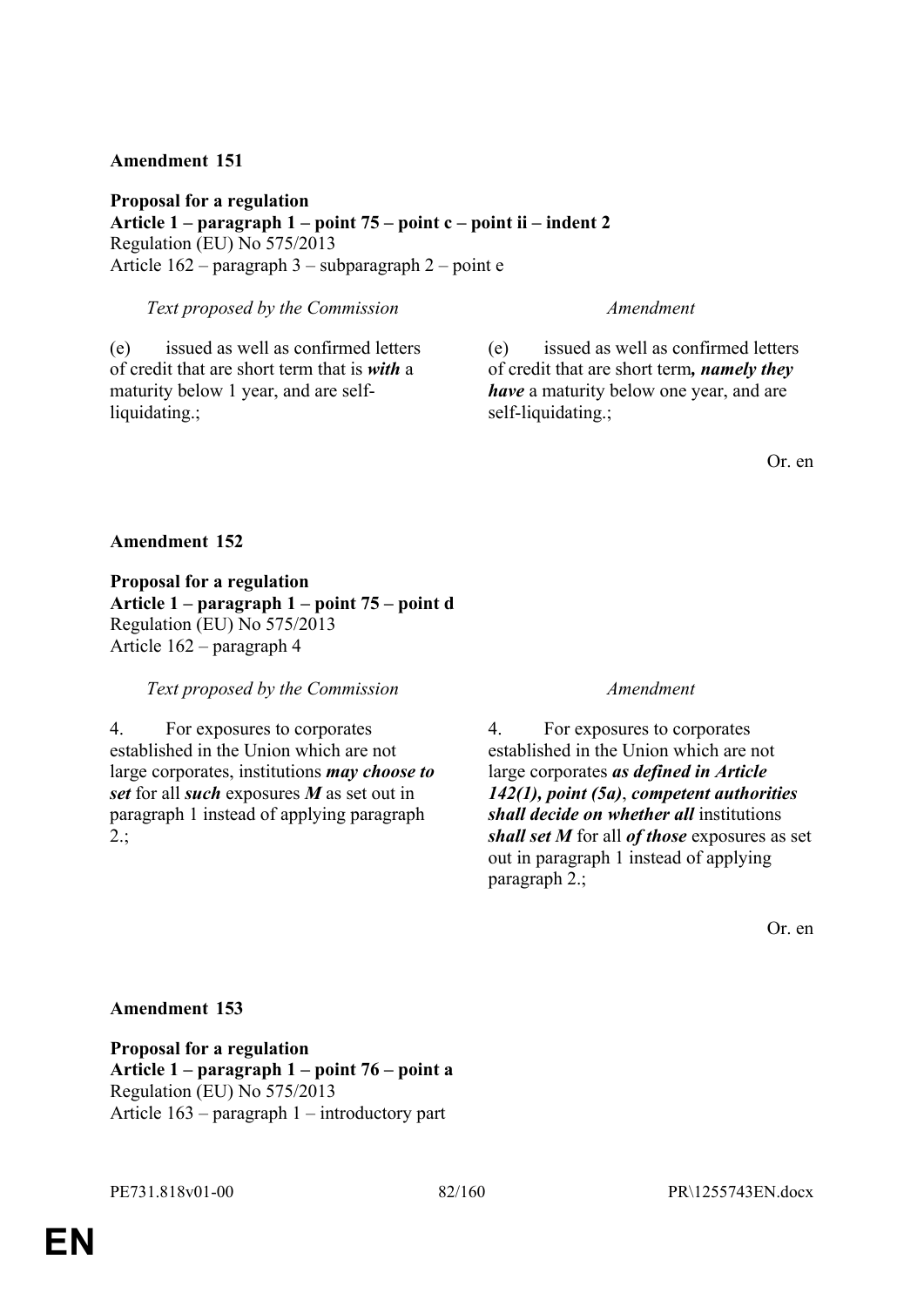**Amendment 151**

**Proposal for a regulation**
**Article 1 – paragraph 1 – point 75 – point c – point ii – indent 2**
Regulation (EU) No 575/2013
Article 162 – paragraph 3 – subparagraph 2 – point e

| *Text proposed by the Commission* | *Amendment* |
| --- | --- |
| (e) issued as well as confirmed letters of credit that are short term that is ***with*** a maturity below 1 year, and are self-liquidating.; | (e) issued as well as confirmed letters of credit that are short term***, namely they have*** a maturity below one year, and are self-liquidating.; |

Or. en

**Amendment 152**

**Proposal for a regulation**
**Article 1 – paragraph 1 – point 75 – point d**
Regulation (EU) No 575/2013
Article 162 – paragraph 4

| *Text proposed by the Commission* | *Amendment* |
| --- | --- |
| 4. For exposures to corporates established in the Union which are not large corporates, institutions ***may choose to set*** for all ***such*** exposures ***M*** as set out in paragraph 1 instead of applying paragraph 2.; | 4. For exposures to corporates established in the Union which are not large corporates ***as defined in Article 142(1), point (5a)***, ***competent authorities shall decide on whether all*** institutions ***shall set M*** for all ***of those*** exposures as set out in paragraph 1 instead of applying paragraph 2.; |

Or. en

**Amendment 153**

**Proposal for a regulation**
**Article 1 – paragraph 1 – point 76 – point a**
Regulation (EU) No 575/2013
Article 163 – paragraph 1 – introductory part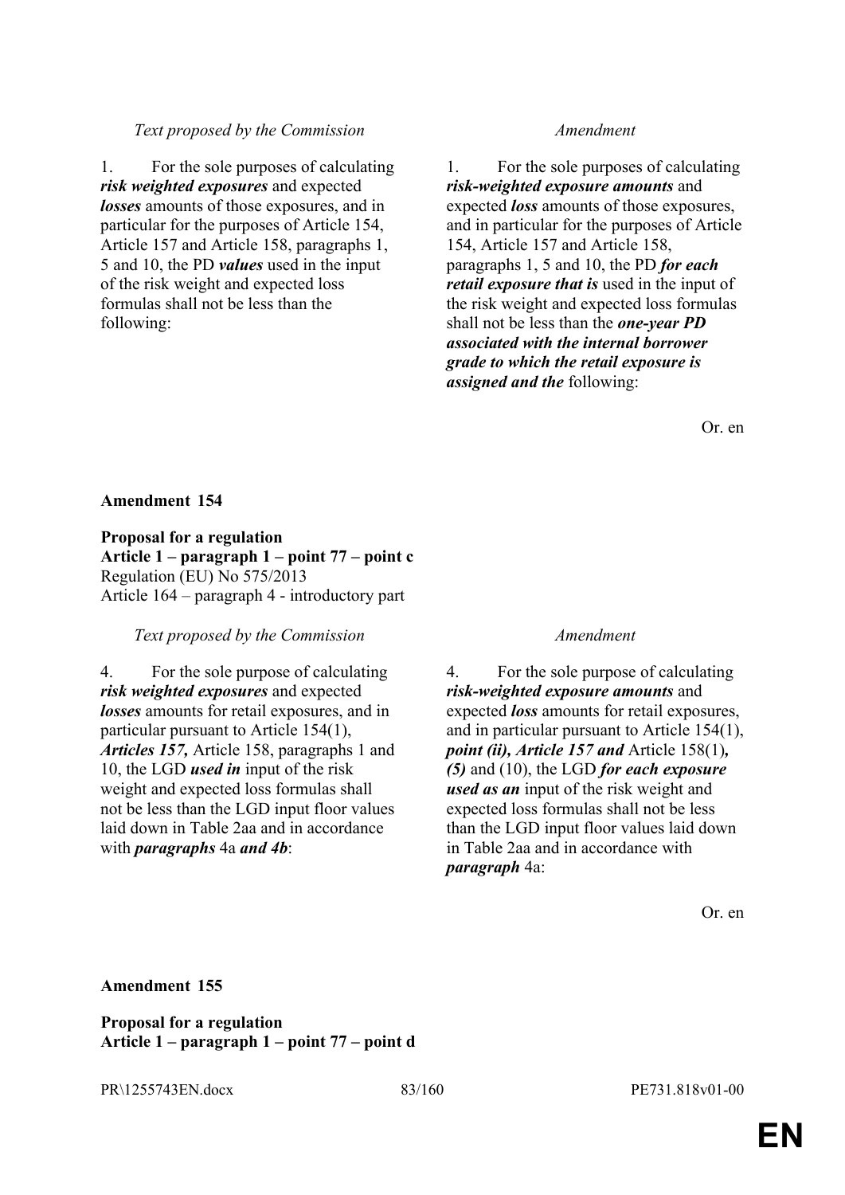| *Text proposed by the Commission* | *Amendment* |
|---|---|
| 1. For the sole purposes of calculating ***risk weighted exposures*** and expected ***losses*** amounts of those exposures, and in particular for the purposes of Article 154, Article 157 and Article 158, paragraphs 1, 5 and 10, the PD ***values*** used in the input of the risk weight and expected loss formulas shall not be less than the following: | 1. For the sole purposes of calculating ***risk-weighted exposure amounts*** and expected ***loss*** amounts of those exposures, and in particular for the purposes of Article 154, Article 157 and Article 158, paragraphs 1, 5 and 10, the PD ***for each retail exposure that is*** used in the input of the risk weight and expected loss formulas shall not be less than the ***one-year PD associated with the internal borrower grade to which the retail exposure is assigned and the*** following: |

Or. en

**Amendment 154**

**Proposal for a regulation**
**Article 1 – paragraph 1 – point 77 – point c**
Regulation (EU) No 575/2013
Article 164 – paragraph 4 - introductory part

| *Text proposed by the Commission* | *Amendment* |
|---|---|
| 4. For the sole purpose of calculating ***risk weighted exposures*** and expected ***losses*** amounts for retail exposures, and in particular pursuant to Article 154(1), ***Articles 157,*** Article 158, paragraphs 1 and 10, the LGD ***used in*** input of the risk weight and expected loss formulas shall not be less than the LGD input floor values laid down in Table 2aa and in accordance with ***paragraphs*** 4a ***and 4b***: | 4. For the sole purpose of calculating ***risk-weighted exposure amounts*** and expected ***loss*** amounts for retail exposures, and in particular pursuant to Article 154(1), ***point (ii), Article 157 and*** Article 158(1)***, (5)*** and (10), the LGD ***for each exposure used as an*** input of the risk weight and expected loss formulas shall not be less than the LGD input floor values laid down in Table 2aa and in accordance with ***paragraph*** 4a: |

Or. en

**Amendment 155**

**Proposal for a regulation**
**Article 1 – paragraph 1 – point 77 – point d**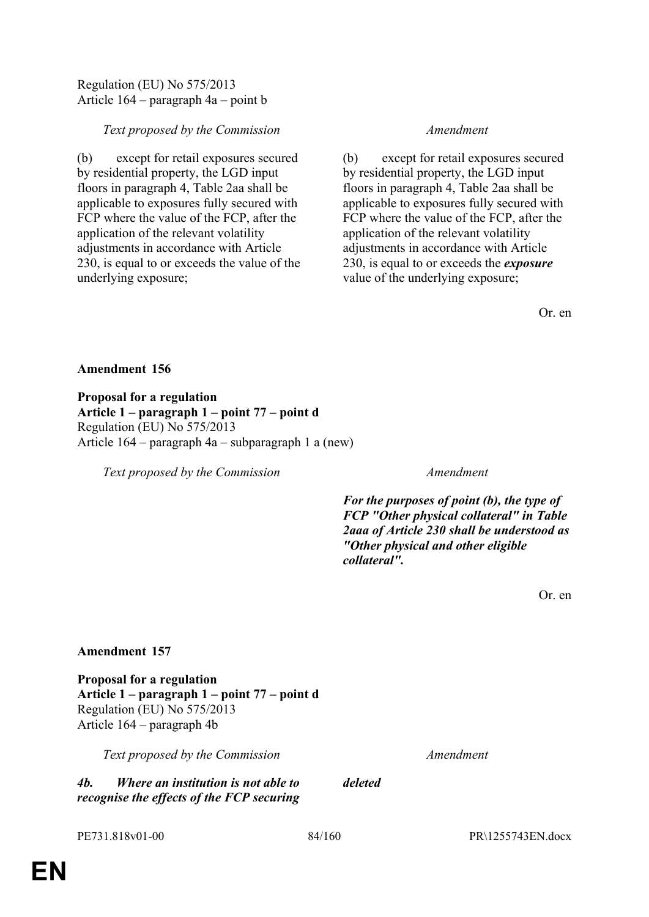Regulation (EU) No 575/2013
Article 164 – paragraph 4a – point b

| *Text proposed by the Commission* | *Amendment* |
|---|---|
| (b) except for retail exposures secured by residential property, the LGD input floors in paragraph 4, Table 2aa shall be applicable to exposures fully secured with FCP where the value of the FCP, after the application of the relevant volatility adjustments in accordance with Article 230, is equal to or exceeds the value of the underlying exposure; | (b) except for retail exposures secured by residential property, the LGD input floors in paragraph 4, Table 2aa shall be applicable to exposures fully secured with FCP where the value of the FCP, after the application of the relevant volatility adjustments in accordance with Article 230, is equal to or exceeds the ***exposure*** value of the underlying exposure; |

Or. en

**Amendment 156**

**Proposal for a regulation**
**Article 1 – paragraph 1 – point 77 – point d**
Regulation (EU) No 575/2013
Article 164 – paragraph 4a – subparagraph 1 a (new)

| *Text proposed by the Commission* | *Amendment* |
|---|---|
| | ***For the purposes of point (b), the type of FCP "Other physical collateral" in Table 2aaa of Article 230 shall be understood as "Other physical and other eligible collateral".*** |

Or. en

**Amendment 157**

**Proposal for a regulation**
**Article 1 – paragraph 1 – point 77 – point d**
Regulation (EU) No 575/2013
Article 164 – paragraph 4b

| *Text proposed by the Commission* | *Amendment* |
|---|---|
| ***4b. Where an institution is not able to recognise the effects of the FCP securing*** | ***deleted*** |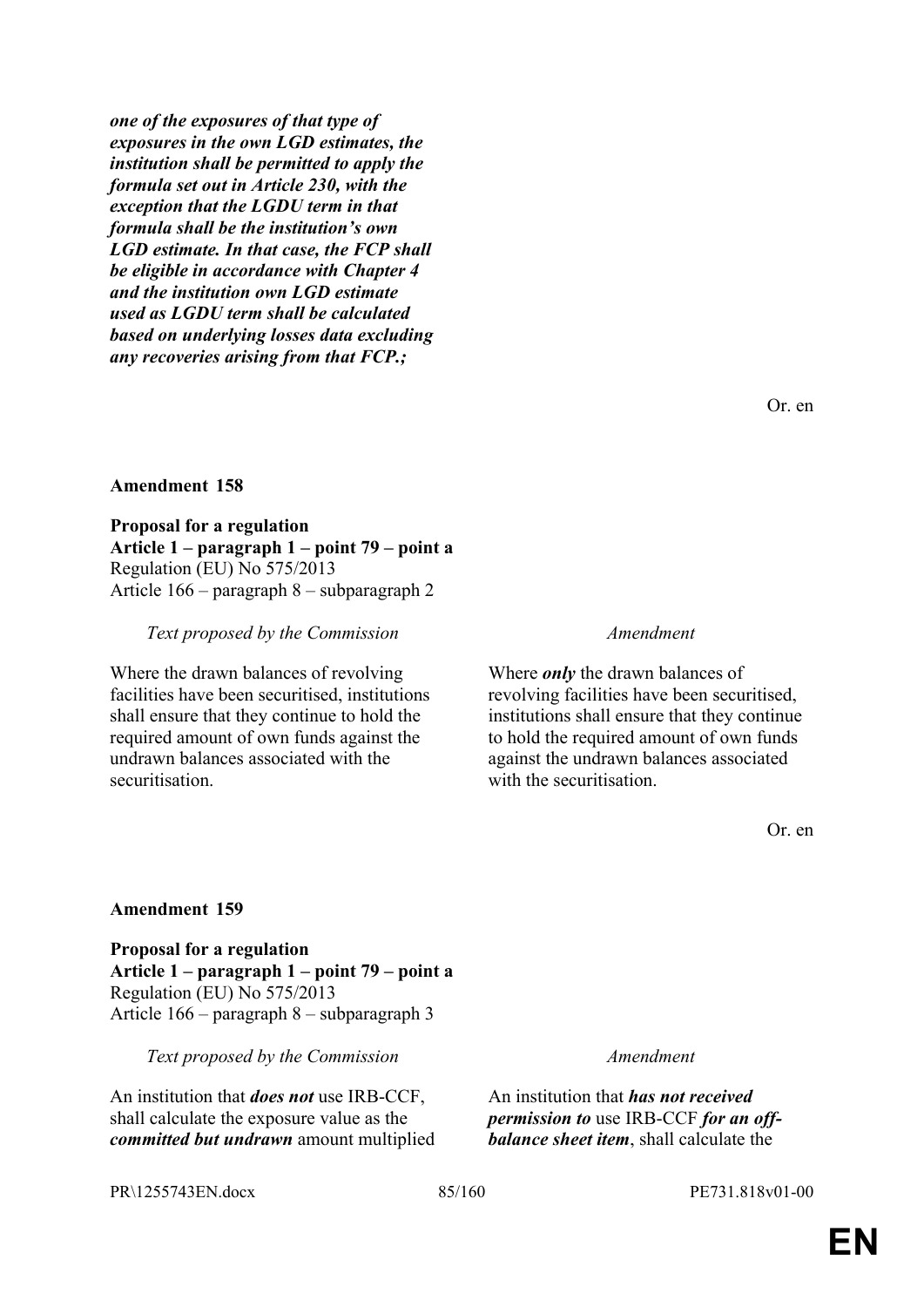***one of the exposures of that type of exposures in the own LGD estimates, the institution shall be permitted to apply the formula set out in Article 230, with the exception that the LGDU term in that formula shall be the institution's own LGD estimate. In that case, the FCP shall be eligible in accordance with Chapter 4 and the institution own LGD estimate used as LGDU term shall be calculated based on underlying losses data excluding any recoveries arising from that FCP.;***

Or. en

**Amendment 158**

**Proposal for a regulation**
**Article 1 – paragraph 1 – point 79 – point a**
Regulation (EU) No 575/2013
Article 166 – paragraph 8 – subparagraph 2

| *Text proposed by the Commission* | *Amendment* |
|---|---|
| Where the drawn balances of revolving facilities have been securitised, institutions shall ensure that they continue to hold the required amount of own funds against the undrawn balances associated with the securitisation. | Where ***only*** the drawn balances of revolving facilities have been securitised, institutions shall ensure that they continue to hold the required amount of own funds against the undrawn balances associated with the securitisation. |

Or. en

**Amendment 159**

**Proposal for a regulation**
**Article 1 – paragraph 1 – point 79 – point a**
Regulation (EU) No 575/2013
Article 166 – paragraph 8 – subparagraph 3

| *Text proposed by the Commission* | *Amendment* |
|---|---|
| An institution that ***does not*** use IRB-CCF, shall calculate the exposure value as the ***committed but undrawn*** amount multiplied | An institution that ***has not received permission to*** use IRB-CCF ***for an off-balance sheet item***, shall calculate the |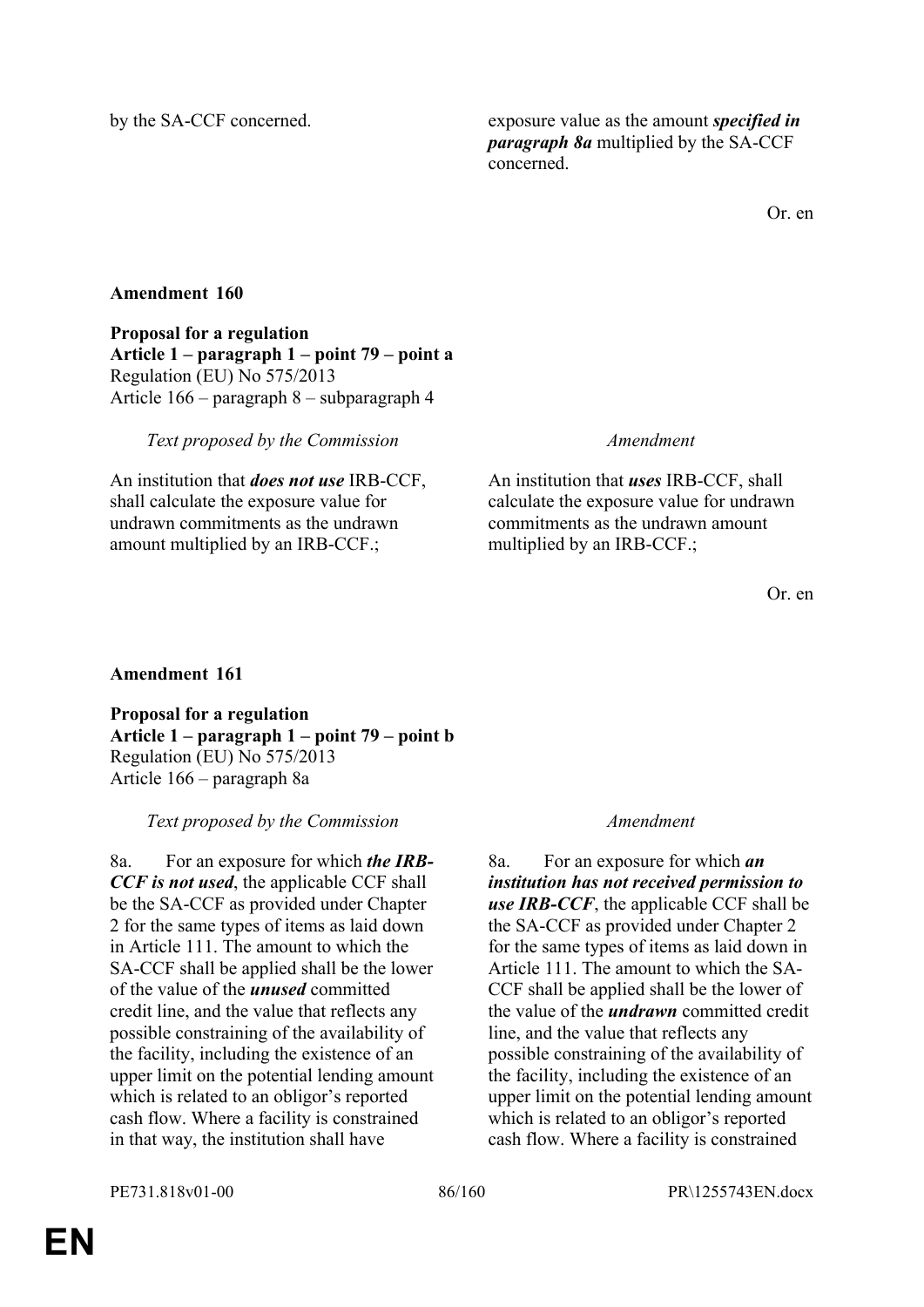| | |
|---|---|
| by the SA-CCF concerned. | exposure value as the amount ***specified in paragraph 8a*** multiplied by the SA-CCF concerned. |

Or. en

**Amendment 160**

**Proposal for a regulation**
**Article 1 – paragraph 1 – point 79 – point a**
Regulation (EU) No 575/2013
Article 166 – paragraph 8 – subparagraph 4

| *Text proposed by the Commission* | *Amendment* |
|---|---|
| An institution that ***does not use*** IRB-CCF, shall calculate the exposure value for undrawn commitments as the undrawn amount multiplied by an IRB-CCF.; | An institution that ***uses*** IRB-CCF, shall calculate the exposure value for undrawn commitments as the undrawn amount multiplied by an IRB-CCF.; |

Or. en

**Amendment 161**

**Proposal for a regulation**
**Article 1 – paragraph 1 – point 79 – point b**
Regulation (EU) No 575/2013
Article 166 – paragraph 8a

| *Text proposed by the Commission* | *Amendment* |
|---|---|
| 8a. For an exposure for which ***the IRB-CCF is not used***, the applicable CCF shall be the SA-CCF as provided under Chapter 2 for the same types of items as laid down in Article 111. The amount to which the SA-CCF shall be applied shall be the lower of the value of the ***unused*** committed credit line, and the value that reflects any possible constraining of the availability of the facility, including the existence of an upper limit on the potential lending amount which is related to an obligor's reported cash flow. Where a facility is constrained in that way, the institution shall have | 8a. For an exposure for which ***an institution has not received permission to use IRB-CCF***, the applicable CCF shall be the SA-CCF as provided under Chapter 2 for the same types of items as laid down in Article 111. The amount to which the SA-CCF shall be applied shall be the lower of the value of the ***undrawn*** committed credit line, and the value that reflects any possible constraining of the availability of the facility, including the existence of an upper limit on the potential lending amount which is related to an obligor's reported cash flow. Where a facility is constrained |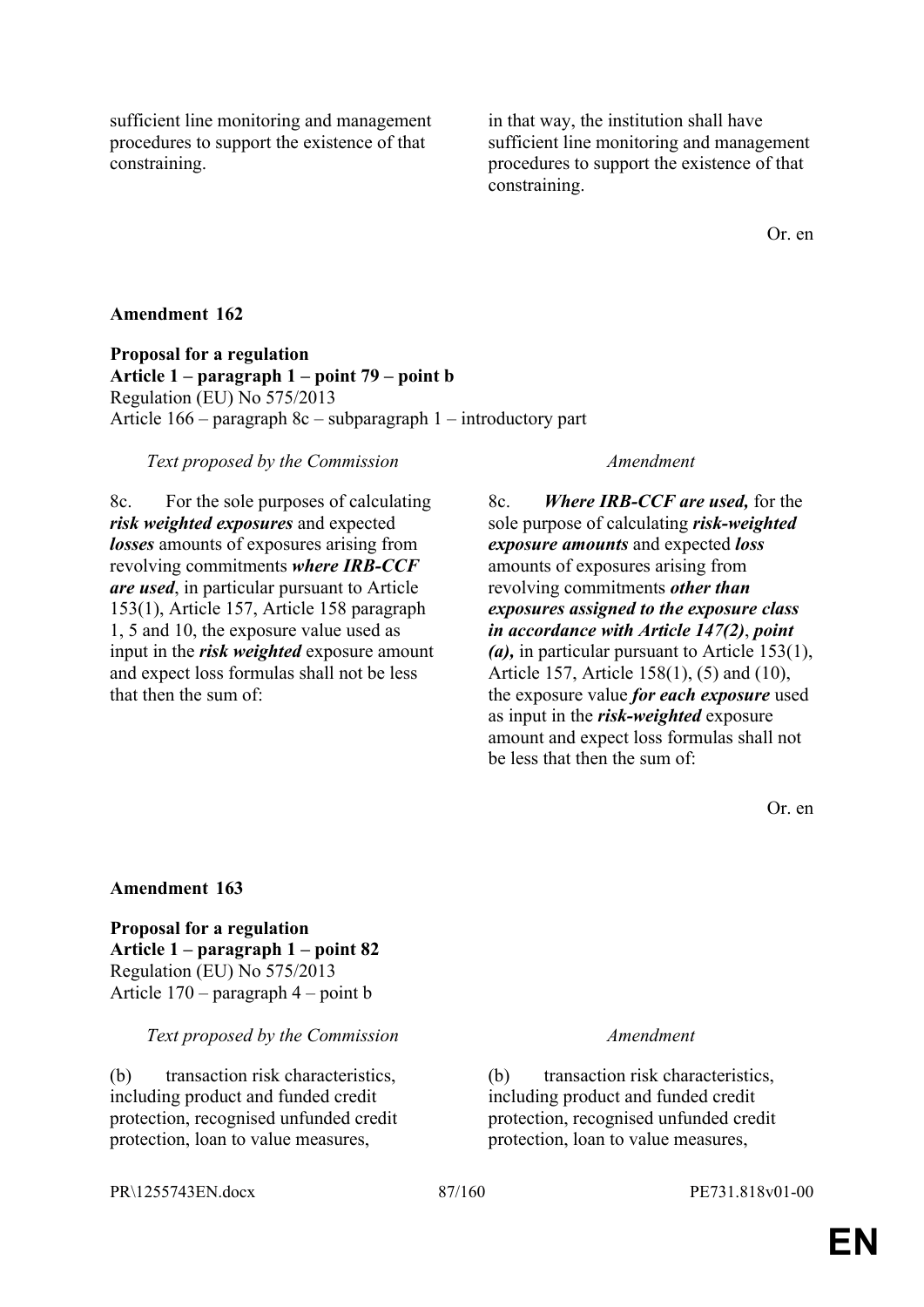| | |
|---|---|
| sufficient line monitoring and management procedures to support the existence of that constraining. | in that way, the institution shall have sufficient line monitoring and management procedures to support the existence of that constraining. |

Or. en

**Amendment 162**

**Proposal for a regulation**
**Article 1 – paragraph 1 – point 79 – point b**
Regulation (EU) No 575/2013
Article 166 – paragraph 8c – subparagraph 1 – introductory part

| *Text proposed by the Commission* | *Amendment* |
|---|---|
| 8c. For the sole purposes of calculating ***risk weighted exposures*** and expected ***losses*** amounts of exposures arising from revolving commitments ***where IRB-CCF are used***, in particular pursuant to Article 153(1), Article 157, Article 158 paragraph 1, 5 and 10, the exposure value used as input in the ***risk weighted*** exposure amount and expect loss formulas shall not be less that then the sum of: | 8c. ***Where IRB-CCF are used,*** for the sole purpose of calculating ***risk-weighted exposure amounts*** and expected ***loss*** amounts of exposures arising from revolving commitments ***other than exposures assigned to the exposure class in accordance with Article 147(2)***, ***point (a),*** in particular pursuant to Article 153(1), Article 157, Article 158(1), (5) and (10), the exposure value ***for each exposure*** used as input in the ***risk-weighted*** exposure amount and expect loss formulas shall not be less that then the sum of: |

Or. en

**Amendment 163**

**Proposal for a regulation**
**Article 1 – paragraph 1 – point 82**
Regulation (EU) No 575/2013
Article 170 – paragraph 4 – point b

| *Text proposed by the Commission* | *Amendment* |
|---|---|
| (b) transaction risk characteristics, including product and funded credit protection, recognised unfunded credit protection, loan to value measures, | (b) transaction risk characteristics, including product and funded credit protection, recognised unfunded credit protection, loan to value measures, |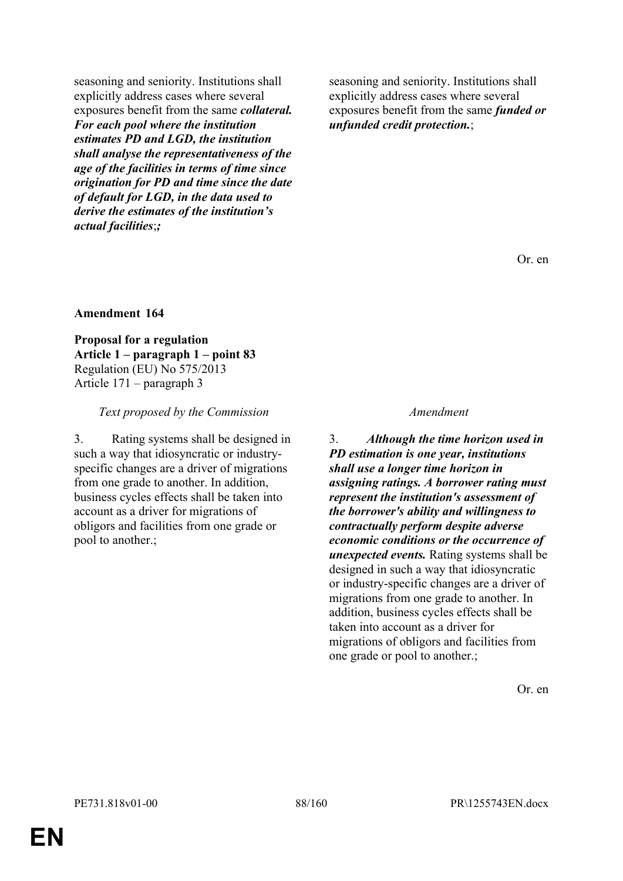| | |
|---|---|
| seasoning and seniority. Institutions shall explicitly address cases where several exposures benefit from the same ***collateral. For each pool where the institution estimates PD and LGD, the institution shall analyse the representativeness of the age of the facilities in terms of time since origination for PD and time since the date of default for LGD, in the data used to derive the estimates of the institution's actual facilities***;***;*** | seasoning and seniority. Institutions shall explicitly address cases where several exposures benefit from the same ***funded or unfunded credit protection.***; |

Or. en

**Amendment 164**

**Proposal for a regulation**
**Article 1 – paragraph 1 – point 83**
Regulation (EU) No 575/2013
Article 171 – paragraph 3

| *Text proposed by the Commission* | *Amendment* |
|---|---|
| 3. Rating systems shall be designed in such a way that idiosyncratic or industry-specific changes are a driver of migrations from one grade to another. In addition, business cycles effects shall be taken into account as a driver for migrations of obligors and facilities from one grade or pool to another.; | 3. ***Although the time horizon used in PD estimation is one year, institutions shall use a longer time horizon in assigning ratings. A borrower rating must represent the institution's assessment of the borrower's ability and willingness to contractually perform despite adverse economic conditions or the occurrence of unexpected events.*** Rating systems shall be designed in such a way that idiosyncratic or industry-specific changes are a driver of migrations from one grade to another. In addition, business cycles effects shall be taken into account as a driver for migrations of obligors and facilities from one grade or pool to another.; |

Or. en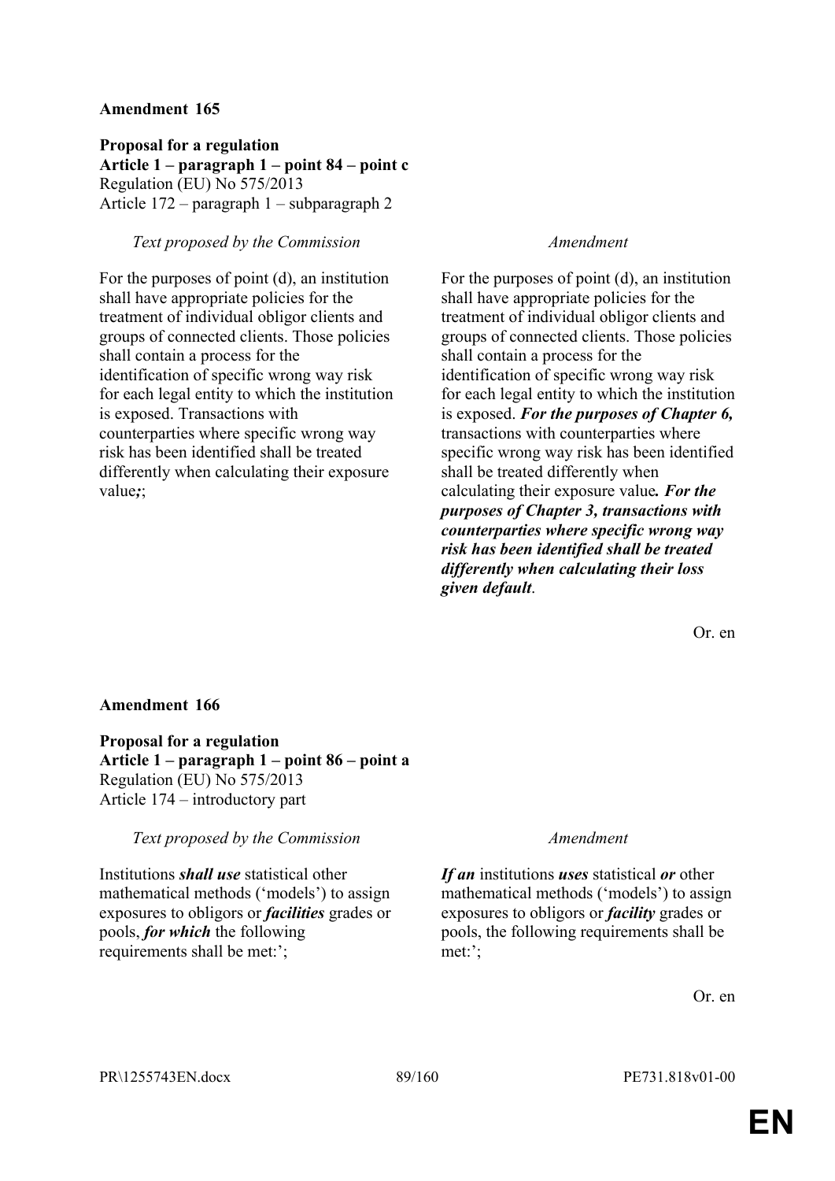**Amendment 165**

**Proposal for a regulation**
**Article 1 – paragraph 1 – point 84 – point c**
Regulation (EU) No 575/2013
Article 172 – paragraph 1 – subparagraph 2

| *Text proposed by the Commission* | *Amendment* |
| --- | --- |
| For the purposes of point (d), an institution shall have appropriate policies for the treatment of individual obligor clients and groups of connected clients. Those policies shall contain a process for the identification of specific wrong way risk for each legal entity to which the institution is exposed. Transactions with counterparties where specific wrong way risk has been identified shall be treated differently when calculating their exposure value***;***; | For the purposes of point (d), an institution shall have appropriate policies for the treatment of individual obligor clients and groups of connected clients. Those policies shall contain a process for the identification of specific wrong way risk for each legal entity to which the institution is exposed. ***For the purposes of Chapter 6,*** transactions with counterparties where specific wrong way risk has been identified shall be treated differently when calculating their exposure value***. For the purposes of Chapter 3, transactions with counterparties where specific wrong way risk has been identified shall be treated differently when calculating their loss given default***. |

Or. en

**Amendment 166**

**Proposal for a regulation**
**Article 1 – paragraph 1 – point 86 – point a**
Regulation (EU) No 575/2013
Article 174 – introductory part

| *Text proposed by the Commission* | *Amendment* |
| --- | --- |
| Institutions ***shall use*** statistical other mathematical methods ('models') to assign exposures to obligors or ***facilities*** grades or pools, ***for which*** the following requirements shall be met:'; | ***If an*** institutions ***uses*** statistical ***or*** other mathematical methods ('models') to assign exposures to obligors or ***facility*** grades or pools, the following requirements shall be met:'; |

Or. en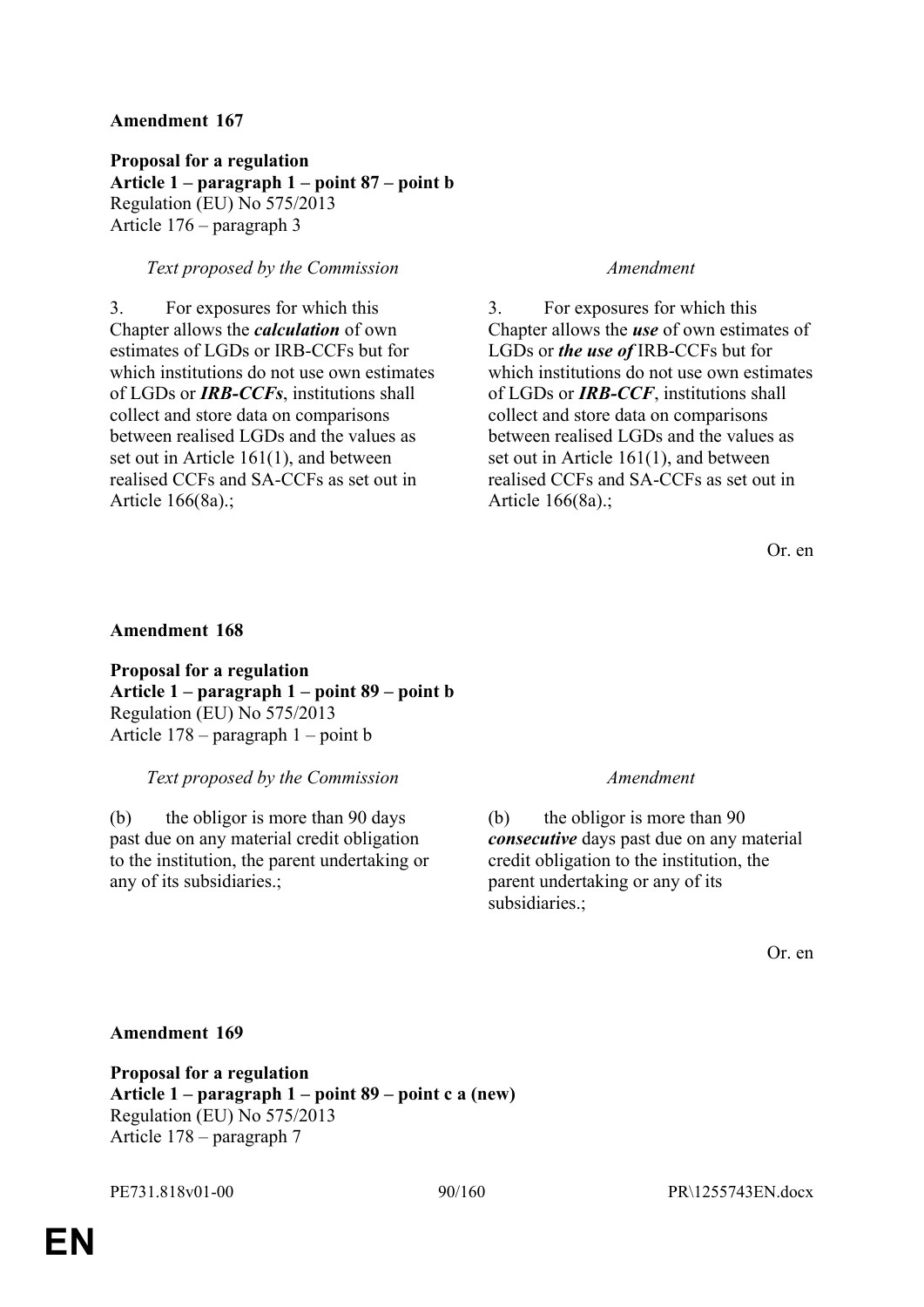**Amendment 167**

**Proposal for a regulation**
**Article 1 – paragraph 1 – point 87 – point b**
Regulation (EU) No 575/2013
Article 176 – paragraph 3

| *Text proposed by the Commission* | *Amendment* |
| --- | --- |
| 3. For exposures for which this Chapter allows the ***calculation*** of own estimates of LGDs or IRB-CCFs but for which institutions do not use own estimates of LGDs or ***IRB-CCFs***, institutions shall collect and store data on comparisons between realised LGDs and the values as set out in Article 161(1), and between realised CCFs and SA-CCFs as set out in Article 166(8a).; | 3. For exposures for which this Chapter allows the ***use*** of own estimates of LGDs or ***the use of*** IRB-CCFs but for which institutions do not use own estimates of LGDs or ***IRB-CCF***, institutions shall collect and store data on comparisons between realised LGDs and the values as set out in Article 161(1), and between realised CCFs and SA-CCFs as set out in Article 166(8a).; |

Or. en

**Amendment 168**

**Proposal for a regulation**
**Article 1 – paragraph 1 – point 89 – point b**
Regulation (EU) No 575/2013
Article 178 – paragraph 1 – point b

| *Text proposed by the Commission* | *Amendment* |
| --- | --- |
| (b) the obligor is more than 90 days past due on any material credit obligation to the institution, the parent undertaking or any of its subsidiaries.; | (b) the obligor is more than 90 ***consecutive*** days past due on any material credit obligation to the institution, the parent undertaking or any of its subsidiaries.; |

Or. en

**Amendment 169**

**Proposal for a regulation**
**Article 1 – paragraph 1 – point 89 – point c a (new)**
Regulation (EU) No 575/2013
Article 178 – paragraph 7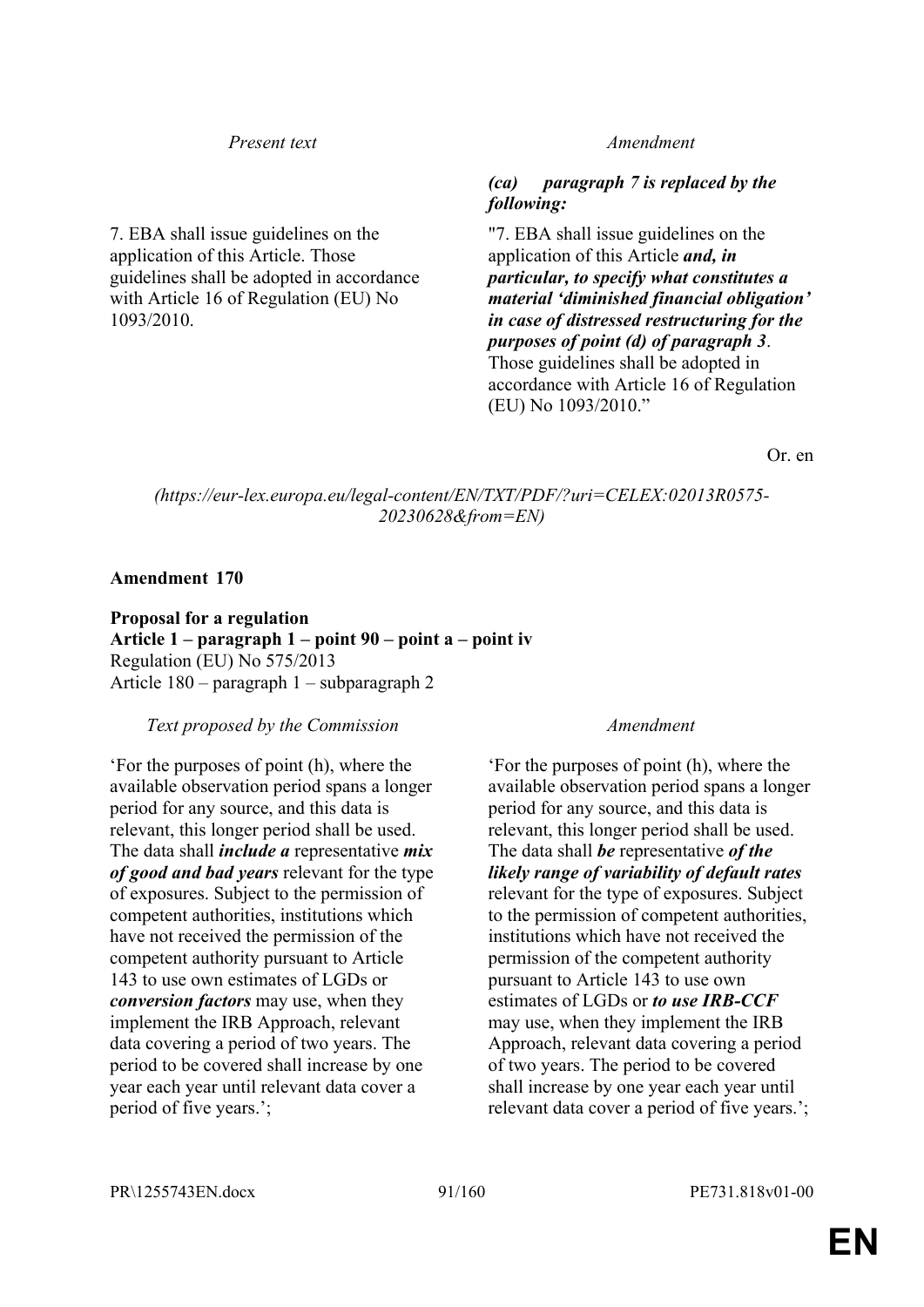| *Present text* | *Amendment* |
|---|---|
| | ***(ca) paragraph 7 is replaced by the following:*** |
| 7. EBA shall issue guidelines on the application of this Article. Those guidelines shall be adopted in accordance with Article 16 of Regulation (EU) No 1093/2010. | "7. EBA shall issue guidelines on the application of this Article ***and, in particular, to specify what constitutes a material 'diminished financial obligation' in case of distressed restructuring for the purposes of point (d) of paragraph 3***. Those guidelines shall be adopted in accordance with Article 16 of Regulation (EU) No 1093/2010." |

Or. en

*(https://eur-lex.europa.eu/legal-content/EN/TXT/PDF/?uri=CELEX:02013R0575-20230628&from=EN)*

**Amendment 170**

**Proposal for a regulation**
**Article 1 – paragraph 1 – point 90 – point a – point iv**
Regulation (EU) No 575/2013
Article 180 – paragraph 1 – subparagraph 2

| *Text proposed by the Commission* | *Amendment* |
|---|---|
| 'For the purposes of point (h), where the available observation period spans a longer period for any source, and this data is relevant, this longer period shall be used. The data shall ***include a*** representative ***mix of good and bad years*** relevant for the type of exposures. Subject to the permission of competent authorities, institutions which have not received the permission of the competent authority pursuant to Article 143 to use own estimates of LGDs or ***conversion factors*** may use, when they implement the IRB Approach, relevant data covering a period of two years. The period to be covered shall increase by one year each year until relevant data cover a period of five years.'; | 'For the purposes of point (h), where the available observation period spans a longer period for any source, and this data is relevant, this longer period shall be used. The data shall ***be*** representative ***of the likely range of variability of default rates*** relevant for the type of exposures. Subject to the permission of competent authorities, institutions which have not received the permission of the competent authority pursuant to Article 143 to use own estimates of LGDs or ***to use IRB-CCF*** may use, when they implement the IRB Approach, relevant data covering a period of two years. The period to be covered shall increase by one year each year until relevant data cover a period of five years.'; |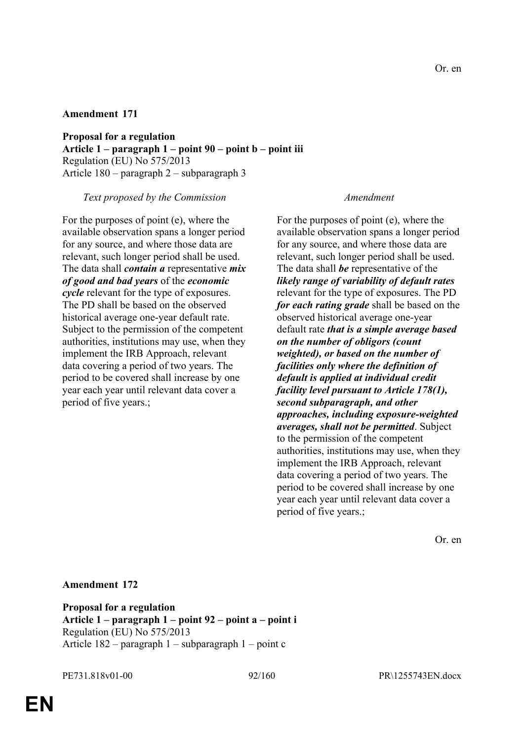Or. en

**Amendment 171**

**Proposal for a regulation**
**Article 1 – paragraph 1 – point 90 – point b – point iii**
Regulation (EU) No 575/2013
Article 180 – paragraph 2 – subparagraph 3

| *Text proposed by the Commission* | *Amendment* |
|---|---|
| For the purposes of point (e), where the available observation spans a longer period for any source, and where those data are relevant, such longer period shall be used. The data shall ***contain a*** representative ***mix of good and bad years*** of the ***economic cycle*** relevant for the type of exposures. The PD shall be based on the observed historical average one-year default rate. Subject to the permission of the competent authorities, institutions may use, when they implement the IRB Approach, relevant data covering a period of two years. The period to be covered shall increase by one year each year until relevant data cover a period of five years.; | For the purposes of point (e), where the available observation spans a longer period for any source, and where those data are relevant, such longer period shall be used. The data shall ***be*** representative of the ***likely range of variability of default rates*** relevant for the type of exposures. The PD ***for each rating grade*** shall be based on the observed historical average one-year default rate ***that is a simple average based on the number of obligors (count weighted), or based on the number of facilities only where the definition of default is applied at individual credit facility level pursuant to Article 178(1), second subparagraph, and other approaches, including exposure-weighted averages, shall not be permitted***. Subject to the permission of the competent authorities, institutions may use, when they implement the IRB Approach, relevant data covering a period of two years. The period to be covered shall increase by one year each year until relevant data cover a period of five years.; |

Or. en

**Amendment 172**

**Proposal for a regulation**
**Article 1 – paragraph 1 – point 92 – point a – point i**
Regulation (EU) No 575/2013
Article 182 – paragraph 1 – subparagraph 1 – point c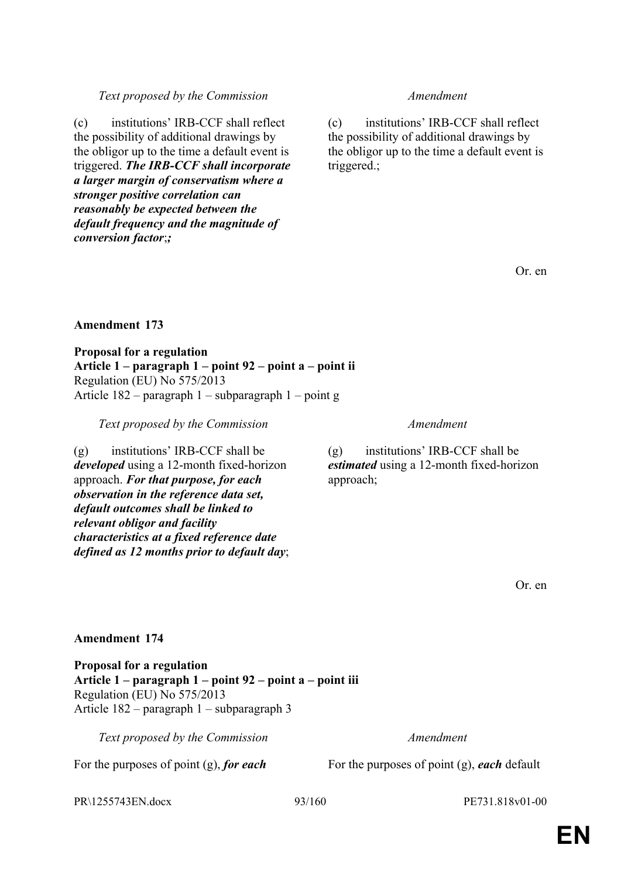| *Text proposed by the Commission* | *Amendment* |
|---|---|
| (c) institutions' IRB-CCF shall reflect the possibility of additional drawings by the obligor up to the time a default event is triggered. ***The IRB-CCF shall incorporate a larger margin of conservatism where a stronger positive correlation can reasonably be expected between the default frequency and the magnitude of conversion factor***;***;*** | (c) institutions' IRB-CCF shall reflect the possibility of additional drawings by the obligor up to the time a default event is triggered.; |

Or. en

**Amendment 173**

**Proposal for a regulation**
**Article 1 – paragraph 1 – point 92 – point a – point ii**
Regulation (EU) No 575/2013
Article 182 – paragraph 1 – subparagraph 1 – point g

| *Text proposed by the Commission* | *Amendment* |
|---|---|
| (g) institutions' IRB-CCF shall be ***developed*** using a 12-month fixed-horizon approach. ***For that purpose, for each observation in the reference data set, default outcomes shall be linked to relevant obligor and facility characteristics at a fixed reference date defined as 12 months prior to default day***; | (g) institutions' IRB-CCF shall be ***estimated*** using a 12-month fixed-horizon approach; |

Or. en

**Amendment 174**

**Proposal for a regulation**
**Article 1 – paragraph 1 – point 92 – point a – point iii**
Regulation (EU) No 575/2013
Article 182 – paragraph 1 – subparagraph 3

| *Text proposed by the Commission* | *Amendment* |
|---|---|
| For the purposes of point (g), ***for each*** | For the purposes of point (g), ***each*** default |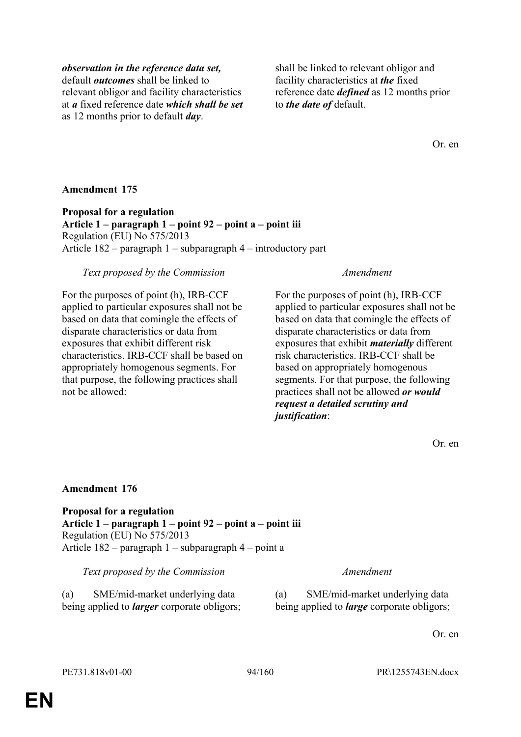| | |
|---|---|
| ***observation in the reference data set,*** default ***outcomes*** shall be linked to relevant obligor and facility characteristics at ***a*** fixed reference date ***which shall be set*** as 12 months prior to default ***day***. | shall be linked to relevant obligor and facility characteristics at ***the*** fixed reference date ***defined*** as 12 months prior to ***the date of*** default. |

Or. en

**Amendment 175**

**Proposal for a regulation**
**Article 1 – paragraph 1 – point 92 – point a – point iii**
Regulation (EU) No 575/2013
Article 182 – paragraph 1 – subparagraph 4 – introductory part

| *Text proposed by the Commission* | *Amendment* |
|---|---|
| For the purposes of point (h), IRB-CCF applied to particular exposures shall not be based on data that comingle the effects of disparate characteristics or data from exposures that exhibit different risk characteristics. IRB-CCF shall be based on appropriately homogenous segments. For that purpose, the following practices shall not be allowed: | For the purposes of point (h), IRB-CCF applied to particular exposures shall not be based on data that comingle the effects of disparate characteristics or data from exposures that exhibit ***materially*** different risk characteristics. IRB-CCF shall be based on appropriately homogenous segments. For that purpose, the following practices shall not be allowed ***or would request a detailed scrutiny and justification***: |

Or. en

**Amendment 176**

**Proposal for a regulation**
**Article 1 – paragraph 1 – point 92 – point a – point iii**
Regulation (EU) No 575/2013
Article 182 – paragraph 1 – subparagraph 4 – point a

| *Text proposed by the Commission* | *Amendment* |
|---|---|
| (a) SME/mid-market underlying data being applied to ***larger*** corporate obligors; | (a) SME/mid-market underlying data being applied to ***large*** corporate obligors; |

Or. en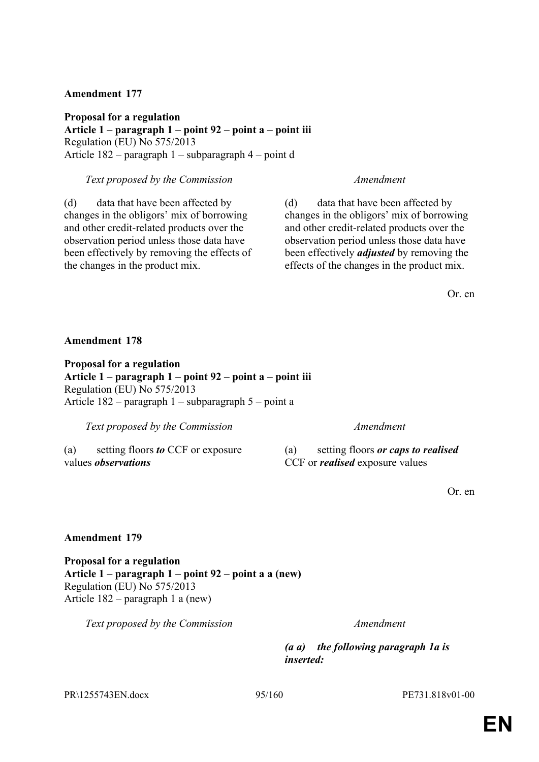**Amendment 177**

**Proposal for a regulation**
**Article 1 – paragraph 1 – point 92 – point a – point iii**
Regulation (EU) No 575/2013
Article 182 – paragraph 1 – subparagraph 4 – point d

| *Text proposed by the Commission* | *Amendment* |
|---|---|
| (d) data that have been affected by changes in the obligors' mix of borrowing and other credit-related products over the observation period unless those data have been effectively by removing the effects of the changes in the product mix. | (d) data that have been affected by changes in the obligors' mix of borrowing and other credit-related products over the observation period unless those data have been effectively ***adjusted*** by removing the effects of the changes in the product mix. |

Or. en

**Amendment 178**

**Proposal for a regulation**
**Article 1 – paragraph 1 – point 92 – point a – point iii**
Regulation (EU) No 575/2013
Article 182 – paragraph 1 – subparagraph 5 – point a

| *Text proposed by the Commission* | *Amendment* |
|---|---|
| (a) setting floors ***to*** CCF or exposure values ***observations*** | (a) setting floors ***or caps to realised*** CCF or ***realised*** exposure values |

Or. en

**Amendment 179**

**Proposal for a regulation**
**Article 1 – paragraph 1 – point 92 – point a a (new)**
Regulation (EU) No 575/2013
Article 182 – paragraph 1 a (new)

| *Text proposed by the Commission* | *Amendment* |
|---|---|
| | ***(a a) the following paragraph 1a is inserted:*** |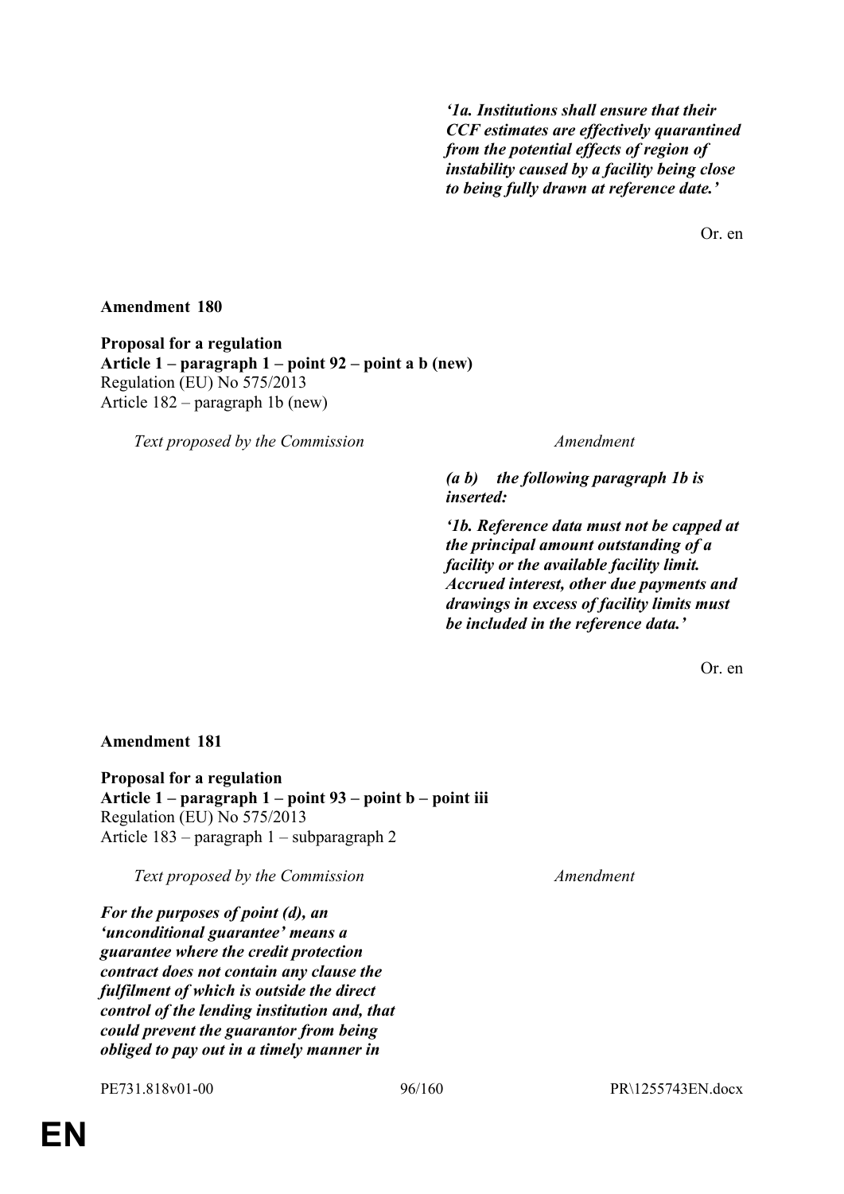| | |
|---|---|
| | ***'1a. Institutions shall ensure that their CCF estimates are effectively quarantined from the potential effects of region of instability caused by a facility being close to being fully drawn at reference date.'*** |

Or. en

**Amendment 180**

**Proposal for a regulation**
**Article 1 – paragraph 1 – point 92 – point a b (new)**
Regulation (EU) No 575/2013
Article 182 – paragraph 1b (new)

| *Text proposed by the Commission* | *Amendment* |
|---|---|
| | ***(a b) the following paragraph 1b is inserted:*** |
| | ***'1b. Reference data must not be capped at the principal amount outstanding of a facility or the available facility limit. Accrued interest, other due payments and drawings in excess of facility limits must be included in the reference data.'*** |

Or. en

**Amendment 181**

**Proposal for a regulation**
**Article 1 – paragraph 1 – point 93 – point b – point iii**
Regulation (EU) No 575/2013
Article 183 – paragraph 1 – subparagraph 2

| *Text proposed by the Commission* | *Amendment* |
|---|---|
| ***For the purposes of point (d), an 'unconditional guarantee' means a guarantee where the credit protection contract does not contain any clause the fulfilment of which is outside the direct control of the lending institution and, that could prevent the guarantor from being obliged to pay out in a timely manner in*** | |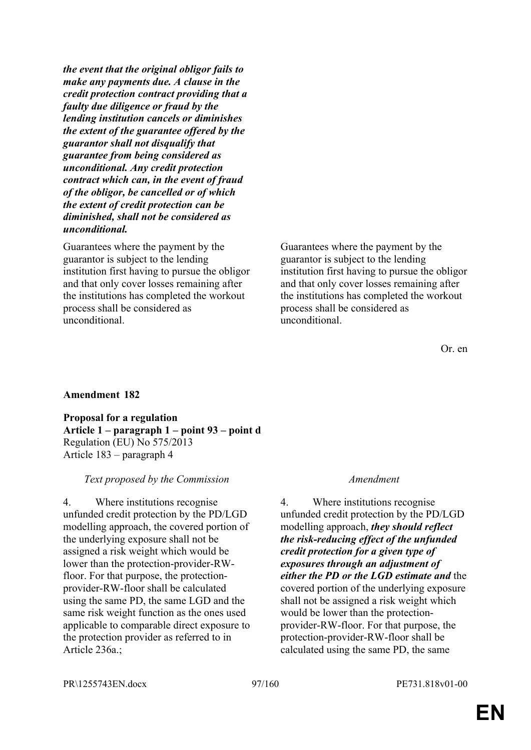***the event that the original obligor fails to make any payments due. A clause in the credit protection contract providing that a faulty due diligence or fraud by the lending institution cancels or diminishes the extent of the guarantee offered by the guarantor shall not disqualify that guarantee from being considered as unconditional. Any credit protection contract which can, in the event of fraud of the obligor, be cancelled or of which the extent of credit protection can be diminished, shall not be considered as unconditional.***

| | |
|---|---|
| Guarantees where the payment by the guarantor is subject to the lending institution first having to pursue the obligor and that only cover losses remaining after the institutions has completed the workout process shall be considered as unconditional. | Guarantees where the payment by the guarantor is subject to the lending institution first having to pursue the obligor and that only cover losses remaining after the institutions has completed the workout process shall be considered as unconditional. |

Or. en

**Amendment 182**

**Proposal for a regulation**
**Article 1 – paragraph 1 – point 93 – point d**
Regulation (EU) No 575/2013
Article 183 – paragraph 4

| *Text proposed by the Commission* | *Amendment* |
|---|---|
| 4. Where institutions recognise unfunded credit protection by the PD/LGD modelling approach, the covered portion of the underlying exposure shall not be assigned a risk weight which would be lower than the protection-provider-RW-floor. For that purpose, the protection-provider-RW-floor shall be calculated using the same PD, the same LGD and the same risk weight function as the ones used applicable to comparable direct exposure to the protection provider as referred to in Article 236a.; | 4. Where institutions recognise unfunded credit protection by the PD/LGD modelling approach, ***they should reflect the risk-reducing effect of the unfunded credit protection for a given type of exposures through an adjustment of either the PD or the LGD estimate and*** the covered portion of the underlying exposure shall not be assigned a risk weight which would be lower than the protection-provider-RW-floor. For that purpose, the protection-provider-RW-floor shall be calculated using the same PD, the same |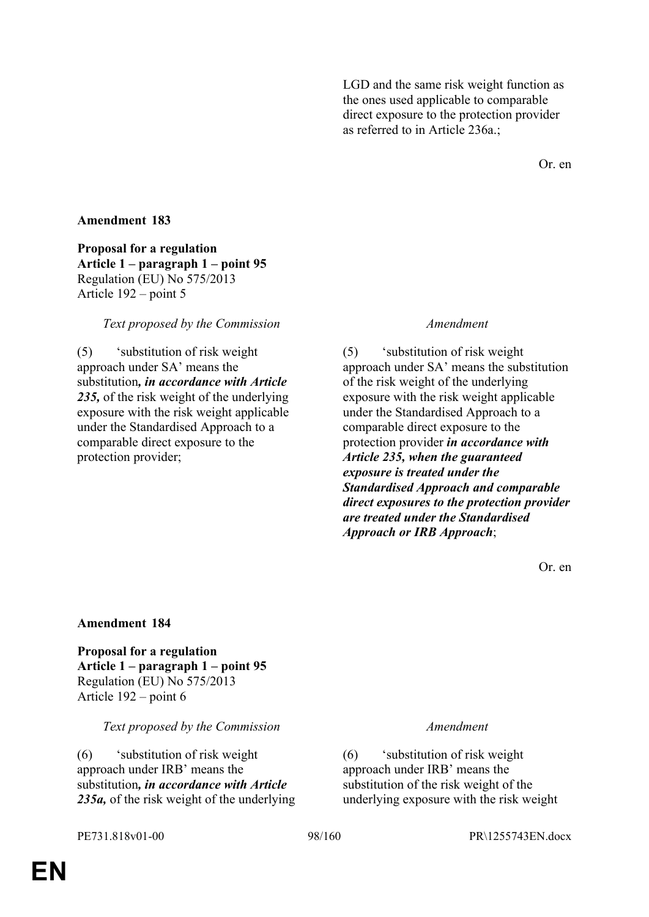| | |
|---|---|
| | LGD and the same risk weight function as the ones used applicable to comparable direct exposure to the protection provider as referred to in Article 236a.; |

Or. en

**Amendment 183**

**Proposal for a regulation**
**Article 1 – paragraph 1 – point 95**
Regulation (EU) No 575/2013
Article 192 – point 5

| *Text proposed by the Commission* | *Amendment* |
|---|---|
| (5) ‘substitution of risk weight approach under SA’ means the substitution***, in accordance with Article 235,*** of the risk weight of the underlying exposure with the risk weight applicable under the Standardised Approach to a comparable direct exposure to the protection provider; | (5) ‘substitution of risk weight approach under SA’ means the substitution of the risk weight of the underlying exposure with the risk weight applicable under the Standardised Approach to a comparable direct exposure to the protection provider ***in accordance with Article 235, when the guaranteed exposure is treated under the Standardised Approach and comparable direct exposures to the protection provider are treated under the Standardised Approach or IRB Approach***; |

Or. en

**Amendment 184**

**Proposal for a regulation**
**Article 1 – paragraph 1 – point 95**
Regulation (EU) No 575/2013
Article 192 – point 6

| *Text proposed by the Commission* | *Amendment* |
|---|---|
| (6) ‘substitution of risk weight approach under IRB’ means the substitution***, in accordance with Article 235a,*** of the risk weight of the underlying | (6) ‘substitution of risk weight approach under IRB’ means the substitution of the risk weight of the underlying exposure with the risk weight |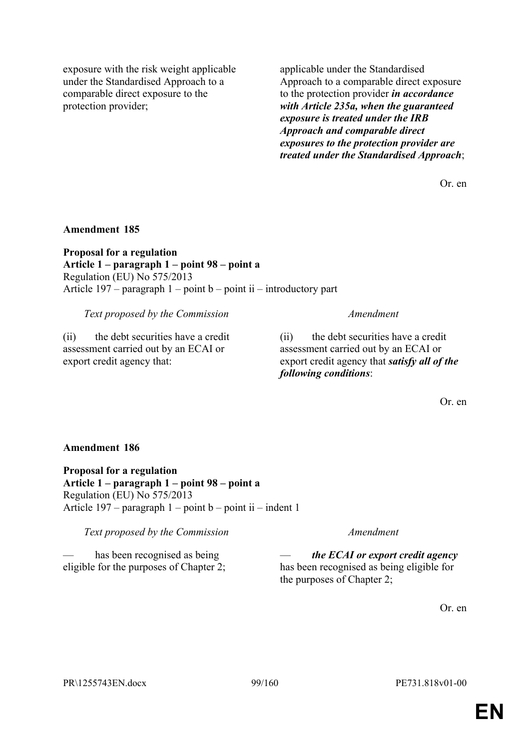| | |
|---|---|
| exposure with the risk weight applicable under the Standardised Approach to a comparable direct exposure to the protection provider; | applicable under the Standardised Approach to a comparable direct exposure to the protection provider ***in accordance with Article 235a, when the guaranteed exposure is treated under the IRB Approach and comparable direct exposures to the protection provider are treated under the Standardised Approach***; |

Or. en

**Amendment 185**

**Proposal for a regulation**
**Article 1 – paragraph 1 – point 98 – point a**
Regulation (EU) No 575/2013
Article 197 – paragraph 1 – point b – point ii – introductory part

| *Text proposed by the Commission* | *Amendment* |
|---|---|
| (ii) the debt securities have a credit assessment carried out by an ECAI or export credit agency that: | (ii) the debt securities have a credit assessment carried out by an ECAI or export credit agency that ***satisfy all of the following conditions***: |

Or. en

**Amendment 186**

**Proposal for a regulation**
**Article 1 – paragraph 1 – point 98 – point a**
Regulation (EU) No 575/2013
Article 197 – paragraph 1 – point b – point ii – indent 1

| *Text proposed by the Commission* | *Amendment* |
|---|---|
| — has been recognised as being eligible for the purposes of Chapter 2; | — ***the ECAI or export credit agency*** has been recognised as being eligible for the purposes of Chapter 2; |

Or. en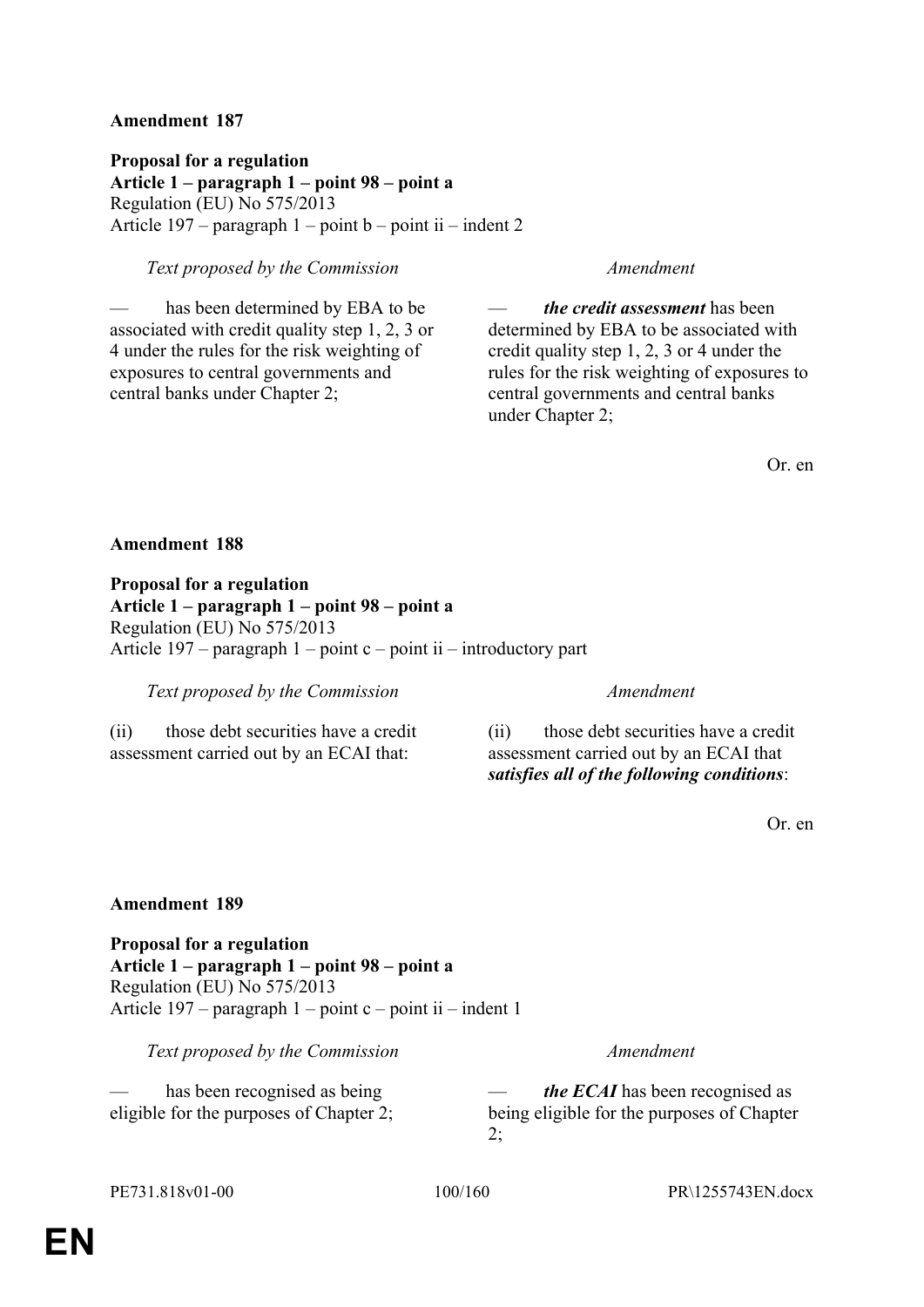**Amendment 187**

**Proposal for a regulation**
**Article 1 – paragraph 1 – point 98 – point a**
Regulation (EU) No 575/2013
Article 197 – paragraph 1 – point b – point ii – indent 2

| *Text proposed by the Commission* | *Amendment* |
|---|---|
| — has been determined by EBA to be associated with credit quality step 1, 2, 3 or 4 under the rules for the risk weighting of exposures to central governments and central banks under Chapter 2; | — ***the credit assessment*** has been determined by EBA to be associated with credit quality step 1, 2, 3 or 4 under the rules for the risk weighting of exposures to central governments and central banks under Chapter 2; |

Or. en

**Amendment 188**

**Proposal for a regulation**
**Article 1 – paragraph 1 – point 98 – point a**
Regulation (EU) No 575/2013
Article 197 – paragraph 1 – point c – point ii – introductory part

| *Text proposed by the Commission* | *Amendment* |
|---|---|
| (ii) those debt securities have a credit assessment carried out by an ECAI that: | (ii) those debt securities have a credit assessment carried out by an ECAI that ***satisfies all of the following conditions***: |

Or. en

**Amendment 189**

**Proposal for a regulation**
**Article 1 – paragraph 1 – point 98 – point a**
Regulation (EU) No 575/2013
Article 197 – paragraph 1 – point c – point ii – indent 1

| *Text proposed by the Commission* | *Amendment* |
|---|---|
| — has been recognised as being eligible for the purposes of Chapter 2; | — ***the ECAI*** has been recognised as being eligible for the purposes of Chapter 2; |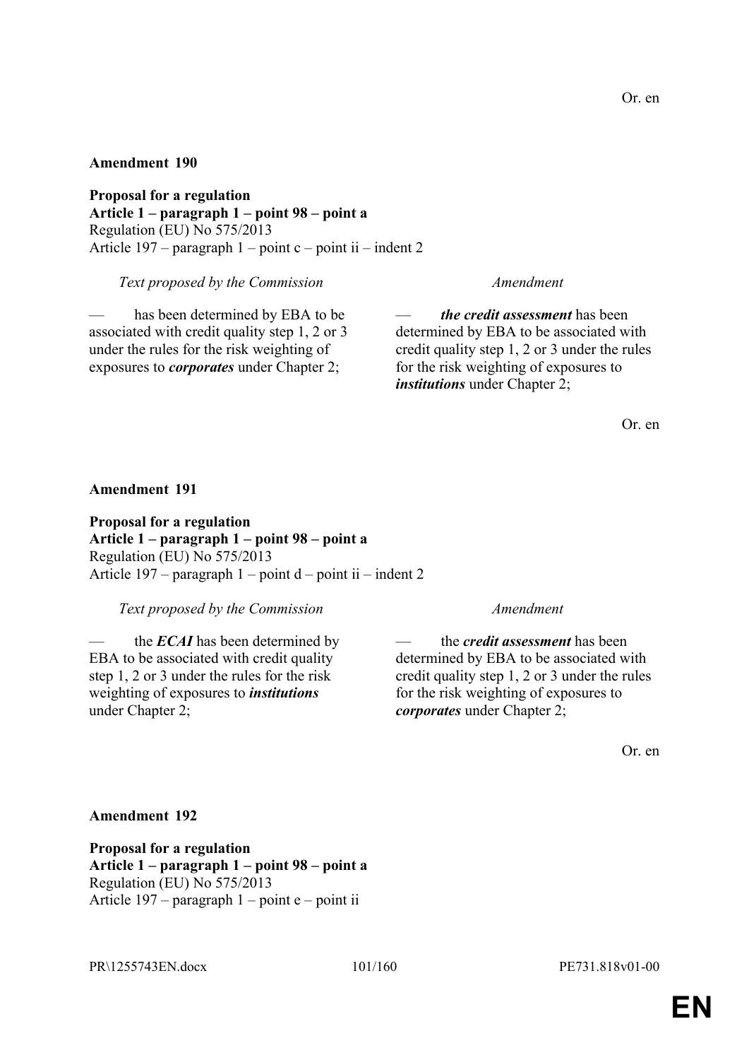Or. en

**Amendment 190**

**Proposal for a regulation**
**Article 1 – paragraph 1 – point 98 – point a**
Regulation (EU) No 575/2013
Article 197 – paragraph 1 – point c – point ii – indent 2

| *Text proposed by the Commission* | *Amendment* |
|---|---|
| — has been determined by EBA to be associated with credit quality step 1, 2 or 3 under the rules for the risk weighting of exposures to ***corporates*** under Chapter 2; | — ***the credit assessment*** has been determined by EBA to be associated with credit quality step 1, 2 or 3 under the rules for the risk weighting of exposures to ***institutions*** under Chapter 2; |

Or. en

**Amendment 191**

**Proposal for a regulation**
**Article 1 – paragraph 1 – point 98 – point a**
Regulation (EU) No 575/2013
Article 197 – paragraph 1 – point d – point ii – indent 2

| *Text proposed by the Commission* | *Amendment* |
|---|---|
| — the ***ECAI*** has been determined by EBA to be associated with credit quality step 1, 2 or 3 under the rules for the risk weighting of exposures to ***institutions*** under Chapter 2; | — the ***credit assessment*** has been determined by EBA to be associated with credit quality step 1, 2 or 3 under the rules for the risk weighting of exposures to ***corporates*** under Chapter 2; |

Or. en

**Amendment 192**

**Proposal for a regulation**
**Article 1 – paragraph 1 – point 98 – point a**
Regulation (EU) No 575/2013
Article 197 – paragraph 1 – point e – point ii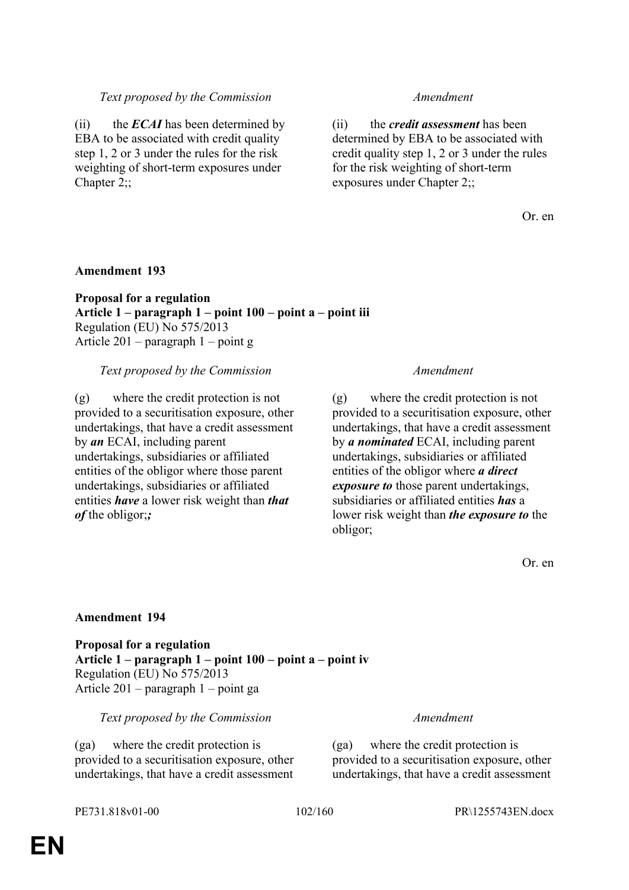| Text proposed by the Commission | Amendment |
|---|---|
| (ii) the ***ECAI*** has been determined by EBA to be associated with credit quality step 1, 2 or 3 under the rules for the risk weighting of short-term exposures under Chapter 2;; | (ii) the ***credit assessment*** has been determined by EBA to be associated with credit quality step 1, 2 or 3 under the rules for the risk weighting of short-term exposures under Chapter 2;; |

Or. en

**Amendment 193**

**Proposal for a regulation**
**Article 1 – paragraph 1 – point 100 – point a – point iii**
Regulation (EU) No 575/2013
Article 201 – paragraph 1 – point g

| Text proposed by the Commission | Amendment |
|---|---|
| (g) where the credit protection is not provided to a securitisation exposure, other undertakings, that have a credit assessment by ***an*** ECAI, including parent undertakings, subsidiaries or affiliated entities of the obligor where those parent undertakings, subsidiaries or affiliated entities ***have*** a lower risk weight than ***that of*** the obligor;***;*** | (g) where the credit protection is not provided to a securitisation exposure, other undertakings, that have a credit assessment by ***a nominated*** ECAI, including parent undertakings, subsidiaries or affiliated entities of the obligor where ***a direct exposure to*** those parent undertakings, subsidiaries or affiliated entities ***has*** a lower risk weight than ***the exposure to*** the obligor; |

Or. en

**Amendment 194**

**Proposal for a regulation**
**Article 1 – paragraph 1 – point 100 – point a – point iv**
Regulation (EU) No 575/2013
Article 201 – paragraph 1 – point ga

| Text proposed by the Commission | Amendment |
|---|---|
| (ga) where the credit protection is provided to a securitisation exposure, other undertakings, that have a credit assessment | (ga) where the credit protection is provided to a securitisation exposure, other undertakings, that have a credit assessment |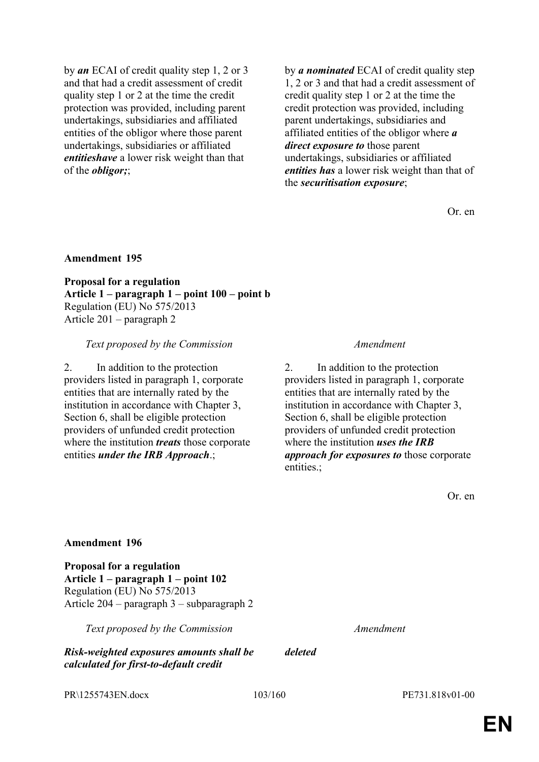| | |
|---|---|
| by ***an*** ECAI of credit quality step 1, 2 or 3 and that had a credit assessment of credit quality step 1 or 2 at the time the credit protection was provided, including parent undertakings, subsidiaries and affiliated entities of the obligor where those parent undertakings, subsidiaries or affiliated ***entitieshave*** a lower risk weight than that of the ***obligor;***; | by ***a nominated*** ECAI of credit quality step 1, 2 or 3 and that had a credit assessment of credit quality step 1 or 2 at the time the credit protection was provided, including parent undertakings, subsidiaries and affiliated entities of the obligor where ***a direct exposure to*** those parent undertakings, subsidiaries or affiliated ***entities has*** a lower risk weight than that of the ***securitisation exposure***; |

Or. en

**Amendment 195**

**Proposal for a regulation**
**Article 1 – paragraph 1 – point 100 – point b**
Regulation (EU) No 575/2013
Article 201 – paragraph 2

| *Text proposed by the Commission* | *Amendment* |
|---|---|
| 2. In addition to the protection providers listed in paragraph 1, corporate entities that are internally rated by the institution in accordance with Chapter 3, Section 6, shall be eligible protection providers of unfunded credit protection where the institution ***treats*** those corporate entities ***under the IRB Approach***.; | 2. In addition to the protection providers listed in paragraph 1, corporate entities that are internally rated by the institution in accordance with Chapter 3, Section 6, shall be eligible protection providers of unfunded credit protection where the institution ***uses the IRB approach for exposures to*** those corporate entities.; |

Or. en

**Amendment 196**

**Proposal for a regulation**
**Article 1 – paragraph 1 – point 102**
Regulation (EU) No 575/2013
Article 204 – paragraph 3 – subparagraph 2

| *Text proposed by the Commission* | *Amendment* |
|---|---|
| ***Risk-weighted exposures amounts shall be calculated for first-to-default credit*** | ***deleted*** |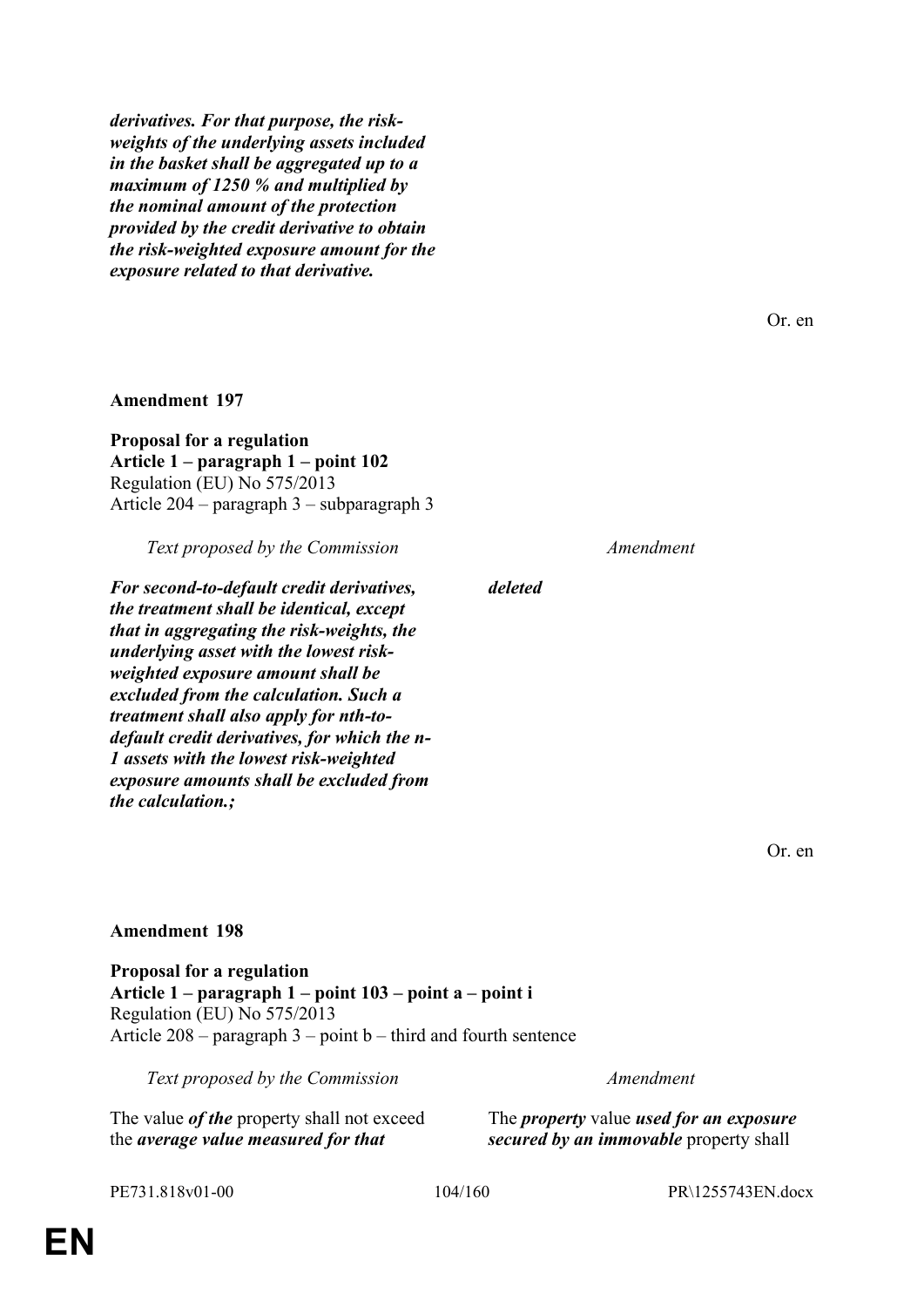***derivatives. For that purpose, the risk-weights of the underlying assets included in the basket shall be aggregated up to a maximum of 1250 % and multiplied by the nominal amount of the protection provided by the credit derivative to obtain the risk-weighted exposure amount for the exposure related to that derivative.***

Or. en

**Amendment 197**

**Proposal for a regulation**
**Article 1 – paragraph 1 – point 102**
Regulation (EU) No 575/2013
Article 204 – paragraph 3 – subparagraph 3

| *Text proposed by the Commission* | *Amendment* |
|---|---|
| ***For second-to-default credit derivatives, the treatment shall be identical, except that in aggregating the risk-weights, the underlying asset with the lowest risk-weighted exposure amount shall be excluded from the calculation. Such a treatment shall also apply for nth-to-default credit derivatives, for which the n-1 assets with the lowest risk-weighted exposure amounts shall be excluded from the calculation.;*** | ***deleted*** |

Or. en

**Amendment 198**

**Proposal for a regulation**
**Article 1 – paragraph 1 – point 103 – point a – point i**
Regulation (EU) No 575/2013
Article 208 – paragraph 3 – point b – third and fourth sentence

| *Text proposed by the Commission* | *Amendment* |
|---|---|
| The value ***of the*** property shall not exceed the ***average value measured for that*** | The ***property*** value ***used for an exposure secured by an immovable*** property shall |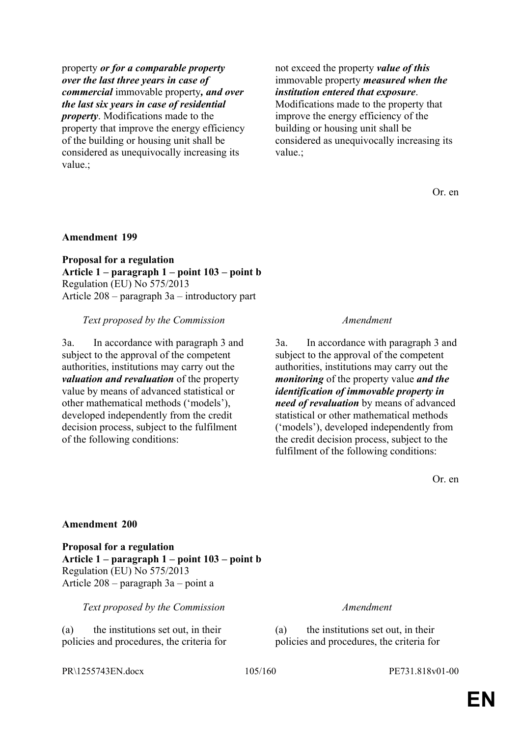| | |
|---|---|
| property ***or for a comparable property over the last three years in case of commercial*** immovable property***, and over the last six years in case of residential property***. Modifications made to the property that improve the energy efficiency of the building or housing unit shall be considered as unequivocally increasing its value.; | not exceed the property ***value of this*** immovable property ***measured when the institution entered that exposure***. Modifications made to the property that improve the energy efficiency of the building or housing unit shall be considered as unequivocally increasing its value.; |

Or. en

**Amendment 199**

**Proposal for a regulation**
**Article 1 – paragraph 1 – point 103 – point b**
Regulation (EU) No 575/2013
Article 208 – paragraph 3a – introductory part

| *Text proposed by the Commission* | *Amendment* |
|---|---|
| 3a. In accordance with paragraph 3 and subject to the approval of the competent authorities, institutions may carry out the ***valuation and revaluation*** of the property value by means of advanced statistical or other mathematical methods ('models'), developed independently from the credit decision process, subject to the fulfilment of the following conditions: | 3a. In accordance with paragraph 3 and subject to the approval of the competent authorities, institutions may carry out the ***monitoring*** of the property value ***and the identification of immovable property in need of revaluation*** by means of advanced statistical or other mathematical methods ('models'), developed independently from the credit decision process, subject to the fulfilment of the following conditions: |

Or. en

**Amendment 200**

**Proposal for a regulation**
**Article 1 – paragraph 1 – point 103 – point b**
Regulation (EU) No 575/2013
Article 208 – paragraph 3a – point a

| *Text proposed by the Commission* | *Amendment* |
|---|---|
| (a) the institutions set out, in their policies and procedures, the criteria for | (a) the institutions set out, in their policies and procedures, the criteria for |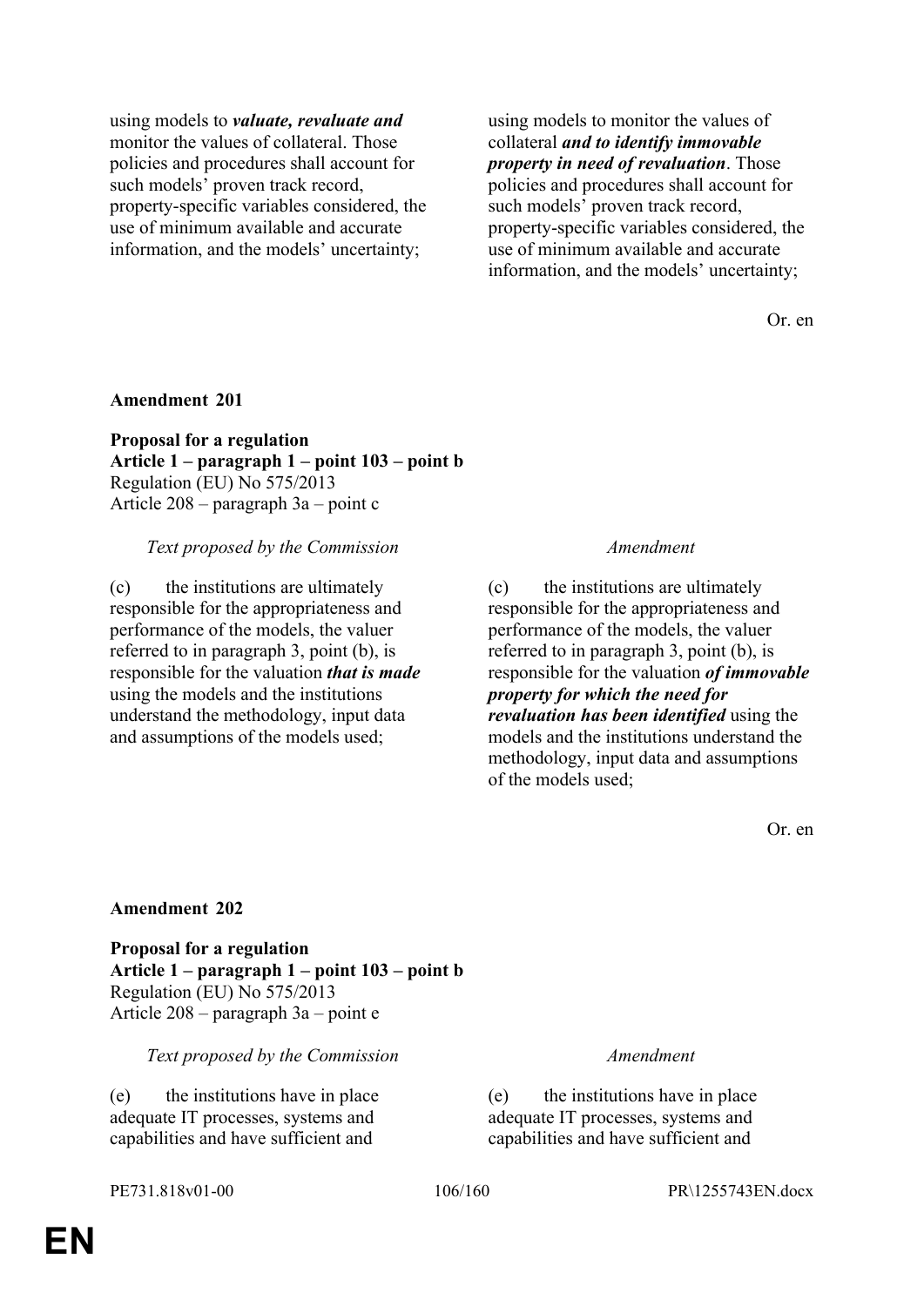| | |
|---|---|
| using models to ***valuate, revaluate and*** monitor the values of collateral. Those policies and procedures shall account for such models' proven track record, property-specific variables considered, the use of minimum available and accurate information, and the models' uncertainty; | using models to monitor the values of collateral ***and to identify immovable property in need of revaluation***. Those policies and procedures shall account for such models' proven track record, property-specific variables considered, the use of minimum available and accurate information, and the models' uncertainty; |

Or. en

**Amendment 201**

**Proposal for a regulation**
**Article 1 – paragraph 1 – point 103 – point b**
Regulation (EU) No 575/2013
Article 208 – paragraph 3a – point c

| *Text proposed by the Commission* | *Amendment* |
|---|---|
| (c) the institutions are ultimately responsible for the appropriateness and performance of the models, the valuer referred to in paragraph 3, point (b), is responsible for the valuation ***that is made*** using the models and the institutions understand the methodology, input data and assumptions of the models used; | (c) the institutions are ultimately responsible for the appropriateness and performance of the models, the valuer referred to in paragraph 3, point (b), is responsible for the valuation ***of immovable property for which the need for revaluation has been identified*** using the models and the institutions understand the methodology, input data and assumptions of the models used; |

Or. en

**Amendment 202**

**Proposal for a regulation**
**Article 1 – paragraph 1 – point 103 – point b**
Regulation (EU) No 575/2013
Article 208 – paragraph 3a – point e

| *Text proposed by the Commission* | *Amendment* |
|---|---|
| (e) the institutions have in place adequate IT processes, systems and capabilities and have sufficient and | (e) the institutions have in place adequate IT processes, systems and capabilities and have sufficient and |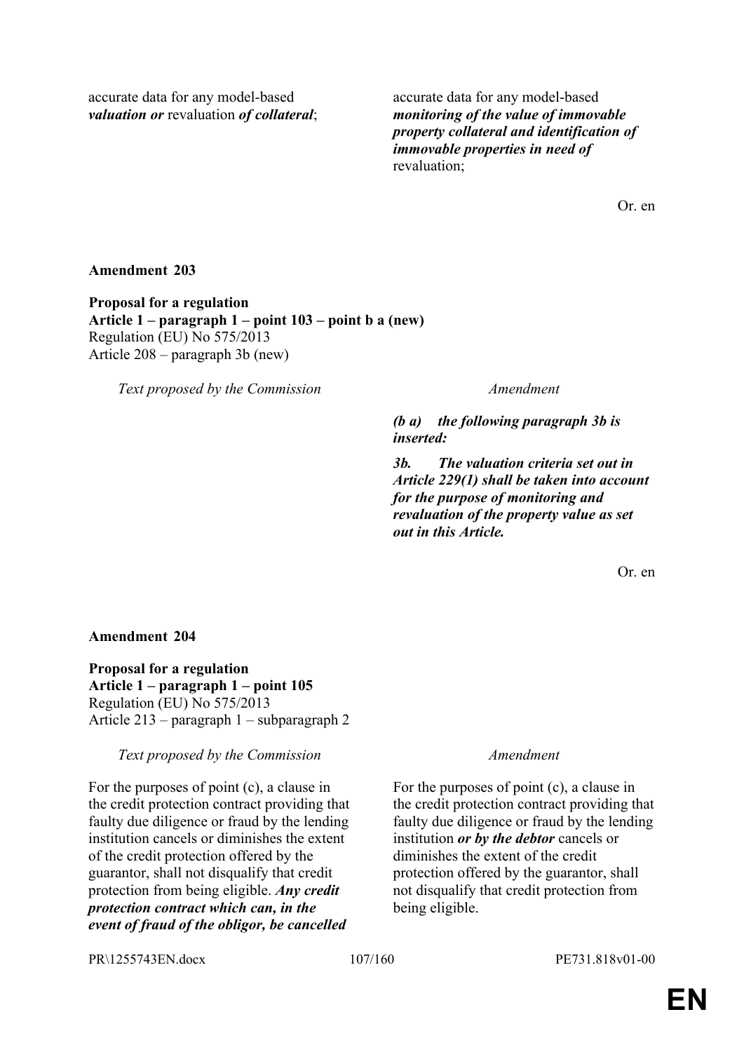| | |
|---|---|
| accurate data for any model-based ***valuation or*** revaluation ***of collateral***; | accurate data for any model-based ***monitoring of the value of immovable property collateral and identification of immovable properties in need of*** revaluation; |

Or. en

**Amendment 203**

**Proposal for a regulation**
**Article 1 – paragraph 1 – point 103 – point b a (new)**
Regulation (EU) No 575/2013
Article 208 – paragraph 3b (new)

| *Text proposed by the Commission* | *Amendment* |
|---|---|
| | ***(b a) the following paragraph 3b is inserted:*** |
| | ***3b. The valuation criteria set out in Article 229(1) shall be taken into account for the purpose of monitoring and revaluation of the property value as set out in this Article.*** |

Or. en

**Amendment 204**

**Proposal for a regulation**
**Article 1 – paragraph 1 – point 105**
Regulation (EU) No 575/2013
Article 213 – paragraph 1 – subparagraph 2

| *Text proposed by the Commission* | *Amendment* |
|---|---|
| For the purposes of point (c), a clause in the credit protection contract providing that faulty due diligence or fraud by the lending institution cancels or diminishes the extent of the credit protection offered by the guarantor, shall not disqualify that credit protection from being eligible. ***Any credit protection contract which can, in the event of fraud of the obligor, be cancelled*** | For the purposes of point (c), a clause in the credit protection contract providing that faulty due diligence or fraud by the lending institution ***or by the debtor*** cancels or diminishes the extent of the credit protection offered by the guarantor, shall not disqualify that credit protection from being eligible. |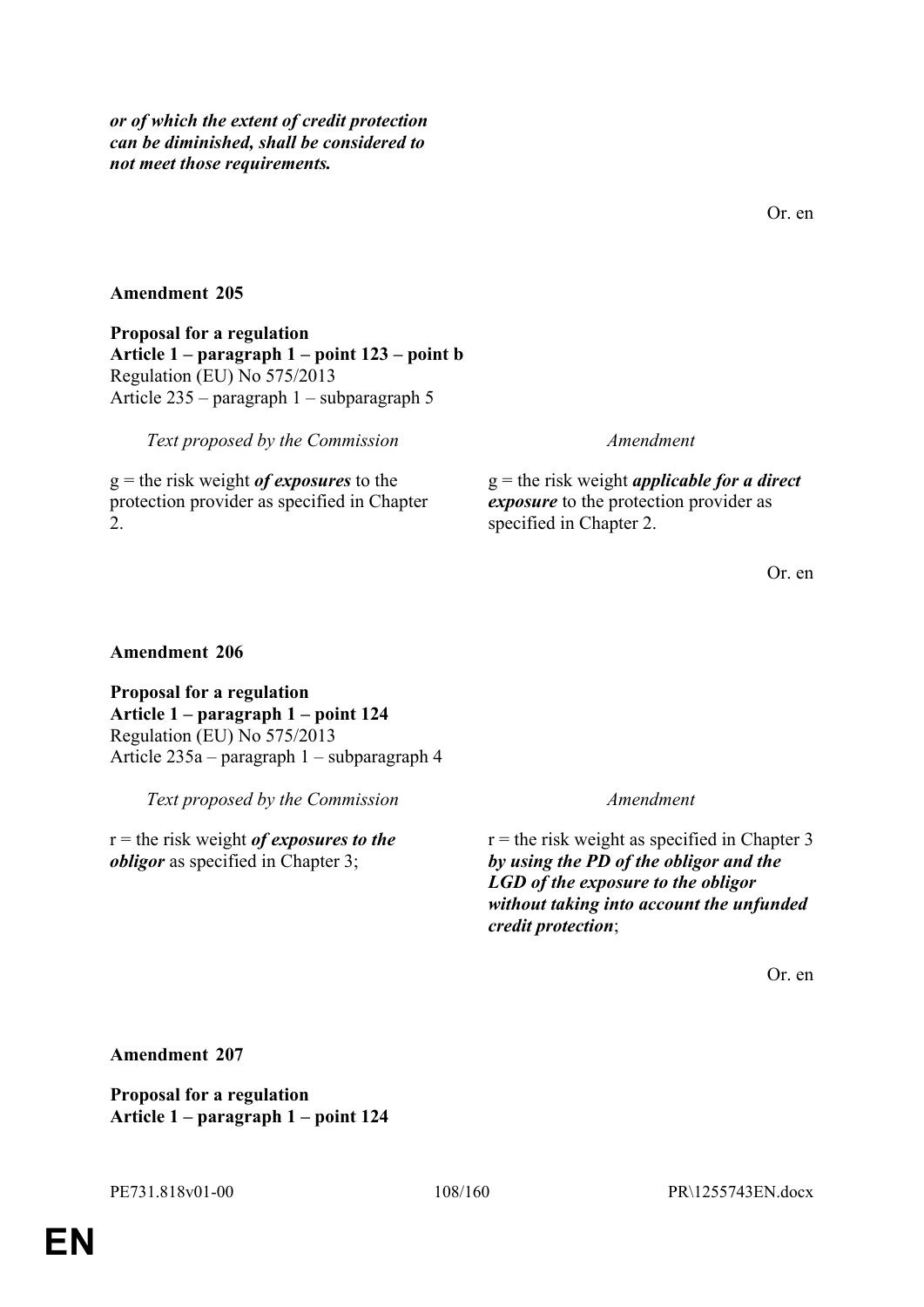***or of which the extent of credit protection can be diminished, shall be considered to not meet those requirements.***

Or. en

**Amendment 205**

**Proposal for a regulation**
**Article 1 – paragraph 1 – point 123 – point b**
Regulation (EU) No 575/2013
Article 235 – paragraph 1 – subparagraph 5

| *Text proposed by the Commission* | *Amendment* |
|---|---|
| g = the risk weight ***of exposures*** to the protection provider as specified in Chapter 2. | g = the risk weight ***applicable for a direct exposure*** to the protection provider as specified in Chapter 2. |

Or. en

**Amendment 206**

**Proposal for a regulation**
**Article 1 – paragraph 1 – point 124**
Regulation (EU) No 575/2013
Article 235a – paragraph 1 – subparagraph 4

| *Text proposed by the Commission* | *Amendment* |
|---|---|
| r = the risk weight ***of exposures to the obligor*** as specified in Chapter 3; | r = the risk weight as specified in Chapter 3 ***by using the PD of the obligor and the LGD of the exposure to the obligor without taking into account the unfunded credit protection***; |

Or. en

**Amendment 207**

**Proposal for a regulation**
**Article 1 – paragraph 1 – point 124**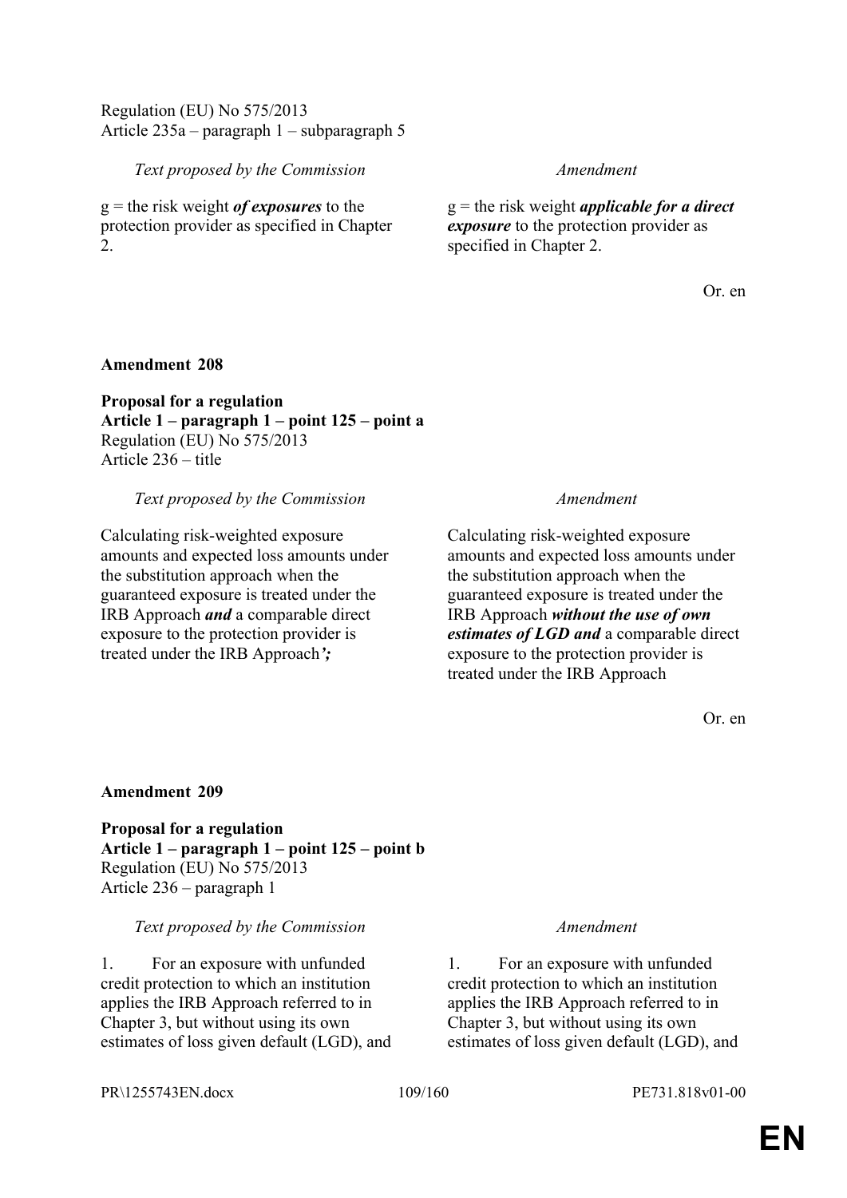Regulation (EU) No 575/2013
Article 235a – paragraph 1 – subparagraph 5

| *Text proposed by the Commission* | *Amendment* |
|---|---|
| g = the risk weight ***of exposures*** to the protection provider as specified in Chapter 2. | g = the risk weight ***applicable for a direct exposure*** to the protection provider as specified in Chapter 2. |

Or. en

**Amendment 208**

**Proposal for a regulation**
**Article 1 – paragraph 1 – point 125 – point a**
Regulation (EU) No 575/2013
Article 236 – title

| *Text proposed by the Commission* | *Amendment* |
|---|---|
| Calculating risk-weighted exposure amounts and expected loss amounts under the substitution approach when the guaranteed exposure is treated under the IRB Approach ***and*** a comparable direct exposure to the protection provider is treated under the IRB Approach***';*** | Calculating risk-weighted exposure amounts and expected loss amounts under the substitution approach when the guaranteed exposure is treated under the IRB Approach ***without the use of own estimates of LGD and*** a comparable direct exposure to the protection provider is treated under the IRB Approach |

Or. en

**Amendment 209**

**Proposal for a regulation**
**Article 1 – paragraph 1 – point 125 – point b**
Regulation (EU) No 575/2013
Article 236 – paragraph 1

| *Text proposed by the Commission* | *Amendment* |
|---|---|
| 1. For an exposure with unfunded credit protection to which an institution applies the IRB Approach referred to in Chapter 3, but without using its own estimates of loss given default (LGD), and | 1. For an exposure with unfunded credit protection to which an institution applies the IRB Approach referred to in Chapter 3, but without using its own estimates of loss given default (LGD), and |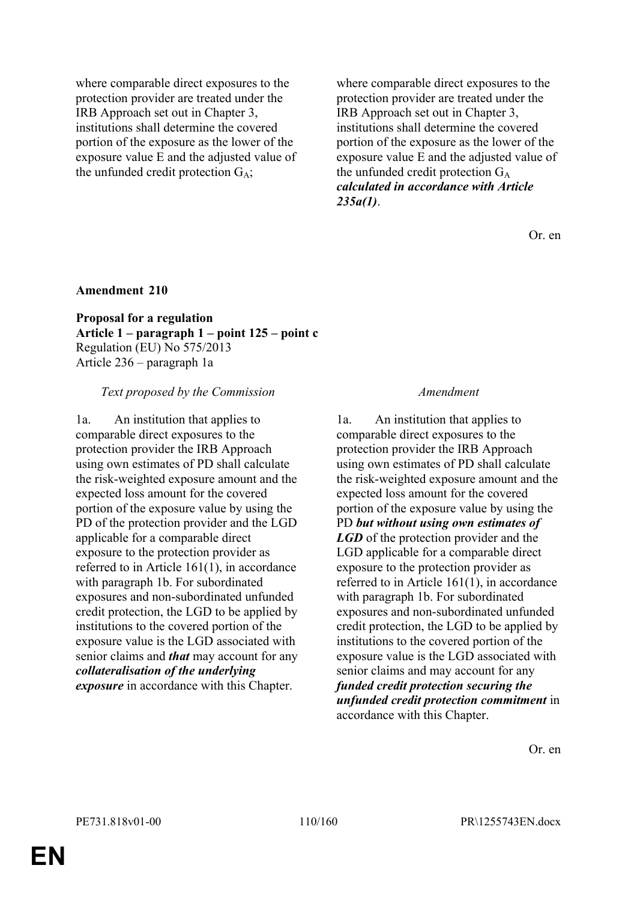| | |
|---|---|
| where comparable direct exposures to the protection provider are treated under the IRB Approach set out in Chapter 3, institutions shall determine the covered portion of the exposure as the lower of the exposure value E and the adjusted value of the unfunded credit protection $G_A$; | where comparable direct exposures to the protection provider are treated under the IRB Approach set out in Chapter 3, institutions shall determine the covered portion of the exposure as the lower of the exposure value E and the adjusted value of the unfunded credit protection $G_A$ ***calculated in accordance with Article 235a(1)***. |

Or. en

**Amendment 210**

**Proposal for a regulation**
**Article 1 – paragraph 1 – point 125 – point c**
Regulation (EU) No 575/2013
Article 236 – paragraph 1a

| *Text proposed by the Commission* | *Amendment* |
|---|---|
| 1a. An institution that applies to comparable direct exposures to the protection provider the IRB Approach using own estimates of PD shall calculate the risk-weighted exposure amount and the expected loss amount for the covered portion of the exposure value by using the PD of the protection provider and the LGD applicable for a comparable direct exposure to the protection provider as referred to in Article 161(1), in accordance with paragraph 1b. For subordinated exposures and non-subordinated unfunded credit protection, the LGD to be applied by institutions to the covered portion of the exposure value is the LGD associated with senior claims and ***that*** may account for any ***collateralisation of the underlying exposure*** in accordance with this Chapter. | 1a. An institution that applies to comparable direct exposures to the protection provider the IRB Approach using own estimates of PD shall calculate the risk-weighted exposure amount and the expected loss amount for the covered portion of the exposure value by using the PD ***but without using own estimates of LGD*** of the protection provider and the LGD applicable for a comparable direct exposure to the protection provider as referred to in Article 161(1), in accordance with paragraph 1b. For subordinated exposures and non-subordinated unfunded credit protection, the LGD to be applied by institutions to the covered portion of the exposure value is the LGD associated with senior claims and may account for any ***funded credit protection securing the unfunded credit protection commitment*** in accordance with this Chapter. |

Or. en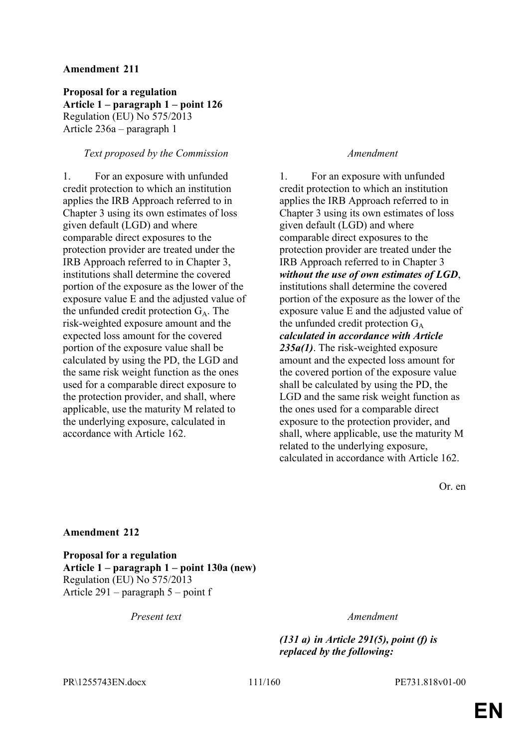**Amendment 211**

**Proposal for a regulation**
**Article 1 – paragraph 1 – point 126**
Regulation (EU) No 575/2013
Article 236a – paragraph 1

| *Text proposed by the Commission* | *Amendment* |
|---|---|
| 1. For an exposure with unfunded credit protection to which an institution applies the IRB Approach referred to in Chapter 3 using its own estimates of loss given default (LGD) and where comparable direct exposures to the protection provider are treated under the IRB Approach referred to in Chapter 3, institutions shall determine the covered portion of the exposure as the lower of the exposure value E and the adjusted value of the unfunded credit protection $G_A$. The risk-weighted exposure amount and the expected loss amount for the covered portion of the exposure value shall be calculated by using the PD, the LGD and the same risk weight function as the ones used for a comparable direct exposure to the protection provider, and shall, where applicable, use the maturity M related to the underlying exposure, calculated in accordance with Article 162. | 1. For an exposure with unfunded credit protection to which an institution applies the IRB Approach referred to in Chapter 3 using its own estimates of loss given default (LGD) and where comparable direct exposures to the protection provider are treated under the IRB Approach referred to in Chapter 3 ***without the use of own estimates of LGD***, institutions shall determine the covered portion of the exposure as the lower of the exposure value E and the adjusted value of the unfunded credit protection $G_A$ ***calculated in accordance with Article 235a(1)***. The risk-weighted exposure amount and the expected loss amount for the covered portion of the exposure value shall be calculated by using the PD, the LGD and the same risk weight function as the ones used for a comparable direct exposure to the protection provider, and shall, where applicable, use the maturity M related to the underlying exposure, calculated in accordance with Article 162. |

Or. en

**Amendment 212**

**Proposal for a regulation**
**Article 1 – paragraph 1 – point 130a (new)**
Regulation (EU) No 575/2013
Article 291 – paragraph 5 – point f

| *Present text* | *Amendment* |
|---|---|
| | ***(131 a) in Article 291(5), point (f) is replaced by the following:*** |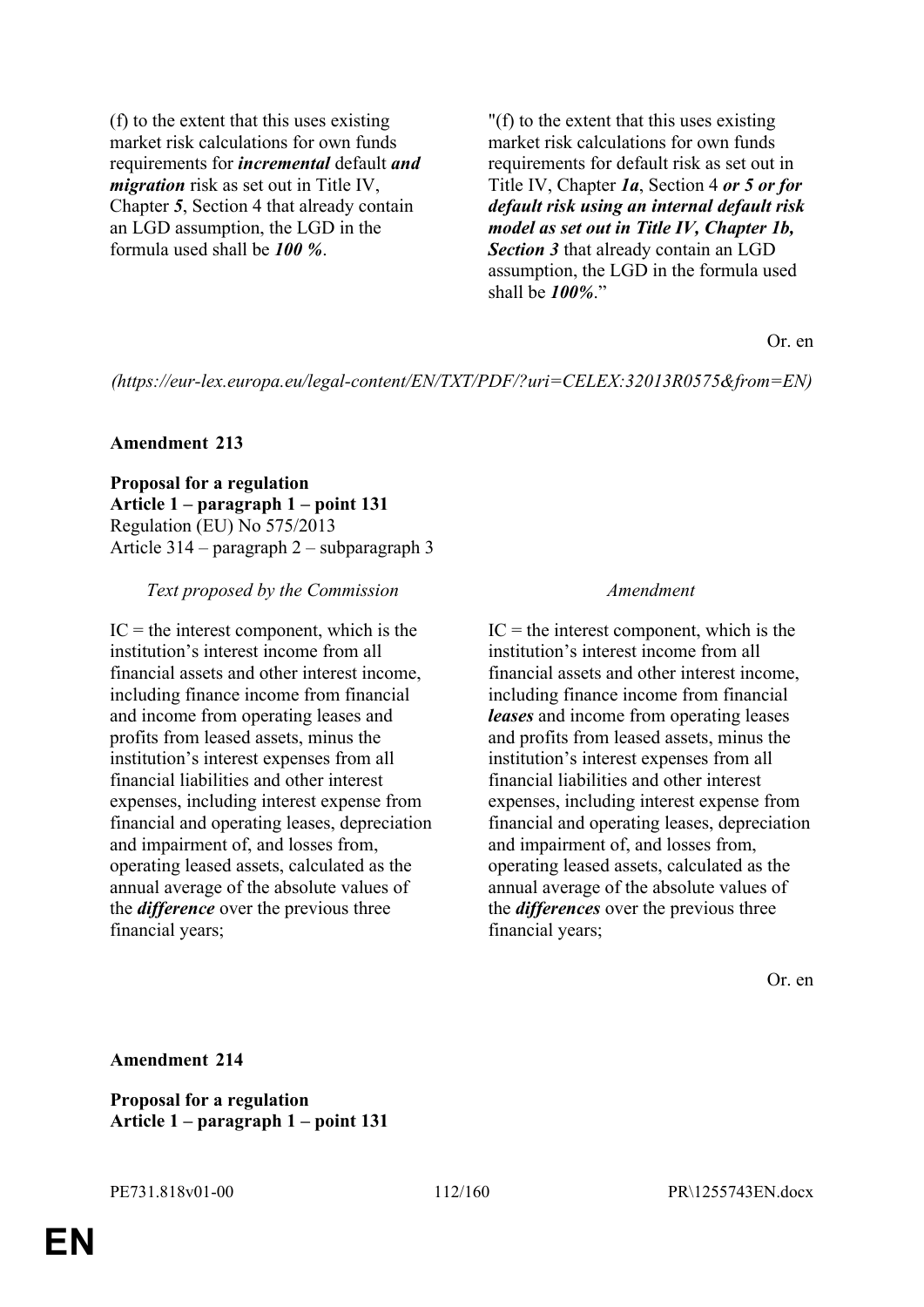| | |
|---|---|
| (f) to the extent that this uses existing market risk calculations for own funds requirements for ***incremental*** default ***and migration*** risk as set out in Title IV, Chapter ***5***, Section 4 that already contain an LGD assumption, the LGD in the formula used shall be ***100 %***. | "(f) to the extent that this uses existing market risk calculations for own funds requirements for default risk as set out in Title IV, Chapter ***1a***, Section 4 ***or 5 or for default risk using an internal default risk model as set out in Title IV, Chapter 1b, Section 3*** that already contain an LGD assumption, the LGD in the formula used shall be ***100%***." |

Or. en

*(https://eur-lex.europa.eu/legal-content/EN/TXT/PDF/?uri=CELEX:32013R0575&from=EN)*

**Amendment 213**

**Proposal for a regulation**
**Article 1 – paragraph 1 – point 131**
Regulation (EU) No 575/2013
Article 314 – paragraph 2 – subparagraph 3

| *Text proposed by the Commission* | *Amendment* |
|---|---|
| IC = the interest component, which is the institution's interest income from all financial assets and other interest income, including finance income from financial and income from operating leases and profits from leased assets, minus the institution's interest expenses from all financial liabilities and other interest expenses, including interest expense from financial and operating leases, depreciation and impairment of, and losses from, operating leased assets, calculated as the annual average of the absolute values of the ***difference*** over the previous three financial years; | IC = the interest component, which is the institution's interest income from all financial assets and other interest income, including finance income from financial ***leases*** and income from operating leases and profits from leased assets, minus the institution's interest expenses from all financial liabilities and other interest expenses, including interest expense from financial and operating leases, depreciation and impairment of, and losses from, operating leased assets, calculated as the annual average of the absolute values of the ***differences*** over the previous three financial years; |

Or. en

**Amendment 214**

**Proposal for a regulation**
**Article 1 – paragraph 1 – point 131**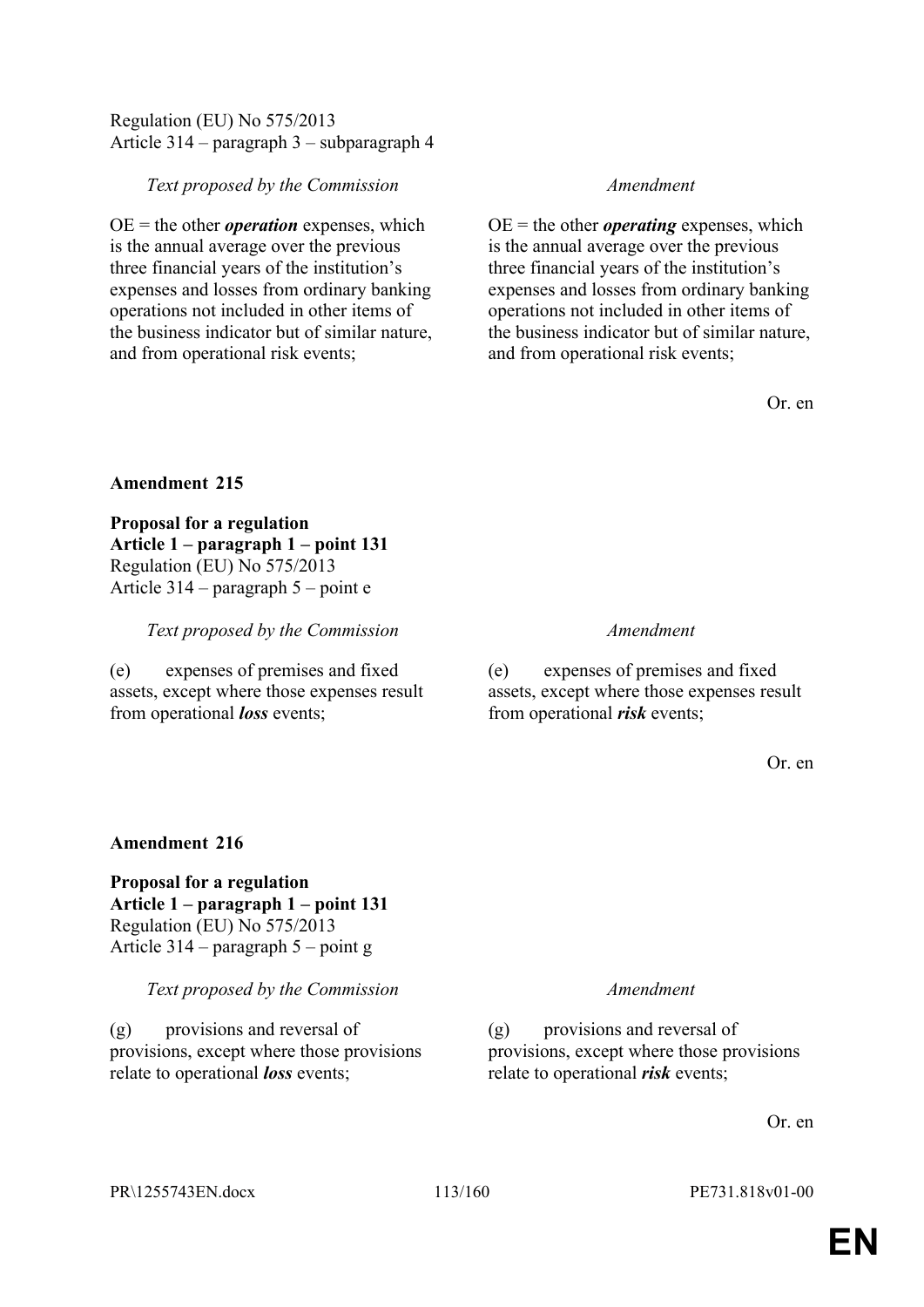Regulation (EU) No 575/2013
Article 314 – paragraph 3 – subparagraph 4

| *Text proposed by the Commission* | *Amendment* |
|---|---|
| OE = the other ***operation*** expenses, which is the annual average over the previous three financial years of the institution's expenses and losses from ordinary banking operations not included in other items of the business indicator but of similar nature, and from operational risk events; | OE = the other ***operating*** expenses, which is the annual average over the previous three financial years of the institution's expenses and losses from ordinary banking operations not included in other items of the business indicator but of similar nature, and from operational risk events; |

Or. en

**Amendment 215**

**Proposal for a regulation**
**Article 1 – paragraph 1 – point 131**
Regulation (EU) No 575/2013
Article 314 – paragraph 5 – point e

| *Text proposed by the Commission* | *Amendment* |
|---|---|
| (e) expenses of premises and fixed assets, except where those expenses result from operational ***loss*** events; | (e) expenses of premises and fixed assets, except where those expenses result from operational ***risk*** events; |

Or. en

**Amendment 216**

**Proposal for a regulation**
**Article 1 – paragraph 1 – point 131**
Regulation (EU) No 575/2013
Article 314 – paragraph 5 – point g

| *Text proposed by the Commission* | *Amendment* |
|---|---|
| (g) provisions and reversal of provisions, except where those provisions relate to operational ***loss*** events; | (g) provisions and reversal of provisions, except where those provisions relate to operational ***risk*** events; |

Or. en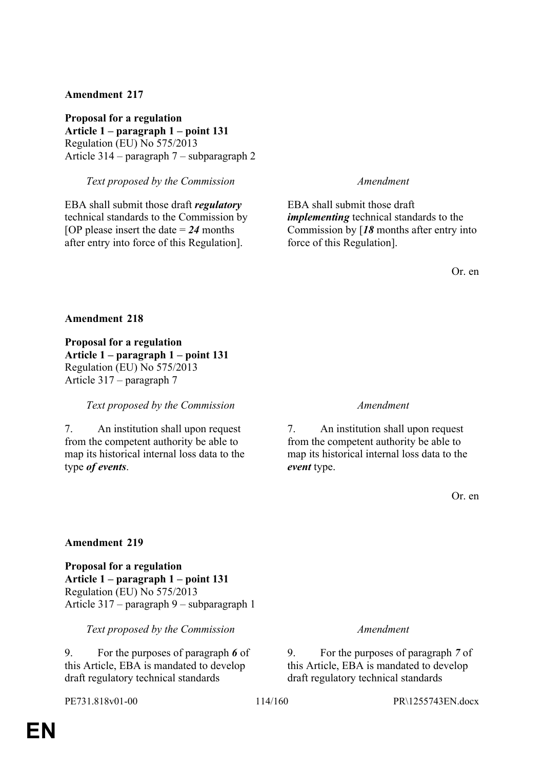**Amendment 217**

**Proposal for a regulation**
**Article 1 – paragraph 1 – point 131**
Regulation (EU) No 575/2013
Article 314 – paragraph 7 – subparagraph 2

| *Text proposed by the Commission* | *Amendment* |
|---|---|
| EBA shall submit those draft ***regulatory*** technical standards to the Commission by [OP please insert the date = ***24*** months after entry into force of this Regulation]. | EBA shall submit those draft ***implementing*** technical standards to the Commission by [***18*** months after entry into force of this Regulation]. |

Or. en

**Amendment 218**

**Proposal for a regulation**
**Article 1 – paragraph 1 – point 131**
Regulation (EU) No 575/2013
Article 317 – paragraph 7

| *Text proposed by the Commission* | *Amendment* |
|---|---|
| 7. An institution shall upon request from the competent authority be able to map its historical internal loss data to the type ***of events***. | 7. An institution shall upon request from the competent authority be able to map its historical internal loss data to the ***event*** type. |

Or. en

**Amendment 219**

**Proposal for a regulation**
**Article 1 – paragraph 1 – point 131**
Regulation (EU) No 575/2013
Article 317 – paragraph 9 – subparagraph 1

| *Text proposed by the Commission* | *Amendment* |
|---|---|
| 9. For the purposes of paragraph ***6*** of this Article, EBA is mandated to develop draft regulatory technical standards | 9. For the purposes of paragraph ***7*** of this Article, EBA is mandated to develop draft regulatory technical standards |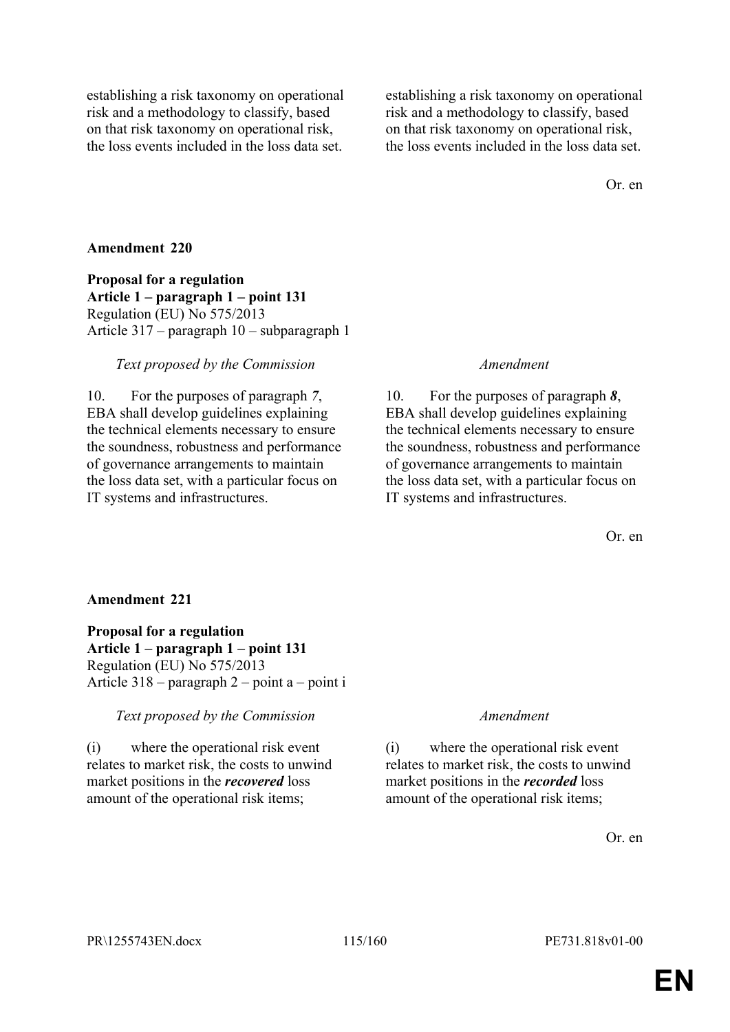| | |
|---|---|
| establishing a risk taxonomy on operational risk and a methodology to classify, based on that risk taxonomy on operational risk, the loss events included in the loss data set. | establishing a risk taxonomy on operational risk and a methodology to classify, based on that risk taxonomy on operational risk, the loss events included in the loss data set. |

Or. en

**Amendment 220**

**Proposal for a regulation**
**Article 1 – paragraph 1 – point 131**
Regulation (EU) No 575/2013
Article 317 – paragraph 10 – subparagraph 1

| *Text proposed by the Commission* | *Amendment* |
|---|---|
| 10. For the purposes of paragraph *7*, EBA shall develop guidelines explaining the technical elements necessary to ensure the soundness, robustness and performance of governance arrangements to maintain the loss data set, with a particular focus on IT systems and infrastructures. | 10. For the purposes of paragraph ***8***, EBA shall develop guidelines explaining the technical elements necessary to ensure the soundness, robustness and performance of governance arrangements to maintain the loss data set, with a particular focus on IT systems and infrastructures. |

Or. en

**Amendment 221**

**Proposal for a regulation**
**Article 1 – paragraph 1 – point 131**
Regulation (EU) No 575/2013
Article 318 – paragraph 2 – point a – point i

| *Text proposed by the Commission* | *Amendment* |
|---|---|
| (i) where the operational risk event relates to market risk, the costs to unwind market positions in the ***recovered*** loss amount of the operational risk items; | (i) where the operational risk event relates to market risk, the costs to unwind market positions in the ***recorded*** loss amount of the operational risk items; |

Or. en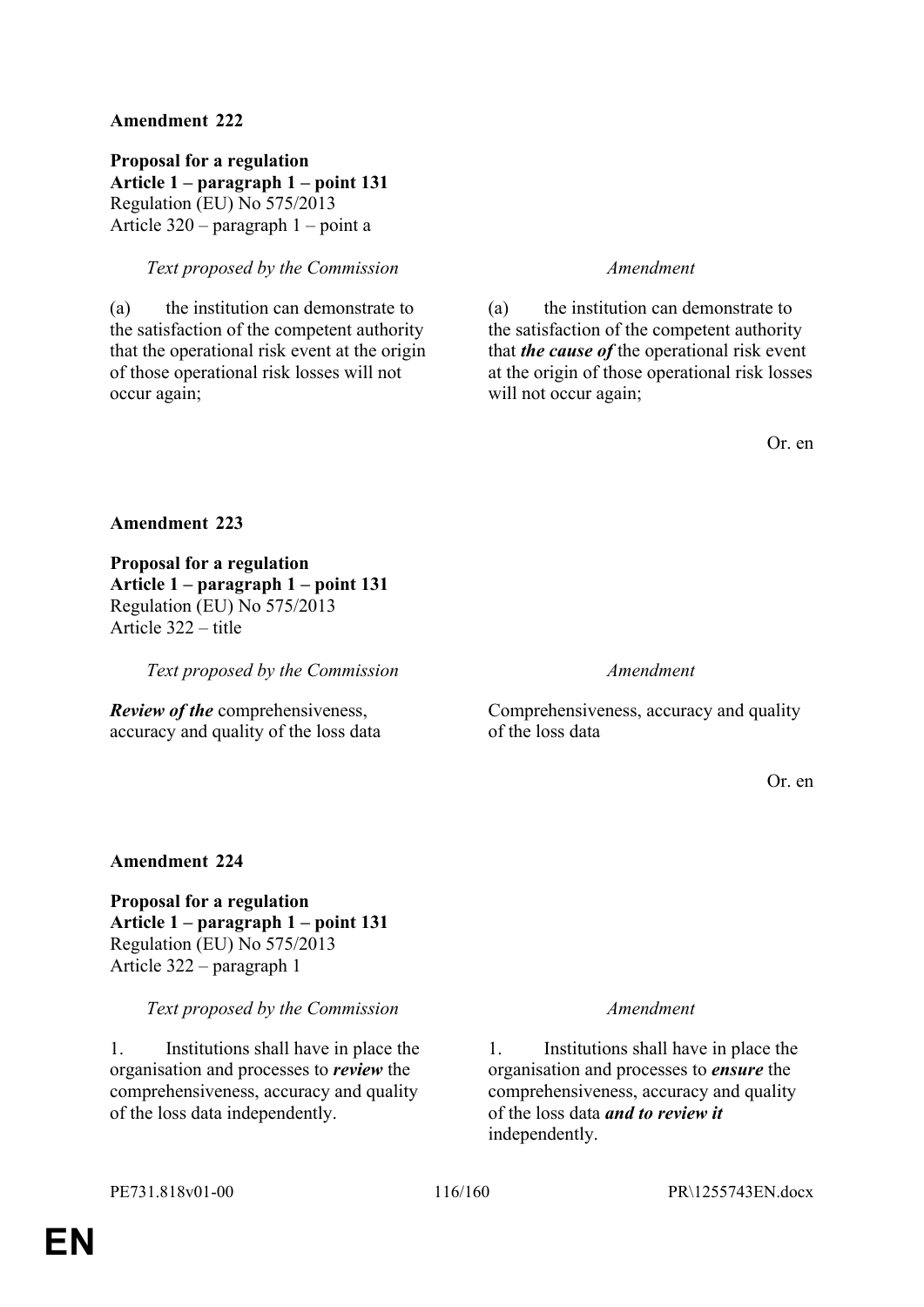**Amendment 222**

**Proposal for a regulation**
**Article 1 – paragraph 1 – point 131**
Regulation (EU) No 575/2013
Article 320 – paragraph 1 – point a

| *Text proposed by the Commission* | *Amendment* |
|---|---|
| (a) the institution can demonstrate to the satisfaction of the competent authority that the operational risk event at the origin of those operational risk losses will not occur again; | (a) the institution can demonstrate to the satisfaction of the competent authority that ***the cause of*** the operational risk event at the origin of those operational risk losses will not occur again; |

Or. en

**Amendment 223**

**Proposal for a regulation**
**Article 1 – paragraph 1 – point 131**
Regulation (EU) No 575/2013
Article 322 – title

| *Text proposed by the Commission* | *Amendment* |
|---|---|
| ***Review of the*** comprehensiveness, accuracy and quality of the loss data | Comprehensiveness, accuracy and quality of the loss data |

Or. en

**Amendment 224**

**Proposal for a regulation**
**Article 1 – paragraph 1 – point 131**
Regulation (EU) No 575/2013
Article 322 – paragraph 1

| *Text proposed by the Commission* | *Amendment* |
|---|---|
| 1. Institutions shall have in place the organisation and processes to ***review*** the comprehensiveness, accuracy and quality of the loss data independently. | 1. Institutions shall have in place the organisation and processes to ***ensure*** the comprehensiveness, accuracy and quality of the loss data ***and to review it*** independently. |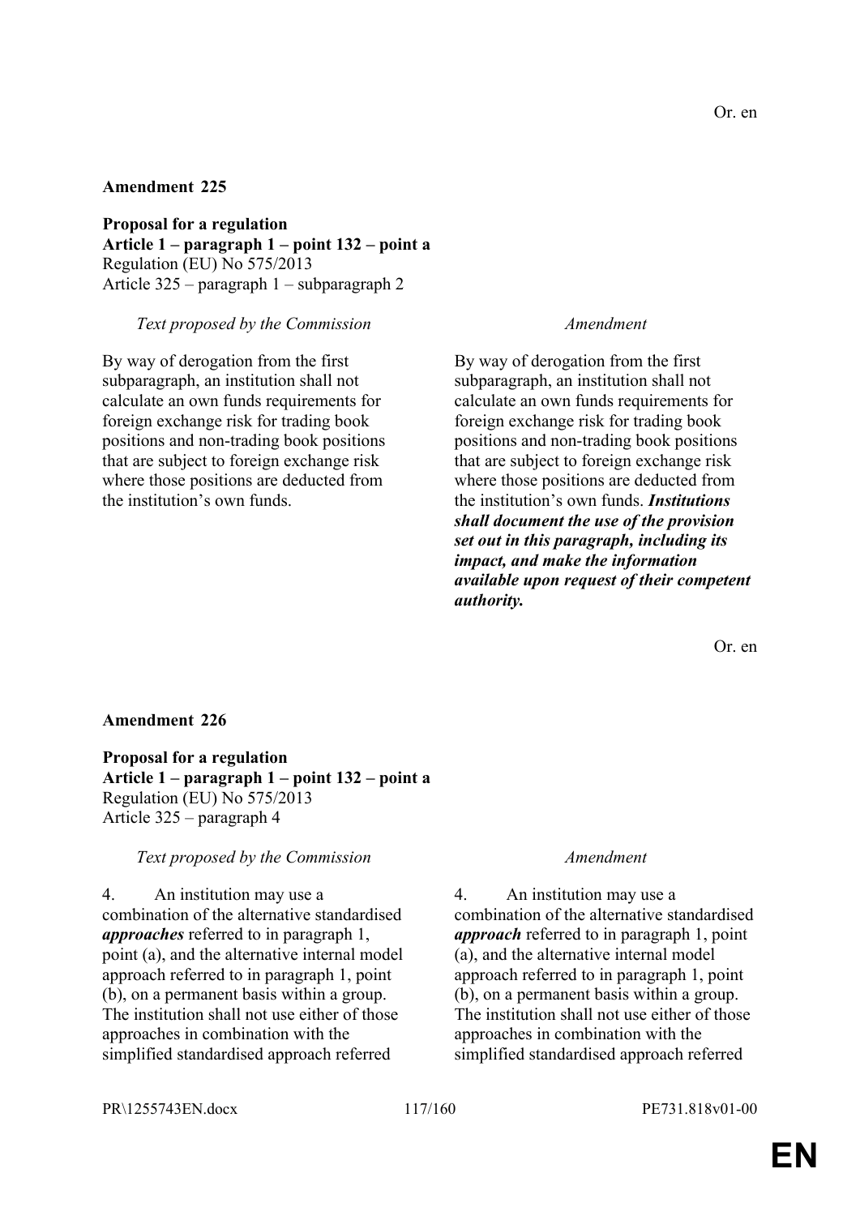Or. en

**Amendment 225**

**Proposal for a regulation**
**Article 1 – paragraph 1 – point 132 – point a**
Regulation (EU) No 575/2013
Article 325 – paragraph 1 – subparagraph 2

| *Text proposed by the Commission* | *Amendment* |
|---|---|
| By way of derogation from the first subparagraph, an institution shall not calculate an own funds requirements for foreign exchange risk for trading book positions and non-trading book positions that are subject to foreign exchange risk where those positions are deducted from the institution's own funds. | By way of derogation from the first subparagraph, an institution shall not calculate an own funds requirements for foreign exchange risk for trading book positions and non-trading book positions that are subject to foreign exchange risk where those positions are deducted from the institution's own funds. ***Institutions shall document the use of the provision set out in this paragraph, including its impact, and make the information available upon request of their competent authority.*** |

Or. en

**Amendment 226**

**Proposal for a regulation**
**Article 1 – paragraph 1 – point 132 – point a**
Regulation (EU) No 575/2013
Article 325 – paragraph 4

| *Text proposed by the Commission* | *Amendment* |
|---|---|
| 4. An institution may use a combination of the alternative standardised ***approaches*** referred to in paragraph 1, point (a), and the alternative internal model approach referred to in paragraph 1, point (b), on a permanent basis within a group. The institution shall not use either of those approaches in combination with the simplified standardised approach referred | 4. An institution may use a combination of the alternative standardised ***approach*** referred to in paragraph 1, point (a), and the alternative internal model approach referred to in paragraph 1, point (b), on a permanent basis within a group. The institution shall not use either of those approaches in combination with the simplified standardised approach referred |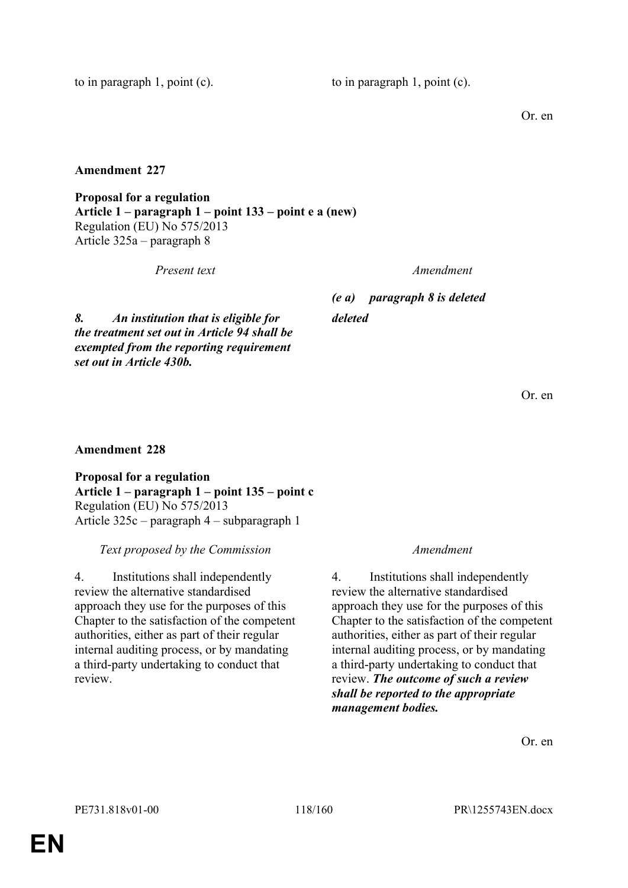| | |
|---|---|
| to in paragraph 1, point (c). | to in paragraph 1, point (c). |

Or. en

**Amendment 227**

**Proposal for a regulation**
**Article 1 – paragraph 1 – point 133 – point e a (new)**
Regulation (EU) No 575/2013
Article 325a – paragraph 8

| *Present text* | *Amendment* |
|---|---|
| | ***(e a) paragraph 8 is deleted*** |
| ***8. An institution that is eligible for the treatment set out in Article 94 shall be exempted from the reporting requirement set out in Article 430b.*** | ***deleted*** |

Or. en

**Amendment 228**

**Proposal for a regulation**
**Article 1 – paragraph 1 – point 135 – point c**
Regulation (EU) No 575/2013
Article 325c – paragraph 4 – subparagraph 1

| *Text proposed by the Commission* | *Amendment* |
|---|---|
| 4. Institutions shall independently review the alternative standardised approach they use for the purposes of this Chapter to the satisfaction of the competent authorities, either as part of their regular internal auditing process, or by mandating a third-party undertaking to conduct that review. | 4. Institutions shall independently review the alternative standardised approach they use for the purposes of this Chapter to the satisfaction of the competent authorities, either as part of their regular internal auditing process, or by mandating a third-party undertaking to conduct that review. ***The outcome of such a review shall be reported to the appropriate management bodies.*** |

Or. en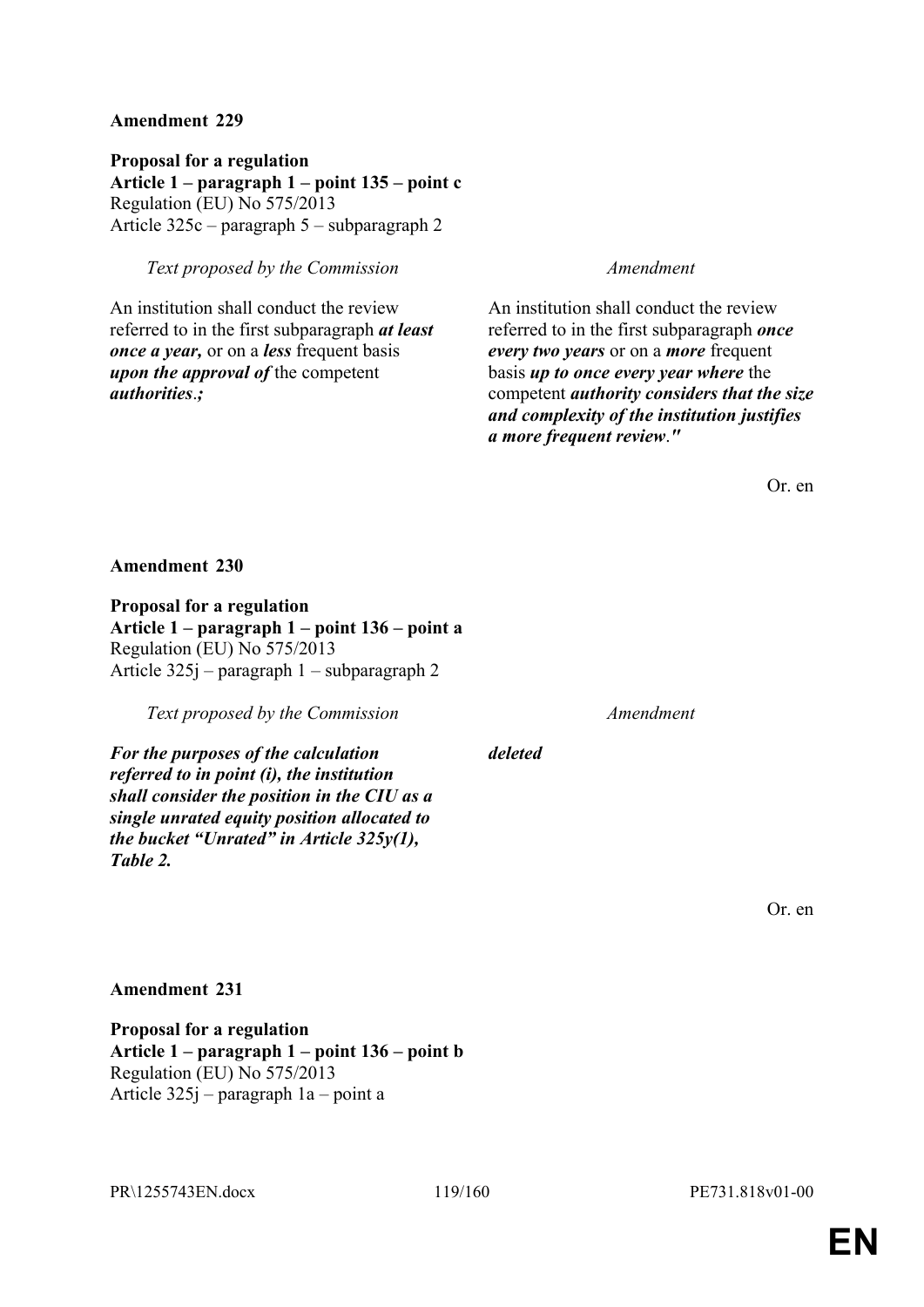**Amendment 229**

**Proposal for a regulation**
**Article 1 – paragraph 1 – point 135 – point c**
Regulation (EU) No 575/2013
Article 325c – paragraph 5 – subparagraph 2

| *Text proposed by the Commission* | *Amendment* |
|---|---|
| An institution shall conduct the review referred to in the first subparagraph ***at least once a year,*** or on a ***less*** frequent basis ***upon the approval of*** the competent ***authorities***.***;*** | An institution shall conduct the review referred to in the first subparagraph ***once every two years*** or on a ***more*** frequent basis ***up to once every year where*** the competent ***authority considers that the size and complexity of the institution justifies a more frequent review***.***"*** |

Or. en

**Amendment 230**

**Proposal for a regulation**
**Article 1 – paragraph 1 – point 136 – point a**
Regulation (EU) No 575/2013
Article 325j – paragraph 1 – subparagraph 2

| *Text proposed by the Commission* | *Amendment* |
|---|---|
| ***For the purposes of the calculation referred to in point (i), the institution shall consider the position in the CIU as a single unrated equity position allocated to the bucket "Unrated" in Article 325y(1), Table 2.*** | ***deleted*** |

Or. en

**Amendment 231**

**Proposal for a regulation**
**Article 1 – paragraph 1 – point 136 – point b**
Regulation (EU) No 575/2013
Article 325j – paragraph 1a – point a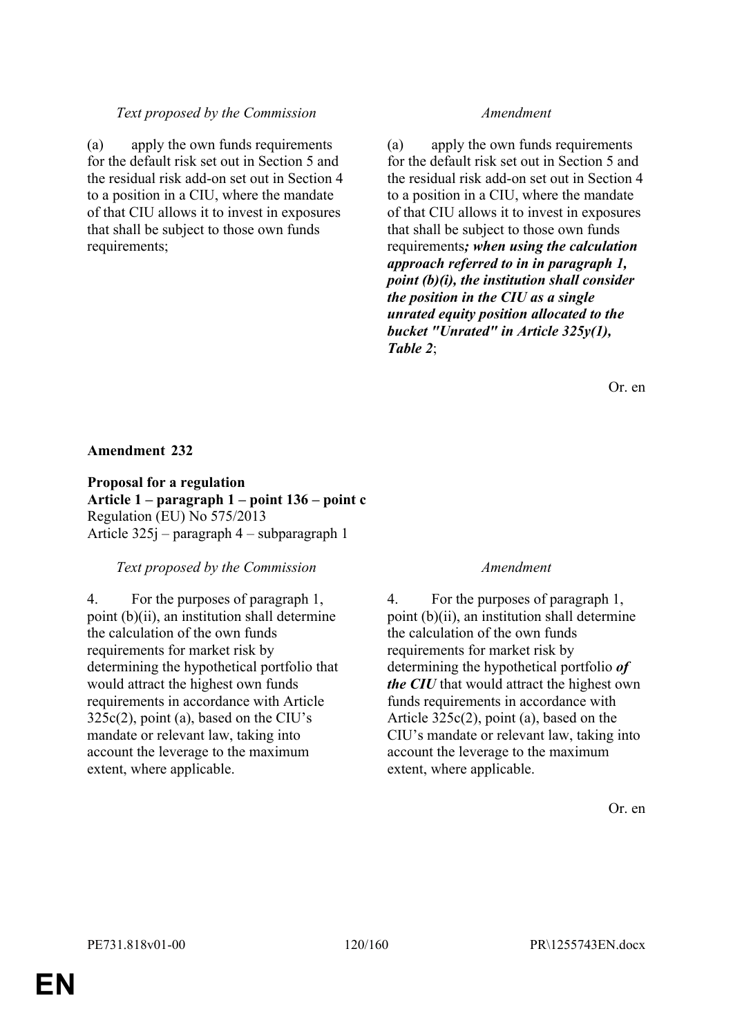| *Text proposed by the Commission* | *Amendment* |
|---|---|
| (a) apply the own funds requirements for the default risk set out in Section 5 and the residual risk add-on set out in Section 4 to a position in a CIU, where the mandate of that CIU allows it to invest in exposures that shall be subject to those own funds requirements; | (a) apply the own funds requirements for the default risk set out in Section 5 and the residual risk add-on set out in Section 4 to a position in a CIU, where the mandate of that CIU allows it to invest in exposures that shall be subject to those own funds requirements***; when using the calculation approach referred to in in paragraph 1, point (b)(i), the institution shall consider the position in the CIU as a single unrated equity position allocated to the bucket "Unrated" in Article 325y(1), Table 2***; |

Or. en

**Amendment 232**

**Proposal for a regulation**
**Article 1 – paragraph 1 – point 136 – point c**
Regulation (EU) No 575/2013
Article 325j – paragraph 4 – subparagraph 1

| *Text proposed by the Commission* | *Amendment* |
|---|---|
| 4. For the purposes of paragraph 1, point (b)(ii), an institution shall determine the calculation of the own funds requirements for market risk by determining the hypothetical portfolio that would attract the highest own funds requirements in accordance with Article 325c(2), point (a), based on the CIU's mandate or relevant law, taking into account the leverage to the maximum extent, where applicable. | 4. For the purposes of paragraph 1, point (b)(ii), an institution shall determine the calculation of the own funds requirements for market risk by determining the hypothetical portfolio ***of the CIU*** that would attract the highest own funds requirements in accordance with Article 325c(2), point (a), based on the CIU's mandate or relevant law, taking into account the leverage to the maximum extent, where applicable. |

Or. en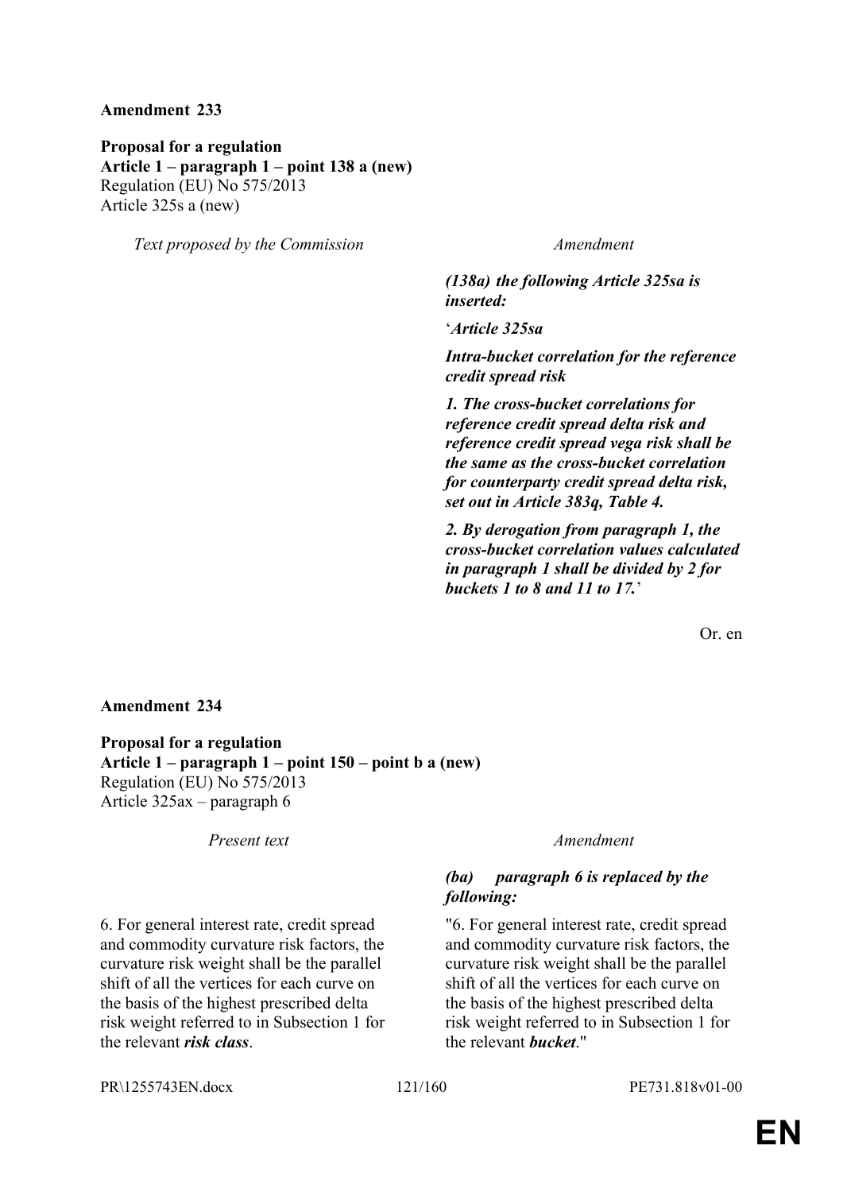**Amendment 233**

**Proposal for a regulation**
**Article 1 – paragraph 1 – point 138 a (new)**
Regulation (EU) No 575/2013
Article 325s a (new)

| *Text proposed by the Commission* | *Amendment* |
|---|---|
| | ***(138a) the following Article 325sa is inserted:*** |
| | '***Article 325sa*** |
| | ***Intra-bucket correlation for the reference credit spread risk*** |
| | ***1. The cross-bucket correlations for reference credit spread delta risk and reference credit spread vega risk shall be the same as the cross-bucket correlation for counterparty credit spread delta risk, set out in Article 383q, Table 4.*** |
| | ***2. By derogation from paragraph 1, the cross-bucket correlation values calculated in paragraph 1 shall be divided by 2 for buckets 1 to 8 and 11 to 17.*** ' |

Or. en

**Amendment 234**

**Proposal for a regulation**
**Article 1 – paragraph 1 – point 150 – point b a (new)**
Regulation (EU) No 575/2013
Article 325ax – paragraph 6

| *Present text* | *Amendment* |
|---|---|
| | ***(ba) paragraph 6 is replaced by the following:*** |
| 6. For general interest rate, credit spread and commodity curvature risk factors, the curvature risk weight shall be the parallel shift of all the vertices for each curve on the basis of the highest prescribed delta risk weight referred to in Subsection 1 for the relevant ***risk class***. | "6. For general interest rate, credit spread and commodity curvature risk factors, the curvature risk weight shall be the parallel shift of all the vertices for each curve on the basis of the highest prescribed delta risk weight referred to in Subsection 1 for the relevant ***bucket***." |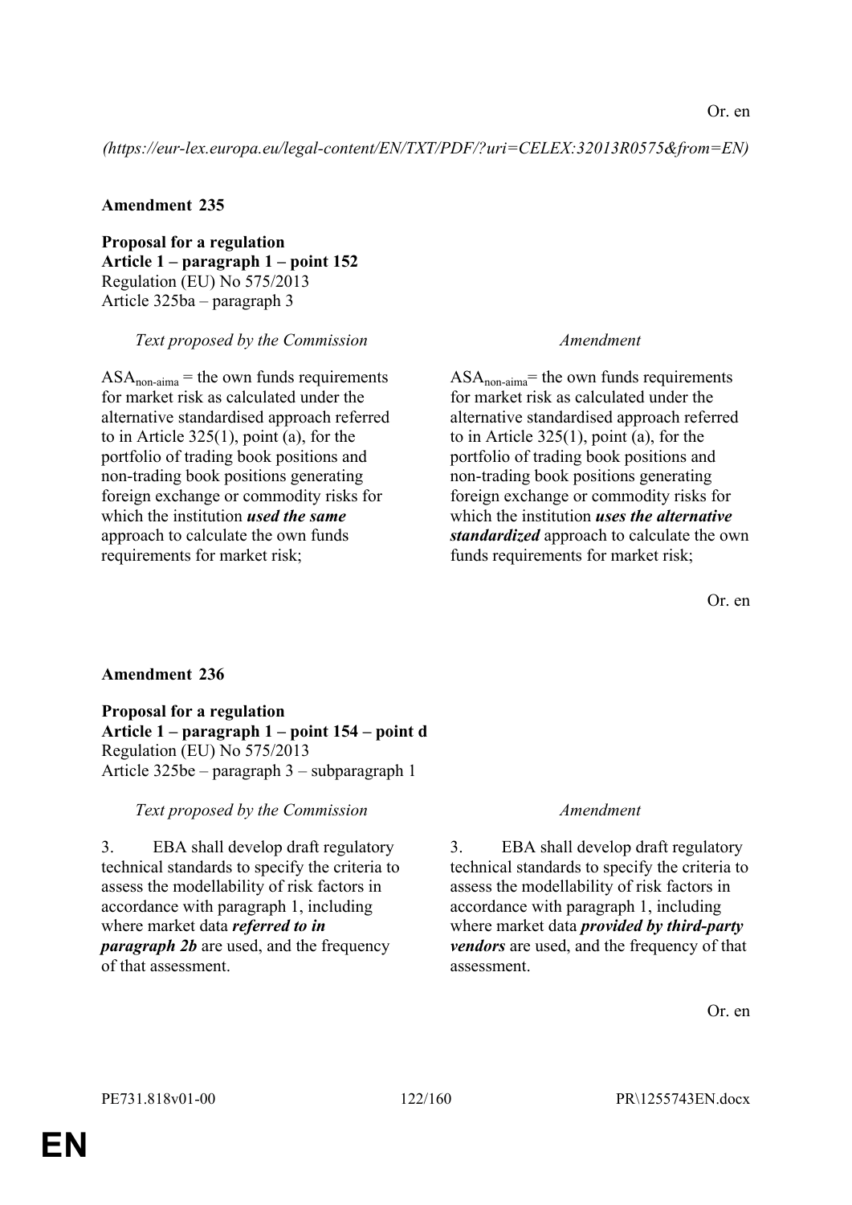Or. en

*(https://eur-lex.europa.eu/legal-content/EN/TXT/PDF/?uri=CELEX:32013R0575&from=EN)*

**Amendment 235**

**Proposal for a regulation**
**Article 1 – paragraph 1 – point 152**
Regulation (EU) No 575/2013
Article 325ba – paragraph 3

| *Text proposed by the Commission* | *Amendment* |
| --- | --- |
| $ASA_{non-aima}$ = the own funds requirements for market risk as calculated under the alternative standardised approach referred to in Article 325(1), point (a), for the portfolio of trading book positions and non-trading book positions generating foreign exchange or commodity risks for which the institution ***used the same*** approach to calculate the own funds requirements for market risk; | $ASA_{non-aima}$= the own funds requirements for market risk as calculated under the alternative standardised approach referred to in Article 325(1), point (a), for the portfolio of trading book positions and non-trading book positions generating foreign exchange or commodity risks for which the institution ***uses the alternative standardized*** approach to calculate the own funds requirements for market risk; |

Or. en

**Amendment 236**

**Proposal for a regulation**
**Article 1 – paragraph 1 – point 154 – point d**
Regulation (EU) No 575/2013
Article 325be – paragraph 3 – subparagraph 1

| *Text proposed by the Commission* | *Amendment* |
| --- | --- |
| 3. EBA shall develop draft regulatory technical standards to specify the criteria to assess the modellability of risk factors in accordance with paragraph 1, including where market data ***referred to in paragraph 2b*** are used, and the frequency of that assessment. | 3. EBA shall develop draft regulatory technical standards to specify the criteria to assess the modellability of risk factors in accordance with paragraph 1, including where market data ***provided by third-party vendors*** are used, and the frequency of that assessment. |

Or. en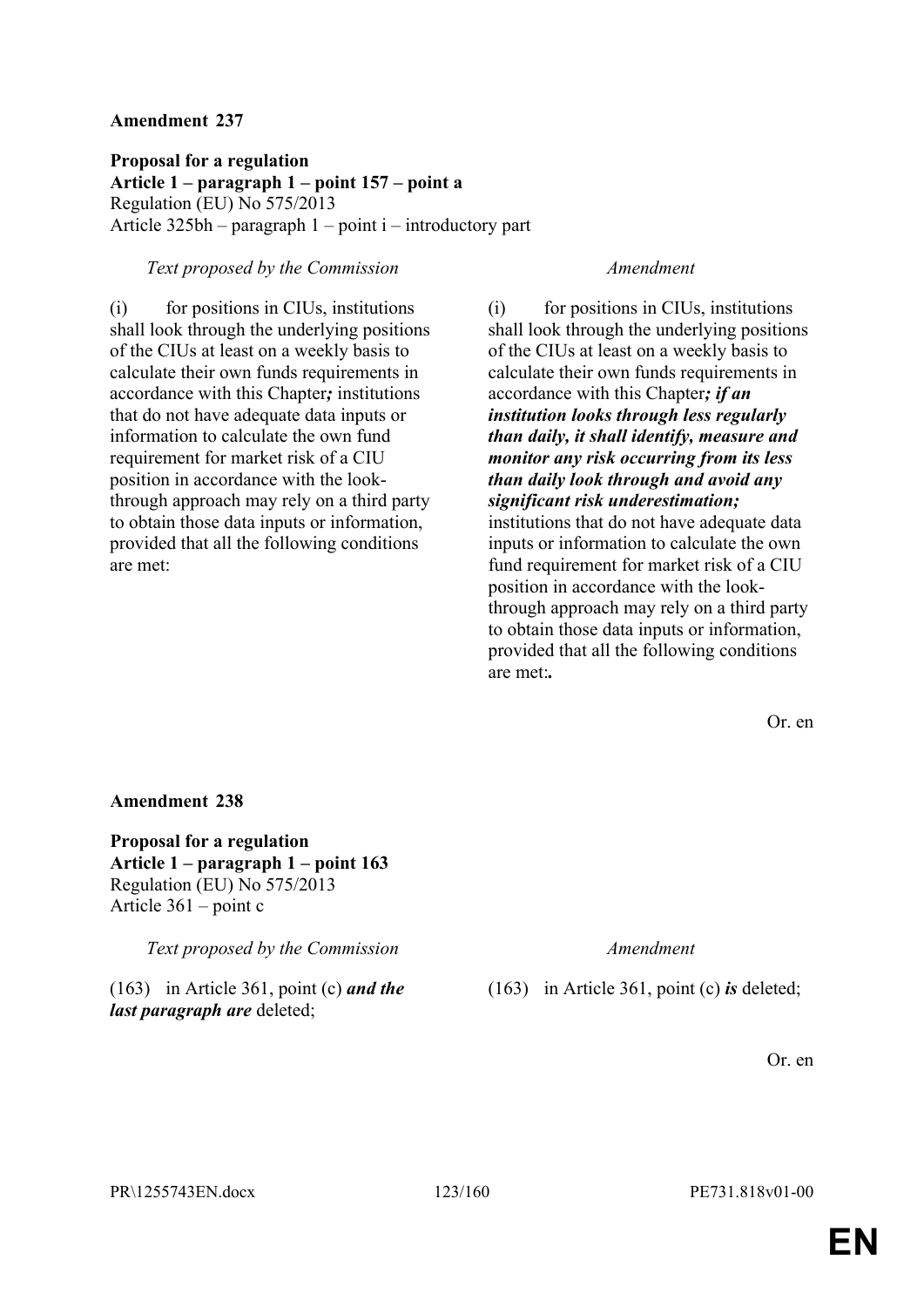**Amendment 237**

**Proposal for a regulation**
**Article 1 – paragraph 1 – point 157 – point a**
Regulation (EU) No 575/2013
Article 325bh – paragraph 1 – point i – introductory part

| *Text proposed by the Commission* | *Amendment* |
|---|---|
| (i) for positions in CIUs, institutions shall look through the underlying positions of the CIUs at least on a weekly basis to calculate their own funds requirements in accordance with this Chapter***;*** institutions that do not have adequate data inputs or information to calculate the own fund requirement for market risk of a CIU position in accordance with the look-through approach may rely on a third party to obtain those data inputs or information, provided that all the following conditions are met: | (i) for positions in CIUs, institutions shall look through the underlying positions of the CIUs at least on a weekly basis to calculate their own funds requirements in accordance with this Chapter***; if an institution looks through less regularly than daily, it shall identify, measure and monitor any risk occurring from its less than daily look through and avoid any significant risk underestimation;*** institutions that do not have adequate data inputs or information to calculate the own fund requirement for market risk of a CIU position in accordance with the look-through approach may rely on a third party to obtain those data inputs or information, provided that all the following conditions are met:***.*** |

Or. en

**Amendment 238**

**Proposal for a regulation**
**Article 1 – paragraph 1 – point 163**
Regulation (EU) No 575/2013
Article 361 – point c

| *Text proposed by the Commission* | *Amendment* |
|---|---|
| (163) in Article 361, point (c) ***and the last paragraph are*** deleted; | (163) in Article 361, point (c) ***is*** deleted; |

Or. en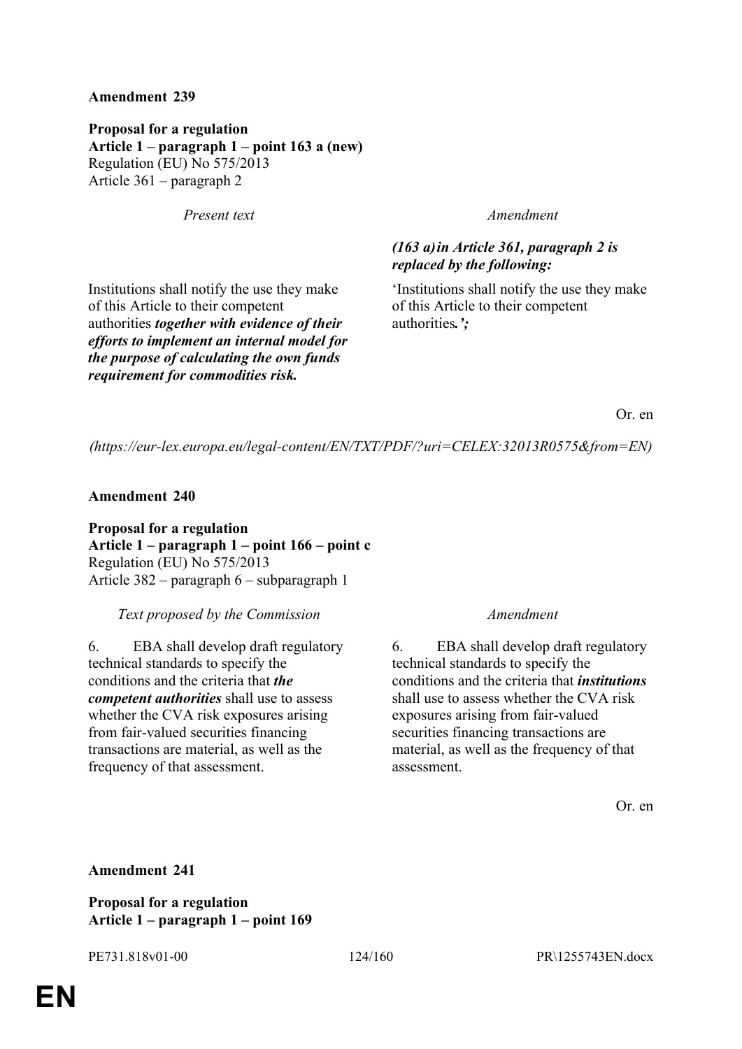**Amendment 239**

**Proposal for a regulation**
**Article 1 – paragraph 1 – point 163 a (new)**
Regulation (EU) No 575/2013
Article 361 – paragraph 2

| *Present text* | *Amendment* |
|---|---|
| | ***(163 a) in Article 361, paragraph 2 is replaced by the following:*** |
| Institutions shall notify the use they make of this Article to their competent authorities ***together with evidence of their efforts to implement an internal model for the purpose of calculating the own funds requirement for commodities risk.*** | 'Institutions shall notify the use they make of this Article to their competent authorities***.';*** |

Or. en

*(https://eur-lex.europa.eu/legal-content/EN/TXT/PDF/?uri=CELEX:32013R0575&from=EN)*

**Amendment 240**

**Proposal for a regulation**
**Article 1 – paragraph 1 – point 166 – point c**
Regulation (EU) No 575/2013
Article 382 – paragraph 6 – subparagraph 1

| *Text proposed by the Commission* | *Amendment* |
|---|---|
| 6. EBA shall develop draft regulatory technical standards to specify the conditions and the criteria that ***the competent authorities*** shall use to assess whether the CVA risk exposures arising from fair-valued securities financing transactions are material, as well as the frequency of that assessment. | 6. EBA shall develop draft regulatory technical standards to specify the conditions and the criteria that ***institutions*** shall use to assess whether the CVA risk exposures arising from fair-valued securities financing transactions are material, as well as the frequency of that assessment. |

Or. en

**Amendment 241**

**Proposal for a regulation**
**Article 1 – paragraph 1 – point 169**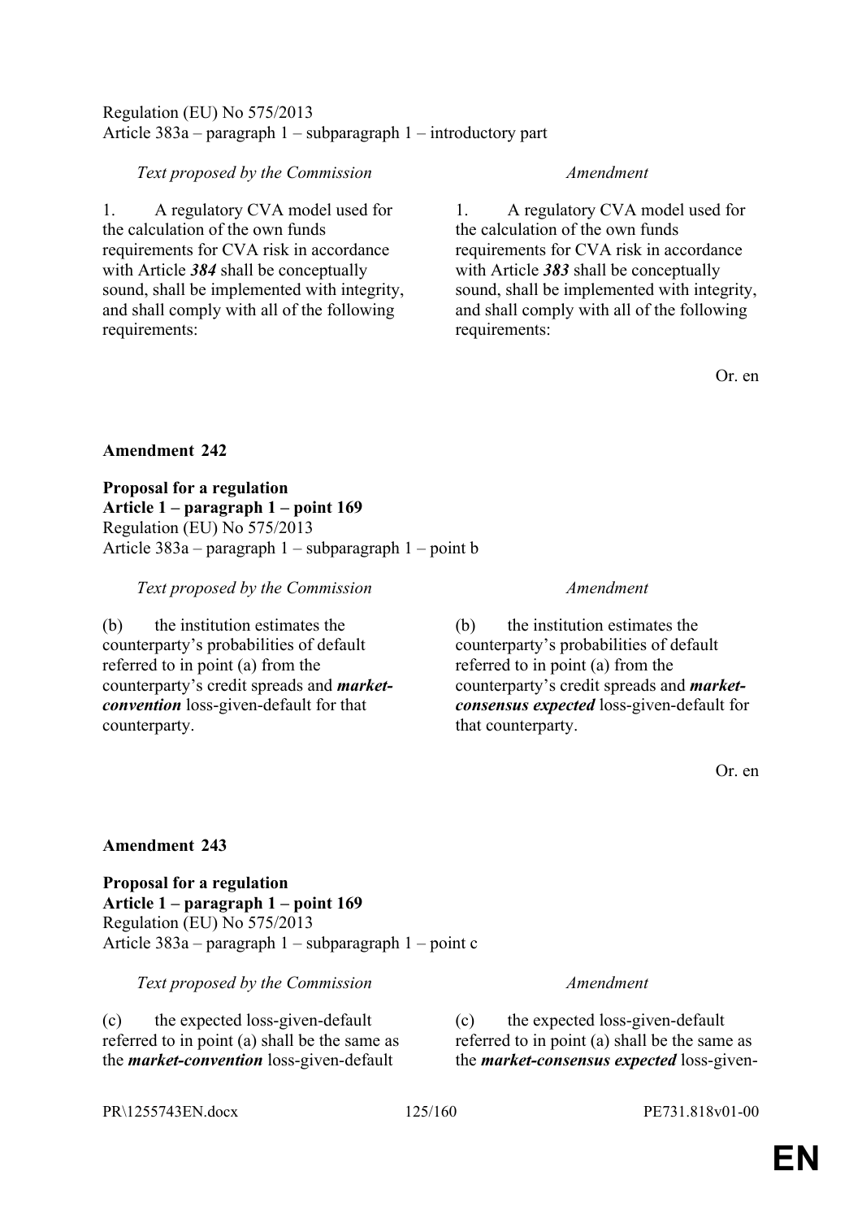Regulation (EU) No 575/2013
Article 383a – paragraph 1 – subparagraph 1 – introductory part

| *Text proposed by the Commission* | *Amendment* |
|---|---|
| 1. A regulatory CVA model used for the calculation of the own funds requirements for CVA risk in accordance with Article ***384*** shall be conceptually sound, shall be implemented with integrity, and shall comply with all of the following requirements: | 1. A regulatory CVA model used for the calculation of the own funds requirements for CVA risk in accordance with Article ***383*** shall be conceptually sound, shall be implemented with integrity, and shall comply with all of the following requirements: |

Or. en

**Amendment 242**

**Proposal for a regulation**
**Article 1 – paragraph 1 – point 169**
Regulation (EU) No 575/2013
Article 383a – paragraph 1 – subparagraph 1 – point b

| *Text proposed by the Commission* | *Amendment* |
|---|---|
| (b) the institution estimates the counterparty's probabilities of default referred to in point (a) from the counterparty's credit spreads and ***market-convention*** loss-given-default for that counterparty. | (b) the institution estimates the counterparty's probabilities of default referred to in point (a) from the counterparty's credit spreads and ***market-consensus expected*** loss-given-default for that counterparty. |

Or. en

**Amendment 243**

**Proposal for a regulation**
**Article 1 – paragraph 1 – point 169**
Regulation (EU) No 575/2013
Article 383a – paragraph 1 – subparagraph 1 – point c

| *Text proposed by the Commission* | *Amendment* |
|---|---|
| (c) the expected loss-given-default referred to in point (a) shall be the same as the ***market-convention*** loss-given-default | (c) the expected loss-given-default referred to in point (a) shall be the same as the ***market-consensus expected*** loss-given- |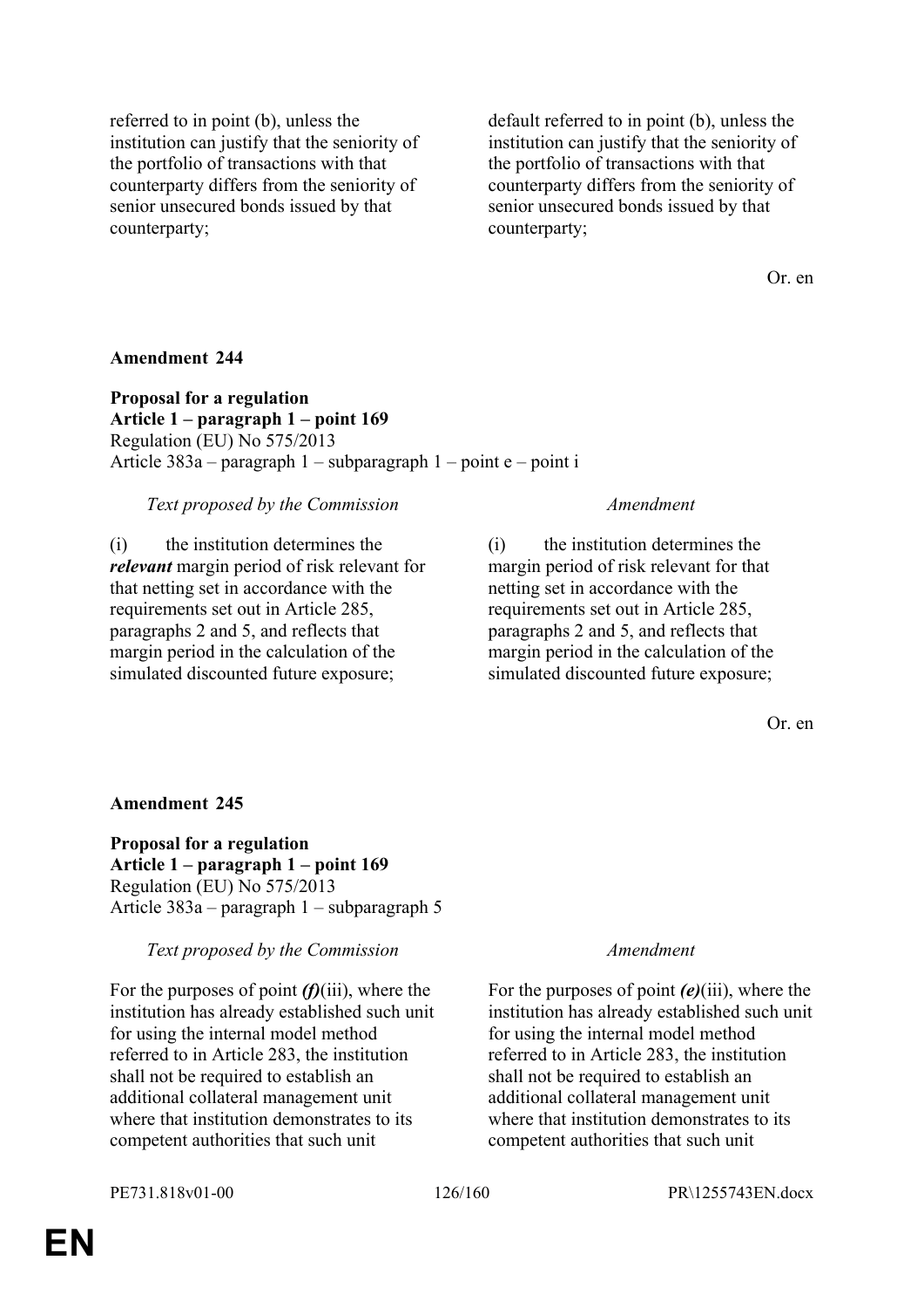| | |
|---|---|
| referred to in point (b), unless the institution can justify that the seniority of the portfolio of transactions with that counterparty differs from the seniority of senior unsecured bonds issued by that counterparty; | default referred to in point (b), unless the institution can justify that the seniority of the portfolio of transactions with that counterparty differs from the seniority of senior unsecured bonds issued by that counterparty; |

Or. en

**Amendment 244**

**Proposal for a regulation**
**Article 1 – paragraph 1 – point 169**
Regulation (EU) No 575/2013
Article 383a – paragraph 1 – subparagraph 1 – point e – point i

| *Text proposed by the Commission* | *Amendment* |
|---|---|
| (i) the institution determines the ***relevant*** margin period of risk relevant for that netting set in accordance with the requirements set out in Article 285, paragraphs 2 and 5, and reflects that margin period in the calculation of the simulated discounted future exposure; | (i) the institution determines the margin period of risk relevant for that netting set in accordance with the requirements set out in Article 285, paragraphs 2 and 5, and reflects that margin period in the calculation of the simulated discounted future exposure; |

Or. en

**Amendment 245**

**Proposal for a regulation**
**Article 1 – paragraph 1 – point 169**
Regulation (EU) No 575/2013
Article 383a – paragraph 1 – subparagraph 5

| *Text proposed by the Commission* | *Amendment* |
|---|---|
| For the purposes of point ***(f)***(iii), where the institution has already established such unit for using the internal model method referred to in Article 283, the institution shall not be required to establish an additional collateral management unit where that institution demonstrates to its competent authorities that such unit | For the purposes of point ***(e)***(iii), where the institution has already established such unit for using the internal model method referred to in Article 283, the institution shall not be required to establish an additional collateral management unit where that institution demonstrates to its competent authorities that such unit |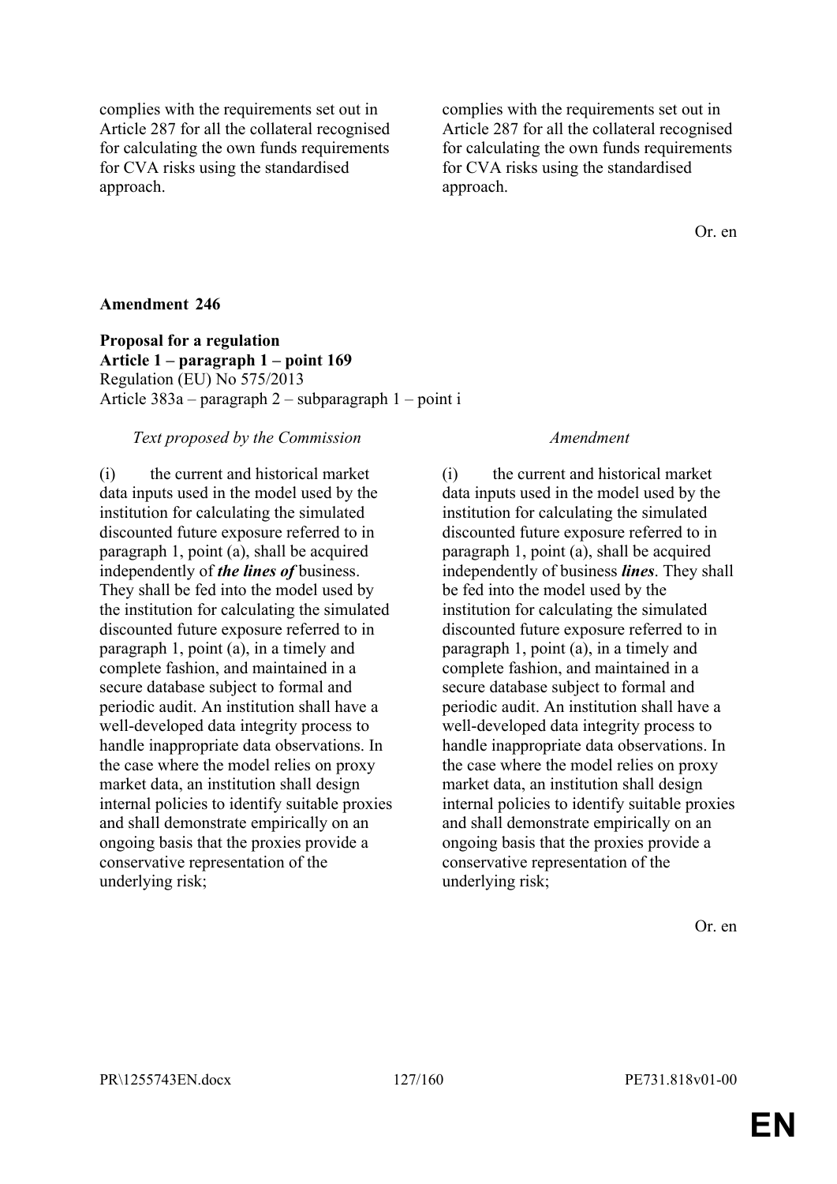| | |
|---|---|
| complies with the requirements set out in Article 287 for all the collateral recognised for calculating the own funds requirements for CVA risks using the standardised approach. | complies with the requirements set out in Article 287 for all the collateral recognised for calculating the own funds requirements for CVA risks using the standardised approach. |

Or. en

**Amendment 246**

**Proposal for a regulation**
**Article 1 – paragraph 1 – point 169**
Regulation (EU) No 575/2013
Article 383a – paragraph 2 – subparagraph 1 – point i

| *Text proposed by the Commission* | *Amendment* |
|---|---|
| (i) the current and historical market data inputs used in the model used by the institution for calculating the simulated discounted future exposure referred to in paragraph 1, point (a), shall be acquired independently of ***the lines of*** business. They shall be fed into the model used by the institution for calculating the simulated discounted future exposure referred to in paragraph 1, point (a), in a timely and complete fashion, and maintained in a secure database subject to formal and periodic audit. An institution shall have a well-developed data integrity process to handle inappropriate data observations. In the case where the model relies on proxy market data, an institution shall design internal policies to identify suitable proxies and shall demonstrate empirically on an ongoing basis that the proxies provide a conservative representation of the underlying risk; | (i) the current and historical market data inputs used in the model used by the institution for calculating the simulated discounted future exposure referred to in paragraph 1, point (a), shall be acquired independently of business ***lines***. They shall be fed into the model used by the institution for calculating the simulated discounted future exposure referred to in paragraph 1, point (a), in a timely and complete fashion, and maintained in a secure database subject to formal and periodic audit. An institution shall have a well-developed data integrity process to handle inappropriate data observations. In the case where the model relies on proxy market data, an institution shall design internal policies to identify suitable proxies and shall demonstrate empirically on an ongoing basis that the proxies provide a conservative representation of the underlying risk; |

Or. en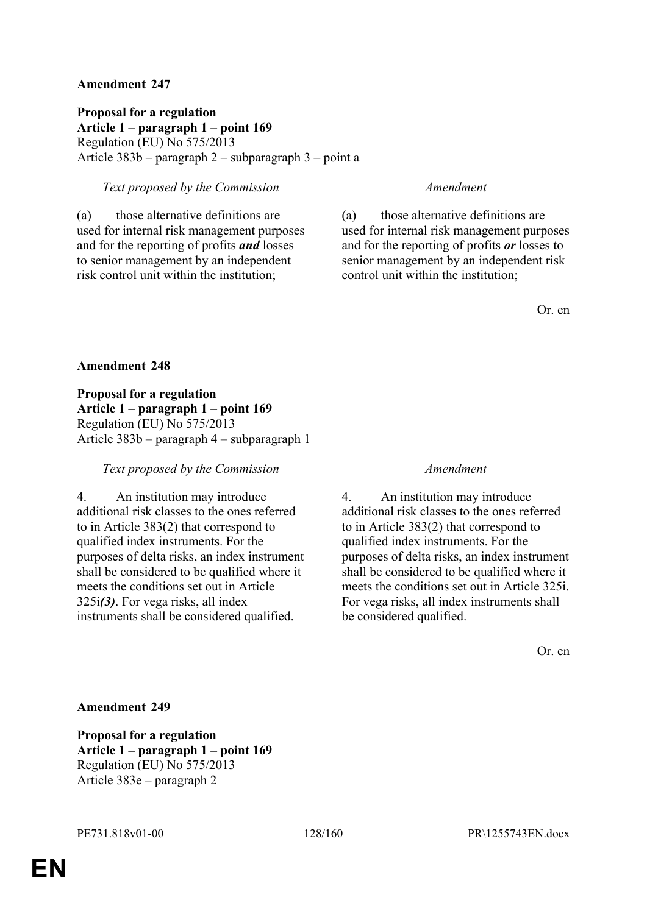**Amendment 247**

**Proposal for a regulation**
**Article 1 – paragraph 1 – point 169**
Regulation (EU) No 575/2013
Article 383b – paragraph 2 – subparagraph 3 – point a

| *Text proposed by the Commission* | *Amendment* |
|---|---|
| (a) those alternative definitions are used for internal risk management purposes and for the reporting of profits ***and*** losses to senior management by an independent risk control unit within the institution; | (a) those alternative definitions are used for internal risk management purposes and for the reporting of profits ***or*** losses to senior management by an independent risk control unit within the institution; |

Or. en

**Amendment 248**

**Proposal for a regulation**
**Article 1 – paragraph 1 – point 169**
Regulation (EU) No 575/2013
Article 383b – paragraph 4 – subparagraph 1

| *Text proposed by the Commission* | *Amendment* |
|---|---|
| 4. An institution may introduce additional risk classes to the ones referred to in Article 383(2) that correspond to qualified index instruments. For the purposes of delta risks, an index instrument shall be considered to be qualified where it meets the conditions set out in Article 325i***(3)***. For vega risks, all index instruments shall be considered qualified. | 4. An institution may introduce additional risk classes to the ones referred to in Article 383(2) that correspond to qualified index instruments. For the purposes of delta risks, an index instrument shall be considered to be qualified where it meets the conditions set out in Article 325i. For vega risks, all index instruments shall be considered qualified. |

Or. en

**Amendment 249**

**Proposal for a regulation**
**Article 1 – paragraph 1 – point 169**
Regulation (EU) No 575/2013
Article 383e – paragraph 2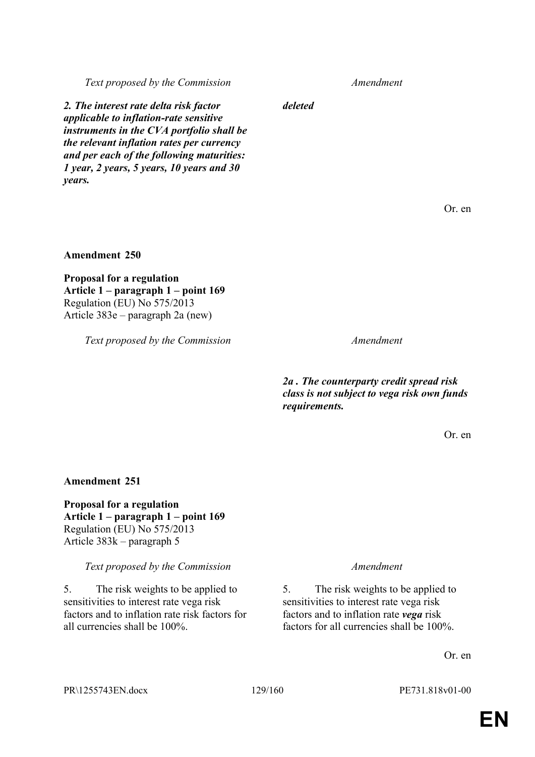| Text proposed by the Commission | Amendment |
|---|---|
| ***2. The interest rate delta risk factor applicable to inflation-rate sensitive instruments in the CVA portfolio shall be the relevant inflation rates per currency and per each of the following maturities: 1 year, 2 years, 5 years, 10 years and 30 years.*** | ***deleted*** |

Or. en

**Amendment 250**

**Proposal for a regulation**
**Article 1 – paragraph 1 – point 169**
Regulation (EU) No 575/2013
Article 383e – paragraph 2a (new)

| Text proposed by the Commission | Amendment |
|---|---|
| | ***2a . The counterparty credit spread risk class is not subject to vega risk own funds requirements.*** |

Or. en

**Amendment 251**

**Proposal for a regulation**
**Article 1 – paragraph 1 – point 169**
Regulation (EU) No 575/2013
Article 383k – paragraph 5

| Text proposed by the Commission | Amendment |
|---|---|
| 5. The risk weights to be applied to sensitivities to interest rate vega risk factors and to inflation rate risk factors for all currencies shall be 100%. | 5. The risk weights to be applied to sensitivities to interest rate vega risk factors and to inflation rate ***vega*** risk factors for all currencies shall be 100%. |

Or. en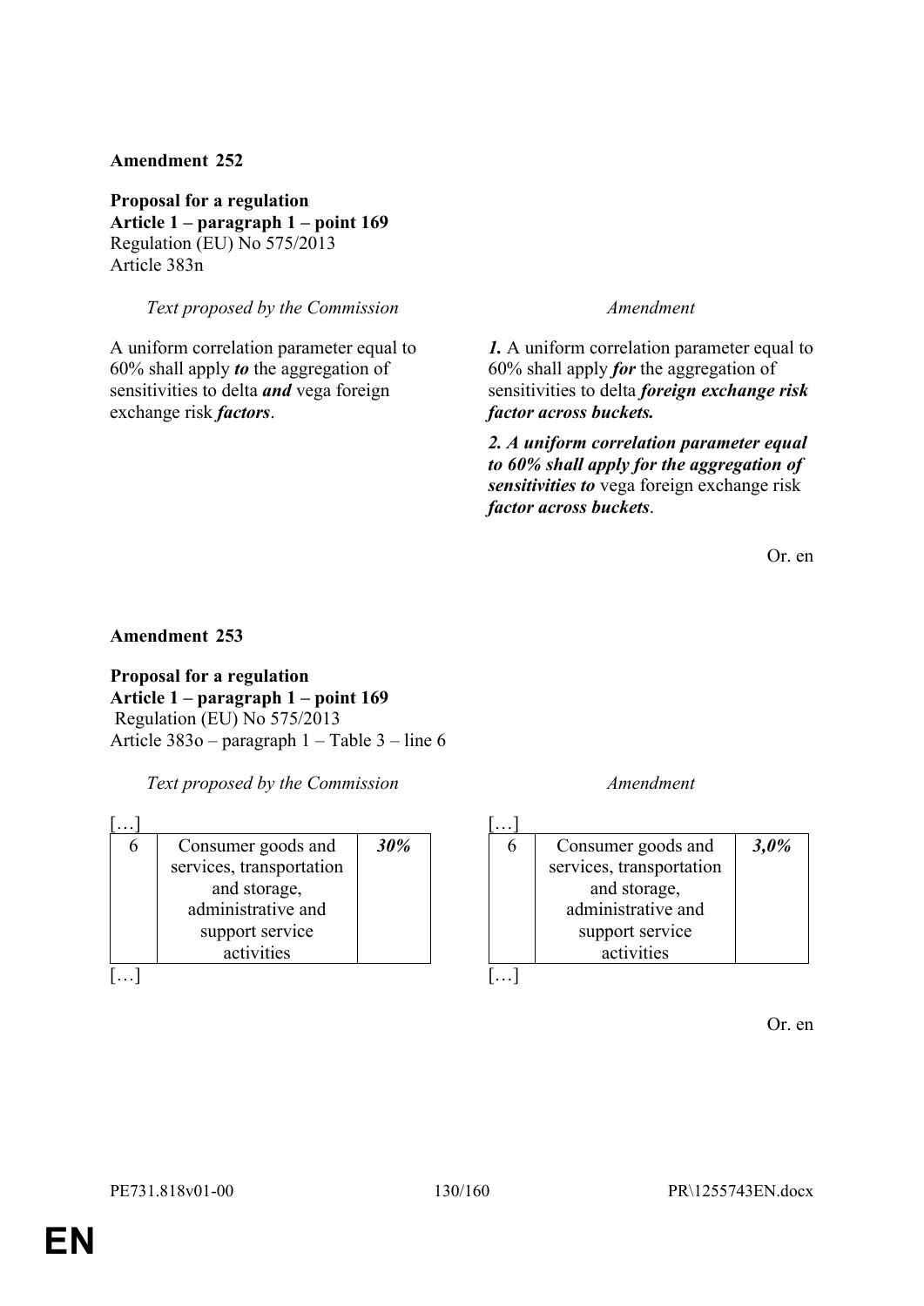**Amendment 252**

**Proposal for a regulation**
**Article 1 – paragraph 1 – point 169**
Regulation (EU) No 575/2013
Article 383n

| *Text proposed by the Commission* | *Amendment* |
|---|---|
| A uniform correlation parameter equal to 60% shall apply ***to*** the aggregation of sensitivities to delta ***and*** vega foreign exchange risk ***factors***. | ***1.*** A uniform correlation parameter equal to 60% shall apply ***for*** the aggregation of sensitivities to delta ***foreign exchange risk factor across buckets.*** |
| | ***2. A uniform correlation parameter equal to 60% shall apply for the aggregation of sensitivities to*** vega foreign exchange risk ***factor across buckets***. |

Or. en

**Amendment 253**

**Proposal for a regulation**
**Article 1 – paragraph 1 – point 169**
Regulation (EU) No 575/2013
Article 383o – paragraph 1 – Table 3 – line 6

*Text proposed by the Commission*

[…]

| | | |
|---|---|---|
| 6 | Consumer goods and services, transportation and storage, administrative and support service activities | ***30%*** |

[…]

*Amendment*

[…]

| | | |
|---|---|---|
| 6 | Consumer goods and services, transportation and storage, administrative and support service activities | ***3,0%*** |

[…]

Or. en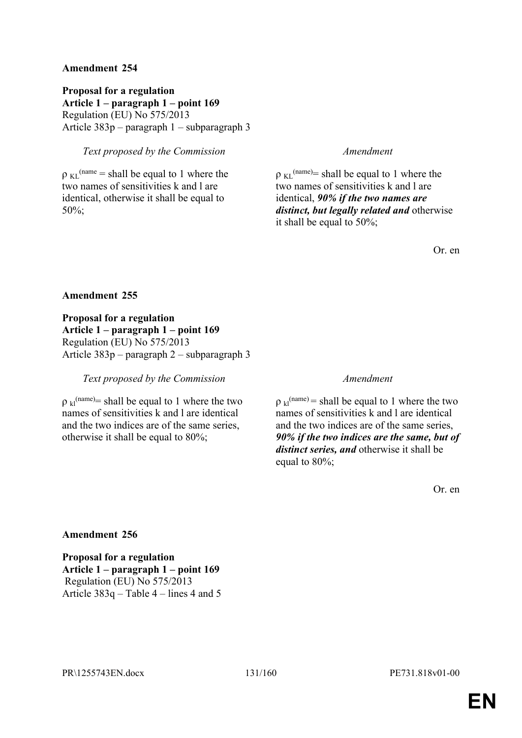**Amendment 254**

**Proposal for a regulation**
**Article 1 – paragraph 1 – point 169**
Regulation (EU) No 575/2013
Article 383p – paragraph 1 – subparagraph 3

| *Text proposed by the Commission* | *Amendment* |
|---|---|
| $\rho_{KL}^{(name}$ = shall be equal to 1 where the two names of sensitivities k and l are identical, otherwise it shall be equal to 50%; | $\rho_{KL}^{(name)}$= shall be equal to 1 where the two names of sensitivities k and l are identical, ***90% if the two names are distinct, but legally related and*** otherwise it shall be equal to 50%; |

Or. en

**Amendment 255**

**Proposal for a regulation**
**Article 1 – paragraph 1 – point 169**
Regulation (EU) No 575/2013
Article 383p – paragraph 2 – subparagraph 3

| *Text proposed by the Commission* | *Amendment* |
|---|---|
| $\rho_{kl}^{(name)}$= shall be equal to 1 where the two names of sensitivities k and l are identical and the two indices are of the same series, otherwise it shall be equal to 80%; | $\rho_{kl}^{(name)}$ = shall be equal to 1 where the two names of sensitivities k and l are identical and the two indices are of the same series, ***90% if the two indices are the same, but of distinct series, and*** otherwise it shall be equal to 80%; |

Or. en

**Amendment 256**

**Proposal for a regulation**
**Article 1 – paragraph 1 – point 169**
Regulation (EU) No 575/2013
Article 383q – Table 4 – lines 4 and 5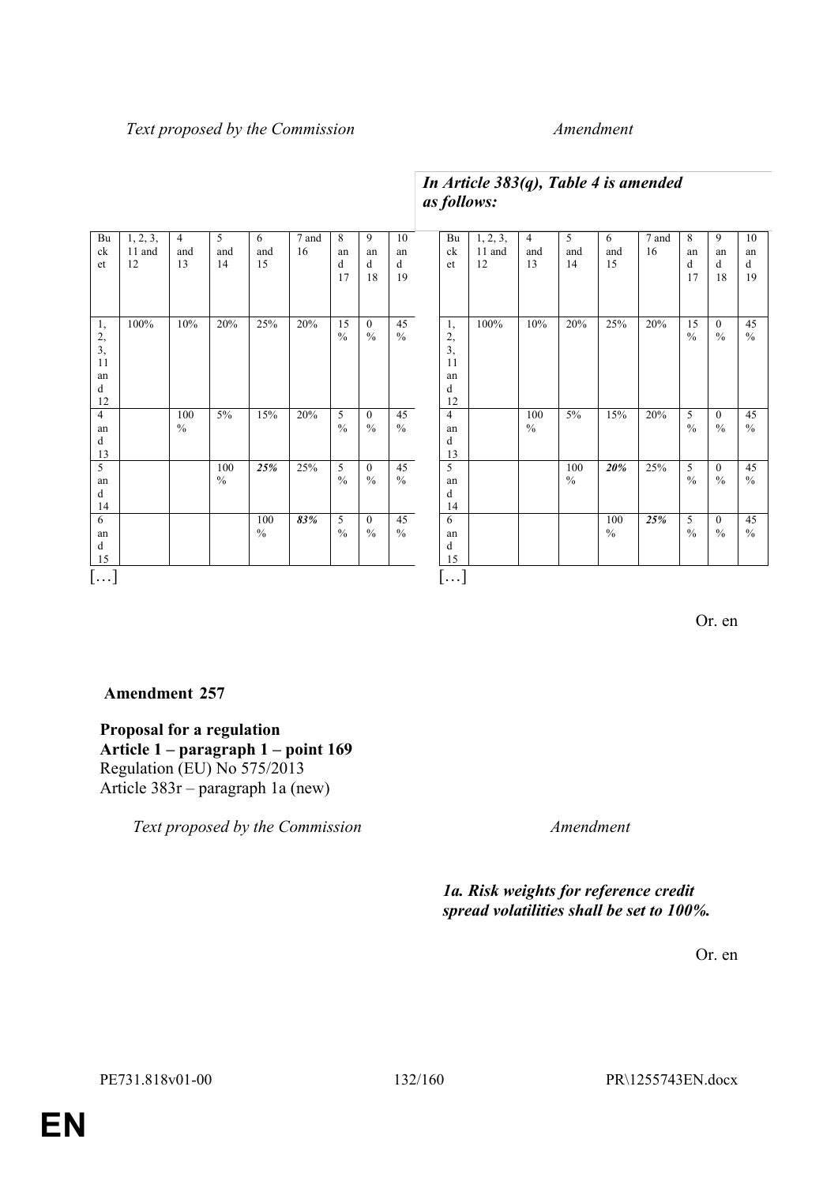| Text proposed by the Commission | Amendment |
|---|---|
| | ***In Article 383(q), Table 4 is amended as follows:*** |

**Text proposed by the Commission**

| Bucket | 1, 2, 3, 11 and 12 | 4 and 13 | 5 and 14 | 6 and 15 | 7 and 16 | 8 and 17 | 9 and 18 | 10 and 19 |
|---|---|---|---|---|---|---|---|---|
| 1, 2, 3, 11 and 12 | 100% | 10% | 20% | 25% | 20% | 15 % | 0 % | 45 % |
| 4 and 13 | | 100 % | 5% | 15% | 20% | 5 % | 0 % | 45 % |
| 5 and 14 | | | 100 % | ***25%*** | 25% | 5 % | 0 % | 45 % |
| 6 and 15 | | | | 100 % | ***83%*** | 5 % | 0 % | 45 % |

[…]

**Amendment**

| Bucket | 1, 2, 3, 11 and 12 | 4 and 13 | 5 and 14 | 6 and 15 | 7 and 16 | 8 and 17 | 9 and 18 | 10 and 19 |
|---|---|---|---|---|---|---|---|---|
| 1, 2, 3, 11 and 12 | 100% | 10% | 20% | 25% | 20% | 15 % | 0 % | 45 % |
| 4 and 13 | | 100 % | 5% | 15% | 20% | 5 % | 0 % | 45 % |
| 5 and 14 | | | 100 % | ***20%*** | 25% | 5 % | 0 % | 45 % |
| 6 and 15 | | | | 100 % | ***25%*** | 5 % | 0 % | 45 % |

[…]

Or. en

## Amendment 257

**Proposal for a regulation**
**Article 1 – paragraph 1 – point 169**
Regulation (EU) No 575/2013
Article 383r – paragraph 1a (new)

| Text proposed by the Commission | Amendment |
|---|---|
| | ***1a. Risk weights for reference credit spread volatilities shall be set to 100%.*** |

Or. en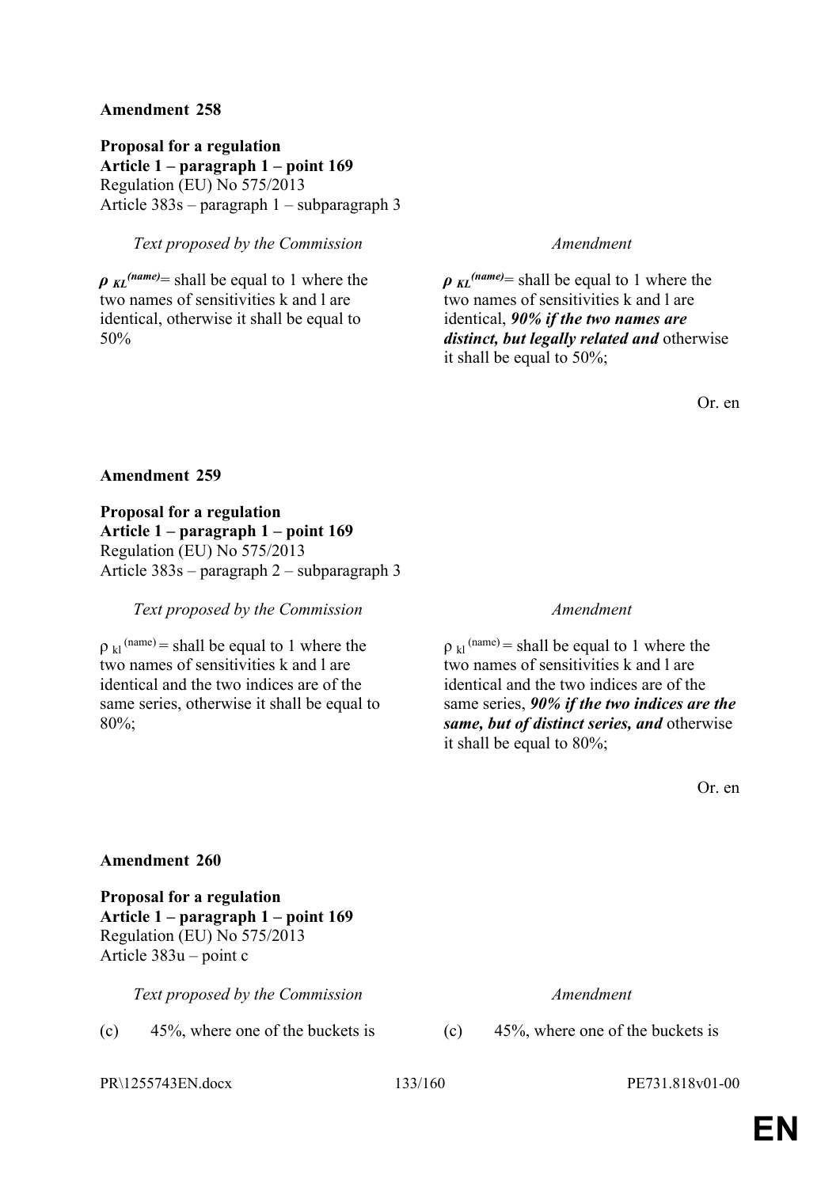**Amendment 258**

**Proposal for a regulation**
**Article 1 – paragraph 1 – point 169**
Regulation (EU) No 575/2013
Article 383s – paragraph 1 – subparagraph 3

| *Text proposed by the Commission* | *Amendment* |
|---|---|
| $\rho_{KL}^{(name)}$= shall be equal to 1 where the two names of sensitivities k and l are identical, otherwise it shall be equal to 50% | $\rho_{KL}^{(name)}$= shall be equal to 1 where the two names of sensitivities k and l are identical, ***90% if the two names are distinct, but legally related and*** otherwise it shall be equal to 50%; |

Or. en

**Amendment 259**

**Proposal for a regulation**
**Article 1 – paragraph 1 – point 169**
Regulation (EU) No 575/2013
Article 383s – paragraph 2 – subparagraph 3

| *Text proposed by the Commission* | *Amendment* |
|---|---|
| $\rho_{kl}^{(name)}$ = shall be equal to 1 where the two names of sensitivities k and l are identical and the two indices are of the same series, otherwise it shall be equal to 80%; | $\rho_{kl}^{(name)}$ = shall be equal to 1 where the two names of sensitivities k and l are identical and the two indices are of the same series, ***90% if the two indices are the same, but of distinct series, and*** otherwise it shall be equal to 80%; |

Or. en

**Amendment 260**

**Proposal for a regulation**
**Article 1 – paragraph 1 – point 169**
Regulation (EU) No 575/2013
Article 383u – point c

| *Text proposed by the Commission* | *Amendment* |
|---|---|
| (c) 45%, where one of the buckets is | (c) 45%, where one of the buckets is |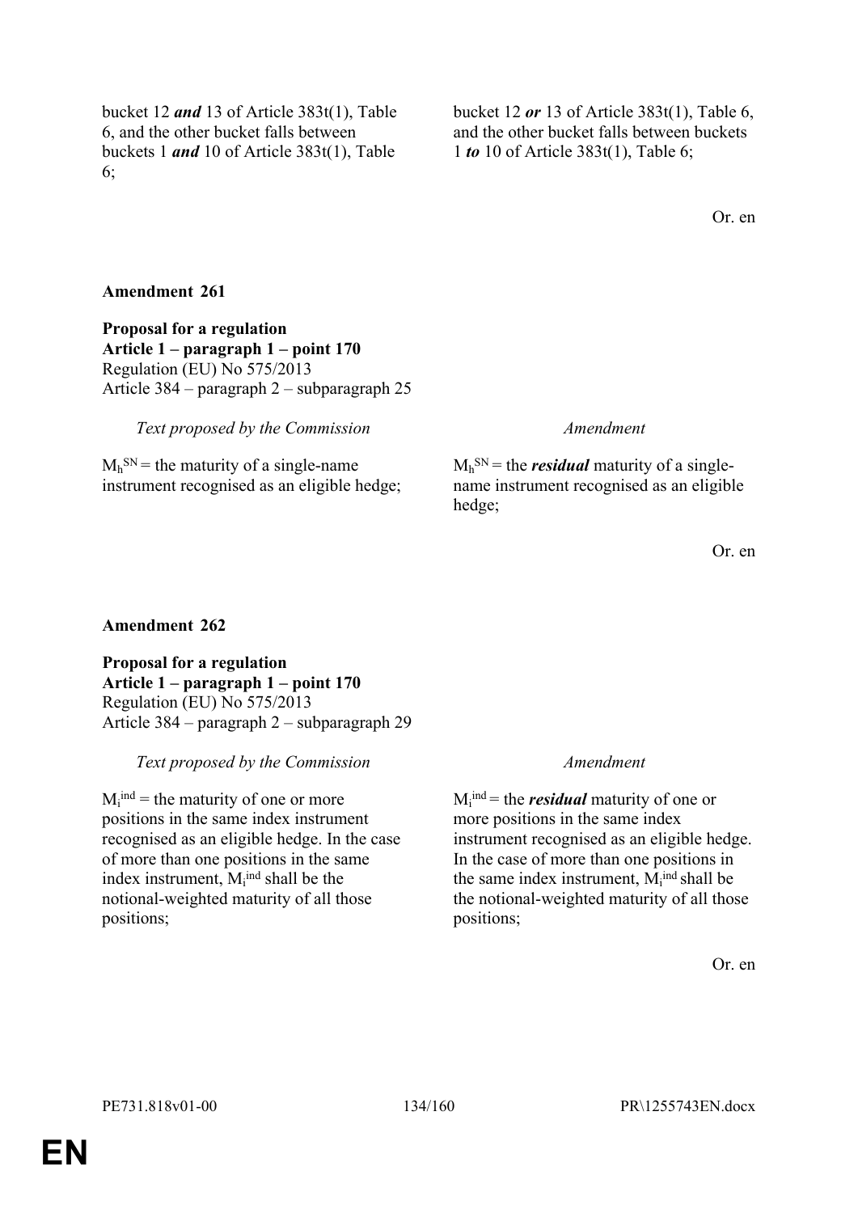| | |
|---|---|
| bucket 12 ***and*** 13 of Article 383t(1), Table 6, and the other bucket falls between buckets 1 ***and*** 10 of Article 383t(1), Table 6; | bucket 12 ***or*** 13 of Article 383t(1), Table 6, and the other bucket falls between buckets 1 ***to*** 10 of Article 383t(1), Table 6; |

Or. en

**Amendment 261**

**Proposal for a regulation**
**Article 1 – paragraph 1 – point 170**
Regulation (EU) No 575/2013
Article 384 – paragraph 2 – subparagraph 25

| *Text proposed by the Commission* | *Amendment* |
|---|---|
| $M_h^{SN}$ = the maturity of a single-name instrument recognised as an eligible hedge; | $M_h^{SN}$ = the ***residual*** maturity of a single-name instrument recognised as an eligible hedge; |

Or. en

**Amendment 262**

**Proposal for a regulation**
**Article 1 – paragraph 1 – point 170**
Regulation (EU) No 575/2013
Article 384 – paragraph 2 – subparagraph 29

| *Text proposed by the Commission* | *Amendment* |
|---|---|
| $M_i^{ind}$ = the maturity of one or more positions in the same index instrument recognised as an eligible hedge. In the case of more than one positions in the same index instrument, $M_i^{ind}$ shall be the notional-weighted maturity of all those positions; | $M_i^{ind}$ = the ***residual*** maturity of one or more positions in the same index instrument recognised as an eligible hedge. In the case of more than one positions in the same index instrument, $M_i^{ind}$ shall be the notional-weighted maturity of all those positions; |

Or. en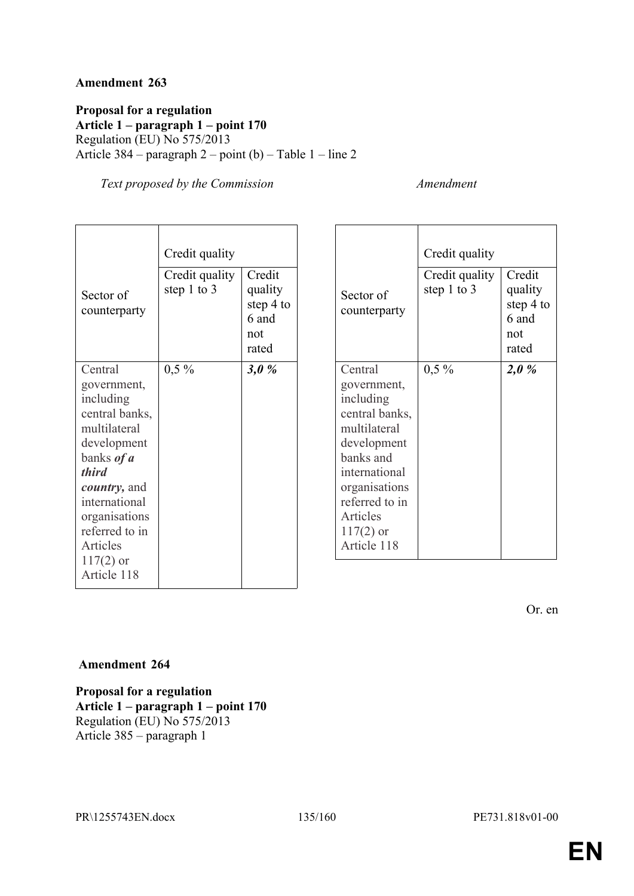**Amendment 263**

**Proposal for a regulation**
**Article 1 – paragraph 1 – point 170**
Regulation (EU) No 575/2013
Article 384 – paragraph 2 – point (b) – Table 1 – line 2

| *Text proposed by the Commission* | | | *Amendment* | | |
|---|---|---|---|---|---|
| Sector of counterparty | Credit quality | | Sector of counterparty | Credit quality | |
| | Credit quality step 1 to 3 | Credit quality step 4 to 6 and not rated | | Credit quality step 1 to 3 | Credit quality step 4 to 6 and not rated |
| Central government, including central banks, multilateral development banks ***of a third country,*** and international organisations referred to in Articles 117(2) or Article 118 | 0,5 % | ***3,0 %*** | Central government, including central banks, multilateral development banks and international organisations referred to in Articles 117(2) or Article 118 | 0,5 % | ***2,0 %*** |

Or. en

**Amendment 264**

**Proposal for a regulation**
**Article 1 – paragraph 1 – point 170**
Regulation (EU) No 575/2013
Article 385 – paragraph 1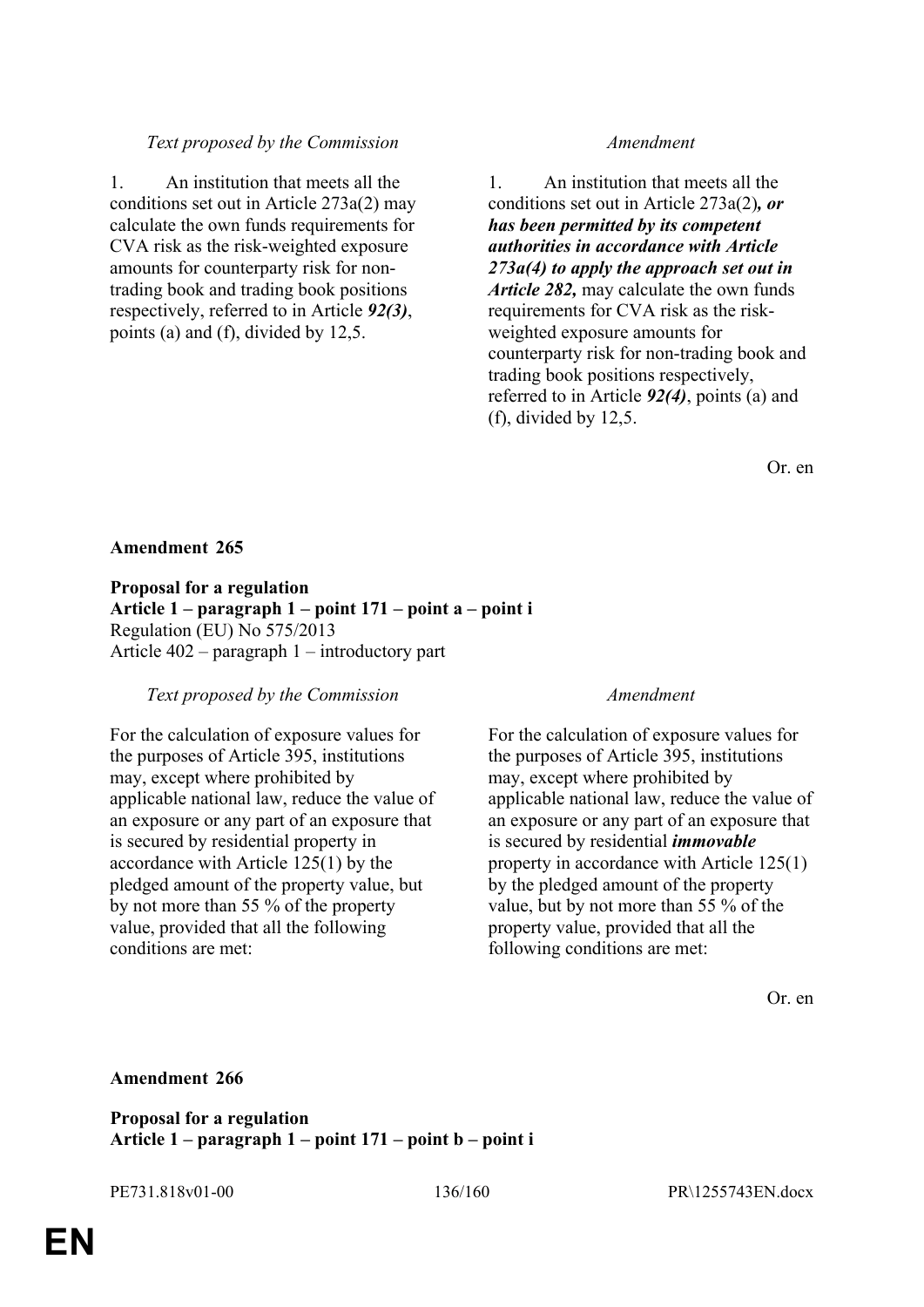| *Text proposed by the Commission* | *Amendment* |
|---|---|
| 1. An institution that meets all the conditions set out in Article 273a(2) may calculate the own funds requirements for CVA risk as the risk-weighted exposure amounts for counterparty risk for non-trading book and trading book positions respectively, referred to in Article ***92(3)***, points (a) and (f), divided by 12,5. | 1. An institution that meets all the conditions set out in Article 273a(2)***, or has been permitted by its competent authorities in accordance with Article 273a(4) to apply the approach set out in Article 282,*** may calculate the own funds requirements for CVA risk as the risk-weighted exposure amounts for counterparty risk for non-trading book and trading book positions respectively, referred to in Article ***92(4)***, points (a) and (f), divided by 12,5. |

Or. en

**Amendment 265**

**Proposal for a regulation**
**Article 1 – paragraph 1 – point 171 – point a – point i**
Regulation (EU) No 575/2013
Article 402 – paragraph 1 – introductory part

| *Text proposed by the Commission* | *Amendment* |
|---|---|
| For the calculation of exposure values for the purposes of Article 395, institutions may, except where prohibited by applicable national law, reduce the value of an exposure or any part of an exposure that is secured by residential property in accordance with Article 125(1) by the pledged amount of the property value, but by not more than 55 % of the property value, provided that all the following conditions are met: | For the calculation of exposure values for the purposes of Article 395, institutions may, except where prohibited by applicable national law, reduce the value of an exposure or any part of an exposure that is secured by residential ***immovable*** property in accordance with Article 125(1) by the pledged amount of the property value, but by not more than 55 % of the property value, provided that all the following conditions are met: |

Or. en

**Amendment 266**

**Proposal for a regulation**
**Article 1 – paragraph 1 – point 171 – point b – point i**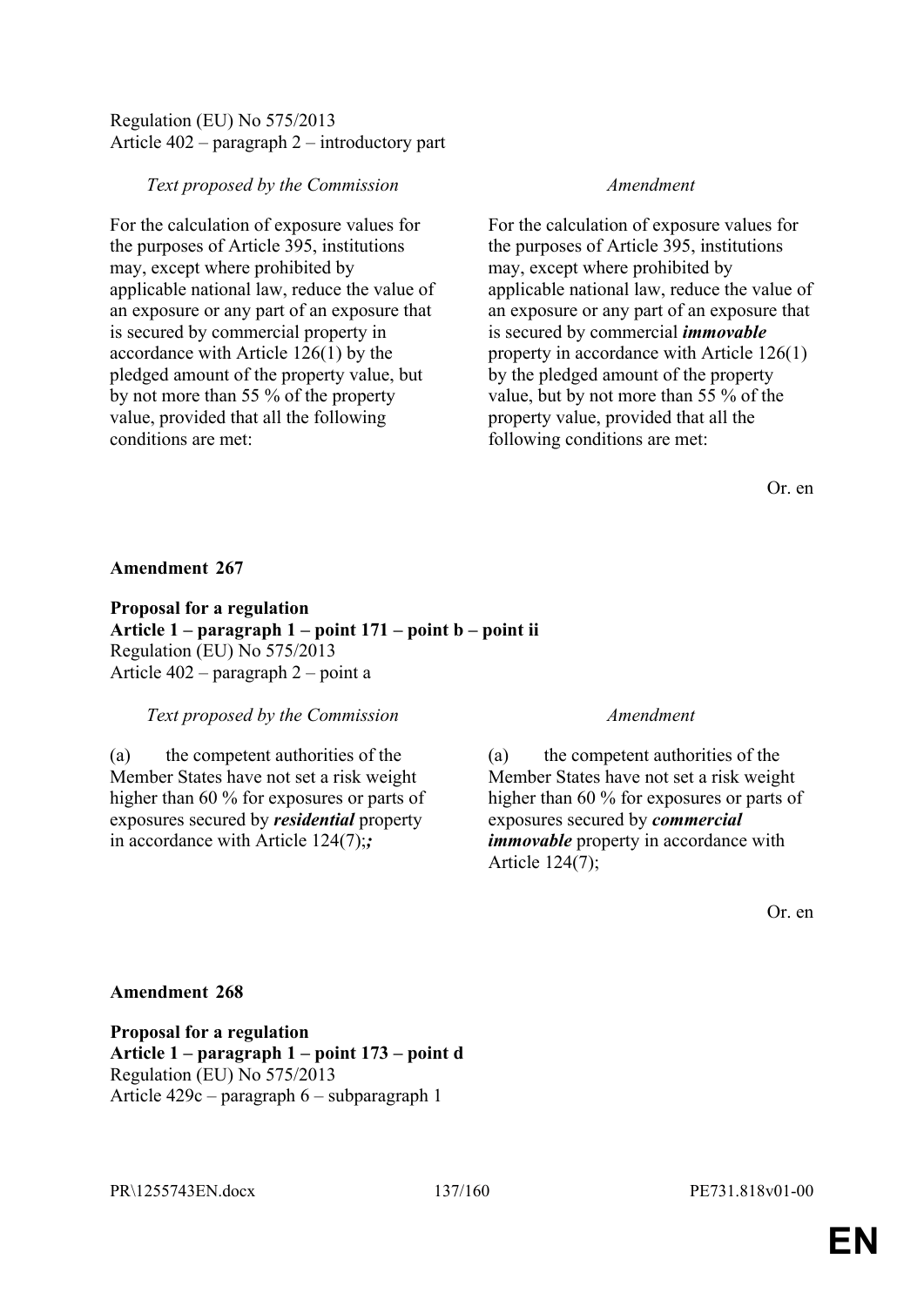Regulation (EU) No 575/2013
Article 402 – paragraph 2 – introductory part

| *Text proposed by the Commission* | *Amendment* |
|---|---|
| For the calculation of exposure values for the purposes of Article 395, institutions may, except where prohibited by applicable national law, reduce the value of an exposure or any part of an exposure that is secured by commercial property in accordance with Article 126(1) by the pledged amount of the property value, but by not more than 55 % of the property value, provided that all the following conditions are met: | For the calculation of exposure values for the purposes of Article 395, institutions may, except where prohibited by applicable national law, reduce the value of an exposure or any part of an exposure that is secured by commercial ***immovable*** property in accordance with Article 126(1) by the pledged amount of the property value, but by not more than 55 % of the property value, provided that all the following conditions are met: |

Or. en

**Amendment 267**

**Proposal for a regulation**
**Article 1 – paragraph 1 – point 171 – point b – point ii**
Regulation (EU) No 575/2013
Article 402 – paragraph 2 – point a

| *Text proposed by the Commission* | *Amendment* |
|---|---|
| (a) the competent authorities of the Member States have not set a risk weight higher than 60 % for exposures or parts of exposures secured by ***residential*** property in accordance with Article 124(7);***;*** | (a) the competent authorities of the Member States have not set a risk weight higher than 60 % for exposures or parts of exposures secured by ***commercial immovable*** property in accordance with Article 124(7); |

Or. en

**Amendment 268**

**Proposal for a regulation**
**Article 1 – paragraph 1 – point 173 – point d**
Regulation (EU) No 575/2013
Article 429c – paragraph 6 – subparagraph 1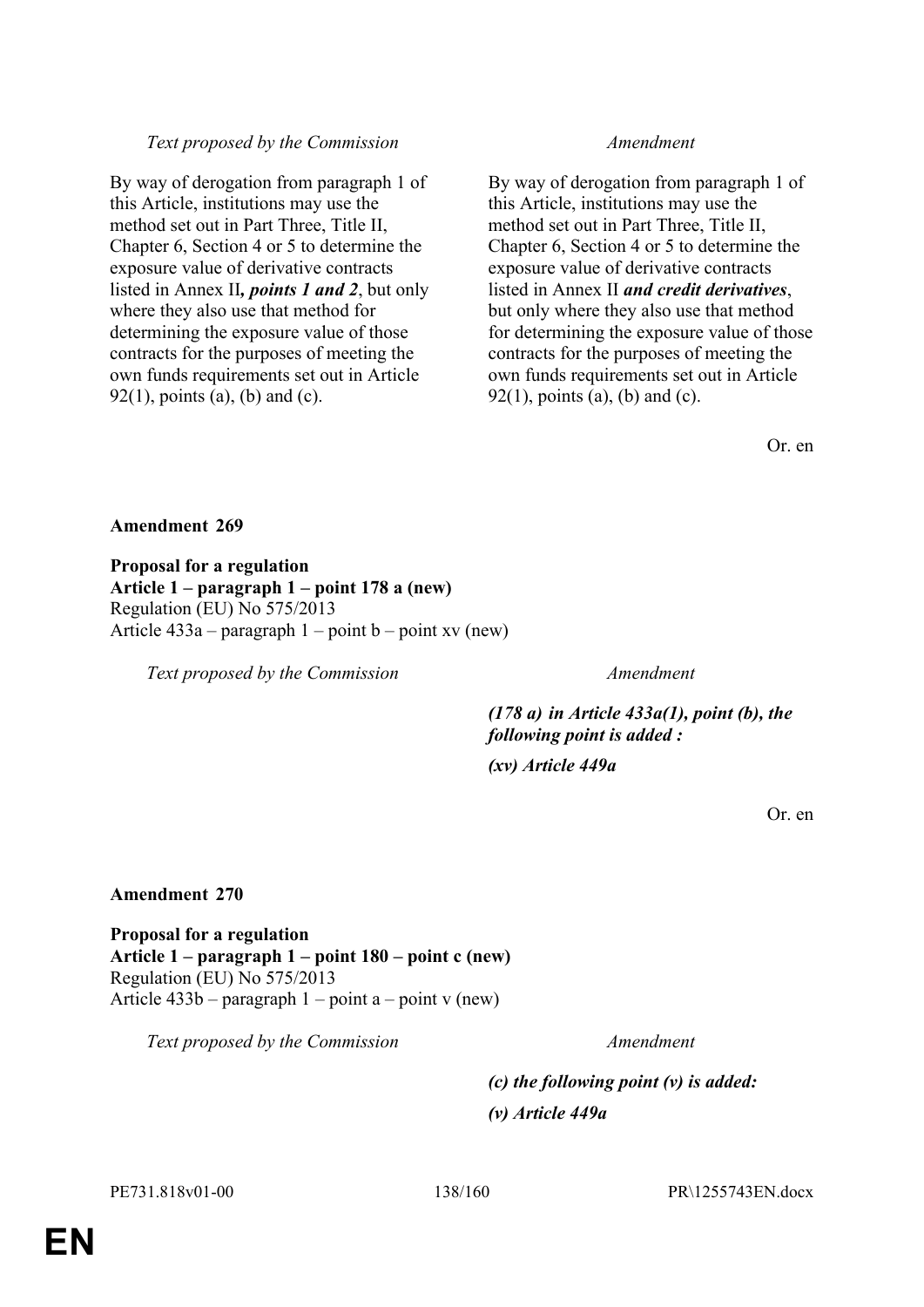| Text proposed by the Commission | Amendment |
| --- | --- |
| By way of derogation from paragraph 1 of this Article, institutions may use the method set out in Part Three, Title II, Chapter 6, Section 4 or 5 to determine the exposure value of derivative contracts listed in Annex II***, points 1 and 2***, but only where they also use that method for determining the exposure value of those contracts for the purposes of meeting the own funds requirements set out in Article 92(1), points (a), (b) and (c). | By way of derogation from paragraph 1 of this Article, institutions may use the method set out in Part Three, Title II, Chapter 6, Section 4 or 5 to determine the exposure value of derivative contracts listed in Annex II ***and credit derivatives***, but only where they also use that method for determining the exposure value of those contracts for the purposes of meeting the own funds requirements set out in Article 92(1), points (a), (b) and (c). |

Or. en

**Amendment 269**

**Proposal for a regulation**
**Article 1 – paragraph 1 – point 178 a (new)**
Regulation (EU) No 575/2013
Article 433a – paragraph 1 – point b – point xv (new)

| Text proposed by the Commission | Amendment |
| --- | --- |
| | ***(178 a) in Article 433a(1), point (b), the following point is added :*** |
| | ***(xv) Article 449a*** |

Or. en

**Amendment 270**

**Proposal for a regulation**
**Article 1 – paragraph 1 – point 180 – point c (new)**
Regulation (EU) No 575/2013
Article 433b – paragraph 1 – point a – point v (new)

| Text proposed by the Commission | Amendment |
| --- | --- |
| | ***(c) the following point (v) is added:*** |
| | ***(v) Article 449a*** |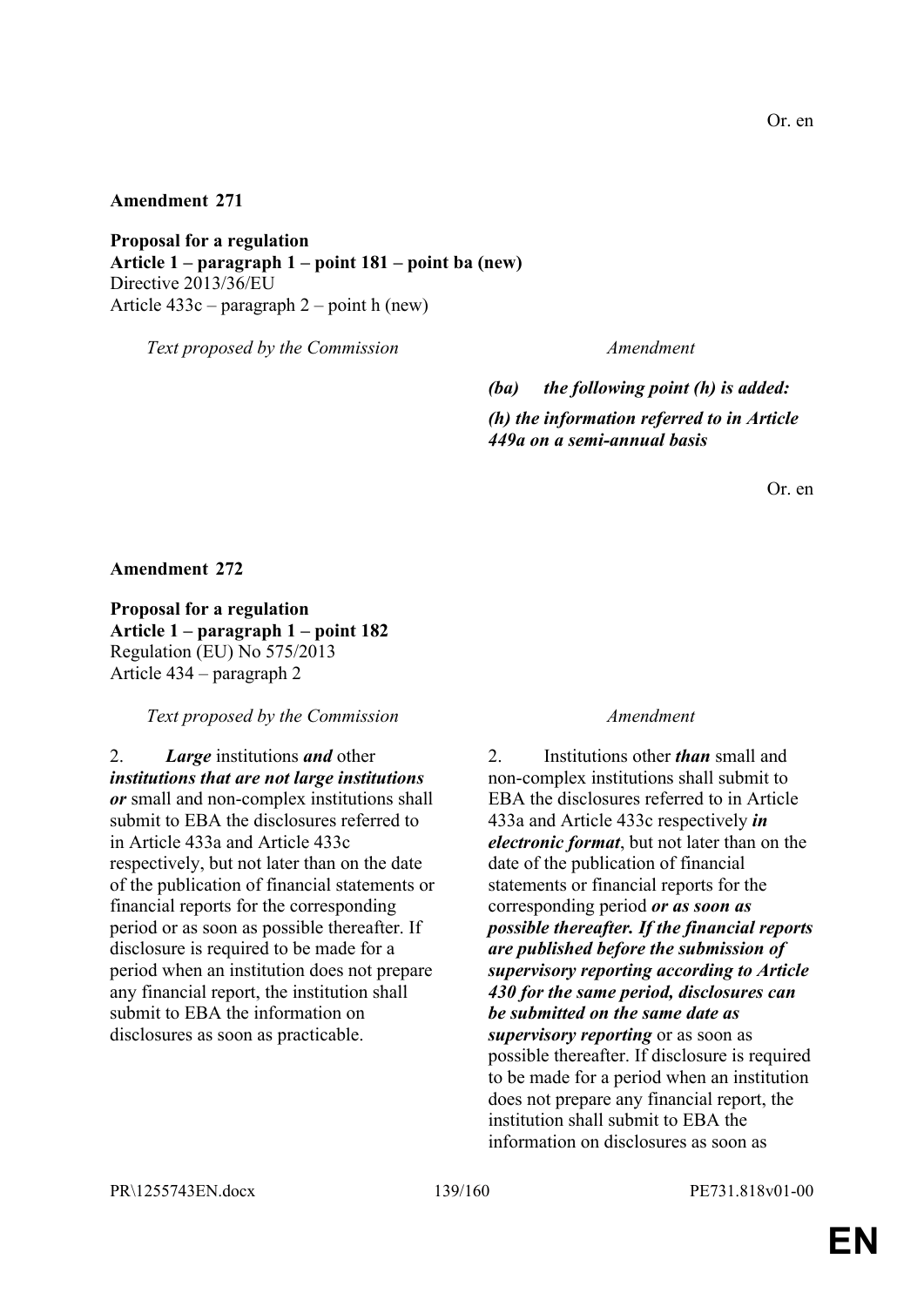Or. en

**Amendment 271**

**Proposal for a regulation**
**Article 1 – paragraph 1 – point 181 – point ba (new)**
Directive 2013/36/EU
Article 433c – paragraph 2 – point h (new)

| *Text proposed by the Commission* | *Amendment* |
|---|---|
| | ***(ba) the following point (h) is added:*** |
| | ***(h) the information referred to in Article 449a on a semi-annual basis*** |

Or. en

**Amendment 272**

**Proposal for a regulation**
**Article 1 – paragraph 1 – point 182**
Regulation (EU) No 575/2013
Article 434 – paragraph 2

| *Text proposed by the Commission* | *Amendment* |
|---|---|
| 2. ***Large*** institutions ***and*** other ***institutions that are not large institutions or*** small and non-complex institutions shall submit to EBA the disclosures referred to in Article 433a and Article 433c respectively, but not later than on the date of the publication of financial statements or financial reports for the corresponding period or as soon as possible thereafter. If disclosure is required to be made for a period when an institution does not prepare any financial report, the institution shall submit to EBA the information on disclosures as soon as practicable. | 2. Institutions other ***than*** small and non-complex institutions shall submit to EBA the disclosures referred to in Article 433a and Article 433c respectively ***in electronic format***, but not later than on the date of the publication of financial statements or financial reports for the corresponding period ***or as soon as possible thereafter. If the financial reports are published before the submission of supervisory reporting according to Article 430 for the same period, disclosures can be submitted on the same date as supervisory reporting*** or as soon as possible thereafter. If disclosure is required to be made for a period when an institution does not prepare any financial report, the institution shall submit to EBA the information on disclosures as soon as |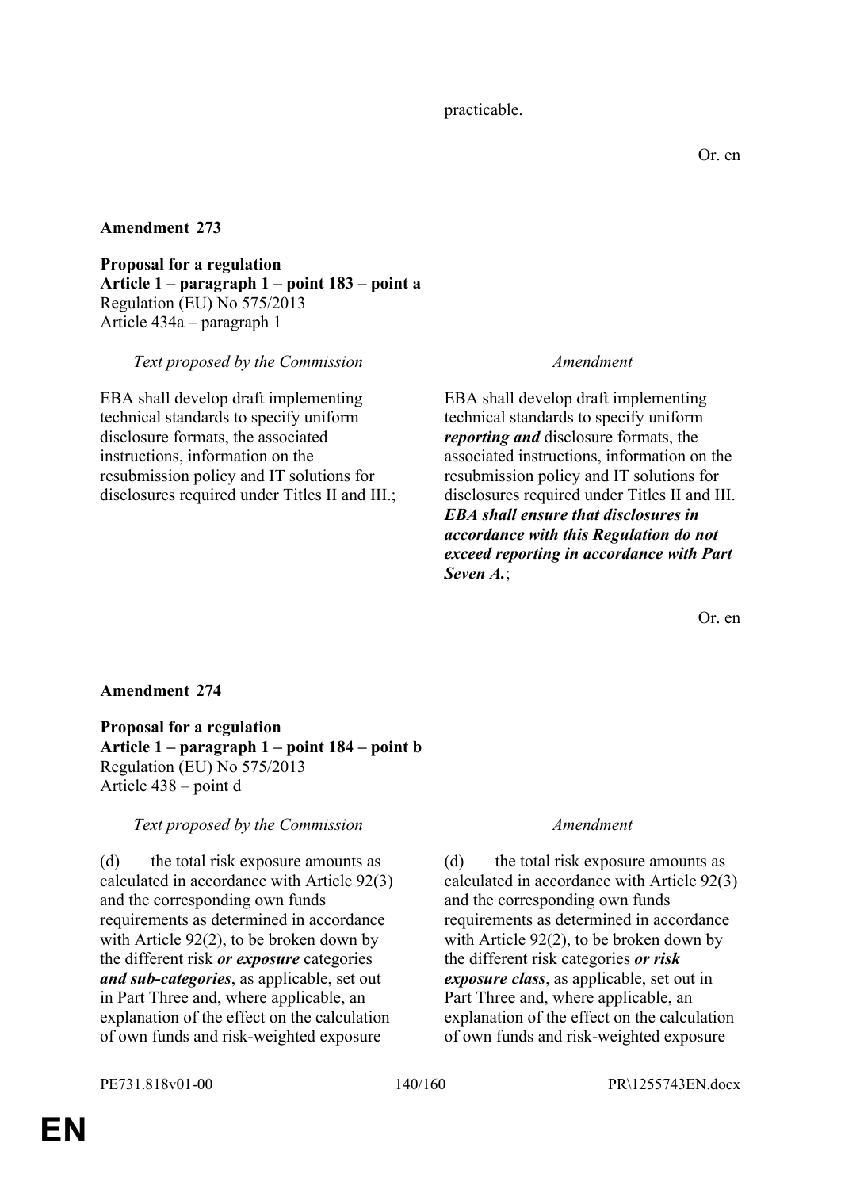practicable.

Or. en

**Amendment 273**

**Proposal for a regulation**
**Article 1 – paragraph 1 – point 183 – point a**
Regulation (EU) No 575/2013
Article 434a – paragraph 1

| *Text proposed by the Commission* | *Amendment* |
|---|---|
| EBA shall develop draft implementing technical standards to specify uniform disclosure formats, the associated instructions, information on the resubmission policy and IT solutions for disclosures required under Titles II and III.; | EBA shall develop draft implementing technical standards to specify uniform ***reporting and*** disclosure formats, the associated instructions, information on the resubmission policy and IT solutions for disclosures required under Titles II and III. ***EBA shall ensure that disclosures in accordance with this Regulation do not exceed reporting in accordance with Part Seven A.***; |

Or. en

**Amendment 274**

**Proposal for a regulation**
**Article 1 – paragraph 1 – point 184 – point b**
Regulation (EU) No 575/2013
Article 438 – point d

| *Text proposed by the Commission* | *Amendment* |
|---|---|
| (d) the total risk exposure amounts as calculated in accordance with Article 92(3) and the corresponding own funds requirements as determined in accordance with Article 92(2), to be broken down by the different risk ***or exposure*** categories ***and sub-categories***, as applicable, set out in Part Three and, where applicable, an explanation of the effect on the calculation of own funds and risk-weighted exposure | (d) the total risk exposure amounts as calculated in accordance with Article 92(3) and the corresponding own funds requirements as determined in accordance with Article 92(2), to be broken down by the different risk categories ***or risk exposure class***, as applicable, set out in Part Three and, where applicable, an explanation of the effect on the calculation of own funds and risk-weighted exposure |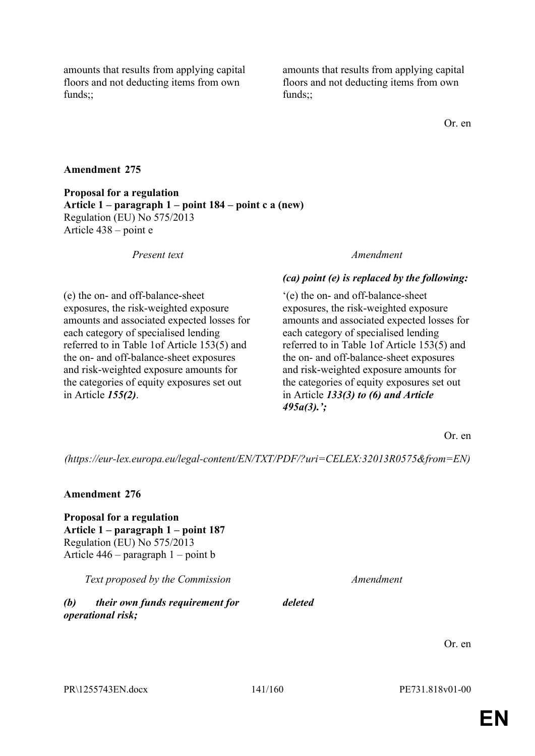| | |
|---|---|
| amounts that results from applying capital floors and not deducting items from own funds;; | amounts that results from applying capital floors and not deducting items from own funds;; |

Or. en

**Amendment 275**

**Proposal for a regulation**
**Article 1 – paragraph 1 – point 184 – point c a (new)**
Regulation (EU) No 575/2013
Article 438 – point e

| *Present text* | *Amendment* |
|---|---|
| | ***(ca) point (e) is replaced by the following:*** |
| (e) the on- and off-balance-sheet exposures, the risk-weighted exposure amounts and associated expected losses for each category of specialised lending referred to in Table 1of Article 153(5) and the on- and off-balance-sheet exposures and risk-weighted exposure amounts for the categories of equity exposures set out in Article ***155(2)***. | '(e) the on- and off-balance-sheet exposures, the risk-weighted exposure amounts and associated expected losses for each category of specialised lending referred to in Table 1of Article 153(5) and the on- and off-balance-sheet exposures and risk-weighted exposure amounts for the categories of equity exposures set out in Article ***133(3) to (6) and Article 495a(3).';*** |

Or. en

*(https://eur-lex.europa.eu/legal-content/EN/TXT/PDF/?uri=CELEX:32013R0575&from=EN)*

**Amendment 276**

**Proposal for a regulation**
**Article 1 – paragraph 1 – point 187**
Regulation (EU) No 575/2013
Article 446 – paragraph 1 – point b

| *Text proposed by the Commission* | *Amendment* |
|---|---|
| ***(b) their own funds requirement for operational risk;*** | ***deleted*** |

Or. en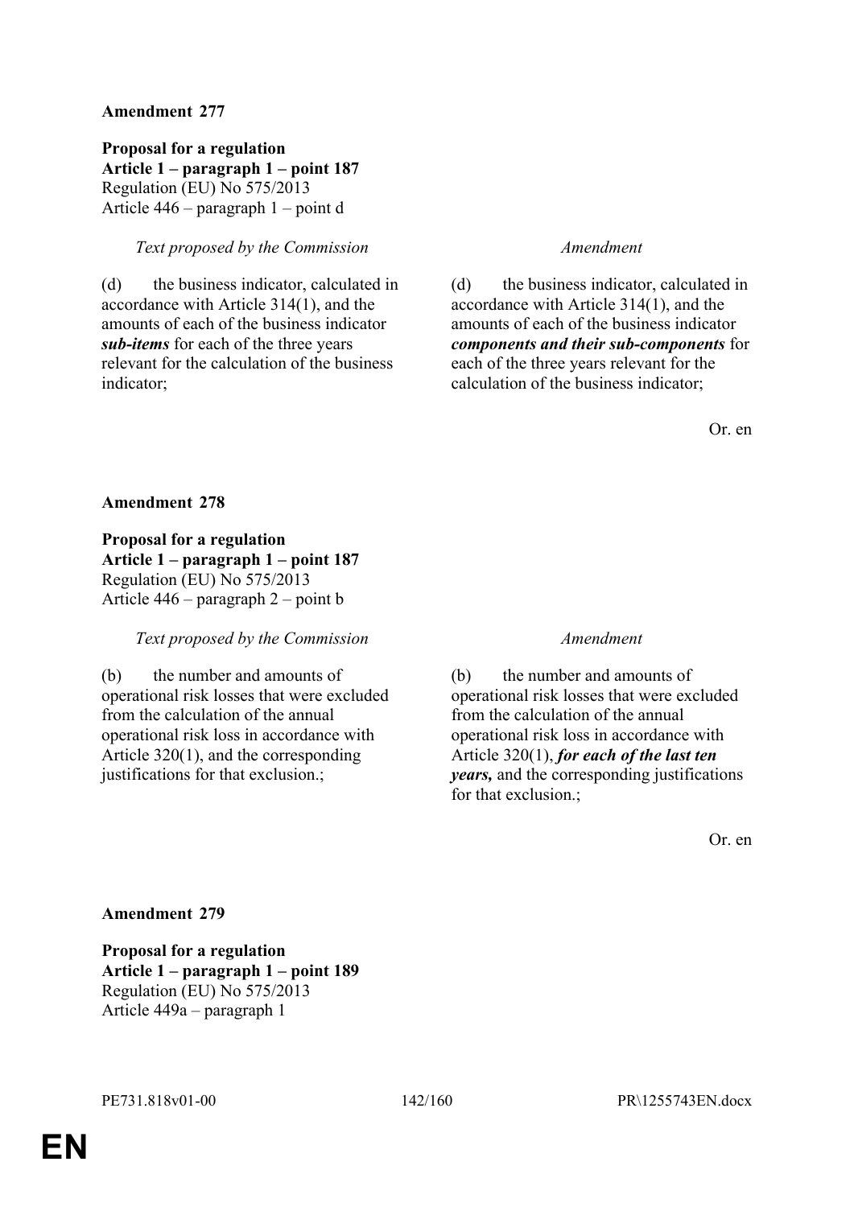**Amendment 277**

**Proposal for a regulation**
**Article 1 – paragraph 1 – point 187**
Regulation (EU) No 575/2013
Article 446 – paragraph 1 – point d

| *Text proposed by the Commission* | *Amendment* |
|---|---|
| (d) the business indicator, calculated in accordance with Article 314(1), and the amounts of each of the business indicator ***sub-items*** for each of the three years relevant for the calculation of the business indicator; | (d) the business indicator, calculated in accordance with Article 314(1), and the amounts of each of the business indicator ***components and their sub-components*** for each of the three years relevant for the calculation of the business indicator; |

Or. en

**Amendment 278**

**Proposal for a regulation**
**Article 1 – paragraph 1 – point 187**
Regulation (EU) No 575/2013
Article 446 – paragraph 2 – point b

| *Text proposed by the Commission* | *Amendment* |
|---|---|
| (b) the number and amounts of operational risk losses that were excluded from the calculation of the annual operational risk loss in accordance with Article 320(1), and the corresponding justifications for that exclusion.; | (b) the number and amounts of operational risk losses that were excluded from the calculation of the annual operational risk loss in accordance with Article 320(1), ***for each of the last ten years,*** and the corresponding justifications for that exclusion.; |

Or. en

**Amendment 279**

**Proposal for a regulation**
**Article 1 – paragraph 1 – point 189**
Regulation (EU) No 575/2013
Article 449a – paragraph 1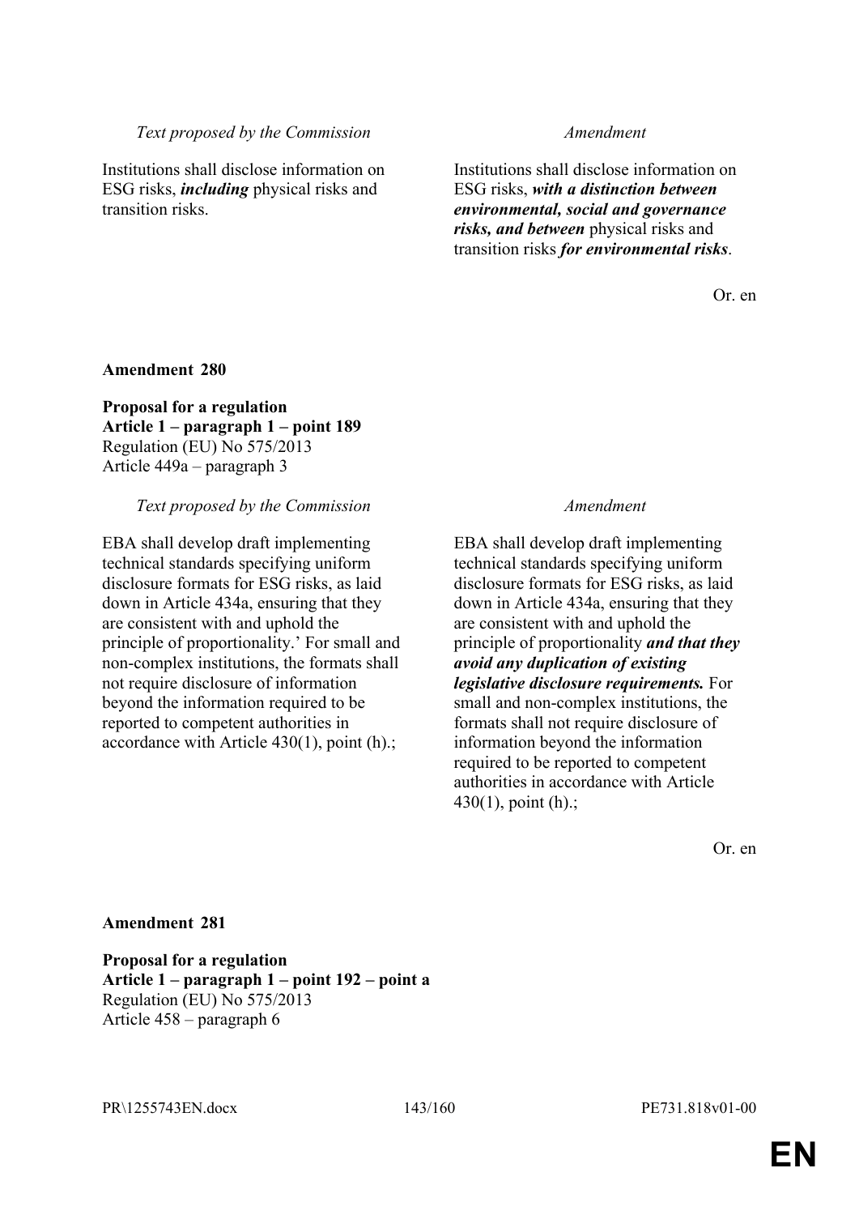| *Text proposed by the Commission* | *Amendment* |
|---|---|
| Institutions shall disclose information on ESG risks, ***including*** physical risks and transition risks. | Institutions shall disclose information on ESG risks, ***with a distinction between environmental, social and governance risks, and between*** physical risks and transition risks ***for environmental risks***. |

Or. en

**Amendment 280**

**Proposal for a regulation**
**Article 1 – paragraph 1 – point 189**
Regulation (EU) No 575/2013
Article 449a – paragraph 3

| *Text proposed by the Commission* | *Amendment* |
|---|---|
| EBA shall develop draft implementing technical standards specifying uniform disclosure formats for ESG risks, as laid down in Article 434a, ensuring that they are consistent with and uphold the principle of proportionality.' For small and non-complex institutions, the formats shall not require disclosure of information beyond the information required to be reported to competent authorities in accordance with Article 430(1), point (h).; | EBA shall develop draft implementing technical standards specifying uniform disclosure formats for ESG risks, as laid down in Article 434a, ensuring that they are consistent with and uphold the principle of proportionality ***and that they avoid any duplication of existing legislative disclosure requirements.*** For small and non-complex institutions, the formats shall not require disclosure of information beyond the information required to be reported to competent authorities in accordance with Article 430(1), point (h).; |

Or. en

**Amendment 281**

**Proposal for a regulation**
**Article 1 – paragraph 1 – point 192 – point a**
Regulation (EU) No 575/2013
Article 458 – paragraph 6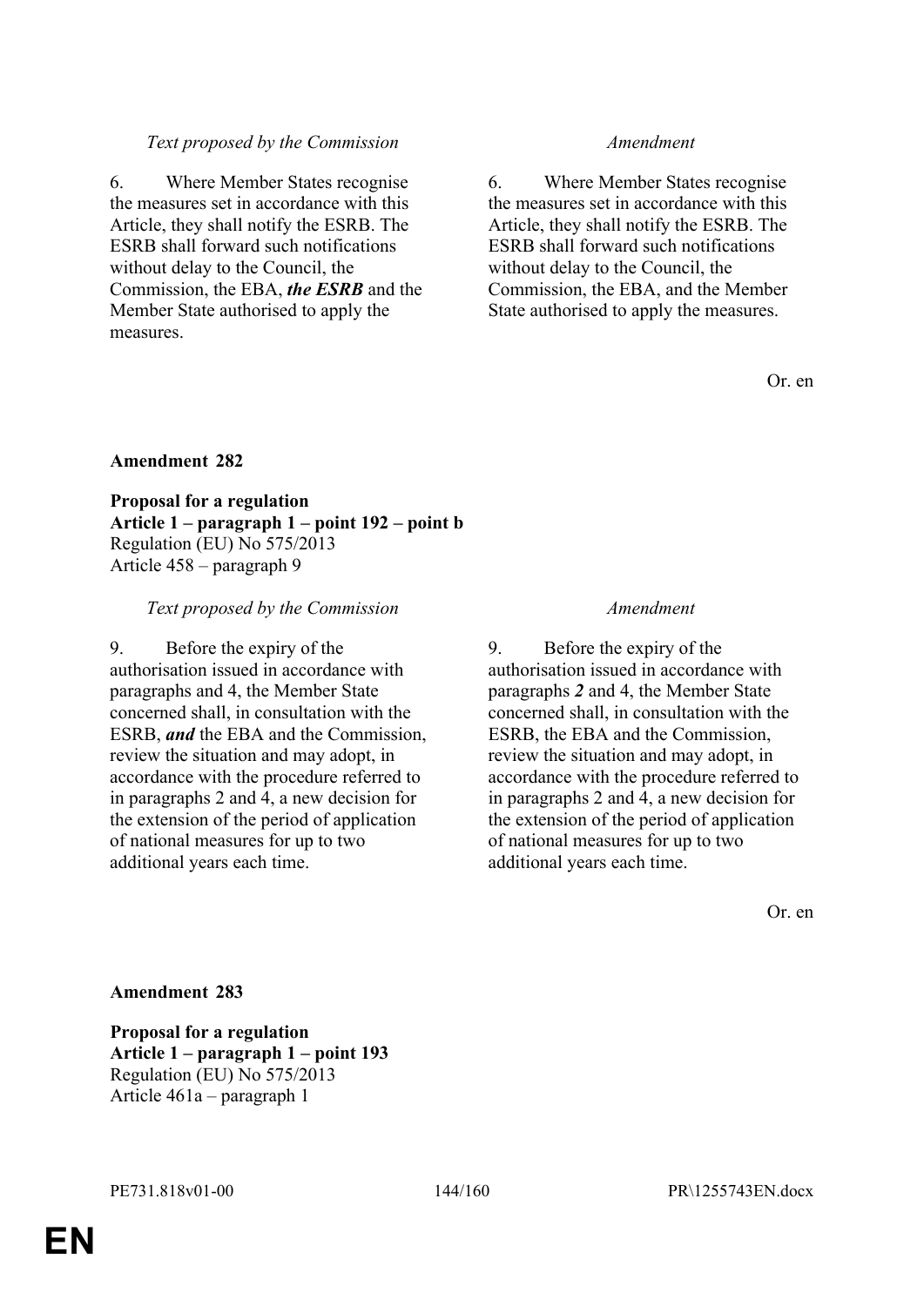| Text proposed by the Commission | Amendment |
|---|---|
| 6. Where Member States recognise the measures set in accordance with this Article, they shall notify the ESRB. The ESRB shall forward such notifications without delay to the Council, the Commission, the EBA, ***the ESRB*** and the Member State authorised to apply the measures. | 6. Where Member States recognise the measures set in accordance with this Article, they shall notify the ESRB. The ESRB shall forward such notifications without delay to the Council, the Commission, the EBA, and the Member State authorised to apply the measures. |

Or. en

**Amendment 282**

**Proposal for a regulation**
**Article 1 – paragraph 1 – point 192 – point b**
Regulation (EU) No 575/2013
Article 458 – paragraph 9

| Text proposed by the Commission | Amendment |
|---|---|
| 9. Before the expiry of the authorisation issued in accordance with paragraphs and 4, the Member State concerned shall, in consultation with the ESRB, ***and*** the EBA and the Commission, review the situation and may adopt, in accordance with the procedure referred to in paragraphs 2 and 4, a new decision for the extension of the period of application of national measures for up to two additional years each time. | 9. Before the expiry of the authorisation issued in accordance with paragraphs ***2*** and 4, the Member State concerned shall, in consultation with the ESRB, the EBA and the Commission, review the situation and may adopt, in accordance with the procedure referred to in paragraphs 2 and 4, a new decision for the extension of the period of application of national measures for up to two additional years each time. |

Or. en

**Amendment 283**

**Proposal for a regulation**
**Article 1 – paragraph 1 – point 193**
Regulation (EU) No 575/2013
Article 461a – paragraph 1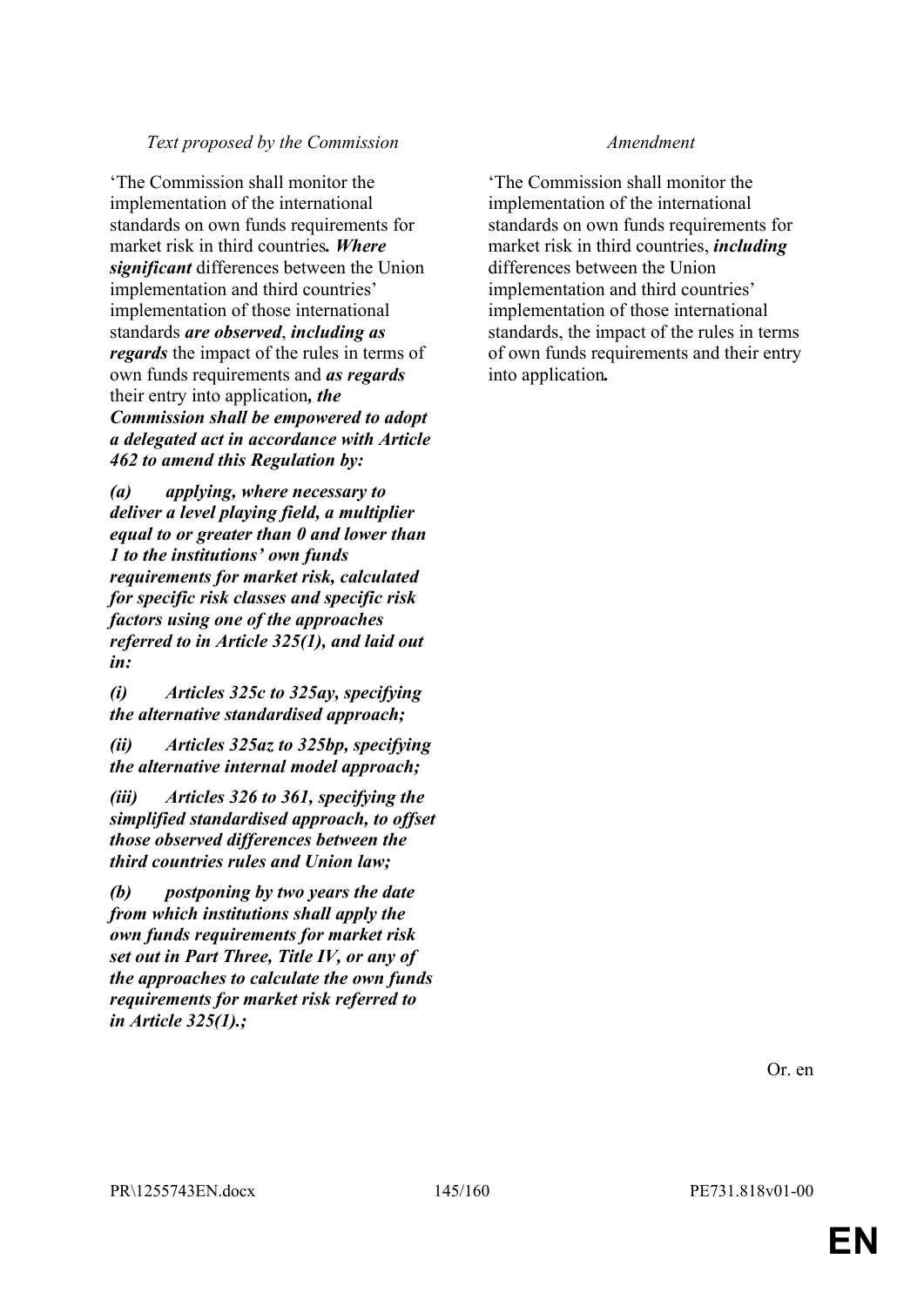| Text proposed by the Commission | Amendment |
|---|---|
| ‘The Commission shall monitor the implementation of the international standards on own funds requirements for market risk in third countries***. Where significant*** differences between the Union implementation and third countries’ implementation of those international standards ***are observed***, ***including as regards*** the impact of the rules in terms of own funds requirements and ***as regards*** their entry into application***, the Commission shall be empowered to adopt a delegated act in accordance with Article 462 to amend this Regulation by:*** | ‘The Commission shall monitor the implementation of the international standards on own funds requirements for market risk in third countries, ***including*** differences between the Union implementation and third countries’ implementation of those international standards, the impact of the rules in terms of own funds requirements and their entry into application***.*** |
| ***(a) applying, where necessary to deliver a level playing field, a multiplier equal to or greater than 0 and lower than 1 to the institutions’ own funds requirements for market risk, calculated for specific risk classes and specific risk factors using one of the approaches referred to in Article 325(1), and laid out in:*** | |
| ***(i) Articles 325c to 325ay, specifying the alternative standardised approach;*** | |
| ***(ii) Articles 325az to 325bp, specifying the alternative internal model approach;*** | |
| ***(iii) Articles 326 to 361, specifying the simplified standardised approach, to offset those observed differences between the third countries rules and Union law;*** | |
| ***(b) postponing by two years the date from which institutions shall apply the own funds requirements for market risk set out in Part Three, Title IV, or any of the approaches to calculate the own funds requirements for market risk referred to in Article 325(1).;*** | |

Or. en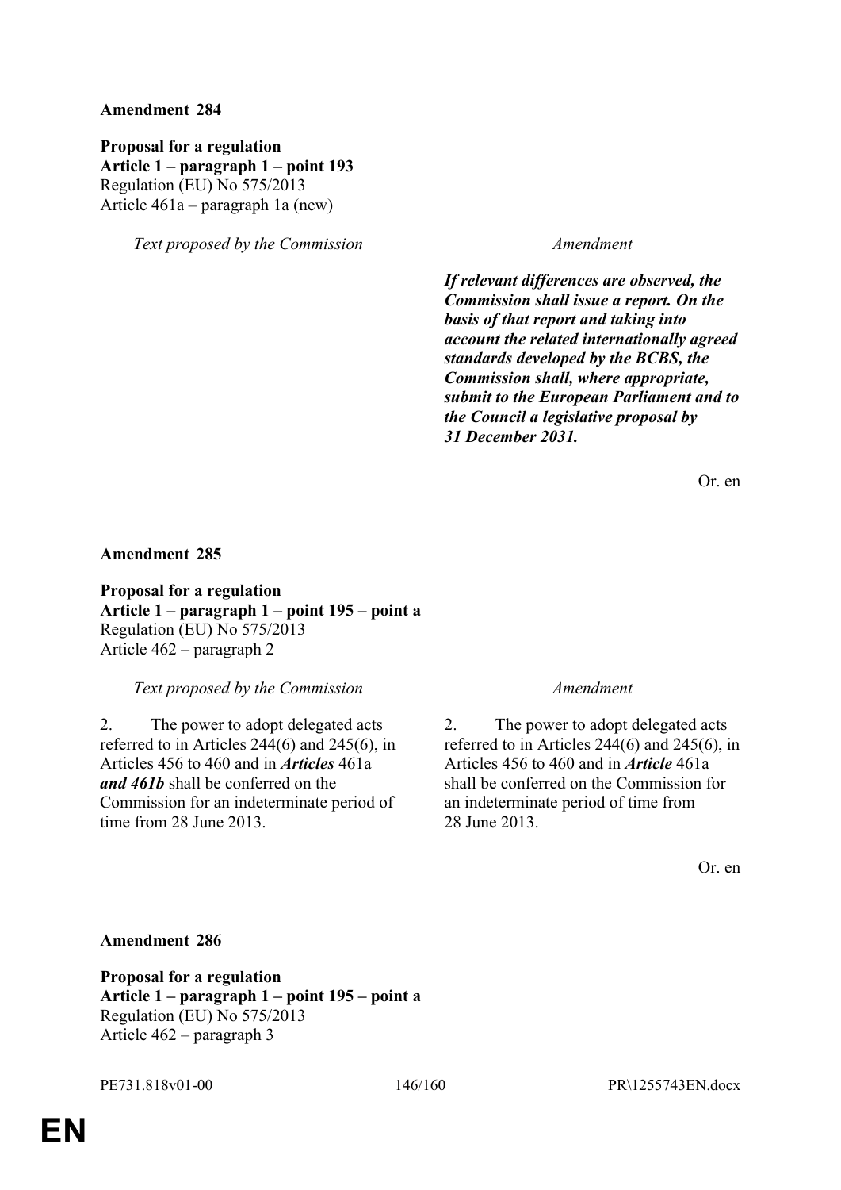**Amendment 284**

**Proposal for a regulation**
**Article 1 – paragraph 1 – point 193**
Regulation (EU) No 575/2013
Article 461a – paragraph 1a (new)

| *Text proposed by the Commission* | *Amendment* |
|---|---|
| | ***If relevant differences are observed, the Commission shall issue a report. On the basis of that report and taking into account the related internationally agreed standards developed by the BCBS, the Commission shall, where appropriate, submit to the European Parliament and to the Council a legislative proposal by 31 December 2031.*** |

Or. en

**Amendment 285**

**Proposal for a regulation**
**Article 1 – paragraph 1 – point 195 – point a**
Regulation (EU) No 575/2013
Article 462 – paragraph 2

| *Text proposed by the Commission* | *Amendment* |
|---|---|
| 2. The power to adopt delegated acts referred to in Articles 244(6) and 245(6), in Articles 456 to 460 and in ***Articles*** 461a ***and 461b*** shall be conferred on the Commission for an indeterminate period of time from 28 June 2013. | 2. The power to adopt delegated acts referred to in Articles 244(6) and 245(6), in Articles 456 to 460 and in ***Article*** 461a shall be conferred on the Commission for an indeterminate period of time from 28 June 2013. |

Or. en

**Amendment 286**

**Proposal for a regulation**
**Article 1 – paragraph 1 – point 195 – point a**
Regulation (EU) No 575/2013
Article 462 – paragraph 3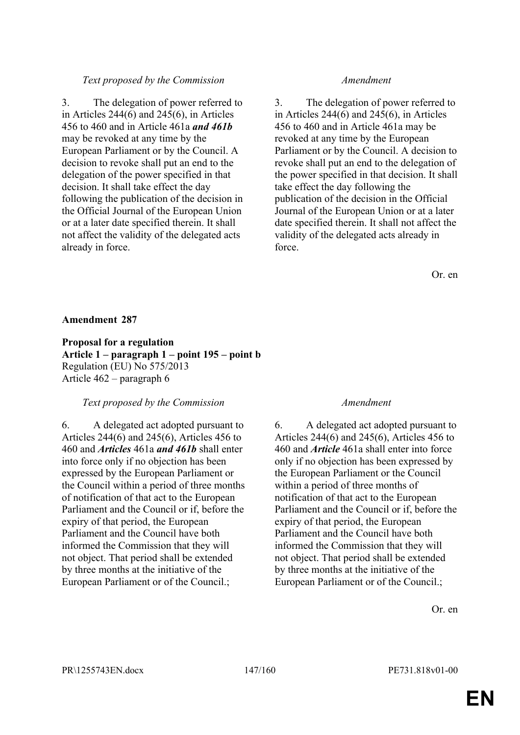| *Text proposed by the Commission* | *Amendment* |
|---|---|
| 3. The delegation of power referred to in Articles 244(6) and 245(6), in Articles 456 to 460 and in Article 461a ***and 461b*** may be revoked at any time by the European Parliament or by the Council. A decision to revoke shall put an end to the delegation of the power specified in that decision. It shall take effect the day following the publication of the decision in the Official Journal of the European Union or at a later date specified therein. It shall not affect the validity of the delegated acts already in force. | 3. The delegation of power referred to in Articles 244(6) and 245(6), in Articles 456 to 460 and in Article 461a may be revoked at any time by the European Parliament or by the Council. A decision to revoke shall put an end to the delegation of the power specified in that decision. It shall take effect the day following the publication of the decision in the Official Journal of the European Union or at a later date specified therein. It shall not affect the validity of the delegated acts already in force. |

Or. en

**Amendment 287**

**Proposal for a regulation**
**Article 1 – paragraph 1 – point 195 – point b**
Regulation (EU) No 575/2013
Article 462 – paragraph 6

| *Text proposed by the Commission* | *Amendment* |
|---|---|
| 6. A delegated act adopted pursuant to Articles 244(6) and 245(6), Articles 456 to 460 and ***Articles*** 461a ***and 461b*** shall enter into force only if no objection has been expressed by the European Parliament or the Council within a period of three months of notification of that act to the European Parliament and the Council or if, before the expiry of that period, the European Parliament and the Council have both informed the Commission that they will not object. That period shall be extended by three months at the initiative of the European Parliament or of the Council.; | 6. A delegated act adopted pursuant to Articles 244(6) and 245(6), Articles 456 to 460 and ***Article*** 461a shall enter into force only if no objection has been expressed by the European Parliament or the Council within a period of three months of notification of that act to the European Parliament and the Council or if, before the expiry of that period, the European Parliament and the Council have both informed the Commission that they will not object. That period shall be extended by three months at the initiative of the European Parliament or of the Council.; |

Or. en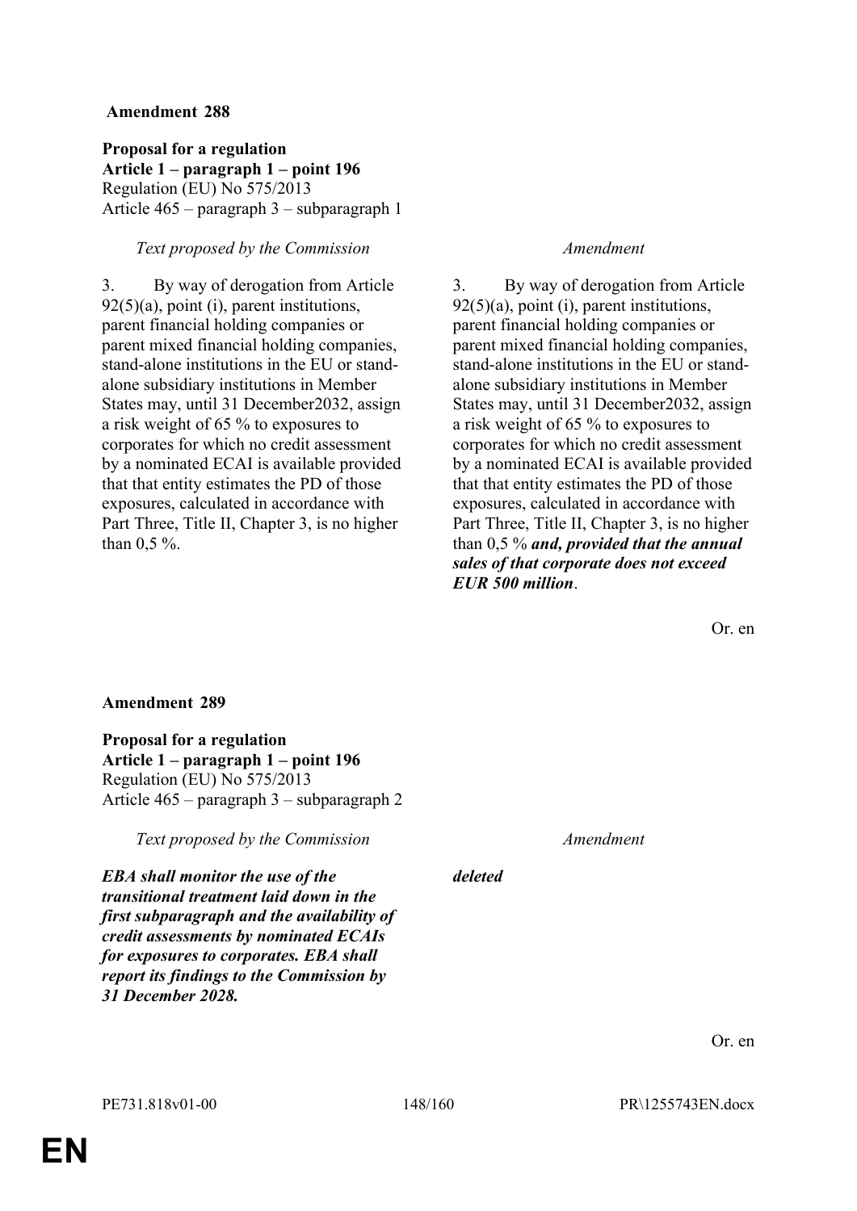**Amendment 288**

**Proposal for a regulation**
**Article 1 – paragraph 1 – point 196**
Regulation (EU) No 575/2013
Article 465 – paragraph 3 – subparagraph 1

| *Text proposed by the Commission* | *Amendment* |
| --- | --- |
| 3. By way of derogation from Article 92(5)(a), point (i), parent institutions, parent financial holding companies or parent mixed financial holding companies, stand-alone institutions in the EU or stand-alone subsidiary institutions in Member States may, until 31 December2032, assign a risk weight of 65 % to exposures to corporates for which no credit assessment by a nominated ECAI is available provided that that entity estimates the PD of those exposures, calculated in accordance with Part Three, Title II, Chapter 3, is no higher than 0,5 %. | 3. By way of derogation from Article 92(5)(a), point (i), parent institutions, parent financial holding companies or parent mixed financial holding companies, stand-alone institutions in the EU or stand-alone subsidiary institutions in Member States may, until 31 December2032, assign a risk weight of 65 % to exposures to corporates for which no credit assessment by a nominated ECAI is available provided that that entity estimates the PD of those exposures, calculated in accordance with Part Three, Title II, Chapter 3, is no higher than 0,5 % ***and, provided that the annual sales of that corporate does not exceed EUR 500 million***. |

Or. en

**Amendment 289**

**Proposal for a regulation**
**Article 1 – paragraph 1 – point 196**
Regulation (EU) No 575/2013
Article 465 – paragraph 3 – subparagraph 2

| *Text proposed by the Commission* | *Amendment* |
| --- | --- |
| ***EBA shall monitor the use of the transitional treatment laid down in the first subparagraph and the availability of credit assessments by nominated ECAIs for exposures to corporates. EBA shall report its findings to the Commission by 31 December 2028.*** | ***deleted*** |

Or. en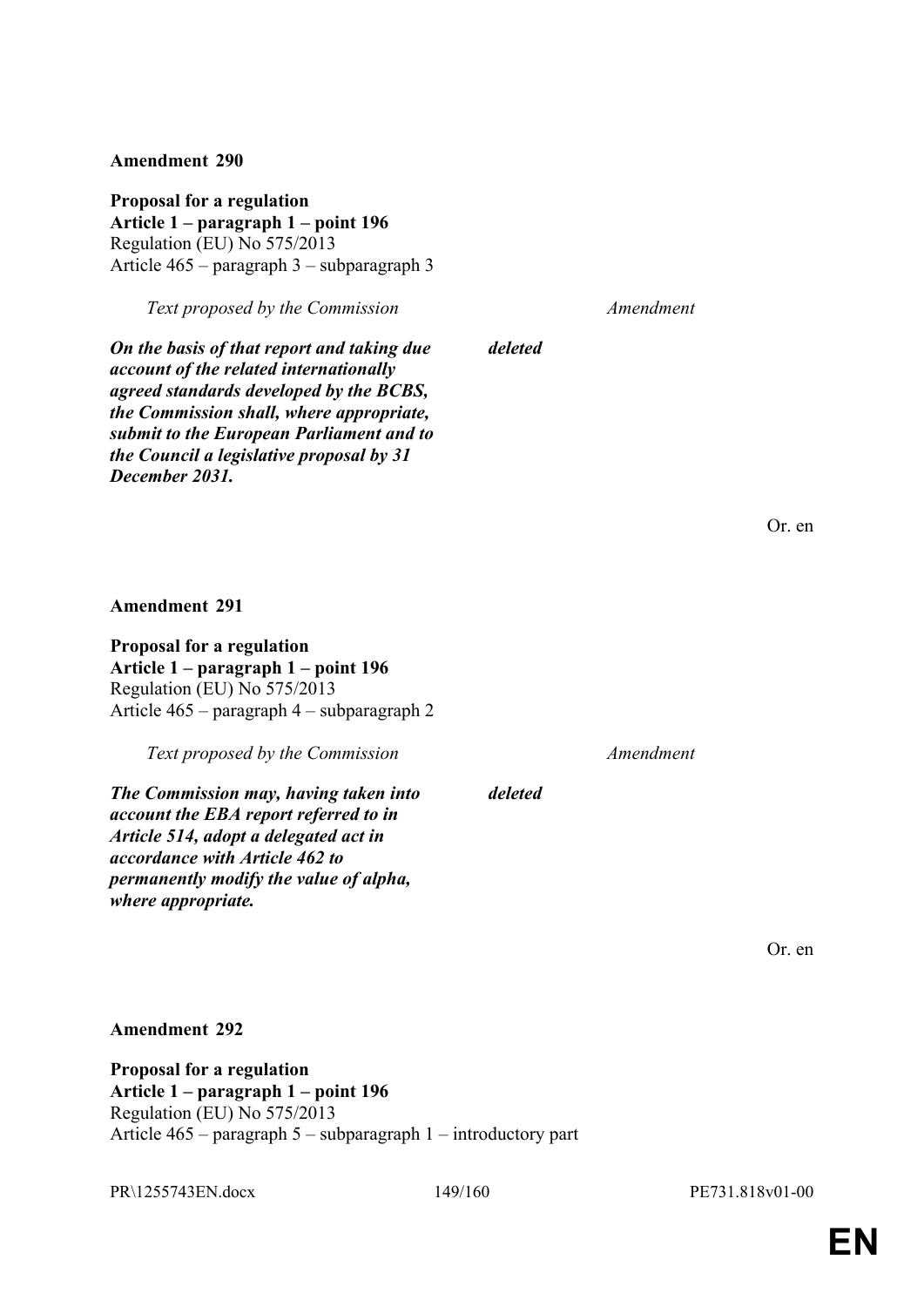**Amendment 290**

**Proposal for a regulation**
**Article 1 – paragraph 1 – point 196**
Regulation (EU) No 575/2013
Article 465 – paragraph 3 – subparagraph 3

| *Text proposed by the Commission* | *Amendment* |
| --- | --- |
| ***On the basis of that report and taking due account of the related internationally agreed standards developed by the BCBS, the Commission shall, where appropriate, submit to the European Parliament and to the Council a legislative proposal by 31 December 2031.*** | ***deleted*** |

Or. en

**Amendment 291**

**Proposal for a regulation**
**Article 1 – paragraph 1 – point 196**
Regulation (EU) No 575/2013
Article 465 – paragraph 4 – subparagraph 2

| *Text proposed by the Commission* | *Amendment* |
| --- | --- |
| ***The Commission may, having taken into account the EBA report referred to in Article 514, adopt a delegated act in accordance with Article 462 to permanently modify the value of alpha, where appropriate.*** | ***deleted*** |

Or. en

**Amendment 292**

**Proposal for a regulation**
**Article 1 – paragraph 1 – point 196**
Regulation (EU) No 575/2013
Article 465 – paragraph 5 – subparagraph 1 – introductory part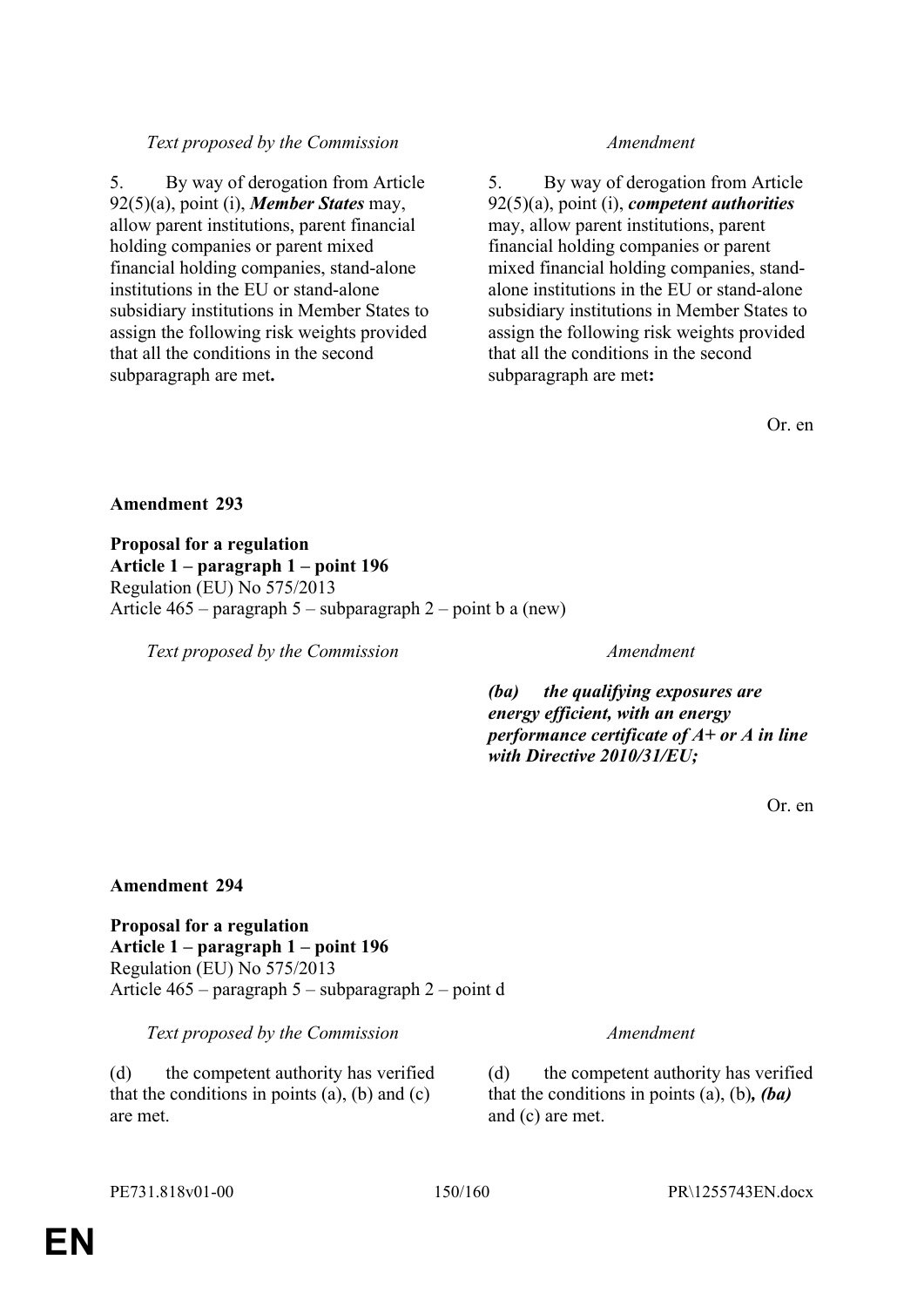| *Text proposed by the Commission* | *Amendment* |
|---|---|
| 5. By way of derogation from Article 92(5)(a), point (i), ***Member States*** may, allow parent institutions, parent financial holding companies or parent mixed financial holding companies, stand-alone institutions in the EU or stand-alone subsidiary institutions in Member States to assign the following risk weights provided that all the conditions in the second subparagraph are met**.** | 5. By way of derogation from Article 92(5)(a), point (i), ***competent authorities*** may, allow parent institutions, parent financial holding companies or parent mixed financial holding companies, stand-alone institutions in the EU or stand-alone subsidiary institutions in Member States to assign the following risk weights provided that all the conditions in the second subparagraph are met**:** |

Or. en

**Amendment 293**

**Proposal for a regulation**
**Article 1 – paragraph 1 – point 196**
Regulation (EU) No 575/2013
Article 465 – paragraph 5 – subparagraph 2 – point b a (new)

| *Text proposed by the Commission* | *Amendment* |
|---|---|
| | ***(ba) the qualifying exposures are energy efficient, with an energy performance certificate of A+ or A in line with Directive 2010/31/EU;*** |

Or. en

**Amendment 294**

**Proposal for a regulation**
**Article 1 – paragraph 1 – point 196**
Regulation (EU) No 575/2013
Article 465 – paragraph 5 – subparagraph 2 – point d

| *Text proposed by the Commission* | *Amendment* |
|---|---|
| (d) the competent authority has verified that the conditions in points (a), (b) and (c) are met. | (d) the competent authority has verified that the conditions in points (a), (b)***, (ba)*** and (c) are met. |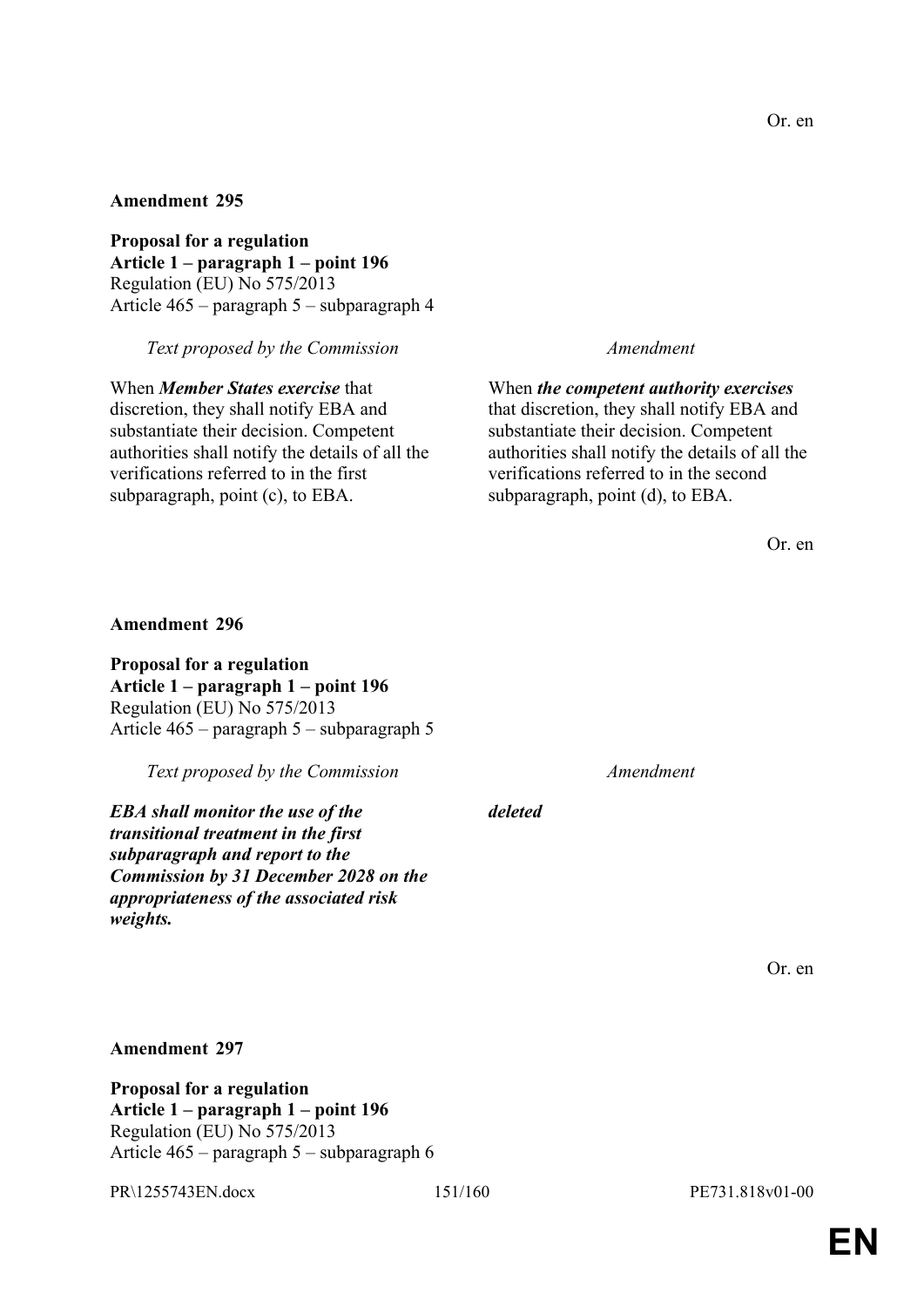Or. en

**Amendment 295**

**Proposal for a regulation**
**Article 1 – paragraph 1 – point 196**
Regulation (EU) No 575/2013
Article 465 – paragraph 5 – subparagraph 4

| *Text proposed by the Commission* | *Amendment* |
|---|---|
| When ***Member States exercise*** that discretion, they shall notify EBA and substantiate their decision. Competent authorities shall notify the details of all the verifications referred to in the first subparagraph, point (c), to EBA. | When ***the competent authority exercises*** that discretion, they shall notify EBA and substantiate their decision. Competent authorities shall notify the details of all the verifications referred to in the second subparagraph, point (d), to EBA. |

Or. en

**Amendment 296**

**Proposal for a regulation**
**Article 1 – paragraph 1 – point 196**
Regulation (EU) No 575/2013
Article 465 – paragraph 5 – subparagraph 5

| *Text proposed by the Commission* | *Amendment* |
|---|---|
| ***EBA shall monitor the use of the transitional treatment in the first subparagraph and report to the Commission by 31 December 2028 on the appropriateness of the associated risk weights.*** | ***deleted*** |

Or. en

**Amendment 297**

**Proposal for a regulation**
**Article 1 – paragraph 1 – point 196**
Regulation (EU) No 575/2013
Article 465 – paragraph 5 – subparagraph 6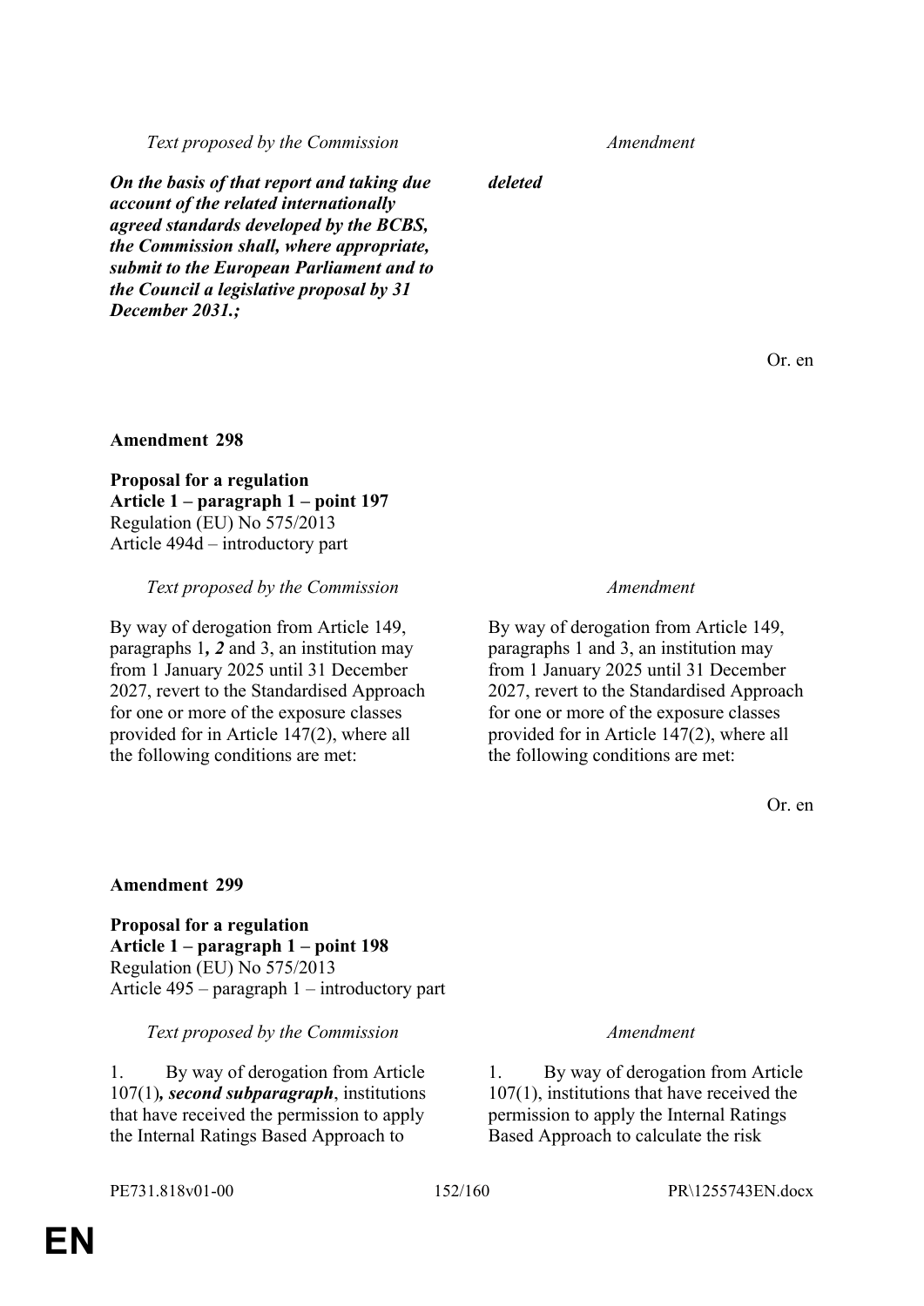| Text proposed by the Commission | Amendment |
|---|---|
| ***On the basis of that report and taking due account of the related internationally agreed standards developed by the BCBS, the Commission shall, where appropriate, submit to the European Parliament and to the Council a legislative proposal by 31 December 2031.;*** | ***deleted*** |

Or. en

**Amendment 298**

**Proposal for a regulation**
**Article 1 – paragraph 1 – point 197**
Regulation (EU) No 575/2013
Article 494d – introductory part

| Text proposed by the Commission | Amendment |
|---|---|
| By way of derogation from Article 149, paragraphs 1***, 2*** and 3, an institution may from 1 January 2025 until 31 December 2027, revert to the Standardised Approach for one or more of the exposure classes provided for in Article 147(2), where all the following conditions are met: | By way of derogation from Article 149, paragraphs 1 and 3, an institution may from 1 January 2025 until 31 December 2027, revert to the Standardised Approach for one or more of the exposure classes provided for in Article 147(2), where all the following conditions are met: |

Or. en

**Amendment 299**

**Proposal for a regulation**
**Article 1 – paragraph 1 – point 198**
Regulation (EU) No 575/2013
Article 495 – paragraph 1 – introductory part

| Text proposed by the Commission | Amendment |
|---|---|
| 1. By way of derogation from Article 107(1)***, second subparagraph***, institutions that have received the permission to apply the Internal Ratings Based Approach to | 1. By way of derogation from Article 107(1), institutions that have received the permission to apply the Internal Ratings Based Approach to calculate the risk |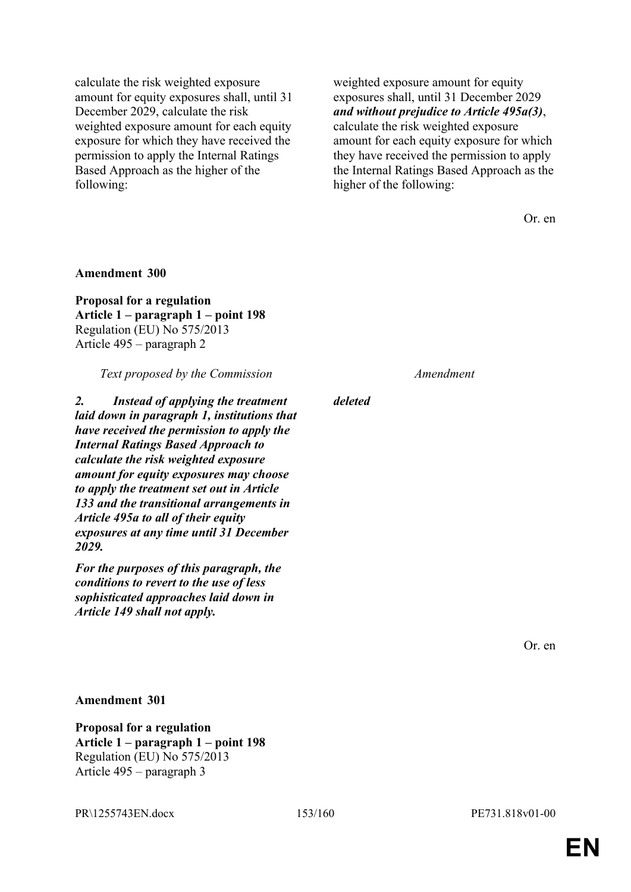| | |
|---|---|
| calculate the risk weighted exposure amount for equity exposures shall, until 31 December 2029, calculate the risk weighted exposure amount for each equity exposure for which they have received the permission to apply the Internal Ratings Based Approach as the higher of the following: | weighted exposure amount for equity exposures shall, until 31 December 2029 ***and without prejudice to Article 495a(3)***, calculate the risk weighted exposure amount for each equity exposure for which they have received the permission to apply the Internal Ratings Based Approach as the higher of the following: |

Or. en

**Amendment 300**

**Proposal for a regulation**
**Article 1 – paragraph 1 – point 198**
Regulation (EU) No 575/2013
Article 495 – paragraph 2

| *Text proposed by the Commission* | *Amendment* |
|---|---|
| ***2. Instead of applying the treatment laid down in paragraph 1, institutions that have received the permission to apply the Internal Ratings Based Approach to calculate the risk weighted exposure amount for equity exposures may choose to apply the treatment set out in Article 133 and the transitional arrangements in Article 495a to all of their equity exposures at any time until 31 December 2029.*** | ***deleted*** |
| ***For the purposes of this paragraph, the conditions to revert to the use of less sophisticated approaches laid down in Article 149 shall not apply.*** | |

Or. en

**Amendment 301**

**Proposal for a regulation**
**Article 1 – paragraph 1 – point 198**
Regulation (EU) No 575/2013
Article 495 – paragraph 3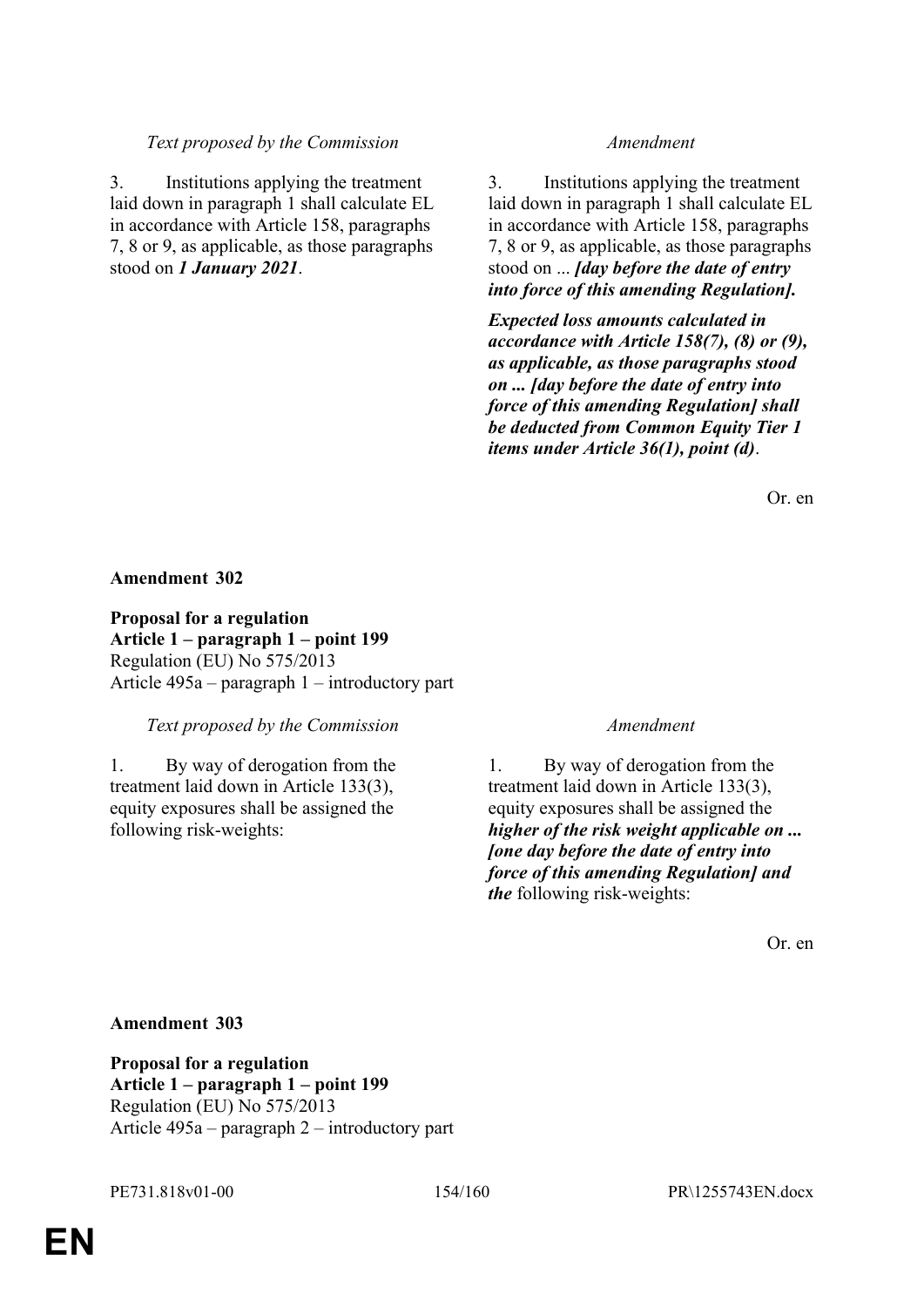| *Text proposed by the Commission* | *Amendment* |
|---|---|
| 3. Institutions applying the treatment laid down in paragraph 1 shall calculate EL in accordance with Article 158, paragraphs 7, 8 or 9, as applicable, as those paragraphs stood on ***1 January 2021***. | 3. Institutions applying the treatment laid down in paragraph 1 shall calculate EL in accordance with Article 158, paragraphs 7, 8 or 9, as applicable, as those paragraphs stood on ... ***[day before the date of entry into force of this amending Regulation].*** |
| | ***Expected loss amounts calculated in accordance with Article 158(7), (8) or (9), as applicable, as those paragraphs stood on ... [day before the date of entry into force of this amending Regulation] shall be deducted from Common Equity Tier 1 items under Article 36(1), point (d)***. |

Or. en

**Amendment 302**

**Proposal for a regulation**
**Article 1 – paragraph 1 – point 199**
Regulation (EU) No 575/2013
Article 495a – paragraph 1 – introductory part

| *Text proposed by the Commission* | *Amendment* |
|---|---|
| 1. By way of derogation from the treatment laid down in Article 133(3), equity exposures shall be assigned the following risk-weights: | 1. By way of derogation from the treatment laid down in Article 133(3), equity exposures shall be assigned the ***higher of the risk weight applicable on ... [one day before the date of entry into force of this amending Regulation] and the*** following risk-weights: |

Or. en

**Amendment 303**

**Proposal for a regulation**
**Article 1 – paragraph 1 – point 199**
Regulation (EU) No 575/2013
Article 495a – paragraph 2 – introductory part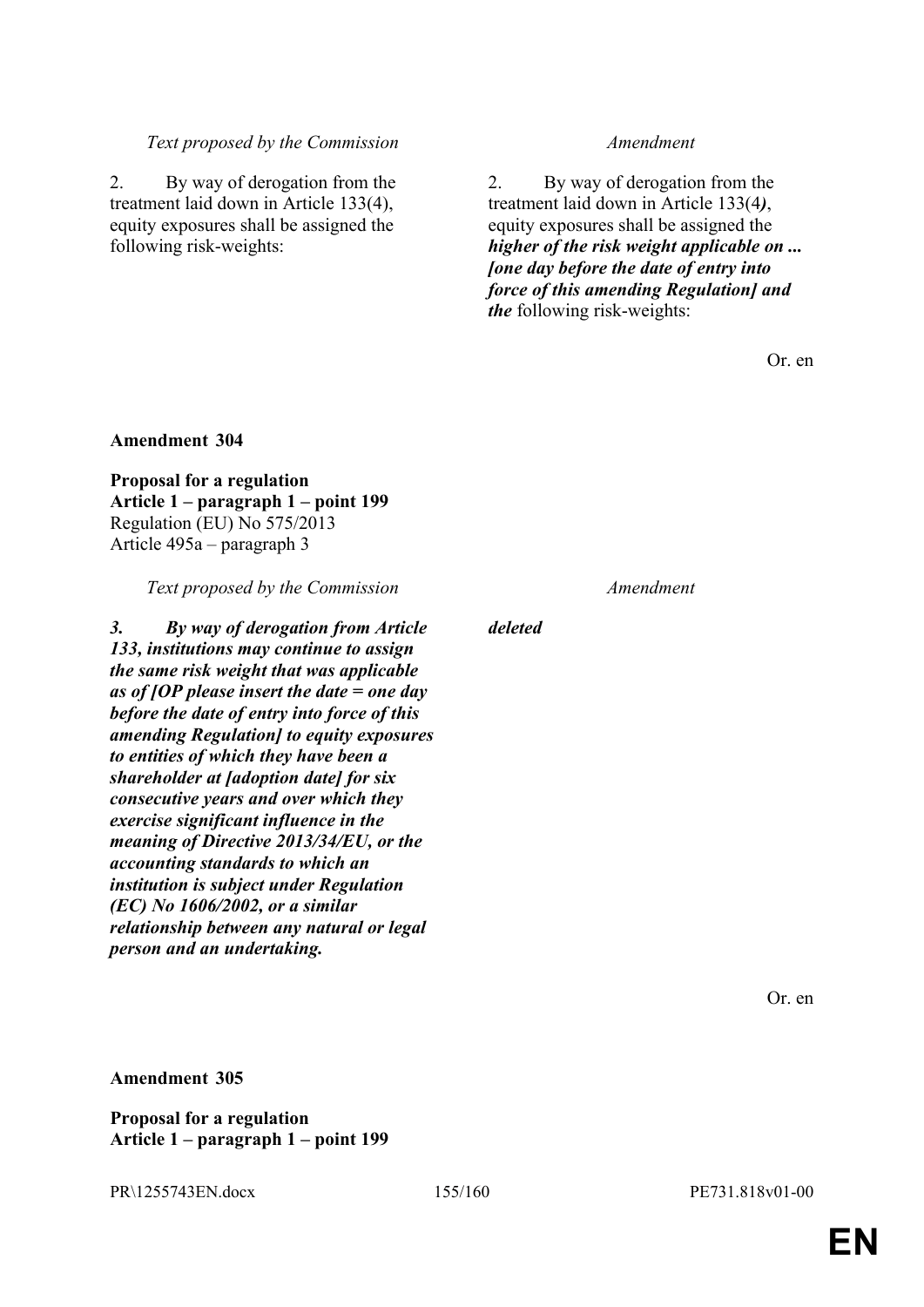| *Text proposed by the Commission* | *Amendment* |
|---|---|
| 2. By way of derogation from the treatment laid down in Article 133(4), equity exposures shall be assigned the following risk-weights: | 2. By way of derogation from the treatment laid down in Article 133(4***)***, equity exposures shall be assigned the ***higher of the risk weight applicable on ... [one day before the date of entry into force of this amending Regulation] and the*** following risk-weights: |

Or. en

**Amendment 304**

**Proposal for a regulation**
**Article 1 – paragraph 1 – point 199**
Regulation (EU) No 575/2013
Article 495a – paragraph 3

| *Text proposed by the Commission* | *Amendment* |
|---|---|
| ***3. By way of derogation from Article 133, institutions may continue to assign the same risk weight that was applicable as of [OP please insert the date = one day before the date of entry into force of this amending Regulation] to equity exposures to entities of which they have been a shareholder at [adoption date] for six consecutive years and over which they exercise significant influence in the meaning of Directive 2013/34/EU, or the accounting standards to which an institution is subject under Regulation (EC) No 1606/2002, or a similar relationship between any natural or legal person and an undertaking.*** | ***deleted*** |

Or. en

**Amendment 305**

**Proposal for a regulation**
**Article 1 – paragraph 1 – point 199**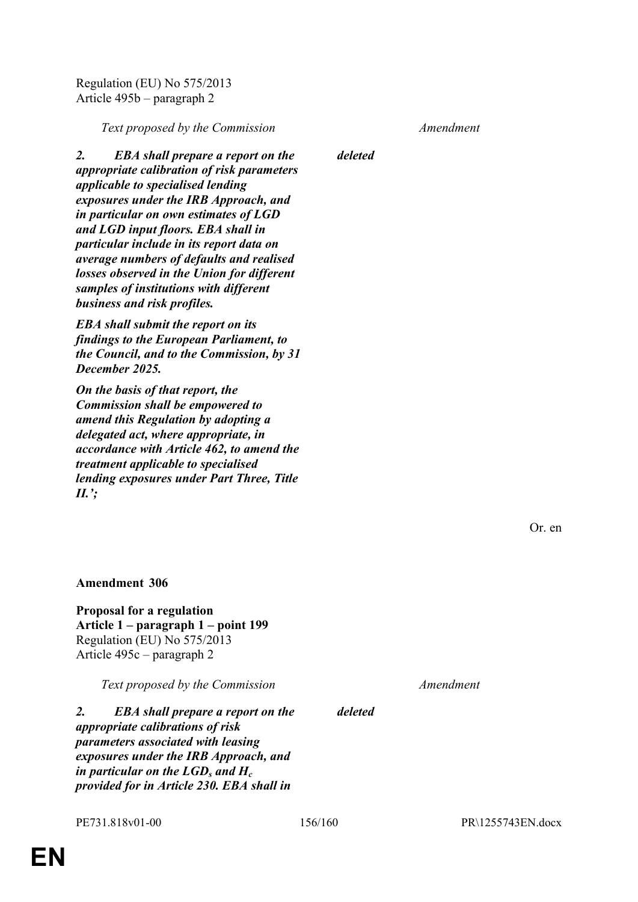Regulation (EU) No 575/2013
Article 495b – paragraph 2

| *Text proposed by the Commission* | *Amendment* |
|---|---|
| ***2. EBA shall prepare a report on the appropriate calibration of risk parameters applicable to specialised lending exposures under the IRB Approach, and in particular on own estimates of LGD and LGD input floors. EBA shall in particular include in its report data on average numbers of defaults and realised losses observed in the Union for different samples of institutions with different business and risk profiles.*** | ***deleted*** |
| ***EBA shall submit the report on its findings to the European Parliament, to the Council, and to the Commission, by 31 December 2025.*** | |
| ***On the basis of that report, the Commission shall be empowered to amend this Regulation by adopting a delegated act, where appropriate, in accordance with Article 462, to amend the treatment applicable to specialised lending exposures under Part Three, Title II.';*** | |

Or. en

**Amendment 306**

**Proposal for a regulation**
**Article 1 – paragraph 1 – point 199**
Regulation (EU) No 575/2013
Article 495c – paragraph 2

| *Text proposed by the Commission* | *Amendment* |
|---|---|
| ***2. EBA shall prepare a report on the appropriate calibrations of risk parameters associated with leasing exposures under the IRB Approach, and in particular on the $LGD_s$ and $H_c$ provided for in Article 230. EBA shall in*** | ***deleted*** |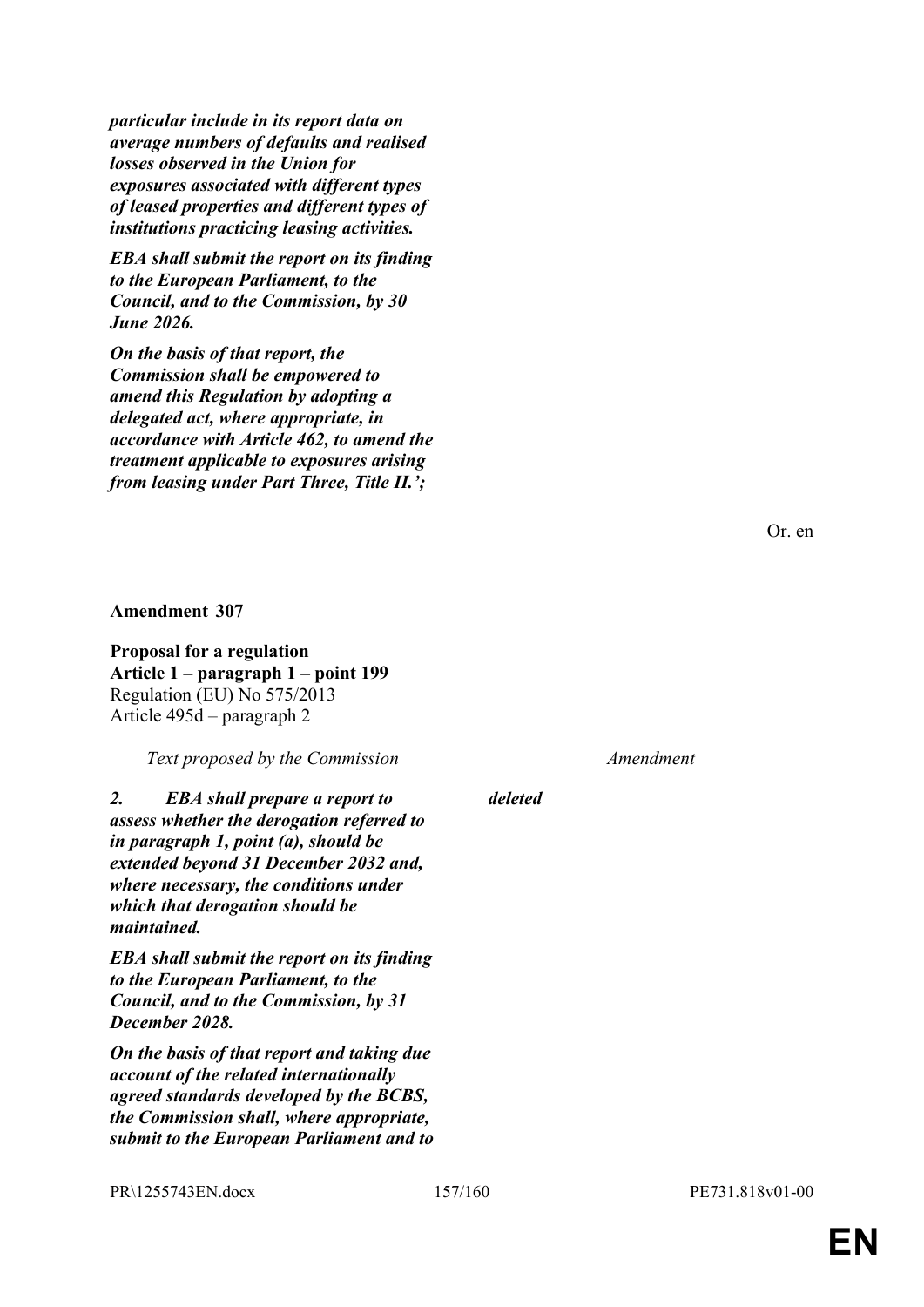***particular include in its report data on average numbers of defaults and realised losses observed in the Union for exposures associated with different types of leased properties and different types of institutions practicing leasing activities.***

***EBA shall submit the report on its finding to the European Parliament, to the Council, and to the Commission, by 30 June 2026.***

***On the basis of that report, the Commission shall be empowered to amend this Regulation by adopting a delegated act, where appropriate, in accordance with Article 462, to amend the treatment applicable to exposures arising from leasing under Part Three, Title II.';***

Or. en

**Amendment 307**

**Proposal for a regulation**
**Article 1 – paragraph 1 – point 199**
Regulation (EU) No 575/2013
Article 495d – paragraph 2

| *Text proposed by the Commission* | *Amendment* |
|---|---|
| ***2. EBA shall prepare a report to assess whether the derogation referred to in paragraph 1, point (a), should be extended beyond 31 December 2032 and, where necessary, the conditions under which that derogation should be maintained.*** | ***deleted*** |
| ***EBA shall submit the report on its finding to the European Parliament, to the Council, and to the Commission, by 31 December 2028.*** | |
| ***On the basis of that report and taking due account of the related internationally agreed standards developed by the BCBS, the Commission shall, where appropriate, submit to the European Parliament and to*** | |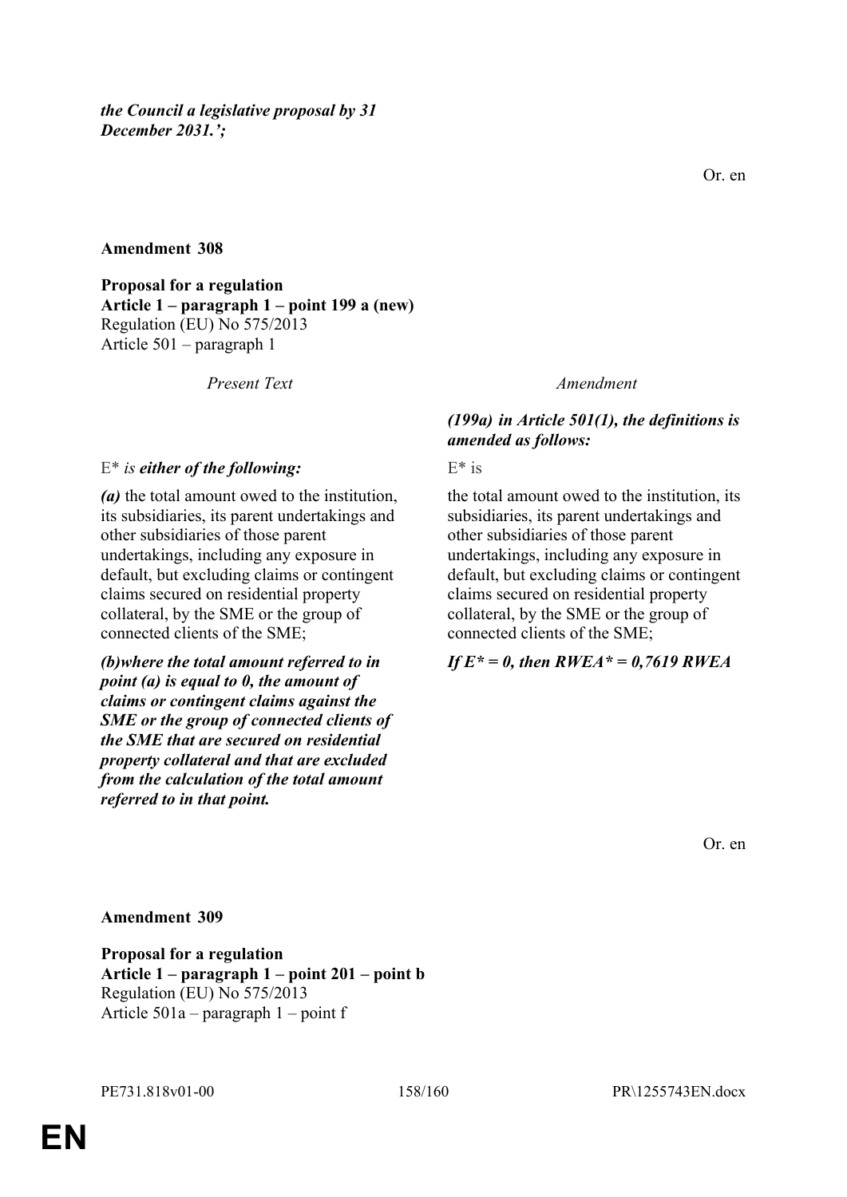*the Council a legislative proposal by 31 December 2031.';*

Or. en

**Amendment 308**

**Proposal for a regulation**
**Article 1 – paragraph 1 – point 199 a (new)**
Regulation (EU) No 575/2013
Article 501 – paragraph 1

| *Present Text* | *Amendment* |
|---|---|
| | ***(199a) in Article 501(1), the definitions is amended as follows:*** |
| E* *is* ***either of the following:*** | E* is |
| ***(a)*** the total amount owed to the institution, its subsidiaries, its parent undertakings and other subsidiaries of those parent undertakings, including any exposure in default, but excluding claims or contingent claims secured on residential property collateral, by the SME or the group of connected clients of the SME; | the total amount owed to the institution, its subsidiaries, its parent undertakings and other subsidiaries of those parent undertakings, including any exposure in default, but excluding claims or contingent claims secured on residential property collateral, by the SME or the group of connected clients of the SME; |
| ***(b)where the total amount referred to in point (a) is equal to 0, the amount of claims or contingent claims against the SME or the group of connected clients of the SME that are secured on residential property collateral and that are excluded from the calculation of the total amount referred to in that point.*** | ***If E* = 0, then RWEA* = 0,7619 RWEA*** |

Or. en

**Amendment 309**

**Proposal for a regulation**
**Article 1 – paragraph 1 – point 201 – point b**
Regulation (EU) No 575/2013
Article 501a – paragraph 1 – point f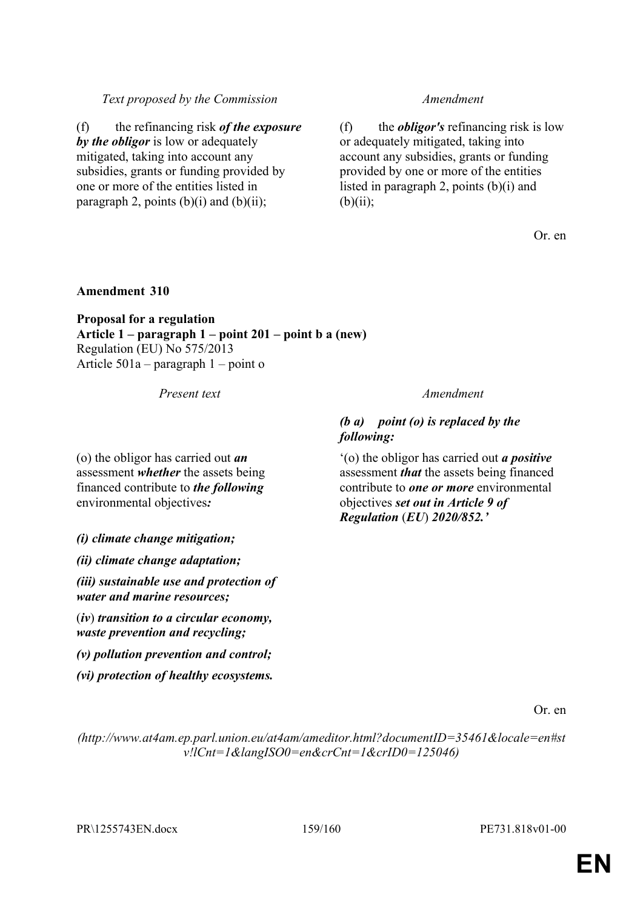| *Text proposed by the Commission* | *Amendment* |
|---|---|
| (f) the refinancing risk ***of the exposure by the obligor*** is low or adequately mitigated, taking into account any subsidies, grants or funding provided by one or more of the entities listed in paragraph 2, points (b)(i) and (b)(ii); | (f) the ***obligor's*** refinancing risk is low or adequately mitigated, taking into account any subsidies, grants or funding provided by one or more of the entities listed in paragraph 2, points (b)(i) and (b)(ii); |

Or. en

**Amendment 310**

**Proposal for a regulation**
**Article 1 – paragraph 1 – point 201 – point b a (new)**
Regulation (EU) No 575/2013
Article 501a – paragraph 1 – point o

| *Present text* | *Amendment* |
|---|---|
| | ***(b a) point (o) is replaced by the following:*** |
| (o) the obligor has carried out ***an*** assessment ***whether*** the assets being financed contribute to ***the following*** environmental objectives***:*** | '(o) the obligor has carried out ***a positive*** assessment ***that*** the assets being financed contribute to ***one or more*** environmental objectives ***set out in Article 9 of Regulation (EU) 2020/852.'*** |
| ***(i) climate change mitigation;*** | |
| ***(ii) climate change adaptation;*** | |
| ***(iii) sustainable use and protection of water and marine resources;*** | |
| ***(iv) transition to a circular economy, waste prevention and recycling;*** | |
| ***(v) pollution prevention and control;*** | |
| ***(vi) protection of healthy ecosystems.*** | |

Or. en

*(http://www.at4am.ep.parl.union.eu/at4am/ameditor.html?documentID=35461&locale=en#stv!lCnt=1&langISO0=en&crCnt=1&crID0=125046)*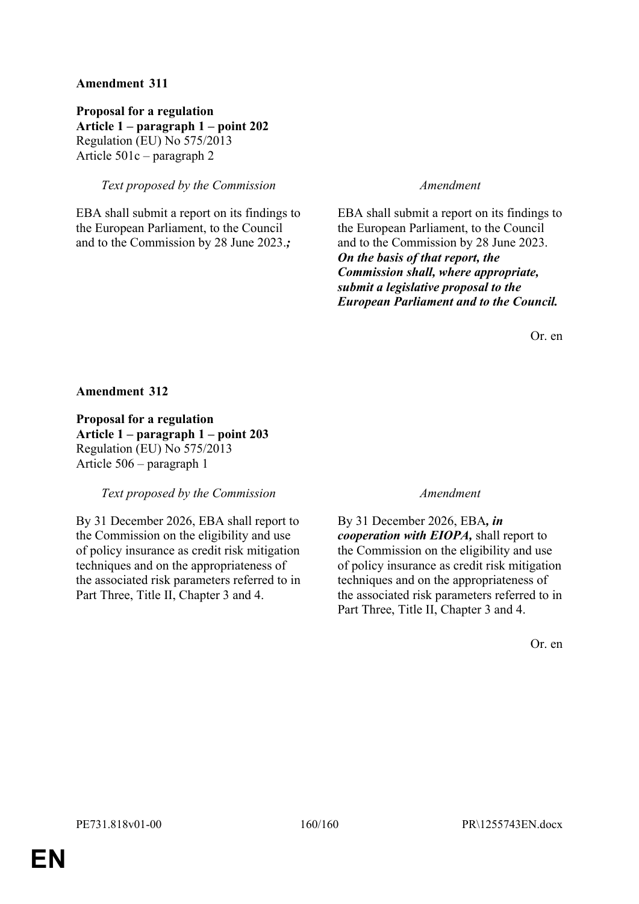**Amendment 311**

**Proposal for a regulation**
**Article 1 – paragraph 1 – point 202**
Regulation (EU) No 575/2013
Article 501c – paragraph 2

| *Text proposed by the Commission* | *Amendment* |
|---|---|
| EBA shall submit a report on its findings to the European Parliament, to the Council and to the Commission by 28 June 2023.***;*** | EBA shall submit a report on its findings to the European Parliament, to the Council and to the Commission by 28 June 2023. ***On the basis of that report, the Commission shall, where appropriate, submit a legislative proposal to the European Parliament and to the Council.*** |

Or. en

**Amendment 312**

**Proposal for a regulation**
**Article 1 – paragraph 1 – point 203**
Regulation (EU) No 575/2013
Article 506 – paragraph 1

| *Text proposed by the Commission* | *Amendment* |
|---|---|
| By 31 December 2026, EBA shall report to the Commission on the eligibility and use of policy insurance as credit risk mitigation techniques and on the appropriateness of the associated risk parameters referred to in Part Three, Title II, Chapter 3 and 4. | By 31 December 2026, EBA***, in cooperation with EIOPA,*** shall report to the Commission on the eligibility and use of policy insurance as credit risk mitigation techniques and on the appropriateness of the associated risk parameters referred to in Part Three, Title II, Chapter 3 and 4. |

Or. en